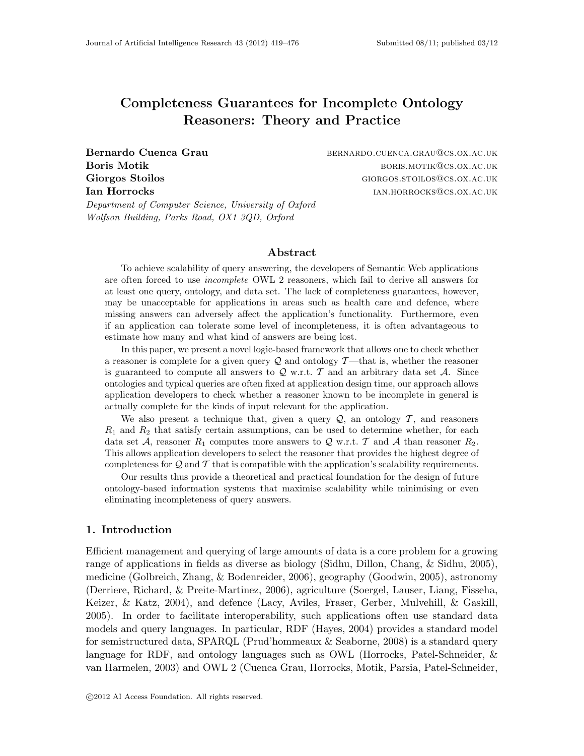# Completeness Guarantees for Incomplete Ontology Reasoners: Theory and Practice

**Bernardo Cuenca Grau** BERNARDO.CUENCA.GRAU@CS.OX.AC.UK
**Boris Motik** BORIS.MOTIK@CS.OX.AC.UK
**Giorgos Stoilos** GIORGOS.STOILOS@CS.OX.AC.UK
**Ian Horrocks** IAN.HORROCKS@CS.OX.AC.UK

*Department of Computer Science, University of Oxford*
*Wolfson Building, Parks Road, OX1 3QD, Oxford*

## Abstract

To achieve scalability of query answering, the developers of Semantic Web applications are often forced to use *incomplete* OWL 2 reasoners, which fail to derive all answers for at least one query, ontology, and data set. The lack of completeness guarantees, however, may be unacceptable for applications in areas such as health care and defence, where missing answers can adversely affect the application's functionality. Furthermore, even if an application can tolerate some level of incompleteness, it is often advantageous to estimate how many and what kind of answers are being lost.

In this paper, we present a novel logic-based framework that allows one to check whether a reasoner is complete for a given query $\mathcal{Q}$ and ontology $\mathcal{T}$—that is, whether the reasoner is guaranteed to compute all answers to $\mathcal{Q}$ w.r.t. $\mathcal{T}$ and an arbitrary data set $\mathcal{A}$. Since ontologies and typical queries are often fixed at application design time, our approach allows application developers to check whether a reasoner known to be incomplete in general is actually complete for the kinds of input relevant for the application.

We also present a technique that, given a query $\mathcal{Q}$, an ontology $\mathcal{T}$, and reasoners $R_1$ and $R_2$ that satisfy certain assumptions, can be used to determine whether, for each data set $\mathcal{A}$, reasoner $R_1$ computes more answers to $\mathcal{Q}$ w.r.t. $\mathcal{T}$ and $\mathcal{A}$ than reasoner $R_2$. This allows application developers to select the reasoner that provides the highest degree of completeness for $\mathcal{Q}$ and $\mathcal{T}$ that is compatible with the application's scalability requirements.

Our results thus provide a theoretical and practical foundation for the design of future ontology-based information systems that maximise scalability while minimising or even eliminating incompleteness of query answers.

## 1. Introduction

Efficient management and querying of large amounts of data is a core problem for a growing range of applications in fields as diverse as biology (Sidhu, Dillon, Chang, & Sidhu, 2005), medicine (Golbreich, Zhang, & Bodenreider, 2006), geography (Goodwin, 2005), astronomy (Derriere, Richard, & Preite-Martinez, 2006), agriculture (Soergel, Lauser, Liang, Fisseha, Keizer, & Katz, 2004), and defence (Lacy, Aviles, Fraser, Gerber, Mulvehill, & Gaskill, 2005). In order to facilitate interoperability, such applications often use standard data models and query languages. In particular, RDF (Hayes, 2004) provides a standard model for semistructured data, SPARQL (Prud'hommeaux & Seaborne, 2008) is a standard query language for RDF, and ontology languages such as OWL (Horrocks, Patel-Schneider, & van Harmelen, 2003) and OWL 2 (Cuenca Grau, Horrocks, Motik, Parsia, Patel-Schneider,

©2012 AI Access Foundation. All rights reserved.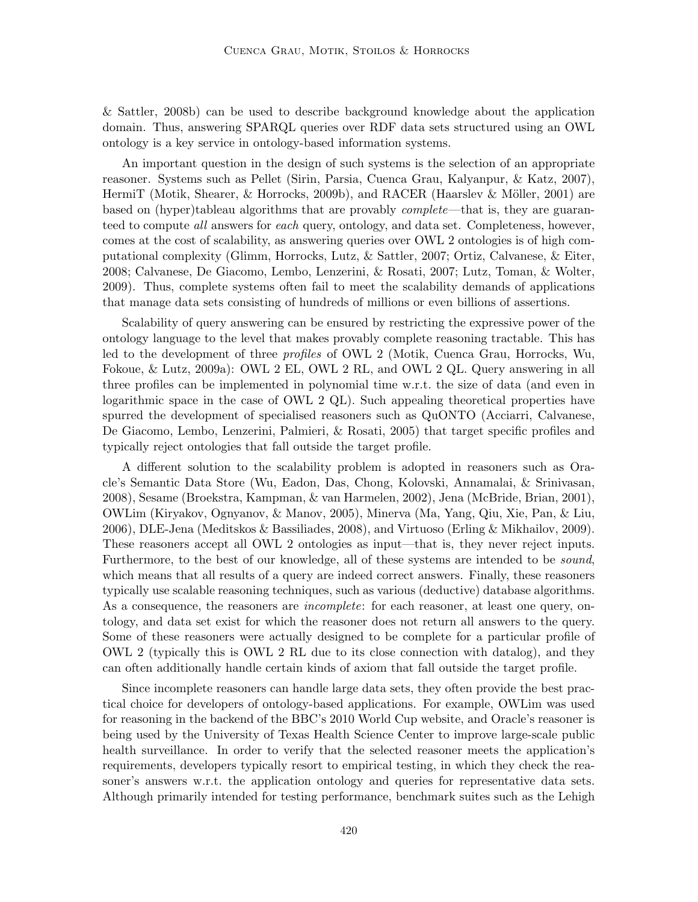& Sattler, 2008b) can be used to describe background knowledge about the application domain. Thus, answering SPARQL queries over RDF data sets structured using an OWL ontology is a key service in ontology-based information systems.

An important question in the design of such systems is the selection of an appropriate reasoner. Systems such as Pellet (Sirin, Parsia, Cuenca Grau, Kalyanpur, & Katz, 2007), HermiT (Motik, Shearer, & Horrocks, 2009b), and RACER (Haarslev & Möller, 2001) are based on (hyper)tableau algorithms that are provably *complete*—that is, they are guaranteed to compute *all* answers for *each* query, ontology, and data set. Completeness, however, comes at the cost of scalability, as answering queries over OWL 2 ontologies is of high computational complexity (Glimm, Horrocks, Lutz, & Sattler, 2007; Ortiz, Calvanese, & Eiter, 2008; Calvanese, De Giacomo, Lembo, Lenzerini, & Rosati, 2007; Lutz, Toman, & Wolter, 2009). Thus, complete systems often fail to meet the scalability demands of applications that manage data sets consisting of hundreds of millions or even billions of assertions.

Scalability of query answering can be ensured by restricting the expressive power of the ontology language to the level that makes provably complete reasoning tractable. This has led to the development of three *profiles* of OWL 2 (Motik, Cuenca Grau, Horrocks, Wu, Fokoue, & Lutz, 2009a): OWL 2 EL, OWL 2 RL, and OWL 2 QL. Query answering in all three profiles can be implemented in polynomial time w.r.t. the size of data (and even in logarithmic space in the case of OWL 2 QL). Such appealing theoretical properties have spurred the development of specialised reasoners such as QuONTO (Acciarri, Calvanese, De Giacomo, Lembo, Lenzerini, Palmieri, & Rosati, 2005) that target specific profiles and typically reject ontologies that fall outside the target profile.

A different solution to the scalability problem is adopted in reasoners such as Oracle's Semantic Data Store (Wu, Eadon, Das, Chong, Kolovski, Annamalai, & Srinivasan, 2008), Sesame (Broekstra, Kampman, & van Harmelen, 2002), Jena (McBride, Brian, 2001), OWLim (Kiryakov, Ognyanov, & Manov, 2005), Minerva (Ma, Yang, Qiu, Xie, Pan, & Liu, 2006), DLE-Jena (Meditskos & Bassiliades, 2008), and Virtuoso (Erling & Mikhailov, 2009). These reasoners accept all OWL 2 ontologies as input—that is, they never reject inputs. Furthermore, to the best of our knowledge, all of these systems are intended to be *sound*, which means that all results of a query are indeed correct answers. Finally, these reasoners typically use scalable reasoning techniques, such as various (deductive) database algorithms. As a consequence, the reasoners are *incomplete*: for each reasoner, at least one query, ontology, and data set exist for which the reasoner does not return all answers to the query. Some of these reasoners were actually designed to be complete for a particular profile of OWL 2 (typically this is OWL 2 RL due to its close connection with datalog), and they can often additionally handle certain kinds of axiom that fall outside the target profile.

Since incomplete reasoners can handle large data sets, they often provide the best practical choice for developers of ontology-based applications. For example, OWLim was used for reasoning in the backend of the BBC's 2010 World Cup website, and Oracle's reasoner is being used by the University of Texas Health Science Center to improve large-scale public health surveillance. In order to verify that the selected reasoner meets the application's requirements, developers typically resort to empirical testing, in which they check the reasoner's answers w.r.t. the application ontology and queries for representative data sets. Although primarily intended for testing performance, benchmark suites such as the Lehigh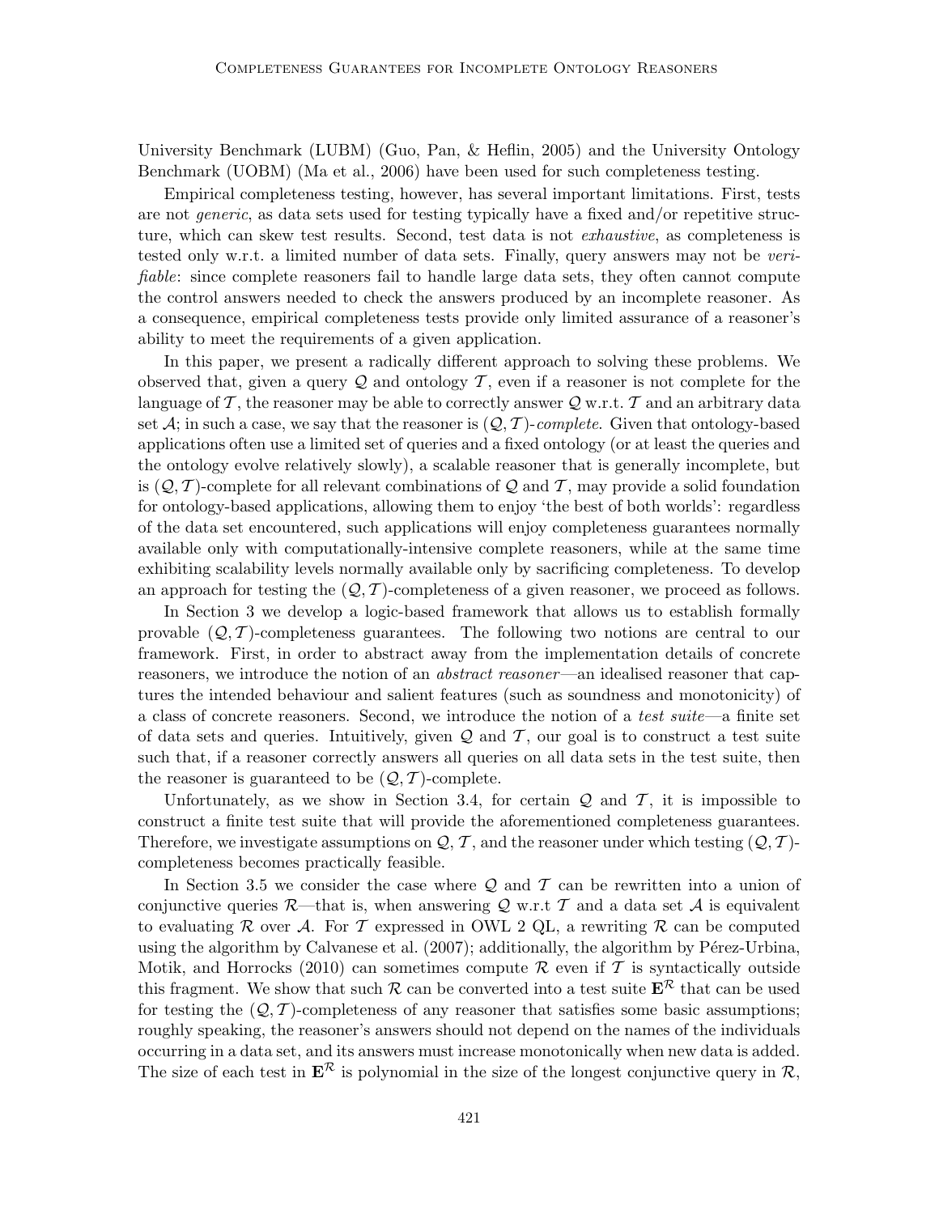University Benchmark (LUBM) (Guo, Pan, & Heflin, 2005) and the University Ontology Benchmark (UOBM) (Ma et al., 2006) have been used for such completeness testing.

Empirical completeness testing, however, has several important limitations. First, tests are not *generic*, as data sets used for testing typically have a fixed and/or repetitive structure, which can skew test results. Second, test data is not *exhaustive*, as completeness is tested only w.r.t. a limited number of data sets. Finally, query answers may not be *verifiable*: since complete reasoners fail to handle large data sets, they often cannot compute the control answers needed to check the answers produced by an incomplete reasoner. As a consequence, empirical completeness tests provide only limited assurance of a reasoner's ability to meet the requirements of a given application.

In this paper, we present a radically different approach to solving these problems. We observed that, given a query $\mathcal{Q}$ and ontology $\mathcal{T}$, even if a reasoner is not complete for the language of $\mathcal{T}$, the reasoner may be able to correctly answer $\mathcal{Q}$ w.r.t. $\mathcal{T}$ and an arbitrary data set $\mathcal{A}$; in such a case, we say that the reasoner is $(\mathcal{Q}, \mathcal{T})$-*complete*. Given that ontology-based applications often use a limited set of queries and a fixed ontology (or at least the queries and the ontology evolve relatively slowly), a scalable reasoner that is generally incomplete, but is $(\mathcal{Q}, \mathcal{T})$-complete for all relevant combinations of $\mathcal{Q}$ and $\mathcal{T}$, may provide a solid foundation for ontology-based applications, allowing them to enjoy 'the best of both worlds': regardless of the data set encountered, such applications will enjoy completeness guarantees normally available only with computationally-intensive complete reasoners, while at the same time exhibiting scalability levels normally available only by sacrificing completeness. To develop an approach for testing the $(\mathcal{Q}, \mathcal{T})$-completeness of a given reasoner, we proceed as follows.

In Section 3 we develop a logic-based framework that allows us to establish formally provable $(\mathcal{Q}, \mathcal{T})$-completeness guarantees. The following two notions are central to our framework. First, in order to abstract away from the implementation details of concrete reasoners, we introduce the notion of an *abstract reasoner*—an idealised reasoner that captures the intended behaviour and salient features (such as soundness and monotonicity) of a class of concrete reasoners. Second, we introduce the notion of a *test suite*—a finite set of data sets and queries. Intuitively, given $\mathcal{Q}$ and $\mathcal{T}$, our goal is to construct a test suite such that, if a reasoner correctly answers all queries on all data sets in the test suite, then the reasoner is guaranteed to be $(\mathcal{Q}, \mathcal{T})$-complete.

Unfortunately, as we show in Section 3.4, for certain $\mathcal{Q}$ and $\mathcal{T}$, it is impossible to construct a finite test suite that will provide the aforementioned completeness guarantees. Therefore, we investigate assumptions on $\mathcal{Q}$, $\mathcal{T}$, and the reasoner under which testing $(\mathcal{Q}, \mathcal{T})$-completeness becomes practically feasible.

In Section 3.5 we consider the case where $\mathcal{Q}$ and $\mathcal{T}$ can be rewritten into a union of conjunctive queries $\mathcal{R}$—that is, when answering $\mathcal{Q}$ w.r.t $\mathcal{T}$ and a data set $\mathcal{A}$ is equivalent to evaluating $\mathcal{R}$ over $\mathcal{A}$. For $\mathcal{T}$ expressed in OWL 2 QL, a rewriting $\mathcal{R}$ can be computed using the algorithm by Calvanese et al. (2007); additionally, the algorithm by Pérez-Urbina, Motik, and Horrocks (2010) can sometimes compute $\mathcal{R}$ even if $\mathcal{T}$ is syntactically outside this fragment. We show that such $\mathcal{R}$ can be converted into a test suite $\mathbf{E}^{\mathcal{R}}$ that can be used for testing the $(\mathcal{Q}, \mathcal{T})$-completeness of any reasoner that satisfies some basic assumptions; roughly speaking, the reasoner's answers should not depend on the names of the individuals occurring in a data set, and its answers must increase monotonically when new data is added. The size of each test in $\mathbf{E}^{\mathcal{R}}$ is polynomial in the size of the longest conjunctive query in $\mathcal{R}$,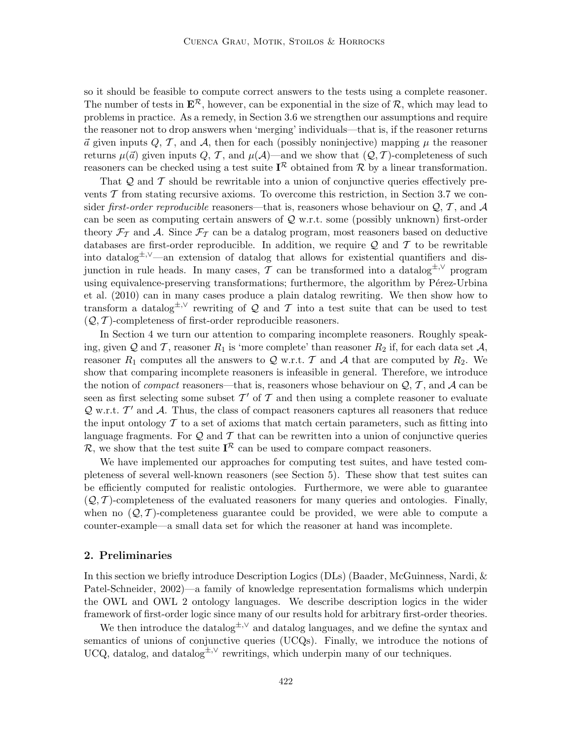so it should be feasible to compute correct answers to the tests using a complete reasoner. The number of tests in $\mathbf{E}^{\mathcal{R}}$, however, can be exponential in the size of $\mathcal{R}$, which may lead to problems in practice. As a remedy, in Section 3.6 we strengthen our assumptions and require the reasoner not to drop answers when 'merging' individuals—that is, if the reasoner returns $\vec{a}$ given inputs $Q$, $\mathcal{T}$, and $\mathcal{A}$, then for each (possibly noninjective) mapping $\mu$ the reasoner returns $\mu(\vec{a})$ given inputs $Q$, $\mathcal{T}$, and $\mu(\mathcal{A})$—and we show that $(\mathcal{Q}, \mathcal{T})$-completeness of such reasoners can be checked using a test suite $\mathbf{I}^{\mathcal{R}}$ obtained from $\mathcal{R}$ by a linear transformation.

That $\mathcal{Q}$ and $\mathcal{T}$ should be rewritable into a union of conjunctive queries effectively prevents $\mathcal{T}$ from stating recursive axioms. To overcome this restriction, in Section 3.7 we consider *first-order reproducible* reasoners—that is, reasoners whose behaviour on $\mathcal{Q}$, $\mathcal{T}$, and $\mathcal{A}$ can be seen as computing certain answers of $\mathcal{Q}$ w.r.t. some (possibly unknown) first-order theory $\mathcal{F}_{\mathcal{T}}$ and $\mathcal{A}$. Since $\mathcal{F}_{\mathcal{T}}$ can be a datalog program, most reasoners based on deductive databases are first-order reproducible. In addition, we require $\mathcal{Q}$ and $\mathcal{T}$ to be rewritable into datalog$^{\pm,\vee}$—an extension of datalog that allows for existential quantifiers and disjunction in rule heads. In many cases, $\mathcal{T}$ can be transformed into a datalog$^{\pm,\vee}$ program using equivalence-preserving transformations; furthermore, the algorithm by Pérez-Urbina et al. (2010) can in many cases produce a plain datalog rewriting. We then show how to transform a datalog$^{\pm,\vee}$ rewriting of $\mathcal{Q}$ and $\mathcal{T}$ into a test suite that can be used to test $(\mathcal{Q}, \mathcal{T})$-completeness of first-order reproducible reasoners.

In Section 4 we turn our attention to comparing incomplete reasoners. Roughly speaking, given $\mathcal{Q}$ and $\mathcal{T}$, reasoner $R_1$ is 'more complete' than reasoner $R_2$ if, for each data set $\mathcal{A}$, reasoner $R_1$ computes all the answers to $\mathcal{Q}$ w.r.t. $\mathcal{T}$ and $\mathcal{A}$ that are computed by $R_2$. We show that comparing incomplete reasoners is infeasible in general. Therefore, we introduce the notion of *compact* reasoners—that is, reasoners whose behaviour on $\mathcal{Q}$, $\mathcal{T}$, and $\mathcal{A}$ can be seen as first selecting some subset $\mathcal{T}'$ of $\mathcal{T}$ and then using a complete reasoner to evaluate $\mathcal{Q}$ w.r.t. $\mathcal{T}'$ and $\mathcal{A}$. Thus, the class of compact reasoners captures all reasoners that reduce the input ontology $\mathcal{T}$ to a set of axioms that match certain parameters, such as fitting into language fragments. For $\mathcal{Q}$ and $\mathcal{T}$ that can be rewritten into a union of conjunctive queries $\mathcal{R}$, we show that the test suite $\mathbf{I}^{\mathcal{R}}$ can be used to compare compact reasoners.

We have implemented our approaches for computing test suites, and have tested completeness of several well-known reasoners (see Section 5). These show that test suites can be efficiently computed for realistic ontologies. Furthermore, we were able to guarantee $(\mathcal{Q}, \mathcal{T})$-completeness of the evaluated reasoners for many queries and ontologies. Finally, when no $(\mathcal{Q}, \mathcal{T})$-completeness guarantee could be provided, we were able to compute a counter-example—a small data set for which the reasoner at hand was incomplete.

## 2. Preliminaries

In this section we briefly introduce Description Logics (DLs) (Baader, McGuinness, Nardi, & Patel-Schneider, 2002)—a family of knowledge representation formalisms which underpin the OWL and OWL 2 ontology languages. We describe description logics in the wider framework of first-order logic since many of our results hold for arbitrary first-order theories.

We then introduce the datalog$^{\pm,\vee}$ and datalog languages, and we define the syntax and semantics of unions of conjunctive queries (UCQs). Finally, we introduce the notions of UCQ, datalog, and datalog$^{\pm,\vee}$ rewritings, which underpin many of our techniques.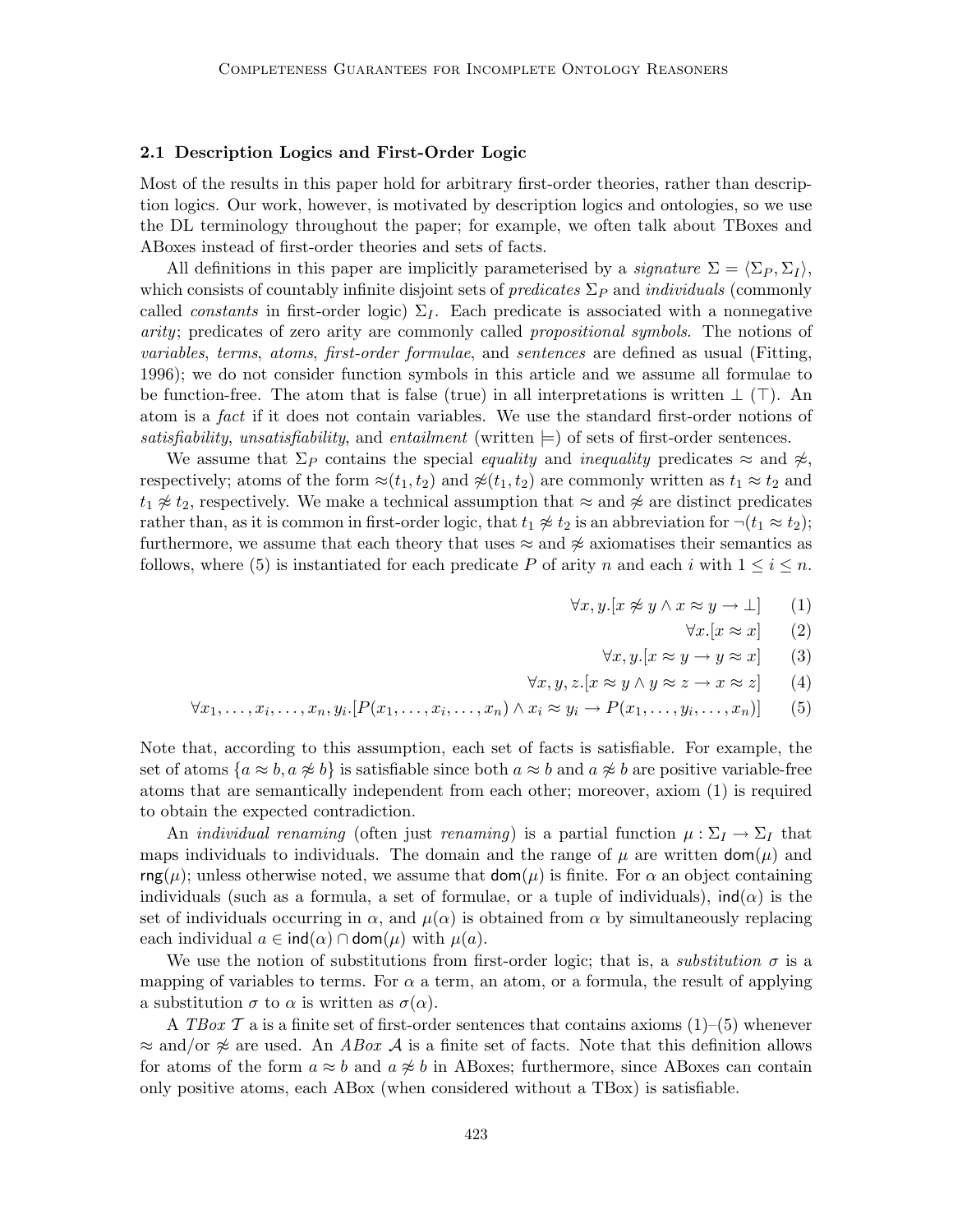### 2.1 Description Logics and First-Order Logic

Most of the results in this paper hold for arbitrary first-order theories, rather than description logics. Our work, however, is motivated by description logics and ontologies, so we use the DL terminology throughout the paper; for example, we often talk about TBoxes and ABoxes instead of first-order theories and sets of facts.

All definitions in this paper are implicitly parameterised by a *signature* $\Sigma = \langle \Sigma_P, \Sigma_I \rangle$, which consists of countably infinite disjoint sets of *predicates* $\Sigma_P$ and *individuals* (commonly called *constants* in first-order logic) $\Sigma_I$. Each predicate is associated with a nonnegative *arity*; predicates of zero arity are commonly called *propositional symbols*. The notions of *variables*, *terms*, *atoms*, *first-order formulae*, and *sentences* are defined as usual (Fitting, 1996); we do not consider function symbols in this article and we assume all formulae to be function-free. The atom that is false (true) in all interpretations is written $\bot$ ($\top$). An atom is a *fact* if it does not contain variables. We use the standard first-order notions of *satisfiability*, *unsatisfiability*, and *entailment* (written $\models$) of sets of first-order sentences.

We assume that $\Sigma_P$ contains the special *equality* and *inequality* predicates $\approx$ and $\not\approx$, respectively; atoms of the form $\approx(t_1, t_2)$ and $\not\approx(t_1, t_2)$ are commonly written as $t_1 \approx t_2$ and $t_1 \not\approx t_2$, respectively. We make a technical assumption that $\approx$ and $\not\approx$ are distinct predicates rather than, as it is common in first-order logic, that $t_1 \not\approx t_2$ is an abbreviation for $\neg(t_1 \approx t_2)$; furthermore, we assume that each theory that uses $\approx$ and $\not\approx$ axiomatises their semantics as follows, where (5) is instantiated for each predicate $P$ of arity $n$ and each $i$ with $1 \leq i \leq n$.

$$\forall x, y.[x \not\approx y \land x \approx y \rightarrow \bot] \tag{1}$$

$$\forall x.[x \approx x] \tag{2}$$

$$\forall x, y.[x \approx y \rightarrow y \approx x] \tag{3}$$

$$\forall x, y, z.[x \approx y \land y \approx z \rightarrow x \approx z] \tag{4}$$

$$\forall x_1, \ldots, x_i, \ldots, x_n, y_i.[P(x_1, \ldots, x_i, \ldots, x_n) \land x_i \approx y_i \rightarrow P(x_1, \ldots, y_i, \ldots, x_n)] \tag{5}$$

Note that, according to this assumption, each set of facts is satisfiable. For example, the set of atoms $\{a \approx b, a \not\approx b\}$ is satisfiable since both $a \approx b$ and $a \not\approx b$ are positive variable-free atoms that are semantically independent from each other; moreover, axiom (1) is required to obtain the expected contradiction.

An *individual renaming* (often just *renaming*) is a partial function $\mu : \Sigma_I \rightarrow \Sigma_I$ that maps individuals to individuals. The domain and the range of $\mu$ are written $\mathsf{dom}(\mu)$ and $\mathsf{rng}(\mu)$; unless otherwise noted, we assume that $\mathsf{dom}(\mu)$ is finite. For $\alpha$ an object containing individuals (such as a formula, a set of formulae, or a tuple of individuals), $\mathsf{ind}(\alpha)$ is the set of individuals occurring in $\alpha$, and $\mu(\alpha)$ is obtained from $\alpha$ by simultaneously replacing each individual $a \in \mathsf{ind}(\alpha) \cap \mathsf{dom}(\mu)$ with $\mu(a)$.

We use the notion of substitutions from first-order logic; that is, a *substitution* $\sigma$ is a mapping of variables to terms. For $\alpha$ a term, an atom, or a formula, the result of applying a substitution $\sigma$ to $\alpha$ is written as $\sigma(\alpha)$.

A *TBox* $\mathcal{T}$ a is a finite set of first-order sentences that contains axioms (1)–(5) whenever $\approx$ and/or $\not\approx$ are used. An *ABox* $\mathcal{A}$ is a finite set of facts. Note that this definition allows for atoms of the form $a \approx b$ and $a \not\approx b$ in ABoxes; furthermore, since ABoxes can contain only positive atoms, each ABox (when considered without a TBox) is satisfiable.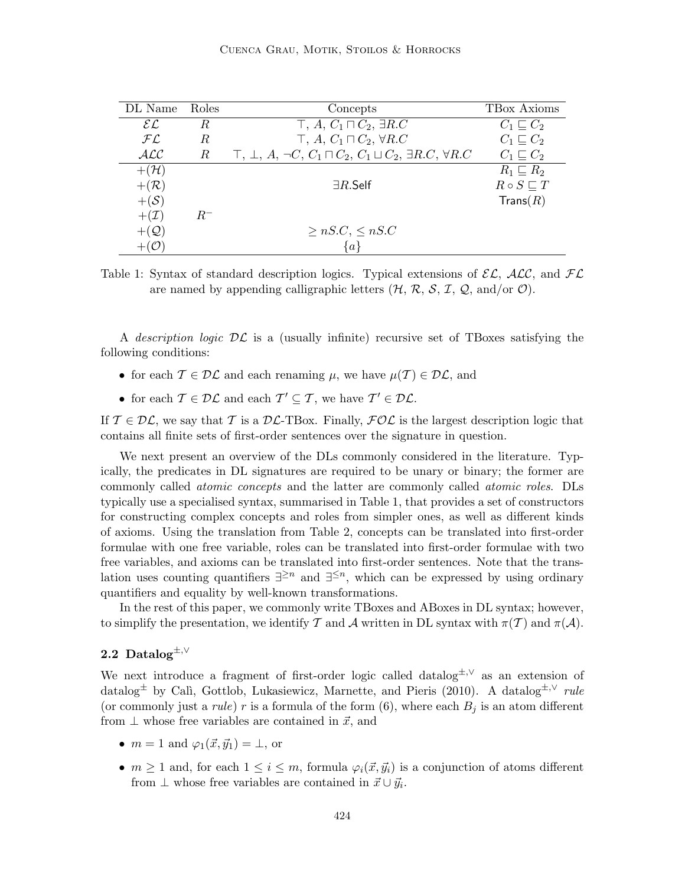| DL Name | Roles | Concepts | TBox Axioms |
|---|---|---|---|
| $\mathcal{EL}$ | $R$ | $\top$, $A$, $C_1 \sqcap C_2$, $\exists R.C$ | $C_1 \sqsubseteq C_2$ |
| $\mathcal{FL}$ | $R$ | $\top$, $A$, $C_1 \sqcap C_2$, $\forall R.C$ | $C_1 \sqsubseteq C_2$ |
| $\mathcal{ALC}$ | $R$ | $\top$, $\bot$, $A$, $\neg C$, $C_1 \sqcap C_2$, $C_1 \sqcup C_2$, $\exists R.C$, $\forall R.C$ | $C_1 \sqsubseteq C_2$ |
| $+(\mathcal{H})$ | | | $R_1 \sqsubseteq R_2$ |
| $+(\mathcal{R})$ | | $\exists R.\mathsf{Self}$ | $R \circ S \sqsubseteq T$ |
| $+(\mathcal{S})$ | | | $\mathsf{Trans}(R)$ |
| $+(\mathcal{I})$ | $R^-$ | | |
| $+(\mathcal{Q})$ | | $\geq nS.C$, $\leq nS.C$ | |
| $+(\mathcal{O})$ | | $\{a\}$ | |

Table 1: Syntax of standard description logics. Typical extensions of $\mathcal{EL}$, $\mathcal{ALC}$, and $\mathcal{FL}$ are named by appending calligraphic letters ($\mathcal{H}$, $\mathcal{R}$, $\mathcal{S}$, $\mathcal{I}$, $\mathcal{Q}$, and/or $\mathcal{O}$).

A *description logic* $\mathcal{DL}$ is a (usually infinite) recursive set of TBoxes satisfying the following conditions:

- for each $\mathcal{T} \in \mathcal{DL}$ and each renaming $\mu$, we have $\mu(\mathcal{T}) \in \mathcal{DL}$, and
- for each $\mathcal{T} \in \mathcal{DL}$ and each $\mathcal{T}' \subseteq \mathcal{T}$, we have $\mathcal{T}' \in \mathcal{DL}$.

If $\mathcal{T} \in \mathcal{DL}$, we say that $\mathcal{T}$ is a $\mathcal{DL}$-TBox. Finally, $\mathcal{FOL}$ is the largest description logic that contains all finite sets of first-order sentences over the signature in question.

We next present an overview of the DLs commonly considered in the literature. Typically, the predicates in DL signatures are required to be unary or binary; the former are commonly called *atomic concepts* and the latter are commonly called *atomic roles*. DLs typically use a specialised syntax, summarised in Table 1, that provides a set of constructors for constructing complex concepts and roles from simpler ones, as well as different kinds of axioms. Using the translation from Table 2, concepts can be translated into first-order formulae with one free variable, roles can be translated into first-order formulae with two free variables, and axioms can be translated into first-order sentences. Note that the translation uses counting quantifiers $\exists^{\geq n}$ and $\exists^{\leq n}$, which can be expressed by using ordinary quantifiers and equality by well-known transformations.

In the rest of this paper, we commonly write TBoxes and ABoxes in DL syntax; however, to simplify the presentation, we identify $\mathcal{T}$ and $\mathcal{A}$ written in DL syntax with $\pi(\mathcal{T})$ and $\pi(\mathcal{A})$.

## 2.2 Datalog$^{\pm,\vee}$

We next introduce a fragment of first-order logic called datalog$^{\pm,\vee}$ as an extension of datalog$^{\pm}$ by Calì, Gottlob, Lukasiewicz, Marnette, and Pieris (2010). A datalog$^{\pm,\vee}$ *rule* (or commonly just a *rule*) $r$ is a formula of the form (6), where each $B_j$ is an atom different from $\bot$ whose free variables are contained in $\vec{x}$, and

- $m = 1$ and $\varphi_1(\vec{x}, \vec{y}_1) = \bot$, or
- $m \geq 1$ and, for each $1 \leq i \leq m$, formula $\varphi_i(\vec{x}, \vec{y}_i)$ is a conjunction of atoms different from $\bot$ whose free variables are contained in $\vec{x} \cup \vec{y}_i$.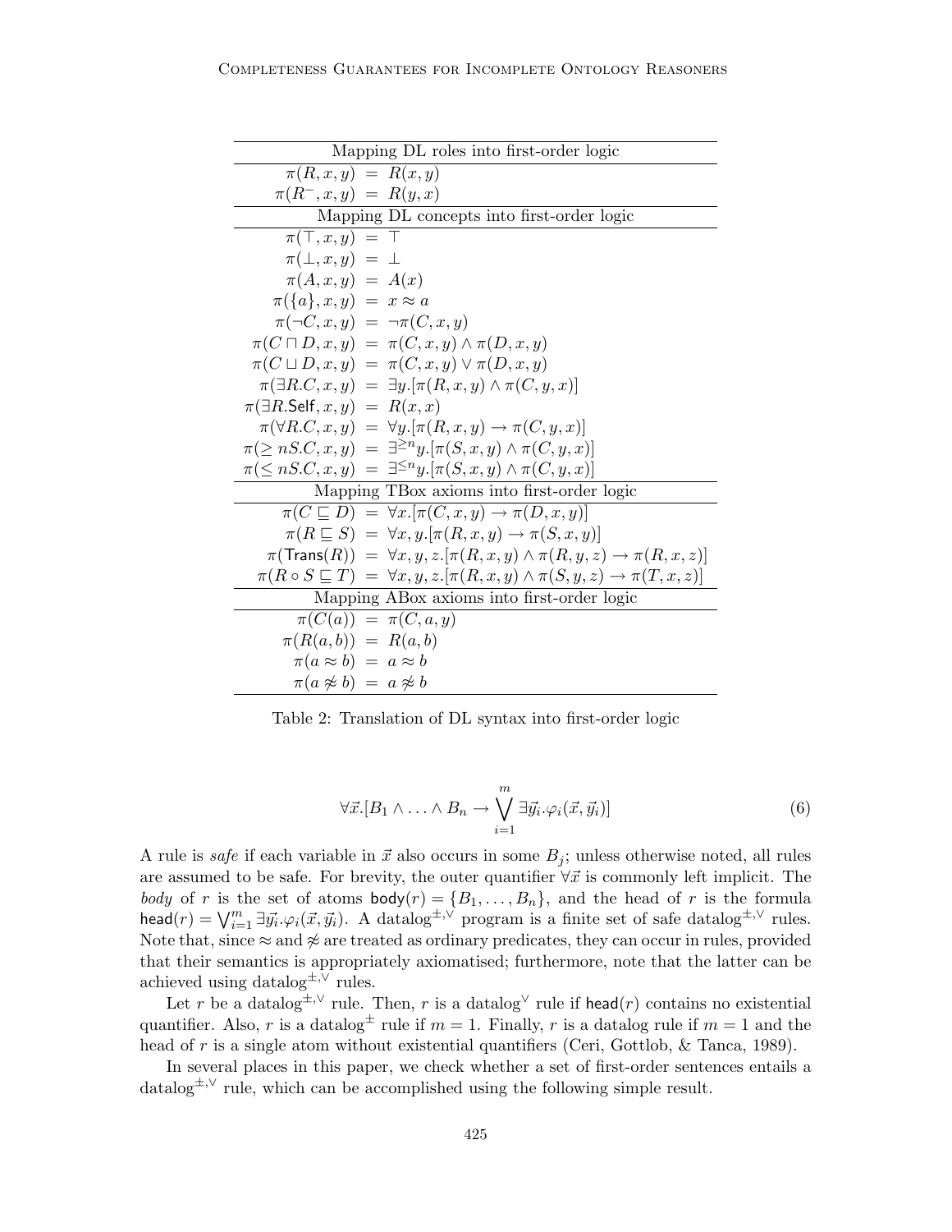| Mapping DL roles into first-order logic | | |
|---|---|---|
| $\pi(R, x, y)$ | $=$ | $R(x, y)$ |
| $\pi(R^-, x, y)$ | $=$ | $R(y, x)$ |
| **Mapping DL concepts into first-order logic** | | |
| $\pi(\top, x, y)$ | $=$ | $\top$ |
| $\pi(\bot, x, y)$ | $=$ | $\bot$ |
| $\pi(A, x, y)$ | $=$ | $A(x)$ |
| $\pi(\{a\}, x, y)$ | $=$ | $x \approx a$ |
| $\pi(\neg C, x, y)$ | $=$ | $\neg \pi(C, x, y)$ |
| $\pi(C \sqcap D, x, y)$ | $=$ | $\pi(C, x, y) \wedge \pi(D, x, y)$ |
| $\pi(C \sqcup D, x, y)$ | $=$ | $\pi(C, x, y) \vee \pi(D, x, y)$ |
| $\pi(\exists R.C, x, y)$ | $=$ | $\exists y.[\pi(R, x, y) \wedge \pi(C, y, x)]$ |
| $\pi(\exists R.\mathsf{Self}, x, y)$ | $=$ | $R(x, x)$ |
| $\pi(\forall R.C, x, y)$ | $=$ | $\forall y.[\pi(R, x, y) \rightarrow \pi(C, y, x)]$ |
| $\pi(\geq nS.C, x, y)$ | $=$ | $\exists^{\geq n} y.[\pi(S, x, y) \wedge \pi(C, y, x)]$ |
| $\pi(\leq nS.C, x, y)$ | $=$ | $\exists^{\leq n} y.[\pi(S, x, y) \wedge \pi(C, y, x)]$ |
| **Mapping TBox axioms into first-order logic** | | |
| $\pi(C \sqsubseteq D)$ | $=$ | $\forall x.[\pi(C, x, y) \rightarrow \pi(D, x, y)]$ |
| $\pi(R \sqsubseteq S)$ | $=$ | $\forall x, y.[\pi(R, x, y) \rightarrow \pi(S, x, y)]$ |
| $\pi(\mathsf{Trans}(R))$ | $=$ | $\forall x, y, z.[\pi(R, x, y) \wedge \pi(R, y, z) \rightarrow \pi(R, x, z)]$ |
| $\pi(R \circ S \sqsubseteq T)$ | $=$ | $\forall x, y, z.[\pi(R, x, y) \wedge \pi(S, y, z) \rightarrow \pi(T, x, z)]$ |
| **Mapping ABox axioms into first-order logic** | | |
| $\pi(C(a))$ | $=$ | $\pi(C, a, y)$ |
| $\pi(R(a, b))$ | $=$ | $R(a, b)$ |
| $\pi(a \approx b)$ | $=$ | $a \approx b$ |
| $\pi(a \not\approx b)$ | $=$ | $a \not\approx b$ |

Table 2: Translation of DL syntax into first-order logic

$$\forall \vec{x}.[B_1 \wedge \ldots \wedge B_n \rightarrow \bigvee_{i=1}^{m} \exists \vec{y_i}.\varphi_i(\vec{x}, \vec{y_i})] \tag{6}$$

A rule is *safe* if each variable in $\vec{x}$ also occurs in some $B_j$; unless otherwise noted, all rules are assumed to be safe. For brevity, the outer quantifier $\forall \vec{x}$ is commonly left implicit. The *body* of $r$ is the set of atoms $\mathsf{body}(r) = \{B_1, \ldots, B_n\}$, and the head of $r$ is the formula $\mathsf{head}(r) = \bigvee_{i=1}^{m} \exists \vec{y_i}.\varphi_i(\vec{x}, \vec{y_i})$. A datalog$^{\pm,\vee}$ program is a finite set of safe datalog$^{\pm,\vee}$ rules. Note that, since $\approx$ and $\not\approx$ are treated as ordinary predicates, they can occur in rules, provided that their semantics is appropriately axiomatised; furthermore, note that the latter can be achieved using datalog$^{\pm,\vee}$ rules.

Let $r$ be a datalog$^{\pm,\vee}$ rule. Then, $r$ is a datalog$^{\vee}$ rule if $\mathsf{head}(r)$ contains no existential quantifier. Also, $r$ is a datalog$^{\pm}$ rule if $m = 1$. Finally, $r$ is a datalog rule if $m = 1$ and the head of $r$ is a single atom without existential quantifiers (Ceri, Gottlob, & Tanca, 1989).

In several places in this paper, we check whether a set of first-order sentences entails a datalog$^{\pm,\vee}$ rule, which can be accomplished using the following simple result.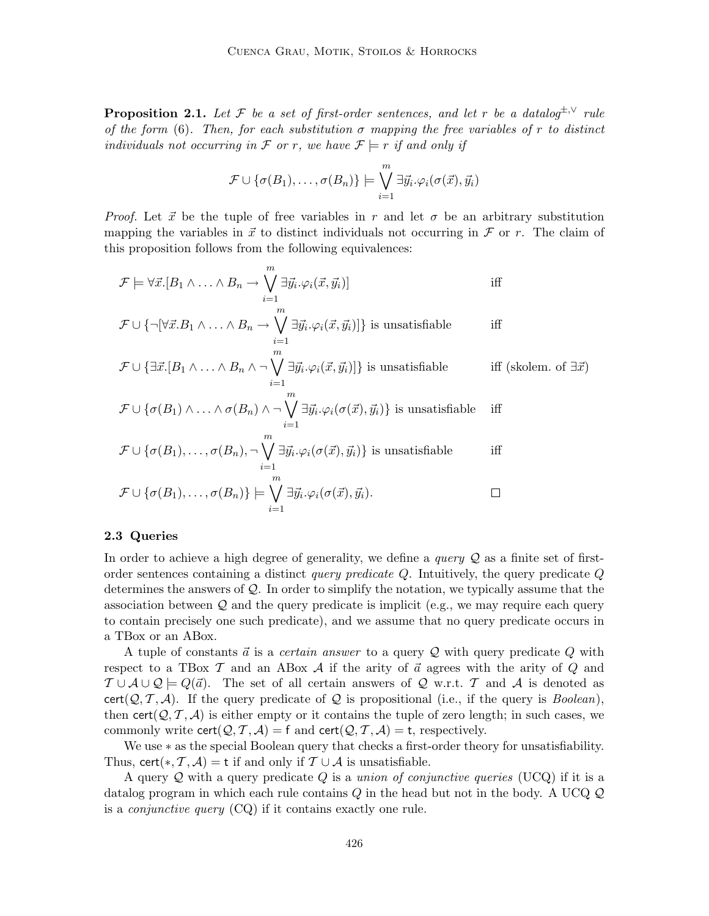**Proposition 2.1.** *Let $\mathcal{F}$ be a set of first-order sentences, and let $r$ be a datalog$^{\pm,\vee}$ rule of the form (6). Then, for each substitution $\sigma$ mapping the free variables of $r$ to distinct individuals not occurring in $\mathcal{F}$ or $r$, we have $\mathcal{F} \models r$ if and only if*

$$\mathcal{F} \cup \{\sigma(B_1), \ldots, \sigma(B_n)\} \models \bigvee_{i=1}^{m} \exists \vec{y}_i.\varphi_i(\sigma(\vec{x}), \vec{y}_i)$$

*Proof.* Let $\vec{x}$ be the tuple of free variables in $r$ and let $\sigma$ be an arbitrary substitution mapping the variables in $\vec{x}$ to distinct individuals not occurring in $\mathcal{F}$ or $r$. The claim of this proposition follows from the following equivalences:

$$\mathcal{F} \models \forall \vec{x}.[B_1 \wedge \ldots \wedge B_n \rightarrow \bigvee_{i=1}^{m} \exists \vec{y}_i.\varphi_i(\vec{x}, \vec{y}_i)] \qquad \text{iff}$$

$$\mathcal{F} \cup \{\neg[\forall \vec{x}.B_1 \wedge \ldots \wedge B_n \rightarrow \bigvee_{i=1}^{m} \exists \vec{y}_i.\varphi_i(\vec{x}, \vec{y}_i)]\} \text{ is unsatisfiable} \qquad \text{iff}$$

$$\mathcal{F} \cup \{\exists \vec{x}.[B_1 \wedge \ldots \wedge B_n \wedge \neg \bigvee_{i=1}^{m} \exists \vec{y}_i.\varphi_i(\vec{x}, \vec{y}_i)]\} \text{ is unsatisfiable} \qquad \text{iff (skolem. of } \exists \vec{x})$$

$$\mathcal{F} \cup \{\sigma(B_1) \wedge \ldots \wedge \sigma(B_n) \wedge \neg \bigvee_{i=1}^{m} \exists \vec{y}_i.\varphi_i(\sigma(\vec{x}), \vec{y}_i)\} \text{ is unsatisfiable} \qquad \text{iff}$$

$$\mathcal{F} \cup \{\sigma(B_1), \ldots, \sigma(B_n), \neg \bigvee_{i=1}^{m} \exists \vec{y}_i.\varphi_i(\sigma(\vec{x}), \vec{y}_i)\} \text{ is unsatisfiable} \qquad \text{iff}$$

$$\mathcal{F} \cup \{\sigma(B_1), \ldots, \sigma(B_n)\} \models \bigvee_{i=1}^{m} \exists \vec{y}_i.\varphi_i(\sigma(\vec{x}), \vec{y}_i). \qquad \square$$

### 2.3 Queries

In order to achieve a high degree of generality, we define a *query* $\mathcal{Q}$ as a finite set of first-order sentences containing a distinct *query predicate* $Q$. Intuitively, the query predicate $Q$ determines the answers of $\mathcal{Q}$. In order to simplify the notation, we typically assume that the association between $\mathcal{Q}$ and the query predicate is implicit (e.g., we may require each query to contain precisely one such predicate), and we assume that no query predicate occurs in a TBox or an ABox.

A tuple of constants $\vec{a}$ is a *certain answer* to a query $\mathcal{Q}$ with query predicate $Q$ with respect to a TBox $\mathcal{T}$ and an ABox $\mathcal{A}$ if the arity of $\vec{a}$ agrees with the arity of $Q$ and $\mathcal{T} \cup \mathcal{A} \cup \mathcal{Q} \models Q(\vec{a})$. The set of all certain answers of $\mathcal{Q}$ w.r.t. $\mathcal{T}$ and $\mathcal{A}$ is denoted as $\mathsf{cert}(\mathcal{Q}, \mathcal{T}, \mathcal{A})$. If the query predicate of $\mathcal{Q}$ is propositional (i.e., if the query is *Boolean*), then $\mathsf{cert}(\mathcal{Q}, \mathcal{T}, \mathcal{A})$ is either empty or it contains the tuple of zero length; in such cases, we commonly write $\mathsf{cert}(\mathcal{Q}, \mathcal{T}, \mathcal{A}) = \mathsf{f}$ and $\mathsf{cert}(\mathcal{Q}, \mathcal{T}, \mathcal{A}) = \mathsf{t}$, respectively.

We use $*$ as the special Boolean query that checks a first-order theory for unsatisfiability. Thus, $\mathsf{cert}(*, \mathcal{T}, \mathcal{A}) = \mathsf{t}$ if and only if $\mathcal{T} \cup \mathcal{A}$ is unsatisfiable.

A query $\mathcal{Q}$ with a query predicate $Q$ is a *union of conjunctive queries* (UCQ) if it is a datalog program in which each rule contains $Q$ in the head but not in the body. A UCQ $\mathcal{Q}$ is a *conjunctive query* (CQ) if it contains exactly one rule.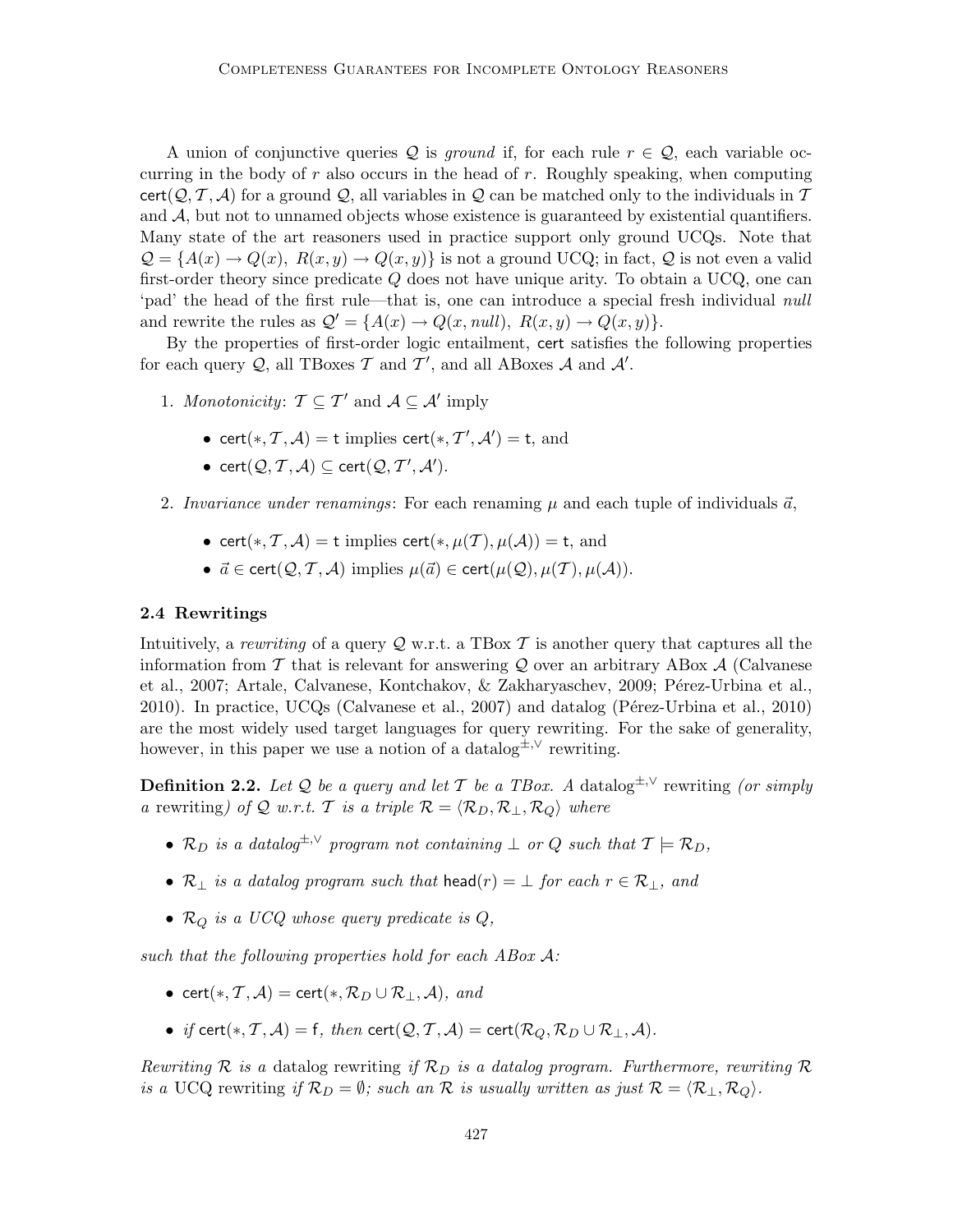A union of conjunctive queries $\mathcal{Q}$ is *ground* if, for each rule $r \in \mathcal{Q}$, each variable occurring in the body of $r$ also occurs in the head of $r$. Roughly speaking, when computing $\mathsf{cert}(\mathcal{Q}, \mathcal{T}, \mathcal{A})$ for a ground $\mathcal{Q}$, all variables in $\mathcal{Q}$ can be matched only to the individuals in $\mathcal{T}$ and $\mathcal{A}$, but not to unnamed objects whose existence is guaranteed by existential quantifiers. Many state of the art reasoners used in practice support only ground UCQs. Note that $\mathcal{Q} = \{A(x) \rightarrow Q(x),\ R(x, y) \rightarrow Q(x, y)\}$ is not a ground UCQ; in fact, $\mathcal{Q}$ is not even a valid first-order theory since predicate $Q$ does not have unique arity. To obtain a UCQ, one can 'pad' the head of the first rule—that is, one can introduce a special fresh individual *null* and rewrite the rules as $\mathcal{Q}' = \{A(x) \rightarrow Q(x, \mathit{null}),\ R(x, y) \rightarrow Q(x, y)\}$.

By the properties of first-order logic entailment, $\mathsf{cert}$ satisfies the following properties for each query $\mathcal{Q}$, all TBoxes $\mathcal{T}$ and $\mathcal{T}'$, and all ABoxes $\mathcal{A}$ and $\mathcal{A}'$.

1. *Monotonicity*: $\mathcal{T} \subseteq \mathcal{T}'$ and $\mathcal{A} \subseteq \mathcal{A}'$ imply
   - $\mathsf{cert}(*, \mathcal{T}, \mathcal{A}) = \mathsf{t}$ implies $\mathsf{cert}(*, \mathcal{T}', \mathcal{A}') = \mathsf{t}$, and
   - $\mathsf{cert}(\mathcal{Q}, \mathcal{T}, \mathcal{A}) \subseteq \mathsf{cert}(\mathcal{Q}, \mathcal{T}', \mathcal{A}')$.
2. *Invariance under renamings*: For each renaming $\mu$ and each tuple of individuals $\vec{a}$,
   - $\mathsf{cert}(*, \mathcal{T}, \mathcal{A}) = \mathsf{t}$ implies $\mathsf{cert}(*, \mu(\mathcal{T}), \mu(\mathcal{A})) = \mathsf{t}$, and
   - $\vec{a} \in \mathsf{cert}(\mathcal{Q}, \mathcal{T}, \mathcal{A})$ implies $\mu(\vec{a}) \in \mathsf{cert}(\mu(\mathcal{Q}), \mu(\mathcal{T}), \mu(\mathcal{A}))$.

### 2.4 Rewritings

Intuitively, a *rewriting* of a query $\mathcal{Q}$ w.r.t. a TBox $\mathcal{T}$ is another query that captures all the information from $\mathcal{T}$ that is relevant for answering $\mathcal{Q}$ over an arbitrary ABox $\mathcal{A}$ (Calvanese et al., 2007; Artale, Calvanese, Kontchakov, & Zakharyaschev, 2009; Pérez-Urbina et al., 2010). In practice, UCQs (Calvanese et al., 2007) and datalog (Pérez-Urbina et al., 2010) are the most widely used target languages for query rewriting. For the sake of generality, however, in this paper we use a notion of a datalog$^{\pm,\vee}$ rewriting.

**Definition 2.2.** *Let $\mathcal{Q}$ be a query and let $\mathcal{T}$ be a TBox. A* datalog$^{\pm,\vee}$ rewriting *(or simply a* rewriting*) of $\mathcal{Q}$ w.r.t. $\mathcal{T}$ is a triple $\mathcal{R} = \langle \mathcal{R}_D, \mathcal{R}_\bot, \mathcal{R}_Q \rangle$ where*

- *$\mathcal{R}_D$ is a datalog$^{\pm,\vee}$ program not containing $\bot$ or $Q$ such that $\mathcal{T} \models \mathcal{R}_D$,*
- *$\mathcal{R}_\bot$ is a datalog program such that $\mathsf{head}(r) = \bot$ for each $r \in \mathcal{R}_\bot$, and*
- *$\mathcal{R}_Q$ is a UCQ whose query predicate is $Q$,*

*such that the following properties hold for each ABox $\mathcal{A}$:*

- *$\mathsf{cert}(*, \mathcal{T}, \mathcal{A}) = \mathsf{cert}(*, \mathcal{R}_D \cup \mathcal{R}_\bot, \mathcal{A})$, and*
- *if $\mathsf{cert}(*, \mathcal{T}, \mathcal{A}) = \mathsf{f}$, then $\mathsf{cert}(\mathcal{Q}, \mathcal{T}, \mathcal{A}) = \mathsf{cert}(\mathcal{R}_Q, \mathcal{R}_D \cup \mathcal{R}_\bot, \mathcal{A})$.*

*Rewriting $\mathcal{R}$ is a* datalog rewriting *if $\mathcal{R}_D$ is a datalog program. Furthermore, rewriting $\mathcal{R}$ is a* UCQ rewriting *if $\mathcal{R}_D = \emptyset$; such an $\mathcal{R}$ is usually written as just $\mathcal{R} = \langle \mathcal{R}_\bot, \mathcal{R}_Q \rangle$.*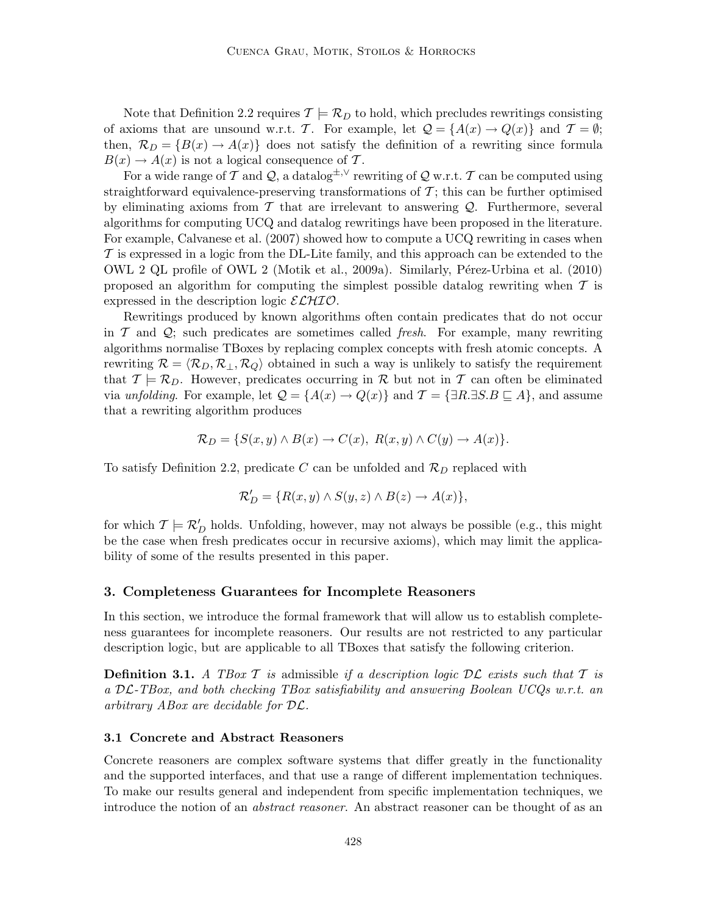Note that Definition 2.2 requires $\mathcal{T} \models \mathcal{R}_D$ to hold, which precludes rewritings consisting of axioms that are unsound w.r.t. $\mathcal{T}$. For example, let $\mathcal{Q} = \{A(x) \rightarrow Q(x)\}$ and $\mathcal{T} = \emptyset$; then, $\mathcal{R}_D = \{B(x) \rightarrow A(x)\}$ does not satisfy the definition of a rewriting since formula $B(x) \rightarrow A(x)$ is not a logical consequence of $\mathcal{T}$.

For a wide range of $\mathcal{T}$ and $\mathcal{Q}$, a datalog$^{\pm,\vee}$ rewriting of $\mathcal{Q}$ w.r.t. $\mathcal{T}$ can be computed using straightforward equivalence-preserving transformations of $\mathcal{T}$; this can be further optimised by eliminating axioms from $\mathcal{T}$ that are irrelevant to answering $\mathcal{Q}$. Furthermore, several algorithms for computing UCQ and datalog rewritings have been proposed in the literature. For example, Calvanese et al. (2007) showed how to compute a UCQ rewriting in cases when $\mathcal{T}$ is expressed in a logic from the DL-Lite family, and this approach can be extended to the OWL 2 QL profile of OWL 2 (Motik et al., 2009a). Similarly, Pérez-Urbina et al. (2010) proposed an algorithm for computing the simplest possible datalog rewriting when $\mathcal{T}$ is expressed in the description logic $\mathcal{ELHIO}$.

Rewritings produced by known algorithms often contain predicates that do not occur in $\mathcal{T}$ and $\mathcal{Q}$; such predicates are sometimes called *fresh*. For example, many rewriting algorithms normalise TBoxes by replacing complex concepts with fresh atomic concepts. A rewriting $\mathcal{R} = \langle \mathcal{R}_D, \mathcal{R}_\bot, \mathcal{R}_Q \rangle$ obtained in such a way is unlikely to satisfy the requirement that $\mathcal{T} \models \mathcal{R}_D$. However, predicates occurring in $\mathcal{R}$ but not in $\mathcal{T}$ can often be eliminated via *unfolding*. For example, let $\mathcal{Q} = \{A(x) \rightarrow Q(x)\}$ and $\mathcal{T} = \{\exists R.\exists S.B \sqsubseteq A\}$, and assume that a rewriting algorithm produces

$$\mathcal{R}_D = \{S(x, y) \wedge B(x) \rightarrow C(x),\ R(x, y) \wedge C(y) \rightarrow A(x)\}.$$

To satisfy Definition 2.2, predicate $C$ can be unfolded and $\mathcal{R}_D$ replaced with

$$\mathcal{R}'_D = \{R(x, y) \wedge S(y, z) \wedge B(z) \rightarrow A(x)\},$$

for which $\mathcal{T} \models \mathcal{R}'_D$ holds. Unfolding, however, may not always be possible (e.g., this might be the case when fresh predicates occur in recursive axioms), which may limit the applicability of some of the results presented in this paper.

## 3. Completeness Guarantees for Incomplete Reasoners

In this section, we introduce the formal framework that will allow us to establish completeness guarantees for incomplete reasoners. Our results are not restricted to any particular description logic, but are applicable to all TBoxes that satisfy the following criterion.

**Definition 3.1.** *A TBox $\mathcal{T}$ is* admissible *if a description logic $\mathcal{DL}$ exists such that $\mathcal{T}$ is a $\mathcal{DL}$-TBox, and both checking TBox satisfiability and answering Boolean UCQs w.r.t. an arbitrary ABox are decidable for $\mathcal{DL}$.*

### 3.1 Concrete and Abstract Reasoners

Concrete reasoners are complex software systems that differ greatly in the functionality and the supported interfaces, and that use a range of different implementation techniques. To make our results general and independent from specific implementation techniques, we introduce the notion of an *abstract reasoner*. An abstract reasoner can be thought of as an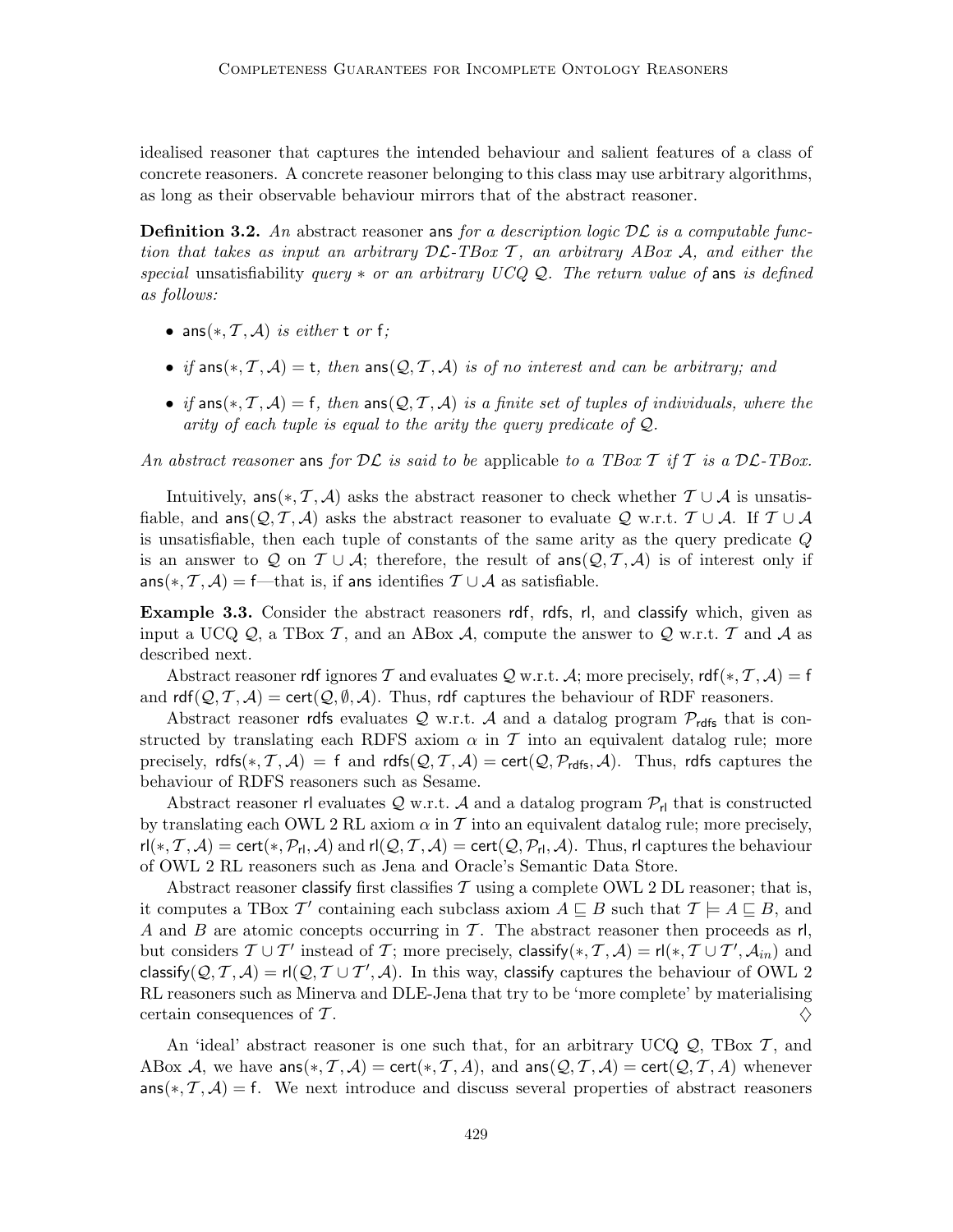idealised reasoner that captures the intended behaviour and salient features of a class of concrete reasoners. A concrete reasoner belonging to this class may use arbitrary algorithms, as long as their observable behaviour mirrors that of the abstract reasoner.

**Definition 3.2.** *An* abstract reasoner $\mathsf{ans}$ *for a description logic* $\mathcal{DL}$ *is a computable function that takes as input an arbitrary* $\mathcal{DL}$*-TBox* $\mathcal{T}$*, an arbitrary ABox* $\mathcal{A}$*, and either the special* unsatisfiability *query* $*$ *or an arbitrary UCQ* $\mathcal{Q}$*. The return value of* $\mathsf{ans}$ *is defined as follows:*

- $\mathsf{ans}(*, \mathcal{T}, \mathcal{A})$ *is either* $\mathsf{t}$ *or* $\mathsf{f}$*;*
- *if* $\mathsf{ans}(*, \mathcal{T}, \mathcal{A}) = \mathsf{t}$*, then* $\mathsf{ans}(\mathcal{Q}, \mathcal{T}, \mathcal{A})$ *is of no interest and can be arbitrary; and*
- *if* $\mathsf{ans}(*, \mathcal{T}, \mathcal{A}) = \mathsf{f}$*, then* $\mathsf{ans}(\mathcal{Q}, \mathcal{T}, \mathcal{A})$ *is a finite set of tuples of individuals, where the arity of each tuple is equal to the arity the query predicate of* $\mathcal{Q}$*.*

*An abstract reasoner* $\mathsf{ans}$ *for* $\mathcal{DL}$ *is said to be* applicable *to a TBox* $\mathcal{T}$ *if* $\mathcal{T}$ *is a* $\mathcal{DL}$*-TBox.*

Intuitively, $\mathsf{ans}(*, \mathcal{T}, \mathcal{A})$ asks the abstract reasoner to check whether $\mathcal{T} \cup \mathcal{A}$ is unsatisfiable, and $\mathsf{ans}(\mathcal{Q}, \mathcal{T}, \mathcal{A})$ asks the abstract reasoner to evaluate $\mathcal{Q}$ w.r.t. $\mathcal{T} \cup \mathcal{A}$. If $\mathcal{T} \cup \mathcal{A}$ is unsatisfiable, then each tuple of constants of the same arity as the query predicate $Q$ is an answer to $\mathcal{Q}$ on $\mathcal{T} \cup \mathcal{A}$; therefore, the result of $\mathsf{ans}(\mathcal{Q}, \mathcal{T}, \mathcal{A})$ is of interest only if $\mathsf{ans}(*, \mathcal{T}, \mathcal{A}) = \mathsf{f}$—that is, if $\mathsf{ans}$ identifies $\mathcal{T} \cup \mathcal{A}$ as satisfiable.

**Example 3.3.** Consider the abstract reasoners $\mathsf{rdf}$, $\mathsf{rdfs}$, $\mathsf{rl}$, and $\mathsf{classify}$ which, given as input a UCQ $\mathcal{Q}$, a TBox $\mathcal{T}$, and an ABox $\mathcal{A}$, compute the answer to $\mathcal{Q}$ w.r.t. $\mathcal{T}$ and $\mathcal{A}$ as described next.

Abstract reasoner $\mathsf{rdf}$ ignores $\mathcal{T}$ and evaluates $\mathcal{Q}$ w.r.t. $\mathcal{A}$; more precisely, $\mathsf{rdf}(*, \mathcal{T}, \mathcal{A}) = \mathsf{f}$ and $\mathsf{rdf}(\mathcal{Q}, \mathcal{T}, \mathcal{A}) = \mathsf{cert}(\mathcal{Q}, \emptyset, \mathcal{A})$. Thus, $\mathsf{rdf}$ captures the behaviour of RDF reasoners.

Abstract reasoner $\mathsf{rdfs}$ evaluates $\mathcal{Q}$ w.r.t. $\mathcal{A}$ and a datalog program $\mathcal{P}_{\mathsf{rdfs}}$ that is constructed by translating each RDFS axiom $\alpha$ in $\mathcal{T}$ into an equivalent datalog rule; more precisely, $\mathsf{rdfs}(*, \mathcal{T}, \mathcal{A}) = \mathsf{f}$ and $\mathsf{rdfs}(\mathcal{Q}, \mathcal{T}, \mathcal{A}) = \mathsf{cert}(\mathcal{Q}, \mathcal{P}_{\mathsf{rdfs}}, \mathcal{A})$. Thus, $\mathsf{rdfs}$ captures the behaviour of RDFS reasoners such as Sesame.

Abstract reasoner $\mathsf{rl}$ evaluates $\mathcal{Q}$ w.r.t. $\mathcal{A}$ and a datalog program $\mathcal{P}_{\mathsf{rl}}$ that is constructed by translating each OWL 2 RL axiom $\alpha$ in $\mathcal{T}$ into an equivalent datalog rule; more precisely, $\mathsf{rl}(*, \mathcal{T}, \mathcal{A}) = \mathsf{cert}(*, \mathcal{P}_{\mathsf{rl}}, \mathcal{A})$ and $\mathsf{rl}(\mathcal{Q}, \mathcal{T}, \mathcal{A}) = \mathsf{cert}(\mathcal{Q}, \mathcal{P}_{\mathsf{rl}}, \mathcal{A})$. Thus, $\mathsf{rl}$ captures the behaviour of OWL 2 RL reasoners such as Jena and Oracle's Semantic Data Store.

Abstract reasoner $\mathsf{classify}$ first classifies $\mathcal{T}$ using a complete OWL 2 DL reasoner; that is, it computes a TBox $\mathcal{T}'$ containing each subclass axiom $A \sqsubseteq B$ such that $\mathcal{T} \models A \sqsubseteq B$, and $A$ and $B$ are atomic concepts occurring in $\mathcal{T}$. The abstract reasoner then proceeds as $\mathsf{rl}$, but considers $\mathcal{T} \cup \mathcal{T}'$ instead of $\mathcal{T}$; more precisely, $\mathsf{classify}(*, \mathcal{T}, \mathcal{A}) = \mathsf{rl}(*, \mathcal{T} \cup \mathcal{T}', \mathcal{A}_{in})$ and $\mathsf{classify}(\mathcal{Q}, \mathcal{T}, \mathcal{A}) = \mathsf{rl}(\mathcal{Q}, \mathcal{T} \cup \mathcal{T}', \mathcal{A})$. In this way, $\mathsf{classify}$ captures the behaviour of OWL 2 RL reasoners such as Minerva and DLE-Jena that try to be 'more complete' by materialising certain consequences of $\mathcal{T}$. $\diamondsuit$

An 'ideal' abstract reasoner is one such that, for an arbitrary UCQ $\mathcal{Q}$, TBox $\mathcal{T}$, and ABox $\mathcal{A}$, we have $\mathsf{ans}(*, \mathcal{T}, \mathcal{A}) = \mathsf{cert}(*, \mathcal{T}, A)$, and $\mathsf{ans}(\mathcal{Q}, \mathcal{T}, \mathcal{A}) = \mathsf{cert}(\mathcal{Q}, \mathcal{T}, A)$ whenever $\mathsf{ans}(*, \mathcal{T}, \mathcal{A}) = \mathsf{f}$. We next introduce and discuss several properties of abstract reasoners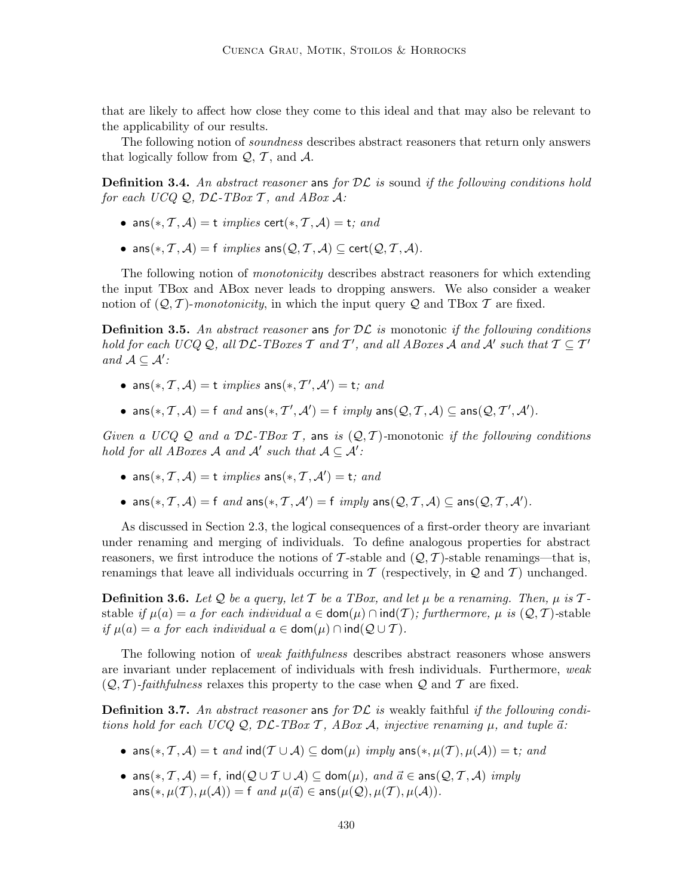that are likely to affect how close they come to this ideal and that may also be relevant to the applicability of our results.

The following notion of *soundness* describes abstract reasoners that return only answers that logically follow from $\mathcal{Q}$, $\mathcal{T}$, and $\mathcal{A}$.

**Definition 3.4.** *An abstract reasoner* $\mathsf{ans}$ *for* $\mathcal{DL}$ *is* sound *if the following conditions hold for each UCQ* $\mathcal{Q}$*,* $\mathcal{DL}$*-TBox* $\mathcal{T}$*, and ABox* $\mathcal{A}$*:*

- $\mathsf{ans}(*, \mathcal{T}, \mathcal{A}) = \mathsf{t}$ *implies* $\mathsf{cert}(*, \mathcal{T}, \mathcal{A}) = \mathsf{t}$*; and*
- $\mathsf{ans}(*, \mathcal{T}, \mathcal{A}) = \mathsf{f}$ *implies* $\mathsf{ans}(\mathcal{Q}, \mathcal{T}, \mathcal{A}) \subseteq \mathsf{cert}(\mathcal{Q}, \mathcal{T}, \mathcal{A})$*.*

The following notion of *monotonicity* describes abstract reasoners for which extending the input TBox and ABox never leads to dropping answers. We also consider a weaker notion of $(\mathcal{Q}, \mathcal{T})$*-monotonicity*, in which the input query $\mathcal{Q}$ and TBox $\mathcal{T}$ are fixed.

**Definition 3.5.** *An abstract reasoner* $\mathsf{ans}$ *for* $\mathcal{DL}$ *is* monotonic *if the following conditions hold for each UCQ* $\mathcal{Q}$*, all* $\mathcal{DL}$*-TBoxes* $\mathcal{T}$ *and* $\mathcal{T}'$*, and all ABoxes* $\mathcal{A}$ *and* $\mathcal{A}'$ *such that* $\mathcal{T} \subseteq \mathcal{T}'$ *and* $\mathcal{A} \subseteq \mathcal{A}'$*:*

- $\mathsf{ans}(*, \mathcal{T}, \mathcal{A}) = \mathsf{t}$ *implies* $\mathsf{ans}(*, \mathcal{T}', \mathcal{A}') = \mathsf{t}$*; and*
- $\mathsf{ans}(*, \mathcal{T}, \mathcal{A}) = \mathsf{f}$ *and* $\mathsf{ans}(*, \mathcal{T}', \mathcal{A}') = \mathsf{f}$ *imply* $\mathsf{ans}(\mathcal{Q}, \mathcal{T}, \mathcal{A}) \subseteq \mathsf{ans}(\mathcal{Q}, \mathcal{T}', \mathcal{A}')$*.*

*Given a UCQ* $\mathcal{Q}$ *and a* $\mathcal{DL}$*-TBox* $\mathcal{T}$*,* $\mathsf{ans}$ *is* $(\mathcal{Q}, \mathcal{T})$-monotonic *if the following conditions hold for all ABoxes* $\mathcal{A}$ *and* $\mathcal{A}'$ *such that* $\mathcal{A} \subseteq \mathcal{A}'$*:*

- $\mathsf{ans}(*, \mathcal{T}, \mathcal{A}) = \mathsf{t}$ *implies* $\mathsf{ans}(*, \mathcal{T}, \mathcal{A}') = \mathsf{t}$*; and*
- $\mathsf{ans}(*, \mathcal{T}, \mathcal{A}) = \mathsf{f}$ *and* $\mathsf{ans}(*, \mathcal{T}, \mathcal{A}') = \mathsf{f}$ *imply* $\mathsf{ans}(\mathcal{Q}, \mathcal{T}, \mathcal{A}) \subseteq \mathsf{ans}(\mathcal{Q}, \mathcal{T}, \mathcal{A}')$*.*

As discussed in Section 2.3, the logical consequences of a first-order theory are invariant under renaming and merging of individuals. To define analogous properties for abstract reasoners, we first introduce the notions of $\mathcal{T}$-stable and $(\mathcal{Q}, \mathcal{T})$-stable renamings—that is, renamings that leave all individuals occurring in $\mathcal{T}$ (respectively, in $\mathcal{Q}$ and $\mathcal{T}$) unchanged.

**Definition 3.6.** *Let* $\mathcal{Q}$ *be a query, let* $\mathcal{T}$ *be a TBox, and let* $\mu$ *be a renaming. Then,* $\mu$ *is* $\mathcal{T}$-stable *if* $\mu(a) = a$ *for each individual* $a \in \mathsf{dom}(\mu) \cap \mathsf{ind}(\mathcal{T})$*; furthermore,* $\mu$ *is* $(\mathcal{Q}, \mathcal{T})$-stable *if* $\mu(a) = a$ *for each individual* $a \in \mathsf{dom}(\mu) \cap \mathsf{ind}(\mathcal{Q} \cup \mathcal{T})$*.*

The following notion of *weak faithfulness* describes abstract reasoners whose answers are invariant under replacement of individuals with fresh individuals. Furthermore, *weak* $(\mathcal{Q}, \mathcal{T})$*-faithfulness* relaxes this property to the case when $\mathcal{Q}$ and $\mathcal{T}$ are fixed.

**Definition 3.7.** *An abstract reasoner* $\mathsf{ans}$ *for* $\mathcal{DL}$ *is* weakly faithful *if the following conditions hold for each UCQ* $\mathcal{Q}$*,* $\mathcal{DL}$*-TBox* $\mathcal{T}$*, ABox* $\mathcal{A}$*, injective renaming* $\mu$*, and tuple* $\vec{a}$*:*

- $\mathsf{ans}(*, \mathcal{T}, \mathcal{A}) = \mathsf{t}$ *and* $\mathsf{ind}(\mathcal{T} \cup \mathcal{A}) \subseteq \mathsf{dom}(\mu)$ *imply* $\mathsf{ans}(*, \mu(\mathcal{T}), \mu(\mathcal{A})) = \mathsf{t}$*; and*
- $\mathsf{ans}(*, \mathcal{T}, \mathcal{A}) = \mathsf{f}$*,* $\mathsf{ind}(\mathcal{Q} \cup \mathcal{T} \cup \mathcal{A}) \subseteq \mathsf{dom}(\mu)$*, and* $\vec{a} \in \mathsf{ans}(\mathcal{Q}, \mathcal{T}, \mathcal{A})$ *imply* $\mathsf{ans}(*, \mu(\mathcal{T}), \mu(\mathcal{A})) = \mathsf{f}$ *and* $\mu(\vec{a}) \in \mathsf{ans}(\mu(\mathcal{Q}), \mu(\mathcal{T}), \mu(\mathcal{A}))$*.*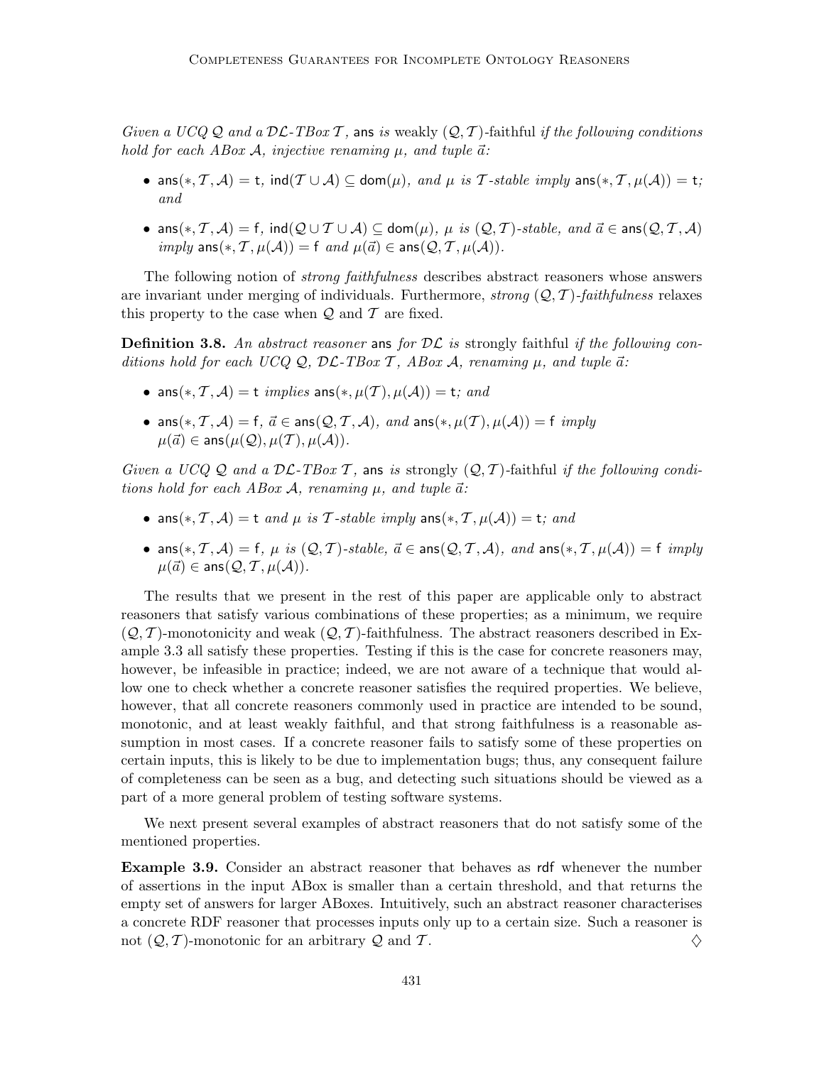*Given a UCQ $\mathcal{Q}$ and a $\mathcal{DL}$-TBox $\mathcal{T}$,* $\mathsf{ans}$ *is* weakly $(\mathcal{Q}, \mathcal{T})$-faithful *if the following conditions hold for each ABox $\mathcal{A}$, injective renaming $\mu$, and tuple $\vec{a}$:*

- $\mathsf{ans}(*, \mathcal{T}, \mathcal{A}) = \mathsf{t}$*,* $\mathsf{ind}(\mathcal{T} \cup \mathcal{A}) \subseteq \mathsf{dom}(\mu)$*, and $\mu$ is $\mathcal{T}$-stable imply* $\mathsf{ans}(*, \mathcal{T}, \mu(\mathcal{A})) = \mathsf{t}$*; and*
- $\mathsf{ans}(*, \mathcal{T}, \mathcal{A}) = \mathsf{f}$*,* $\mathsf{ind}(\mathcal{Q} \cup \mathcal{T} \cup \mathcal{A}) \subseteq \mathsf{dom}(\mu)$*, $\mu$ is $(\mathcal{Q}, \mathcal{T})$-stable, and* $\vec{a} \in \mathsf{ans}(\mathcal{Q}, \mathcal{T}, \mathcal{A})$ *imply* $\mathsf{ans}(*, \mathcal{T}, \mu(\mathcal{A})) = \mathsf{f}$ *and* $\mu(\vec{a}) \in \mathsf{ans}(\mathcal{Q}, \mathcal{T}, \mu(\mathcal{A}))$*.*

The following notion of *strong faithfulness* describes abstract reasoners whose answers are invariant under merging of individuals. Furthermore, *strong $(\mathcal{Q}, \mathcal{T})$-faithfulness* relaxes this property to the case when $\mathcal{Q}$ and $\mathcal{T}$ are fixed.

**Definition 3.8.** *An abstract reasoner* $\mathsf{ans}$ *for $\mathcal{DL}$ is* strongly faithful *if the following conditions hold for each UCQ $\mathcal{Q}$, $\mathcal{DL}$-TBox $\mathcal{T}$, ABox $\mathcal{A}$, renaming $\mu$, and tuple $\vec{a}$:*

- $\mathsf{ans}(*, \mathcal{T}, \mathcal{A}) = \mathsf{t}$ *implies* $\mathsf{ans}(*, \mu(\mathcal{T}), \mu(\mathcal{A})) = \mathsf{t}$*; and*
- $\mathsf{ans}(*, \mathcal{T}, \mathcal{A}) = \mathsf{f}$*,* $\vec{a} \in \mathsf{ans}(\mathcal{Q}, \mathcal{T}, \mathcal{A})$*, and* $\mathsf{ans}(*, \mu(\mathcal{T}), \mu(\mathcal{A})) = \mathsf{f}$ *imply* $\mu(\vec{a}) \in \mathsf{ans}(\mu(\mathcal{Q}), \mu(\mathcal{T}), \mu(\mathcal{A}))$*.*

*Given a UCQ $\mathcal{Q}$ and a $\mathcal{DL}$-TBox $\mathcal{T}$,* $\mathsf{ans}$ *is* strongly $(\mathcal{Q}, \mathcal{T})$-faithful *if the following conditions hold for each ABox $\mathcal{A}$, renaming $\mu$, and tuple $\vec{a}$:*

- $\mathsf{ans}(*, \mathcal{T}, \mathcal{A}) = \mathsf{t}$ *and $\mu$ is $\mathcal{T}$-stable imply* $\mathsf{ans}(*, \mathcal{T}, \mu(\mathcal{A})) = \mathsf{t}$*; and*
- $\mathsf{ans}(*, \mathcal{T}, \mathcal{A}) = \mathsf{f}$*, $\mu$ is $(\mathcal{Q}, \mathcal{T})$-stable,* $\vec{a} \in \mathsf{ans}(\mathcal{Q}, \mathcal{T}, \mathcal{A})$*, and* $\mathsf{ans}(*, \mathcal{T}, \mu(\mathcal{A})) = \mathsf{f}$ *imply* $\mu(\vec{a}) \in \mathsf{ans}(\mathcal{Q}, \mathcal{T}, \mu(\mathcal{A}))$*.*

The results that we present in the rest of this paper are applicable only to abstract reasoners that satisfy various combinations of these properties; as a minimum, we require $(\mathcal{Q}, \mathcal{T})$-monotonicity and weak $(\mathcal{Q}, \mathcal{T})$-faithfulness. The abstract reasoners described in Example 3.3 all satisfy these properties. Testing if this is the case for concrete reasoners may, however, be infeasible in practice; indeed, we are not aware of a technique that would allow one to check whether a concrete reasoner satisfies the required properties. We believe, however, that all concrete reasoners commonly used in practice are intended to be sound, monotonic, and at least weakly faithful, and that strong faithfulness is a reasonable assumption in most cases. If a concrete reasoner fails to satisfy some of these properties on certain inputs, this is likely to be due to implementation bugs; thus, any consequent failure of completeness can be seen as a bug, and detecting such situations should be viewed as a part of a more general problem of testing software systems.

We next present several examples of abstract reasoners that do not satisfy some of the mentioned properties.

**Example 3.9.** Consider an abstract reasoner that behaves as $\mathsf{rdf}$ whenever the number of assertions in the input ABox is smaller than a certain threshold, and that returns the empty set of answers for larger ABoxes. Intuitively, such an abstract reasoner characterises a concrete RDF reasoner that processes inputs only up to a certain size. Such a reasoner is not $(\mathcal{Q}, \mathcal{T})$-monotonic for an arbitrary $\mathcal{Q}$ and $\mathcal{T}$. $\diamondsuit$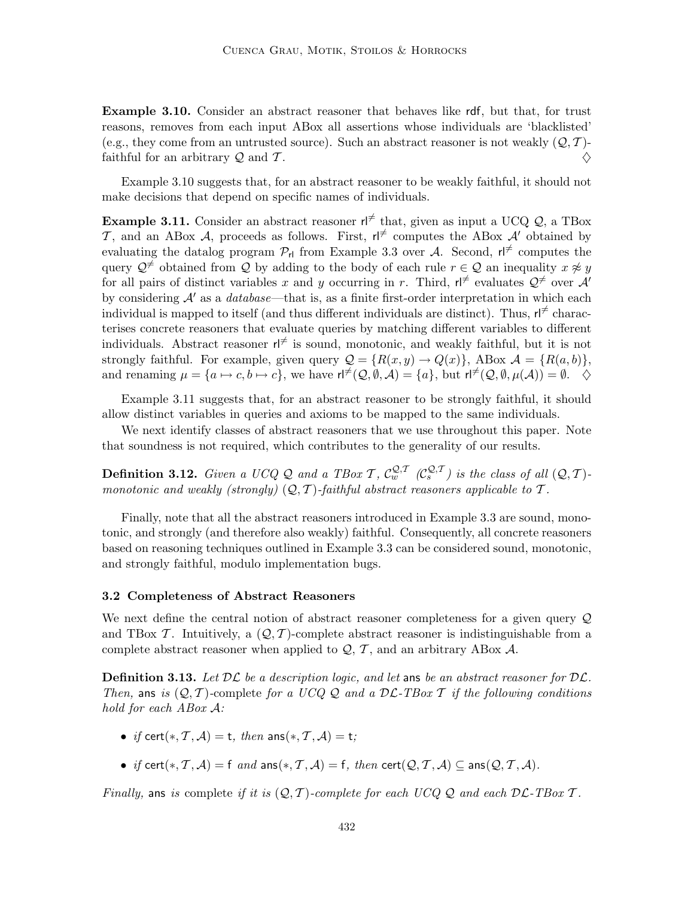**Example 3.10.** Consider an abstract reasoner that behaves like rdf, but that, for trust reasons, removes from each input ABox all assertions whose individuals are 'blacklisted' (e.g., they come from an untrusted source). Such an abstract reasoner is not weakly $(\mathcal{Q}, \mathcal{T})$-faithful for an arbitrary $\mathcal{Q}$ and $\mathcal{T}$. ♢

Example 3.10 suggests that, for an abstract reasoner to be weakly faithful, it should not make decisions that depend on specific names of individuals.

**Example 3.11.** Consider an abstract reasoner $\mathsf{rl}^{\neq}$ that, given as input a UCQ $\mathcal{Q}$, a TBox $\mathcal{T}$, and an ABox $\mathcal{A}$, proceeds as follows. First, $\mathsf{rl}^{\neq}$ computes the ABox $\mathcal{A}'$ obtained by evaluating the datalog program $\mathcal{P}_{\mathsf{rl}}$ from Example 3.3 over $\mathcal{A}$. Second, $\mathsf{rl}^{\neq}$ computes the query $\mathcal{Q}^{\neq}$ obtained from $\mathcal{Q}$ by adding to the body of each rule $r \in \mathcal{Q}$ an inequality $x \not\approx y$ for all pairs of distinct variables $x$ and $y$ occurring in $r$. Third, $\mathsf{rl}^{\neq}$ evaluates $\mathcal{Q}^{\neq}$ over $\mathcal{A}'$ by considering $\mathcal{A}'$ as a *database*—that is, as a finite first-order interpretation in which each individual is mapped to itself (and thus different individuals are distinct). Thus, $\mathsf{rl}^{\neq}$ characterises concrete reasoners that evaluate queries by matching different variables to different individuals. Abstract reasoner $\mathsf{rl}^{\neq}$ is sound, monotonic, and weakly faithful, but it is not strongly faithful. For example, given query $\mathcal{Q} = \{R(x, y) \to Q(x)\}$, ABox $\mathcal{A} = \{R(a, b)\}$, and renaming $\mu = \{a \mapsto c, b \mapsto c\}$, we have $\mathsf{rl}^{\neq}(\mathcal{Q}, \emptyset, \mathcal{A}) = \{a\}$, but $\mathsf{rl}^{\neq}(\mathcal{Q}, \emptyset, \mu(\mathcal{A})) = \emptyset$. ♢

Example 3.11 suggests that, for an abstract reasoner to be strongly faithful, it should allow distinct variables in queries and axioms to be mapped to the same individuals.

We next identify classes of abstract reasoners that we use throughout this paper. Note that soundness is not required, which contributes to the generality of our results.

**Definition 3.12.** *Given a UCQ $\mathcal{Q}$ and a TBox $\mathcal{T}$, $\mathcal{C}_w^{\mathcal{Q},\mathcal{T}}$ ($\mathcal{C}_s^{\mathcal{Q},\mathcal{T}}$) is the class of all $(\mathcal{Q}, \mathcal{T})$-monotonic and weakly (strongly) $(\mathcal{Q}, \mathcal{T})$-faithful abstract reasoners applicable to $\mathcal{T}$.*

Finally, note that all the abstract reasoners introduced in Example 3.3 are sound, monotonic, and strongly (and therefore also weakly) faithful. Consequently, all concrete reasoners based on reasoning techniques outlined in Example 3.3 can be considered sound, monotonic, and strongly faithful, modulo implementation bugs.

### 3.2 Completeness of Abstract Reasoners

We next define the central notion of abstract reasoner completeness for a given query $\mathcal{Q}$ and TBox $\mathcal{T}$. Intuitively, a $(\mathcal{Q}, \mathcal{T})$-complete abstract reasoner is indistinguishable from a complete abstract reasoner when applied to $\mathcal{Q}$, $\mathcal{T}$, and an arbitrary ABox $\mathcal{A}$.

**Definition 3.13.** *Let $\mathcal{DL}$ be a description logic, and let $\mathsf{ans}$ be an abstract reasoner for $\mathcal{DL}$. Then, $\mathsf{ans}$ is* $(\mathcal{Q}, \mathcal{T})$-complete *for a UCQ $\mathcal{Q}$ and a $\mathcal{DL}$-TBox $\mathcal{T}$ if the following conditions hold for each ABox $\mathcal{A}$:*

- *if $\mathsf{cert}(*, \mathcal{T}, \mathcal{A}) = \mathsf{t}$, then $\mathsf{ans}(*, \mathcal{T}, \mathcal{A}) = \mathsf{t}$;*
- *if $\mathsf{cert}(*, \mathcal{T}, \mathcal{A}) = \mathsf{f}$ and $\mathsf{ans}(*, \mathcal{T}, \mathcal{A}) = \mathsf{f}$, then $\mathsf{cert}(\mathcal{Q}, \mathcal{T}, \mathcal{A}) \subseteq \mathsf{ans}(\mathcal{Q}, \mathcal{T}, \mathcal{A})$.*

*Finally,* $\mathsf{ans}$ *is* complete *if it is $(\mathcal{Q}, \mathcal{T})$-complete for each UCQ $\mathcal{Q}$ and each $\mathcal{DL}$-TBox $\mathcal{T}$.*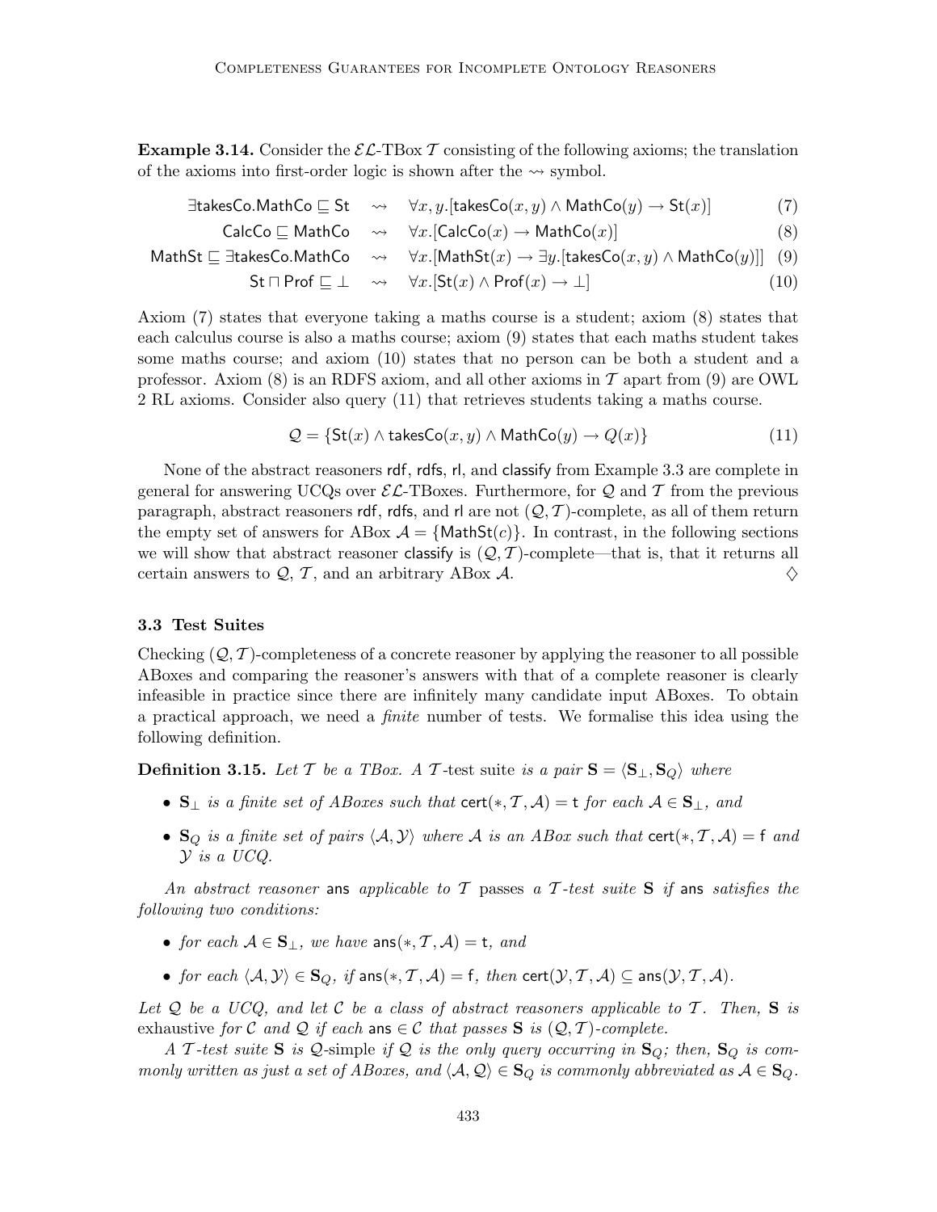**Example 3.14.** Consider the $\mathcal{EL}$-TBox $\mathcal{T}$ consisting of the following axioms; the translation of the axioms into first-order logic is shown after the $\rightsquigarrow$ symbol.

$$\exists \mathsf{takesCo}.\mathsf{MathCo} \sqsubseteq \mathsf{St} \quad \rightsquigarrow \quad \forall x,y.[\mathsf{takesCo}(x,y) \wedge \mathsf{MathCo}(y) \rightarrow \mathsf{St}(x)] \tag{7}$$

$$\mathsf{CalcCo} \sqsubseteq \mathsf{MathCo} \quad \rightsquigarrow \quad \forall x.[\mathsf{CalcCo}(x) \rightarrow \mathsf{MathCo}(x)] \tag{8}$$

$$\mathsf{MathSt} \sqsubseteq \exists \mathsf{takesCo}.\mathsf{MathCo} \quad \rightsquigarrow \quad \forall x.[\mathsf{MathSt}(x) \rightarrow \exists y.[\mathsf{takesCo}(x,y) \wedge \mathsf{MathCo}(y)]] \tag{9}$$

$$\mathsf{St} \sqcap \mathsf{Prof} \sqsubseteq \bot \quad \rightsquigarrow \quad \forall x.[\mathsf{St}(x) \wedge \mathsf{Prof}(x) \rightarrow \bot] \tag{10}$$

Axiom (7) states that everyone taking a maths course is a student; axiom (8) states that each calculus course is also a maths course; axiom (9) states that each maths student takes some maths course; and axiom (10) states that no person can be both a student and a professor. Axiom (8) is an RDFS axiom, and all other axioms in $\mathcal{T}$ apart from (9) are OWL 2 RL axioms. Consider also query (11) that retrieves students taking a maths course.

$$\mathcal{Q} = \{\mathsf{St}(x) \wedge \mathsf{takesCo}(x,y) \wedge \mathsf{MathCo}(y) \rightarrow Q(x)\} \tag{11}$$

None of the abstract reasoners rdf, rdfs, rl, and classify from Example 3.3 are complete in general for answering UCQs over $\mathcal{EL}$-TBoxes. Furthermore, for $\mathcal{Q}$ and $\mathcal{T}$ from the previous paragraph, abstract reasoners rdf, rdfs, and rl are not $(\mathcal{Q}, \mathcal{T})$-complete, as all of them return the empty set of answers for ABox $\mathcal{A} = \{\mathsf{MathSt}(c)\}$. In contrast, in the following sections we will show that abstract reasoner classify is $(\mathcal{Q}, \mathcal{T})$-complete—that is, that it returns all certain answers to $\mathcal{Q}$, $\mathcal{T}$, and an arbitrary ABox $\mathcal{A}$. $\diamondsuit$

### 3.3 Test Suites

Checking $(\mathcal{Q}, \mathcal{T})$-completeness of a concrete reasoner by applying the reasoner to all possible ABoxes and comparing the reasoner's answers with that of a complete reasoner is clearly infeasible in practice since there are infinitely many candidate input ABoxes. To obtain a practical approach, we need a *finite* number of tests. We formalise this idea using the following definition.

**Definition 3.15.** *Let $\mathcal{T}$ be a TBox. A $\mathcal{T}$-*test suite *is a pair $\mathbf{S} = \langle \mathbf{S}_\bot, \mathbf{S}_Q \rangle$ where*

- *$\mathbf{S}_\bot$ is a finite set of ABoxes such that $\mathsf{cert}(*, \mathcal{T}, \mathcal{A}) = \mathsf{t}$ for each $\mathcal{A} \in \mathbf{S}_\bot$, and*
- *$\mathbf{S}_Q$ is a finite set of pairs $\langle \mathcal{A}, \mathcal{Y} \rangle$ where $\mathcal{A}$ is an ABox such that $\mathsf{cert}(*, \mathcal{T}, \mathcal{A}) = \mathsf{f}$ and $\mathcal{Y}$ is a UCQ.*

*An abstract reasoner* ans *applicable to $\mathcal{T}$* passes *a $\mathcal{T}$-test suite $\mathbf{S}$ if* ans *satisfies the following two conditions:*

- *for each $\mathcal{A} \in \mathbf{S}_\bot$, we have $\mathsf{ans}(*, \mathcal{T}, \mathcal{A}) = \mathsf{t}$, and*
- *for each $\langle \mathcal{A}, \mathcal{Y} \rangle \in \mathbf{S}_Q$, if $\mathsf{ans}(*, \mathcal{T}, \mathcal{A}) = \mathsf{f}$, then $\mathsf{cert}(\mathcal{Y}, \mathcal{T}, \mathcal{A}) \subseteq \mathsf{ans}(\mathcal{Y}, \mathcal{T}, \mathcal{A})$.*

*Let $\mathcal{Q}$ be a UCQ, and let $\mathcal{C}$ be a class of abstract reasoners applicable to $\mathcal{T}$. Then, $\mathbf{S}$ is* exhaustive *for $\mathcal{C}$ and $\mathcal{Q}$ if each $\mathsf{ans} \in \mathcal{C}$ that passes $\mathbf{S}$ is $(\mathcal{Q}, \mathcal{T})$-complete.*

*A $\mathcal{T}$-test suite $\mathbf{S}$ is $\mathcal{Q}$-*simple *if $\mathcal{Q}$ is the only query occurring in $\mathbf{S}_Q$; then, $\mathbf{S}_Q$ is commonly written as just a set of ABoxes, and $\langle \mathcal{A}, \mathcal{Q} \rangle \in \mathbf{S}_Q$ is commonly abbreviated as $\mathcal{A} \in \mathbf{S}_Q$.*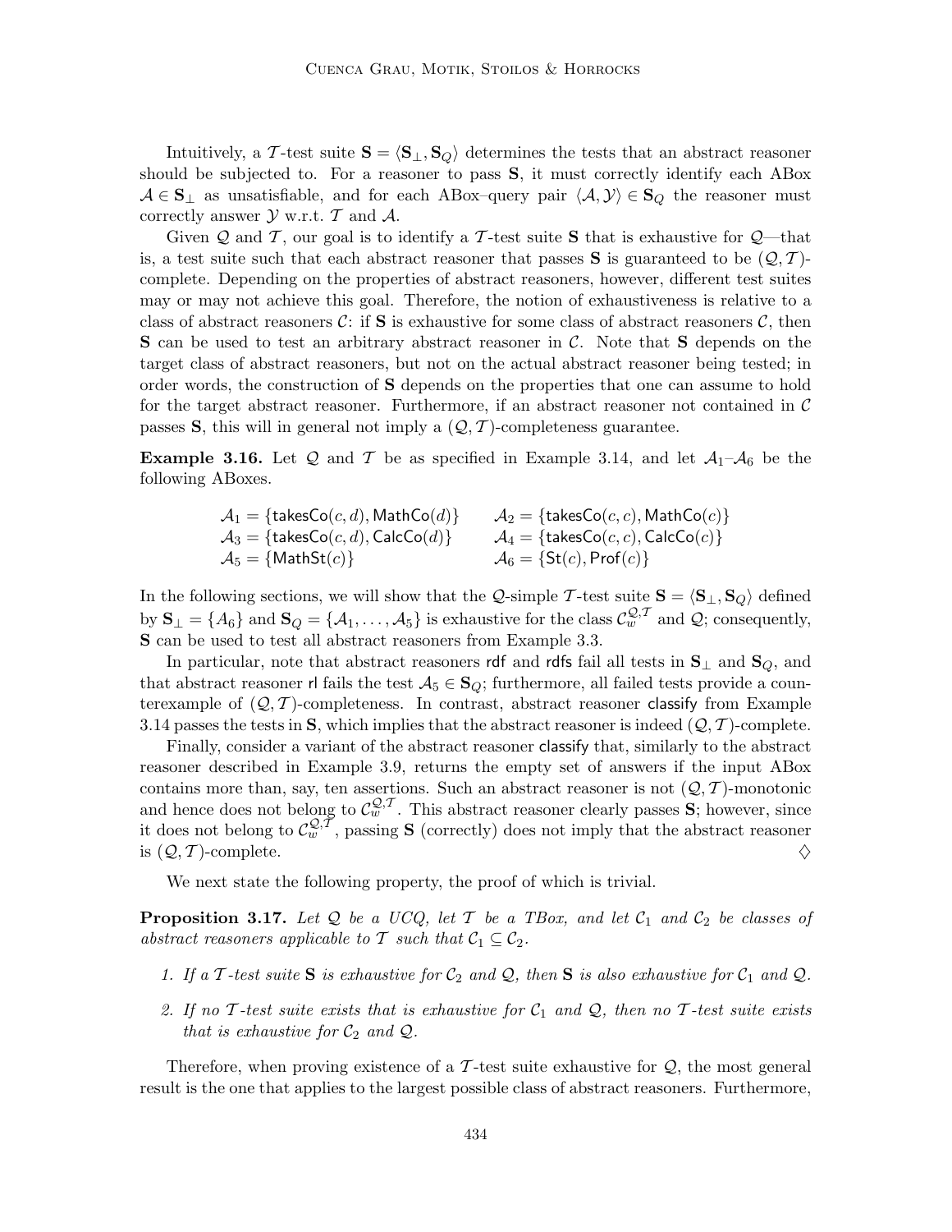Intuitively, a $\mathcal{T}$-test suite $\mathbf{S} = \langle \mathbf{S}_\bot, \mathbf{S}_Q \rangle$ determines the tests that an abstract reasoner should be subjected to. For a reasoner to pass $\mathbf{S}$, it must correctly identify each ABox $\mathcal{A} \in \mathbf{S}_\bot$ as unsatisfiable, and for each ABox–query pair $\langle \mathcal{A}, \mathcal{Y} \rangle \in \mathbf{S}_Q$ the reasoner must correctly answer $\mathcal{Y}$ w.r.t. $\mathcal{T}$ and $\mathcal{A}$.

Given $\mathcal{Q}$ and $\mathcal{T}$, our goal is to identify a $\mathcal{T}$-test suite $\mathbf{S}$ that is exhaustive for $\mathcal{Q}$—that is, a test suite such that each abstract reasoner that passes $\mathbf{S}$ is guaranteed to be $(\mathcal{Q}, \mathcal{T})$-complete. Depending on the properties of abstract reasoners, however, different test suites may or may not achieve this goal. Therefore, the notion of exhaustiveness is relative to a class of abstract reasoners $\mathcal{C}$: if $\mathbf{S}$ is exhaustive for some class of abstract reasoners $\mathcal{C}$, then $\mathbf{S}$ can be used to test an arbitrary abstract reasoner in $\mathcal{C}$. Note that $\mathbf{S}$ depends on the target class of abstract reasoners, but not on the actual abstract reasoner being tested; in order words, the construction of $\mathbf{S}$ depends on the properties that one can assume to hold for the target abstract reasoner. Furthermore, if an abstract reasoner not contained in $\mathcal{C}$ passes $\mathbf{S}$, this will in general not imply a $(\mathcal{Q}, \mathcal{T})$-completeness guarantee.

**Example 3.16.** Let $\mathcal{Q}$ and $\mathcal{T}$ be as specified in Example 3.14, and let $\mathcal{A}_1$–$\mathcal{A}_6$ be the following ABoxes.

$$
\begin{aligned}
\mathcal{A}_1 &= \{\mathsf{takesCo}(c,d), \mathsf{MathCo}(d)\} & \mathcal{A}_2 &= \{\mathsf{takesCo}(c,c), \mathsf{MathCo}(c)\} \\
\mathcal{A}_3 &= \{\mathsf{takesCo}(c,d), \mathsf{CalcCo}(d)\} & \mathcal{A}_4 &= \{\mathsf{takesCo}(c,c), \mathsf{CalcCo}(c)\} \\
\mathcal{A}_5 &= \{\mathsf{MathSt}(c)\} & \mathcal{A}_6 &= \{\mathsf{St}(c), \mathsf{Prof}(c)\}
\end{aligned}
$$

In the following sections, we will show that the $\mathcal{Q}$-simple $\mathcal{T}$-test suite $\mathbf{S} = \langle \mathbf{S}_\bot, \mathbf{S}_Q \rangle$ defined by $\mathbf{S}_\bot = \{A_6\}$ and $\mathbf{S}_Q = \{\mathcal{A}_1, \ldots, \mathcal{A}_5\}$ is exhaustive for the class $\mathcal{C}_w^{\mathcal{Q},\mathcal{T}}$ and $\mathcal{Q}$; consequently, $\mathbf{S}$ can be used to test all abstract reasoners from Example 3.3.

In particular, note that abstract reasoners $\mathsf{rdf}$ and $\mathsf{rdfs}$ fail all tests in $\mathbf{S}_\bot$ and $\mathbf{S}_Q$, and that abstract reasoner $\mathsf{rl}$ fails the test $\mathcal{A}_5 \in \mathbf{S}_Q$; furthermore, all failed tests provide a counterexample of $(\mathcal{Q}, \mathcal{T})$-completeness. In contrast, abstract reasoner $\mathsf{classify}$ from Example 3.14 passes the tests in $\mathbf{S}$, which implies that the abstract reasoner is indeed $(\mathcal{Q}, \mathcal{T})$-complete.

Finally, consider a variant of the abstract reasoner $\mathsf{classify}$ that, similarly to the abstract reasoner described in Example 3.9, returns the empty set of answers if the input ABox contains more than, say, ten assertions. Such an abstract reasoner is not $(\mathcal{Q}, \mathcal{T})$-monotonic and hence does not belong to $\mathcal{C}_w^{\mathcal{Q},\mathcal{T}}$. This abstract reasoner clearly passes $\mathbf{S}$; however, since it does not belong to $\mathcal{C}_w^{\mathcal{Q},\mathcal{T}}$, passing $\mathbf{S}$ (correctly) does not imply that the abstract reasoner is $(\mathcal{Q}, \mathcal{T})$-complete. $\diamondsuit$

We next state the following property, the proof of which is trivial.

**Proposition 3.17.** *Let $\mathcal{Q}$ be a UCQ, let $\mathcal{T}$ be a TBox, and let $\mathcal{C}_1$ and $\mathcal{C}_2$ be classes of abstract reasoners applicable to $\mathcal{T}$ such that $\mathcal{C}_1 \subseteq \mathcal{C}_2$.*

1. *If a $\mathcal{T}$-test suite $\mathbf{S}$ is exhaustive for $\mathcal{C}_2$ and $\mathcal{Q}$, then $\mathbf{S}$ is also exhaustive for $\mathcal{C}_1$ and $\mathcal{Q}$.*
2. *If no $\mathcal{T}$-test suite exists that is exhaustive for $\mathcal{C}_1$ and $\mathcal{Q}$, then no $\mathcal{T}$-test suite exists that is exhaustive for $\mathcal{C}_2$ and $\mathcal{Q}$.*

Therefore, when proving existence of a $\mathcal{T}$-test suite exhaustive for $\mathcal{Q}$, the most general result is the one that applies to the largest possible class of abstract reasoners. Furthermore,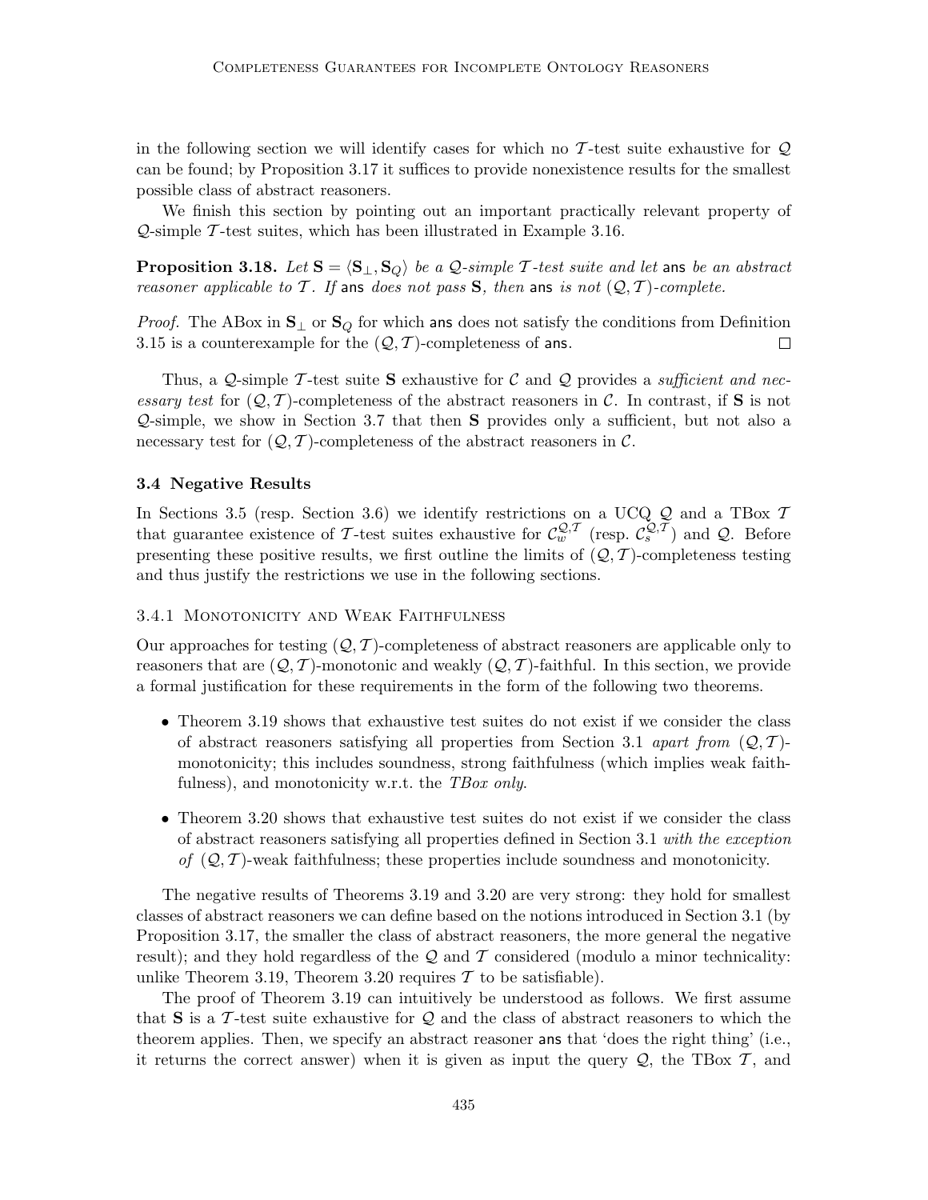in the following section we will identify cases for which no $\mathcal{T}$-test suite exhaustive for $\mathcal{Q}$ can be found; by Proposition 3.17 it suffices to provide nonexistence results for the smallest possible class of abstract reasoners.

We finish this section by pointing out an important practically relevant property of $\mathcal{Q}$-simple $\mathcal{T}$-test suites, which has been illustrated in Example 3.16.

**Proposition 3.18.** *Let $\mathbf{S} = \langle \mathbf{S}_{\bot}, \mathbf{S}_{Q} \rangle$ be a $\mathcal{Q}$-simple $\mathcal{T}$-test suite and let* $\mathsf{ans}$ *be an abstract reasoner applicable to $\mathcal{T}$. If* $\mathsf{ans}$ *does not pass $\mathbf{S}$, then* $\mathsf{ans}$ *is not $(\mathcal{Q}, \mathcal{T})$-complete.*

*Proof.* The ABox in $\mathbf{S}_{\bot}$ or $\mathbf{S}_{Q}$ for which $\mathsf{ans}$ does not satisfy the conditions from Definition 3.15 is a counterexample for the $(\mathcal{Q}, \mathcal{T})$-completeness of $\mathsf{ans}$. □

Thus, a $\mathcal{Q}$-simple $\mathcal{T}$-test suite $\mathbf{S}$ exhaustive for $\mathcal{C}$ and $\mathcal{Q}$ provides a *sufficient and necessary test* for $(\mathcal{Q}, \mathcal{T})$-completeness of the abstract reasoners in $\mathcal{C}$. In contrast, if $\mathbf{S}$ is not $\mathcal{Q}$-simple, we show in Section 3.7 that then $\mathbf{S}$ provides only a sufficient, but not also a necessary test for $(\mathcal{Q}, \mathcal{T})$-completeness of the abstract reasoners in $\mathcal{C}$.

### 3.4 Negative Results

In Sections 3.5 (resp. Section 3.6) we identify restrictions on a UCQ $\mathcal{Q}$ and a TBox $\mathcal{T}$ that guarantee existence of $\mathcal{T}$-test suites exhaustive for $\mathcal{C}_w^{\mathcal{Q},\mathcal{T}}$ (resp. $\mathcal{C}_s^{\mathcal{Q},\mathcal{T}}$) and $\mathcal{Q}$. Before presenting these positive results, we first outline the limits of $(\mathcal{Q}, \mathcal{T})$-completeness testing and thus justify the restrictions we use in the following sections.

#### 3.4.1 Monotonicity and Weak Faithfulness

Our approaches for testing $(\mathcal{Q}, \mathcal{T})$-completeness of abstract reasoners are applicable only to reasoners that are $(\mathcal{Q}, \mathcal{T})$-monotonic and weakly $(\mathcal{Q}, \mathcal{T})$-faithful. In this section, we provide a formal justification for these requirements in the form of the following two theorems.

- Theorem 3.19 shows that exhaustive test suites do not exist if we consider the class of abstract reasoners satisfying all properties from Section 3.1 *apart from* $(\mathcal{Q}, \mathcal{T})$-monotonicity; this includes soundness, strong faithfulness (which implies weak faithfulness), and monotonicity w.r.t. the *TBox only*.
- Theorem 3.20 shows that exhaustive test suites do not exist if we consider the class of abstract reasoners satisfying all properties defined in Section 3.1 *with the exception of* $(\mathcal{Q}, \mathcal{T})$-weak faithfulness; these properties include soundness and monotonicity.

The negative results of Theorems 3.19 and 3.20 are very strong: they hold for smallest classes of abstract reasoners we can define based on the notions introduced in Section 3.1 (by Proposition 3.17, the smaller the class of abstract reasoners, the more general the negative result); and they hold regardless of the $\mathcal{Q}$ and $\mathcal{T}$ considered (modulo a minor technicality: unlike Theorem 3.19, Theorem 3.20 requires $\mathcal{T}$ to be satisfiable).

The proof of Theorem 3.19 can intuitively be understood as follows. We first assume that $\mathbf{S}$ is a $\mathcal{T}$-test suite exhaustive for $\mathcal{Q}$ and the class of abstract reasoners to which the theorem applies. Then, we specify an abstract reasoner $\mathsf{ans}$ that 'does the right thing' (i.e., it returns the correct answer) when it is given as input the query $\mathcal{Q}$, the TBox $\mathcal{T}$, and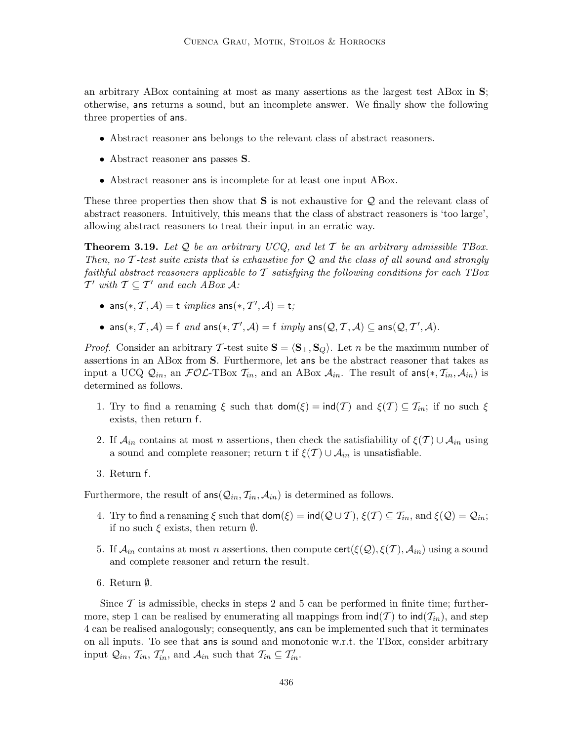an arbitrary ABox containing at most as many assertions as the largest test ABox in $\mathbf{S}$; otherwise, $\mathsf{ans}$ returns a sound, but an incomplete answer. We finally show the following three properties of $\mathsf{ans}$.

- Abstract reasoner $\mathsf{ans}$ belongs to the relevant class of abstract reasoners.
- Abstract reasoner $\mathsf{ans}$ passes $\mathbf{S}$.
- Abstract reasoner $\mathsf{ans}$ is incomplete for at least one input ABox.

These three properties then show that $\mathbf{S}$ is not exhaustive for $\mathcal{Q}$ and the relevant class of abstract reasoners. Intuitively, this means that the class of abstract reasoners is 'too large', allowing abstract reasoners to treat their input in an erratic way.

**Theorem 3.19.** *Let $\mathcal{Q}$ be an arbitrary UCQ, and let $\mathcal{T}$ be an arbitrary admissible TBox. Then, no $\mathcal{T}$-test suite exists that is exhaustive for $\mathcal{Q}$ and the class of all sound and strongly faithful abstract reasoners applicable to $\mathcal{T}$ satisfying the following conditions for each TBox $\mathcal{T}'$ with $\mathcal{T} \subseteq \mathcal{T}'$ and each ABox $\mathcal{A}$:*

- $\mathsf{ans}(*, \mathcal{T}, \mathcal{A}) = \mathsf{t}$ *implies* $\mathsf{ans}(*, \mathcal{T}', \mathcal{A}) = \mathsf{t}$*;*
- $\mathsf{ans}(*, \mathcal{T}, \mathcal{A}) = \mathsf{f}$ *and* $\mathsf{ans}(*, \mathcal{T}', \mathcal{A}) = \mathsf{f}$ *imply* $\mathsf{ans}(\mathcal{Q}, \mathcal{T}, \mathcal{A}) \subseteq \mathsf{ans}(\mathcal{Q}, \mathcal{T}', \mathcal{A})$.

*Proof.* Consider an arbitrary $\mathcal{T}$-test suite $\mathbf{S} = \langle \mathbf{S}_\bot, \mathbf{S}_Q \rangle$. Let $n$ be the maximum number of assertions in an ABox from $\mathbf{S}$. Furthermore, let $\mathsf{ans}$ be the abstract reasoner that takes as input a UCQ $\mathcal{Q}_{in}$, an $\mathcal{FOL}$-TBox $\mathcal{T}_{in}$, and an ABox $\mathcal{A}_{in}$. The result of $\mathsf{ans}(*, \mathcal{T}_{in}, \mathcal{A}_{in})$ is determined as follows.

1. Try to find a renaming $\xi$ such that $\mathsf{dom}(\xi) = \mathsf{ind}(\mathcal{T})$ and $\xi(\mathcal{T}) \subseteq \mathcal{T}_{in}$; if no such $\xi$ exists, then return $\mathsf{f}$.
2. If $\mathcal{A}_{in}$ contains at most $n$ assertions, then check the satisfiability of $\xi(\mathcal{T}) \cup \mathcal{A}_{in}$ using a sound and complete reasoner; return $\mathsf{t}$ if $\xi(\mathcal{T}) \cup \mathcal{A}_{in}$ is unsatisfiable.
3. Return $\mathsf{f}$.

Furthermore, the result of $\mathsf{ans}(\mathcal{Q}_{in}, \mathcal{T}_{in}, \mathcal{A}_{in})$ is determined as follows.

4. Try to find a renaming $\xi$ such that $\mathsf{dom}(\xi) = \mathsf{ind}(\mathcal{Q} \cup \mathcal{T})$, $\xi(\mathcal{T}) \subseteq \mathcal{T}_{in}$, and $\xi(\mathcal{Q}) = \mathcal{Q}_{in}$; if no such $\xi$ exists, then return $\emptyset$.
5. If $\mathcal{A}_{in}$ contains at most $n$ assertions, then compute $\mathsf{cert}(\xi(\mathcal{Q}), \xi(\mathcal{T}), \mathcal{A}_{in})$ using a sound and complete reasoner and return the result.
6. Return $\emptyset$.

Since $\mathcal{T}$ is admissible, checks in steps 2 and 5 can be performed in finite time; furthermore, step 1 can be realised by enumerating all mappings from $\mathsf{ind}(\mathcal{T})$ to $\mathsf{ind}(\mathcal{T}_{in})$, and step 4 can be realised analogously; consequently, $\mathsf{ans}$ can be implemented such that it terminates on all inputs. To see that $\mathsf{ans}$ is sound and monotonic w.r.t. the TBox, consider arbitrary input $\mathcal{Q}_{in}$, $\mathcal{T}_{in}$, $\mathcal{T}'_{in}$, and $\mathcal{A}_{in}$ such that $\mathcal{T}_{in} \subseteq \mathcal{T}'_{in}$.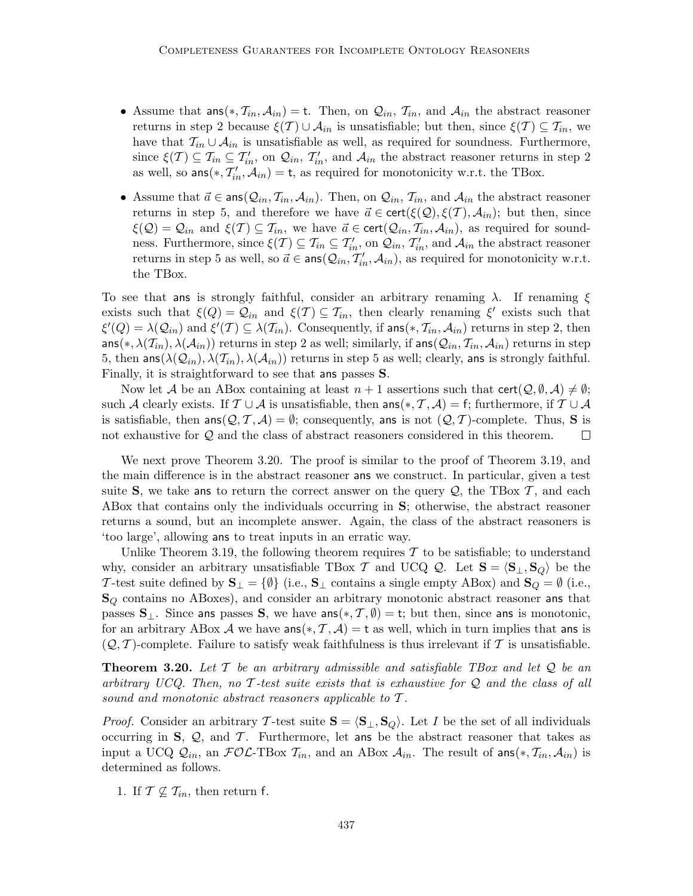- Assume that $\mathsf{ans}(*, \mathcal{T}_{in}, \mathcal{A}_{in}) = \mathsf{t}$. Then, on $\mathcal{Q}_{in}$, $\mathcal{T}_{in}$, and $\mathcal{A}_{in}$ the abstract reasoner returns in step 2 because $\xi(\mathcal{T}) \cup \mathcal{A}_{in}$ is unsatisfiable; but then, since $\xi(\mathcal{T}) \subseteq \mathcal{T}_{in}$, we have that $\mathcal{T}_{in} \cup \mathcal{A}_{in}$ is unsatisfiable as well, as required for soundness. Furthermore, since $\xi(\mathcal{T}) \subseteq \mathcal{T}_{in} \subseteq \mathcal{T}'_{in}$, on $\mathcal{Q}_{in}$, $\mathcal{T}'_{in}$, and $\mathcal{A}_{in}$ the abstract reasoner returns in step 2 as well, so $\mathsf{ans}(*, \mathcal{T}'_{in}, \mathcal{A}_{in}) = \mathsf{t}$, as required for monotonicity w.r.t. the TBox.
- Assume that $\vec{a} \in \mathsf{ans}(\mathcal{Q}_{in}, \mathcal{T}_{in}, \mathcal{A}_{in})$. Then, on $\mathcal{Q}_{in}$, $\mathcal{T}_{in}$, and $\mathcal{A}_{in}$ the abstract reasoner returns in step 5, and therefore we have $\vec{a} \in \mathsf{cert}(\xi(\mathcal{Q}), \xi(\mathcal{T}), \mathcal{A}_{in})$; but then, since $\xi(\mathcal{Q}) = \mathcal{Q}_{in}$ and $\xi(\mathcal{T}) \subseteq \mathcal{T}_{in}$, we have $\vec{a} \in \mathsf{cert}(\mathcal{Q}_{in}, \mathcal{T}_{in}, \mathcal{A}_{in})$, as required for soundness. Furthermore, since $\xi(\mathcal{T}) \subseteq \mathcal{T}_{in} \subseteq \mathcal{T}'_{in}$, on $\mathcal{Q}_{in}$, $\mathcal{T}'_{in}$, and $\mathcal{A}_{in}$ the abstract reasoner returns in step 5 as well, so $\vec{a} \in \mathsf{ans}(\mathcal{Q}_{in}, \mathcal{T}'_{in}, \mathcal{A}_{in})$, as required for monotonicity w.r.t. the TBox.

To see that $\mathsf{ans}$ is strongly faithful, consider an arbitrary renaming $\lambda$. If renaming $\xi$ exists such that $\xi(Q) = \mathcal{Q}_{in}$ and $\xi(\mathcal{T}) \subseteq \mathcal{T}_{in}$, then clearly renaming $\xi'$ exists such that $\xi'(Q) = \lambda(\mathcal{Q}_{in})$ and $\xi'(\mathcal{T}) \subseteq \lambda(\mathcal{T}_{in})$. Consequently, if $\mathsf{ans}(*, \mathcal{T}_{in}, \mathcal{A}_{in})$ returns in step 2, then $\mathsf{ans}(*, \lambda(\mathcal{T}_{in}), \lambda(\mathcal{A}_{in}))$ returns in step 2 as well; similarly, if $\mathsf{ans}(\mathcal{Q}_{in}, \mathcal{T}_{in}, \mathcal{A}_{in})$ returns in step 5, then $\mathsf{ans}(\lambda(\mathcal{Q}_{in}), \lambda(\mathcal{T}_{in}), \lambda(\mathcal{A}_{in}))$ returns in step 5 as well; clearly, $\mathsf{ans}$ is strongly faithful. Finally, it is straightforward to see that $\mathsf{ans}$ passes $\mathbf{S}$.

Now let $\mathcal{A}$ be an ABox containing at least $n+1$ assertions such that $\mathsf{cert}(\mathcal{Q}, \emptyset, \mathcal{A}) \neq \emptyset$; such $\mathcal{A}$ clearly exists. If $\mathcal{T} \cup \mathcal{A}$ is unsatisfiable, then $\mathsf{ans}(*, \mathcal{T}, \mathcal{A}) = \mathsf{f}$; furthermore, if $\mathcal{T} \cup \mathcal{A}$ is satisfiable, then $\mathsf{ans}(\mathcal{Q}, \mathcal{T}, \mathcal{A}) = \emptyset$; consequently, $\mathsf{ans}$ is not $(\mathcal{Q}, \mathcal{T})$-complete. Thus, $\mathbf{S}$ is not exhaustive for $\mathcal{Q}$ and the class of abstract reasoners considered in this theorem. $\square$

We next prove Theorem 3.20. The proof is similar to the proof of Theorem 3.19, and the main difference is in the abstract reasoner $\mathsf{ans}$ we construct. In particular, given a test suite $\mathbf{S}$, we take $\mathsf{ans}$ to return the correct answer on the query $\mathcal{Q}$, the TBox $\mathcal{T}$, and each ABox that contains only the individuals occurring in $\mathbf{S}$; otherwise, the abstract reasoner returns a sound, but an incomplete answer. Again, the class of the abstract reasoners is 'too large', allowing $\mathsf{ans}$ to treat inputs in an erratic way.

Unlike Theorem 3.19, the following theorem requires $\mathcal{T}$ to be satisfiable; to understand why, consider an arbitrary unsatisfiable TBox $\mathcal{T}$ and UCQ $\mathcal{Q}$. Let $\mathbf{S} = \langle \mathbf{S}_\bot, \mathbf{S}_Q \rangle$ be the $\mathcal{T}$-test suite defined by $\mathbf{S}_\bot = \{\emptyset\}$ (i.e., $\mathbf{S}_\bot$ contains a single empty ABox) and $\mathbf{S}_Q = \emptyset$ (i.e., $\mathbf{S}_Q$ contains no ABoxes), and consider an arbitrary monotonic abstract reasoner $\mathsf{ans}$ that passes $\mathbf{S}_\bot$. Since $\mathsf{ans}$ passes $\mathbf{S}$, we have $\mathsf{ans}(*, \mathcal{T}, \emptyset) = \mathsf{t}$; but then, since $\mathsf{ans}$ is monotonic, for an arbitrary ABox $\mathcal{A}$ we have $\mathsf{ans}(*, \mathcal{T}, \mathcal{A}) = \mathsf{t}$ as well, which in turn implies that $\mathsf{ans}$ is $(\mathcal{Q}, \mathcal{T})$-complete. Failure to satisfy weak faithfulness is thus irrelevant if $\mathcal{T}$ is unsatisfiable.

**Theorem 3.20.** *Let $\mathcal{T}$ be an arbitrary admissible and satisfiable TBox and let $\mathcal{Q}$ be an arbitrary UCQ. Then, no $\mathcal{T}$-test suite exists that is exhaustive for $\mathcal{Q}$ and the class of all sound and monotonic abstract reasoners applicable to $\mathcal{T}$.*

*Proof.* Consider an arbitrary $\mathcal{T}$-test suite $\mathbf{S} = \langle \mathbf{S}_\bot, \mathbf{S}_Q \rangle$. Let $I$ be the set of all individuals occurring in $\mathbf{S}$, $\mathcal{Q}$, and $\mathcal{T}$. Furthermore, let $\mathsf{ans}$ be the abstract reasoner that takes as input a UCQ $\mathcal{Q}_{in}$, an $\mathcal{FOL}$-TBox $\mathcal{T}_{in}$, and an ABox $\mathcal{A}_{in}$. The result of $\mathsf{ans}(*, \mathcal{T}_{in}, \mathcal{A}_{in})$ is determined as follows.

1. If $\mathcal{T} \not\subseteq \mathcal{T}_{in}$, then return $\mathsf{f}$.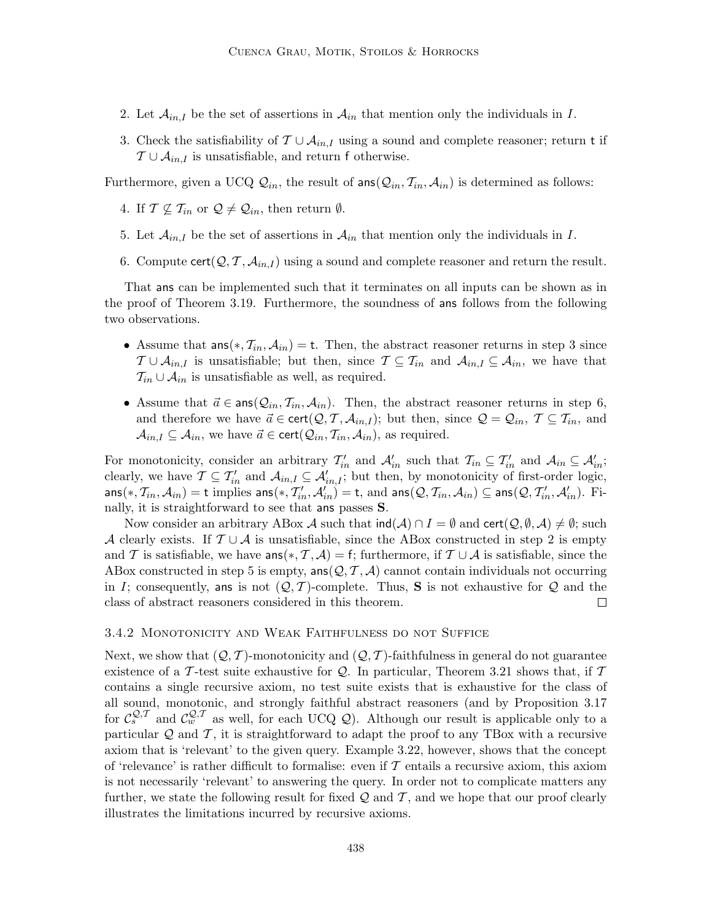2. Let $\mathcal{A}_{in,I}$ be the set of assertions in $\mathcal{A}_{in}$ that mention only the individuals in $I$.

3. Check the satisfiability of $\mathcal{T} \cup \mathcal{A}_{in,I}$ using a sound and complete reasoner; return $\mathsf{t}$ if $\mathcal{T} \cup \mathcal{A}_{in,I}$ is unsatisfiable, and return $\mathsf{f}$ otherwise.

Furthermore, given a UCQ $\mathcal{Q}_{in}$, the result of $\mathsf{ans}(\mathcal{Q}_{in}, \mathcal{T}_{in}, \mathcal{A}_{in})$ is determined as follows:

4. If $\mathcal{T} \not\subseteq \mathcal{T}_{in}$ or $\mathcal{Q} \neq \mathcal{Q}_{in}$, then return $\emptyset$.

5. Let $\mathcal{A}_{in,I}$ be the set of assertions in $\mathcal{A}_{in}$ that mention only the individuals in $I$.

6. Compute $\mathsf{cert}(\mathcal{Q}, \mathcal{T}, \mathcal{A}_{in,I})$ using a sound and complete reasoner and return the result.

That $\mathsf{ans}$ can be implemented such that it terminates on all inputs can be shown as in the proof of Theorem 3.19. Furthermore, the soundness of $\mathsf{ans}$ follows from the following two observations.

- Assume that $\mathsf{ans}(*, \mathcal{T}_{in}, \mathcal{A}_{in}) = \mathsf{t}$. Then, the abstract reasoner returns in step 3 since $\mathcal{T} \cup \mathcal{A}_{in,I}$ is unsatisfiable; but then, since $\mathcal{T} \subseteq \mathcal{T}_{in}$ and $\mathcal{A}_{in,I} \subseteq \mathcal{A}_{in}$, we have that $\mathcal{T}_{in} \cup \mathcal{A}_{in}$ is unsatisfiable as well, as required.
- Assume that $\vec{a} \in \mathsf{ans}(\mathcal{Q}_{in}, \mathcal{T}_{in}, \mathcal{A}_{in})$. Then, the abstract reasoner returns in step 6, and therefore we have $\vec{a} \in \mathsf{cert}(\mathcal{Q}, \mathcal{T}, \mathcal{A}_{in,I})$; but then, since $\mathcal{Q} = \mathcal{Q}_{in}$, $\mathcal{T} \subseteq \mathcal{T}_{in}$, and $\mathcal{A}_{in,I} \subseteq \mathcal{A}_{in}$, we have $\vec{a} \in \mathsf{cert}(\mathcal{Q}_{in}, \mathcal{T}_{in}, \mathcal{A}_{in})$, as required.

For monotonicity, consider an arbitrary $\mathcal{T}'_{in}$ and $\mathcal{A}'_{in}$ such that $\mathcal{T}_{in} \subseteq \mathcal{T}'_{in}$ and $\mathcal{A}_{in} \subseteq \mathcal{A}'_{in}$; clearly, we have $\mathcal{T} \subseteq \mathcal{T}'_{in}$ and $\mathcal{A}_{in,I} \subseteq \mathcal{A}'_{in,I}$; but then, by monotonicity of first-order logic, $\mathsf{ans}(*, \mathcal{T}_{in}, \mathcal{A}_{in}) = \mathsf{t}$ implies $\mathsf{ans}(*, \mathcal{T}'_{in}, \mathcal{A}'_{in}) = \mathsf{t}$, and $\mathsf{ans}(\mathcal{Q}, \mathcal{T}_{in}, \mathcal{A}_{in}) \subseteq \mathsf{ans}(\mathcal{Q}, \mathcal{T}'_{in}, \mathcal{A}'_{in})$. Finally, it is straightforward to see that $\mathsf{ans}$ passes $\mathbf{S}$.

Now consider an arbitrary ABox $\mathcal{A}$ such that $\mathsf{ind}(\mathcal{A}) \cap I = \emptyset$ and $\mathsf{cert}(\mathcal{Q}, \emptyset, \mathcal{A}) \neq \emptyset$; such $\mathcal{A}$ clearly exists. If $\mathcal{T} \cup \mathcal{A}$ is unsatisfiable, since the ABox constructed in step 2 is empty and $\mathcal{T}$ is satisfiable, we have $\mathsf{ans}(*, \mathcal{T}, \mathcal{A}) = \mathsf{f}$; furthermore, if $\mathcal{T} \cup \mathcal{A}$ is satisfiable, since the ABox constructed in step 5 is empty, $\mathsf{ans}(\mathcal{Q}, \mathcal{T}, \mathcal{A})$ cannot contain individuals not occurring in $I$; consequently, $\mathsf{ans}$ is not $(\mathcal{Q}, \mathcal{T})$-complete. Thus, $\mathbf{S}$ is not exhaustive for $\mathcal{Q}$ and the class of abstract reasoners considered in this theorem. □

### 3.4.2 Monotonicity and Weak Faithfulness do not Suffice

Next, we show that $(\mathcal{Q}, \mathcal{T})$-monotonicity and $(\mathcal{Q}, \mathcal{T})$-faithfulness in general do not guarantee existence of a $\mathcal{T}$-test suite exhaustive for $\mathcal{Q}$. In particular, Theorem 3.21 shows that, if $\mathcal{T}$ contains a single recursive axiom, no test suite exists that is exhaustive for the class of all sound, monotonic, and strongly faithful abstract reasoners (and by Proposition 3.17 for $\mathcal{C}_s^{\mathcal{Q},\mathcal{T}}$ and $\mathcal{C}_w^{\mathcal{Q},\mathcal{T}}$ as well, for each UCQ $\mathcal{Q}$). Although our result is applicable only to a particular $\mathcal{Q}$ and $\mathcal{T}$, it is straightforward to adapt the proof to any TBox with a recursive axiom that is 'relevant' to the given query. Example 3.22, however, shows that the concept of 'relevance' is rather difficult to formalise: even if $\mathcal{T}$ entails a recursive axiom, this axiom is not necessarily 'relevant' to answering the query. In order not to complicate matters any further, we state the following result for fixed $\mathcal{Q}$ and $\mathcal{T}$, and we hope that our proof clearly illustrates the limitations incurred by recursive axioms.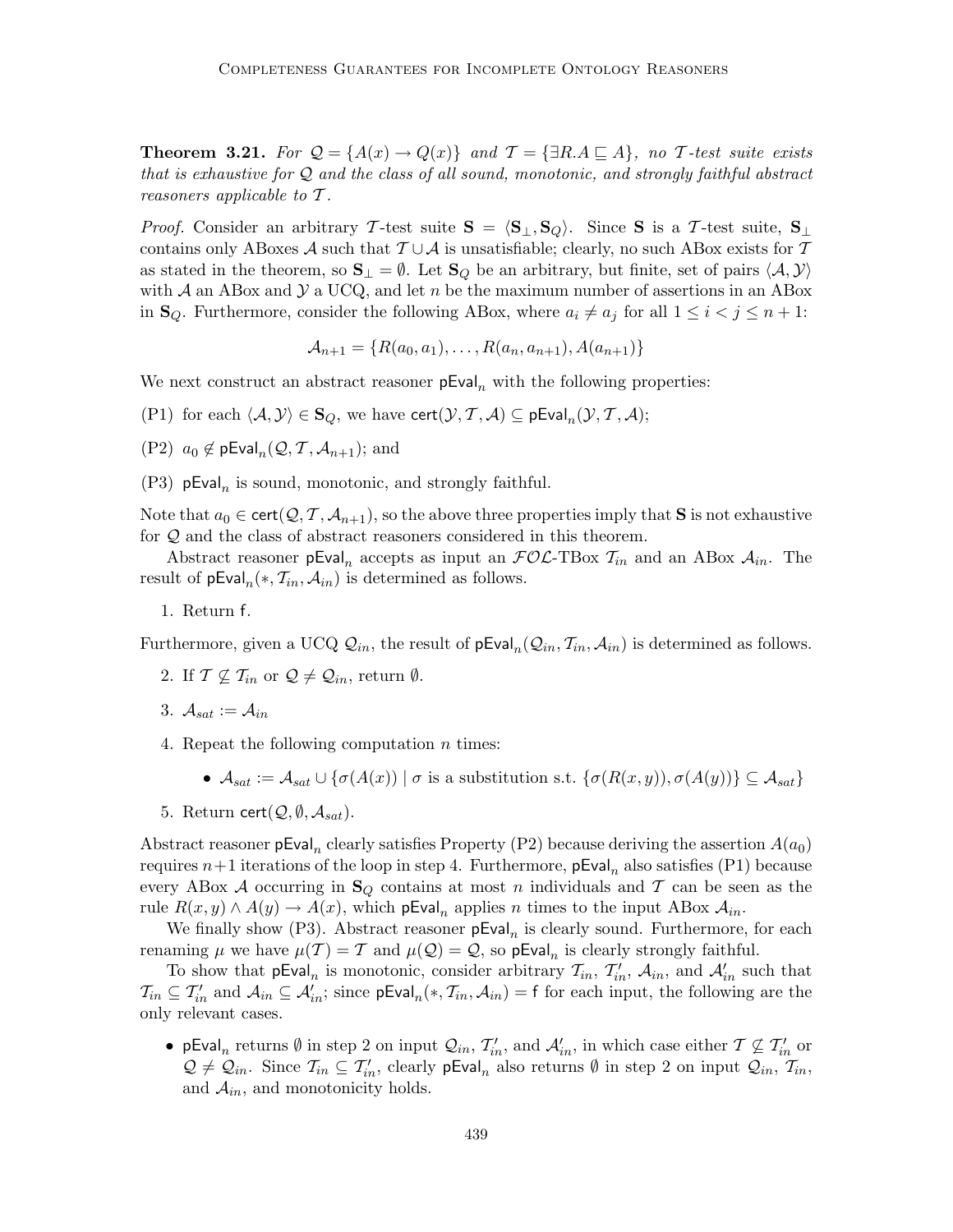**Theorem 3.21.** *For $\mathcal{Q} = \{A(x) \rightarrow Q(x)\}$ and $\mathcal{T} = \{\exists R.A \sqsubseteq A\}$, no $\mathcal{T}$-test suite exists that is exhaustive for $\mathcal{Q}$ and the class of all sound, monotonic, and strongly faithful abstract reasoners applicable to $\mathcal{T}$.*

*Proof.* Consider an arbitrary $\mathcal{T}$-test suite $\mathbf{S} = \langle \mathbf{S}_\perp, \mathbf{S}_Q \rangle$. Since $\mathbf{S}$ is a $\mathcal{T}$-test suite, $\mathbf{S}_\perp$ contains only ABoxes $\mathcal{A}$ such that $\mathcal{T} \cup \mathcal{A}$ is unsatisfiable; clearly, no such ABox exists for $\mathcal{T}$ as stated in the theorem, so $\mathbf{S}_\perp = \emptyset$. Let $\mathbf{S}_Q$ be an arbitrary, but finite, set of pairs $\langle \mathcal{A}, \mathcal{Y} \rangle$ with $\mathcal{A}$ an ABox and $\mathcal{Y}$ a UCQ, and let $n$ be the maximum number of assertions in an ABox in $\mathbf{S}_Q$. Furthermore, consider the following ABox, where $a_i \neq a_j$ for all $1 \leq i < j \leq n+1$:

$$\mathcal{A}_{n+1} = \{R(a_0, a_1), \ldots, R(a_n, a_{n+1}), A(a_{n+1})\}$$

We next construct an abstract reasoner $\mathsf{pEval}_n$ with the following properties:

(P1) for each $\langle \mathcal{A}, \mathcal{Y} \rangle \in \mathbf{S}_Q$, we have $\mathsf{cert}(\mathcal{Y}, \mathcal{T}, \mathcal{A}) \subseteq \mathsf{pEval}_n(\mathcal{Y}, \mathcal{T}, \mathcal{A})$;

(P2) $a_0 \notin \mathsf{pEval}_n(\mathcal{Q}, \mathcal{T}, \mathcal{A}_{n+1})$; and

(P3) $\mathsf{pEval}_n$ is sound, monotonic, and strongly faithful.

Note that $a_0 \in \mathsf{cert}(\mathcal{Q}, \mathcal{T}, \mathcal{A}_{n+1})$, so the above three properties imply that $\mathbf{S}$ is not exhaustive for $\mathcal{Q}$ and the class of abstract reasoners considered in this theorem.

Abstract reasoner $\mathsf{pEval}_n$ accepts as input an $\mathcal{FOL}$-TBox $\mathcal{T}_{in}$ and an ABox $\mathcal{A}_{in}$. The result of $\mathsf{pEval}_n(*, \mathcal{T}_{in}, \mathcal{A}_{in})$ is determined as follows.

1. Return $\mathsf{f}$.

Furthermore, given a UCQ $\mathcal{Q}_{in}$, the result of $\mathsf{pEval}_n(\mathcal{Q}_{in}, \mathcal{T}_{in}, \mathcal{A}_{in})$ is determined as follows.

2. If $\mathcal{T} \not\subseteq \mathcal{T}_{in}$ or $\mathcal{Q} \neq \mathcal{Q}_{in}$, return $\emptyset$.
3. $\mathcal{A}_{sat} := \mathcal{A}_{in}$
4. Repeat the following computation $n$ times:
   - $\mathcal{A}_{sat} := \mathcal{A}_{sat} \cup \{\sigma(A(x)) \mid \sigma \text{ is a substitution s.t. } \{\sigma(R(x,y)), \sigma(A(y))\} \subseteq \mathcal{A}_{sat}\}$
5. Return $\mathsf{cert}(\mathcal{Q}, \emptyset, \mathcal{A}_{sat})$.

Abstract reasoner $\mathsf{pEval}_n$ clearly satisfies Property (P2) because deriving the assertion $A(a_0)$ requires $n+1$ iterations of the loop in step 4. Furthermore, $\mathsf{pEval}_n$ also satisfies (P1) because every ABox $\mathcal{A}$ occurring in $\mathbf{S}_Q$ contains at most $n$ individuals and $\mathcal{T}$ can be seen as the rule $R(x,y) \wedge A(y) \rightarrow A(x)$, which $\mathsf{pEval}_n$ applies $n$ times to the input ABox $\mathcal{A}_{in}$.

We finally show (P3). Abstract reasoner $\mathsf{pEval}_n$ is clearly sound. Furthermore, for each renaming $\mu$ we have $\mu(\mathcal{T}) = \mathcal{T}$ and $\mu(\mathcal{Q}) = \mathcal{Q}$, so $\mathsf{pEval}_n$ is clearly strongly faithful.

To show that $\mathsf{pEval}_n$ is monotonic, consider arbitrary $\mathcal{T}_{in}$, $\mathcal{T}'_{in}$, $\mathcal{A}_{in}$, and $\mathcal{A}'_{in}$ such that $\mathcal{T}_{in} \subseteq \mathcal{T}'_{in}$ and $\mathcal{A}_{in} \subseteq \mathcal{A}'_{in}$; since $\mathsf{pEval}_n(*, \mathcal{T}_{in}, \mathcal{A}_{in}) = \mathsf{f}$ for each input, the following are the only relevant cases.

- $\mathsf{pEval}_n$ returns $\emptyset$ in step 2 on input $\mathcal{Q}_{in}$, $\mathcal{T}'_{in}$, and $\mathcal{A}'_{in}$, in which case either $\mathcal{T} \not\subseteq \mathcal{T}'_{in}$ or $\mathcal{Q} \neq \mathcal{Q}_{in}$. Since $\mathcal{T}_{in} \subseteq \mathcal{T}'_{in}$, clearly $\mathsf{pEval}_n$ also returns $\emptyset$ in step 2 on input $\mathcal{Q}_{in}$, $\mathcal{T}_{in}$, and $\mathcal{A}_{in}$, and monotonicity holds.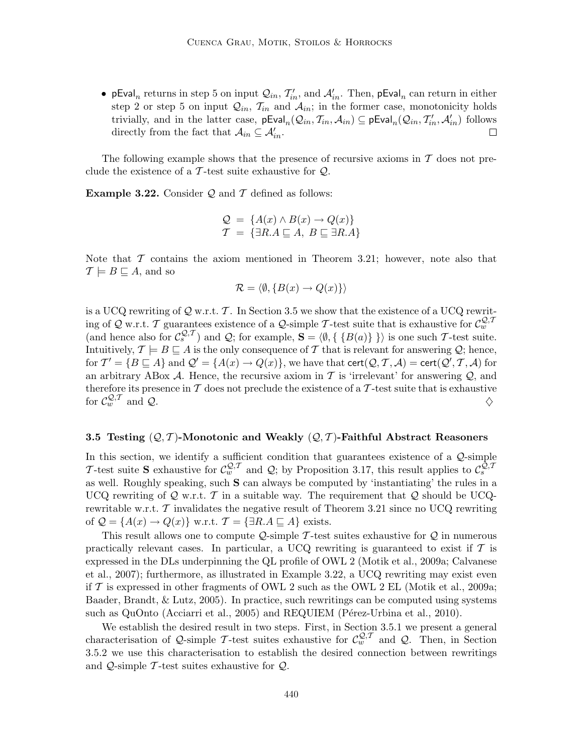- $\mathsf{pEval}_n$ returns in step 5 on input $\mathcal{Q}_{in}$, $\mathcal{T}'_{in}$, and $\mathcal{A}'_{in}$. Then, $\mathsf{pEval}_n$ can return in either step 2 or step 5 on input $\mathcal{Q}_{in}$, $\mathcal{T}_{in}$ and $\mathcal{A}_{in}$; in the former case, monotonicity holds trivially, and in the latter case, $\mathsf{pEval}_n(\mathcal{Q}_{in}, \mathcal{T}_{in}, \mathcal{A}_{in}) \subseteq \mathsf{pEval}_n(\mathcal{Q}_{in}, \mathcal{T}'_{in}, \mathcal{A}'_{in})$ follows directly from the fact that $\mathcal{A}_{in} \subseteq \mathcal{A}'_{in}$. □

The following example shows that the presence of recursive axioms in $\mathcal{T}$ does not preclude the existence of a $\mathcal{T}$-test suite exhaustive for $\mathcal{Q}$.

**Example 3.22.** Consider $\mathcal{Q}$ and $\mathcal{T}$ defined as follows:

$$
\begin{aligned}
\mathcal{Q} &= \{A(x) \wedge B(x) \rightarrow Q(x)\} \\
\mathcal{T} &= \{\exists R.A \sqsubseteq A,\ B \sqsubseteq \exists R.A\}
\end{aligned}
$$

Note that $\mathcal{T}$ contains the axiom mentioned in Theorem 3.21; however, note also that $\mathcal{T} \models B \sqsubseteq A$, and so

$$
\mathcal{R} = \langle \emptyset, \{B(x) \rightarrow Q(x)\} \rangle
$$

is a UCQ rewriting of $\mathcal{Q}$ w.r.t. $\mathcal{T}$. In Section 3.5 we show that the existence of a UCQ rewriting of $\mathcal{Q}$ w.r.t. $\mathcal{T}$ guarantees existence of a $\mathcal{Q}$-simple $\mathcal{T}$-test suite that is exhaustive for $\mathcal{C}_w^{\mathcal{Q},\mathcal{T}}$ (and hence also for $\mathcal{C}_s^{\mathcal{Q},\mathcal{T}}$) and $\mathcal{Q}$; for example, $\mathbf{S} = \langle \emptyset, \{\ \{B(a)\}\ \} \rangle$ is one such $\mathcal{T}$-test suite. Intuitively, $\mathcal{T} \models B \sqsubseteq A$ is the only consequence of $\mathcal{T}$ that is relevant for answering $\mathcal{Q}$; hence, for $\mathcal{T}' = \{B \sqsubseteq A\}$ and $\mathcal{Q}' = \{A(x) \rightarrow Q(x)\}$, we have that $\mathsf{cert}(\mathcal{Q}, \mathcal{T}, \mathcal{A}) = \mathsf{cert}(\mathcal{Q}', \mathcal{T}, \mathcal{A})$ for an arbitrary ABox $\mathcal{A}$. Hence, the recursive axiom in $\mathcal{T}$ is 'irrelevant' for answering $\mathcal{Q}$, and therefore its presence in $\mathcal{T}$ does not preclude the existence of a $\mathcal{T}$-test suite that is exhaustive for $\mathcal{C}_w^{\mathcal{Q},\mathcal{T}}$ and $\mathcal{Q}$. ◊

### 3.5 Testing $(\mathcal{Q}, \mathcal{T})$-Monotonic and Weakly $(\mathcal{Q}, \mathcal{T})$-Faithful Abstract Reasoners

In this section, we identify a sufficient condition that guarantees existence of a $\mathcal{Q}$-simple $\mathcal{T}$-test suite $\mathbf{S}$ exhaustive for $\mathcal{C}_w^{\mathcal{Q},\mathcal{T}}$ and $\mathcal{Q}$; by Proposition 3.17, this result applies to $\mathcal{C}_s^{\mathcal{Q},\mathcal{T}}$ as well. Roughly speaking, such $\mathbf{S}$ can always be computed by 'instantiating' the rules in a UCQ rewriting of $\mathcal{Q}$ w.r.t. $\mathcal{T}$ in a suitable way. The requirement that $\mathcal{Q}$ should be UCQ-rewritable w.r.t. $\mathcal{T}$ invalidates the negative result of Theorem 3.21 since no UCQ rewriting of $\mathcal{Q} = \{A(x) \rightarrow Q(x)\}$ w.r.t. $\mathcal{T} = \{\exists R.A \sqsubseteq A\}$ exists.

This result allows one to compute $\mathcal{Q}$-simple $\mathcal{T}$-test suites exhaustive for $\mathcal{Q}$ in numerous practically relevant cases. In particular, a UCQ rewriting is guaranteed to exist if $\mathcal{T}$ is expressed in the DLs underpinning the QL profile of OWL 2 (Motik et al., 2009a; Calvanese et al., 2007); furthermore, as illustrated in Example 3.22, a UCQ rewriting may exist even if $\mathcal{T}$ is expressed in other fragments of OWL 2 such as the OWL 2 EL (Motik et al., 2009a; Baader, Brandt, & Lutz, 2005). In practice, such rewritings can be computed using systems such as QuOnto (Acciarri et al., 2005) and REQUIEM (Pérez-Urbina et al., 2010).

We establish the desired result in two steps. First, in Section 3.5.1 we present a general characterisation of $\mathcal{Q}$-simple $\mathcal{T}$-test suites exhaustive for $\mathcal{C}_w^{\mathcal{Q},\mathcal{T}}$ and $\mathcal{Q}$. Then, in Section 3.5.2 we use this characterisation to establish the desired connection between rewritings and $\mathcal{Q}$-simple $\mathcal{T}$-test suites exhaustive for $\mathcal{Q}$.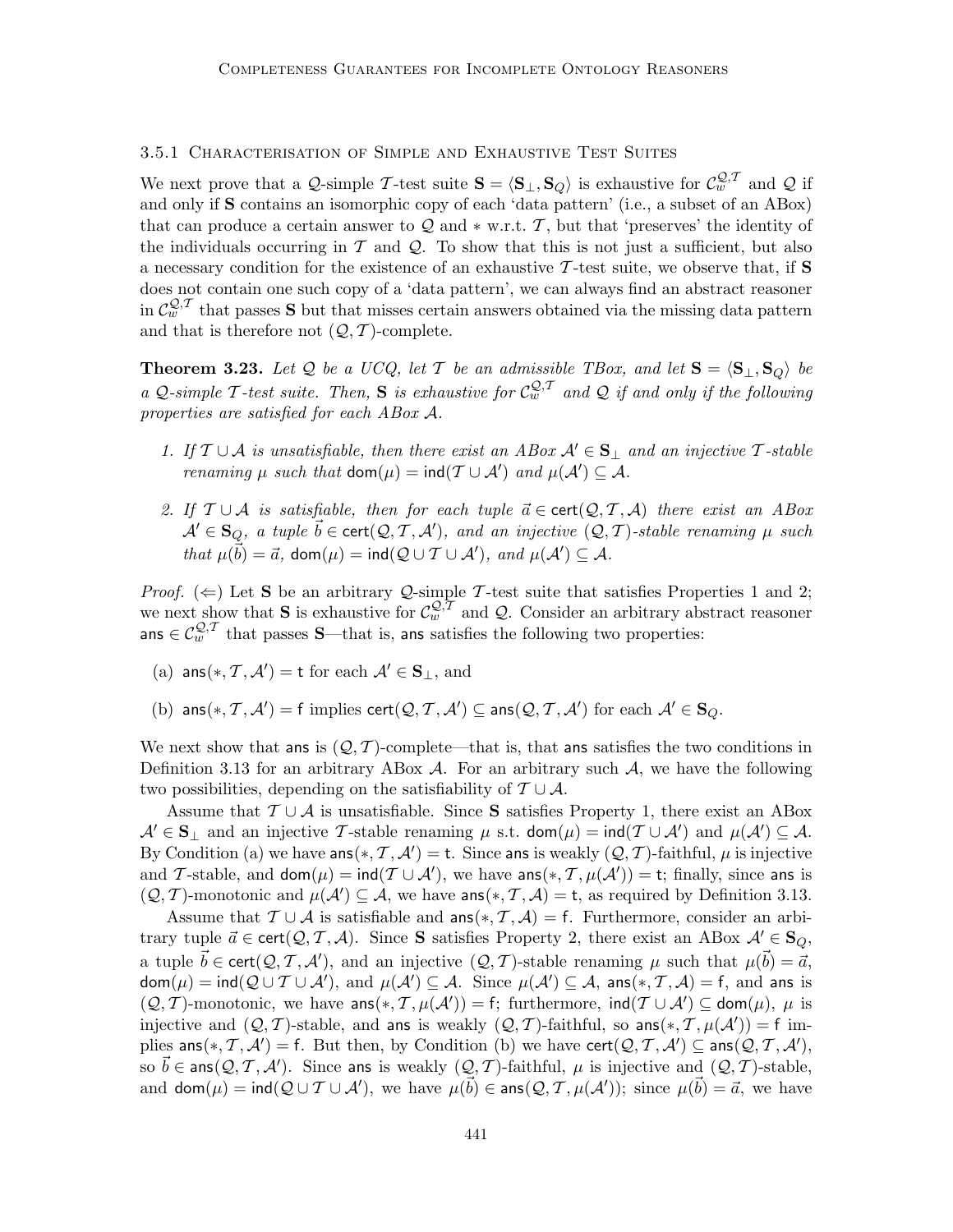### 3.5.1 Characterisation of Simple and Exhaustive Test Suites

We next prove that a $\mathcal{Q}$-simple $\mathcal{T}$-test suite $\mathbf{S} = \langle \mathbf{S}_\bot, \mathbf{S}_Q \rangle$ is exhaustive for $\mathcal{C}_w^{\mathcal{Q},\mathcal{T}}$ and $\mathcal{Q}$ if and only if $\mathbf{S}$ contains an isomorphic copy of each 'data pattern' (i.e., a subset of an ABox) that can produce a certain answer to $\mathcal{Q}$ and $*$ w.r.t. $\mathcal{T}$, but that 'preserves' the identity of the individuals occurring in $\mathcal{T}$ and $\mathcal{Q}$. To show that this is not just a sufficient, but also a necessary condition for the existence of an exhaustive $\mathcal{T}$-test suite, we observe that, if $\mathbf{S}$ does not contain one such copy of a 'data pattern', we can always find an abstract reasoner in $\mathcal{C}_w^{\mathcal{Q},\mathcal{T}}$ that passes $\mathbf{S}$ but that misses certain answers obtained via the missing data pattern and that is therefore not $(\mathcal{Q}, \mathcal{T})$-complete.

**Theorem 3.23.** *Let $\mathcal{Q}$ be a UCQ, let $\mathcal{T}$ be an admissible TBox, and let $\mathbf{S} = \langle \mathbf{S}_\bot, \mathbf{S}_Q \rangle$ be a $\mathcal{Q}$-simple $\mathcal{T}$-test suite. Then, $\mathbf{S}$ is exhaustive for $\mathcal{C}_w^{\mathcal{Q},\mathcal{T}}$ and $\mathcal{Q}$ if and only if the following properties are satisfied for each ABox $\mathcal{A}$.*

1. *If $\mathcal{T} \cup \mathcal{A}$ is unsatisfiable, then there exist an ABox $\mathcal{A}' \in \mathbf{S}_\bot$ and an injective $\mathcal{T}$-stable renaming $\mu$ such that $\mathsf{dom}(\mu) = \mathsf{ind}(\mathcal{T} \cup \mathcal{A}')$ and $\mu(\mathcal{A}') \subseteq \mathcal{A}$.*

2. *If $\mathcal{T} \cup \mathcal{A}$ is satisfiable, then for each tuple $\vec{a} \in \mathsf{cert}(\mathcal{Q}, \mathcal{T}, \mathcal{A})$ there exist an ABox $\mathcal{A}' \in \mathbf{S}_Q$, a tuple $\vec{b} \in \mathsf{cert}(\mathcal{Q}, \mathcal{T}, \mathcal{A}')$, and an injective $(\mathcal{Q}, \mathcal{T})$-stable renaming $\mu$ such that $\mu(\vec{b}) = \vec{a}$, $\mathsf{dom}(\mu) = \mathsf{ind}(\mathcal{Q} \cup \mathcal{T} \cup \mathcal{A}')$, and $\mu(\mathcal{A}') \subseteq \mathcal{A}$.*

*Proof.* ($\Leftarrow$) Let $\mathbf{S}$ be an arbitrary $\mathcal{Q}$-simple $\mathcal{T}$-test suite that satisfies Properties 1 and 2; we next show that $\mathbf{S}$ is exhaustive for $\mathcal{C}_w^{\mathcal{Q},\mathcal{T}}$ and $\mathcal{Q}$. Consider an arbitrary abstract reasoner $\mathsf{ans} \in \mathcal{C}_w^{\mathcal{Q},\mathcal{T}}$ that passes $\mathbf{S}$—that is, $\mathsf{ans}$ satisfies the following two properties:

(a) $\mathsf{ans}(*, \mathcal{T}, \mathcal{A}') = \mathsf{t}$ for each $\mathcal{A}' \in \mathbf{S}_\bot$, and

(b) $\mathsf{ans}(*, \mathcal{T}, \mathcal{A}') = \mathsf{f}$ implies $\mathsf{cert}(\mathcal{Q}, \mathcal{T}, \mathcal{A}') \subseteq \mathsf{ans}(\mathcal{Q}, \mathcal{T}, \mathcal{A}')$ for each $\mathcal{A}' \in \mathbf{S}_Q$.

We next show that $\mathsf{ans}$ is $(\mathcal{Q}, \mathcal{T})$-complete—that is, that $\mathsf{ans}$ satisfies the two conditions in Definition 3.13 for an arbitrary ABox $\mathcal{A}$. For an arbitrary such $\mathcal{A}$, we have the following two possibilities, depending on the satisfiability of $\mathcal{T} \cup \mathcal{A}$.

Assume that $\mathcal{T} \cup \mathcal{A}$ is unsatisfiable. Since $\mathbf{S}$ satisfies Property 1, there exist an ABox $\mathcal{A}' \in \mathbf{S}_\bot$ and an injective $\mathcal{T}$-stable renaming $\mu$ s.t. $\mathsf{dom}(\mu) = \mathsf{ind}(\mathcal{T} \cup \mathcal{A}')$ and $\mu(\mathcal{A}') \subseteq \mathcal{A}$. By Condition (a) we have $\mathsf{ans}(*, \mathcal{T}, \mathcal{A}') = \mathsf{t}$. Since $\mathsf{ans}$ is weakly $(\mathcal{Q}, \mathcal{T})$-faithful, $\mu$ is injective and $\mathcal{T}$-stable, and $\mathsf{dom}(\mu) = \mathsf{ind}(\mathcal{T} \cup \mathcal{A}')$, we have $\mathsf{ans}(*, \mathcal{T}, \mu(\mathcal{A}')) = \mathsf{t}$; finally, since $\mathsf{ans}$ is $(\mathcal{Q}, \mathcal{T})$-monotonic and $\mu(\mathcal{A}') \subseteq \mathcal{A}$, we have $\mathsf{ans}(*, \mathcal{T}, \mathcal{A}) = \mathsf{t}$, as required by Definition 3.13.

Assume that $\mathcal{T} \cup \mathcal{A}$ is satisfiable and $\mathsf{ans}(*, \mathcal{T}, \mathcal{A}) = \mathsf{f}$. Furthermore, consider an arbitrary tuple $\vec{a} \in \mathsf{cert}(\mathcal{Q}, \mathcal{T}, \mathcal{A})$. Since $\mathbf{S}$ satisfies Property 2, there exist an ABox $\mathcal{A}' \in \mathbf{S}_Q$, a tuple $\vec{b} \in \mathsf{cert}(\mathcal{Q}, \mathcal{T}, \mathcal{A}')$, and an injective $(\mathcal{Q}, \mathcal{T})$-stable renaming $\mu$ such that $\mu(\vec{b}) = \vec{a}$, $\mathsf{dom}(\mu) = \mathsf{ind}(\mathcal{Q} \cup \mathcal{T} \cup \mathcal{A}')$, and $\mu(\mathcal{A}') \subseteq \mathcal{A}$. Since $\mu(\mathcal{A}') \subseteq \mathcal{A}$, $\mathsf{ans}(*, \mathcal{T}, \mathcal{A}) = \mathsf{f}$, and $\mathsf{ans}$ is $(\mathcal{Q}, \mathcal{T})$-monotonic, we have $\mathsf{ans}(*, \mathcal{T}, \mu(\mathcal{A}')) = \mathsf{f}$; furthermore, $\mathsf{ind}(\mathcal{T} \cup \mathcal{A}') \subseteq \mathsf{dom}(\mu)$, $\mu$ is injective and $(\mathcal{Q}, \mathcal{T})$-stable, and $\mathsf{ans}$ is weakly $(\mathcal{Q}, \mathcal{T})$-faithful, so $\mathsf{ans}(*, \mathcal{T}, \mu(\mathcal{A}')) = \mathsf{f}$ implies $\mathsf{ans}(*, \mathcal{T}, \mathcal{A}') = \mathsf{f}$. But then, by Condition (b) we have $\mathsf{cert}(\mathcal{Q}, \mathcal{T}, \mathcal{A}') \subseteq \mathsf{ans}(\mathcal{Q}, \mathcal{T}, \mathcal{A}')$, so $\vec{b} \in \mathsf{ans}(\mathcal{Q}, \mathcal{T}, \mathcal{A}')$. Since $\mathsf{ans}$ is weakly $(\mathcal{Q}, \mathcal{T})$-faithful, $\mu$ is injective and $(\mathcal{Q}, \mathcal{T})$-stable, and $\mathsf{dom}(\mu) = \mathsf{ind}(\mathcal{Q} \cup \mathcal{T} \cup \mathcal{A}')$, we have $\mu(\vec{b}) \in \mathsf{ans}(\mathcal{Q}, \mathcal{T}, \mu(\mathcal{A}'))$; since $\mu(\vec{b}) = \vec{a}$, we have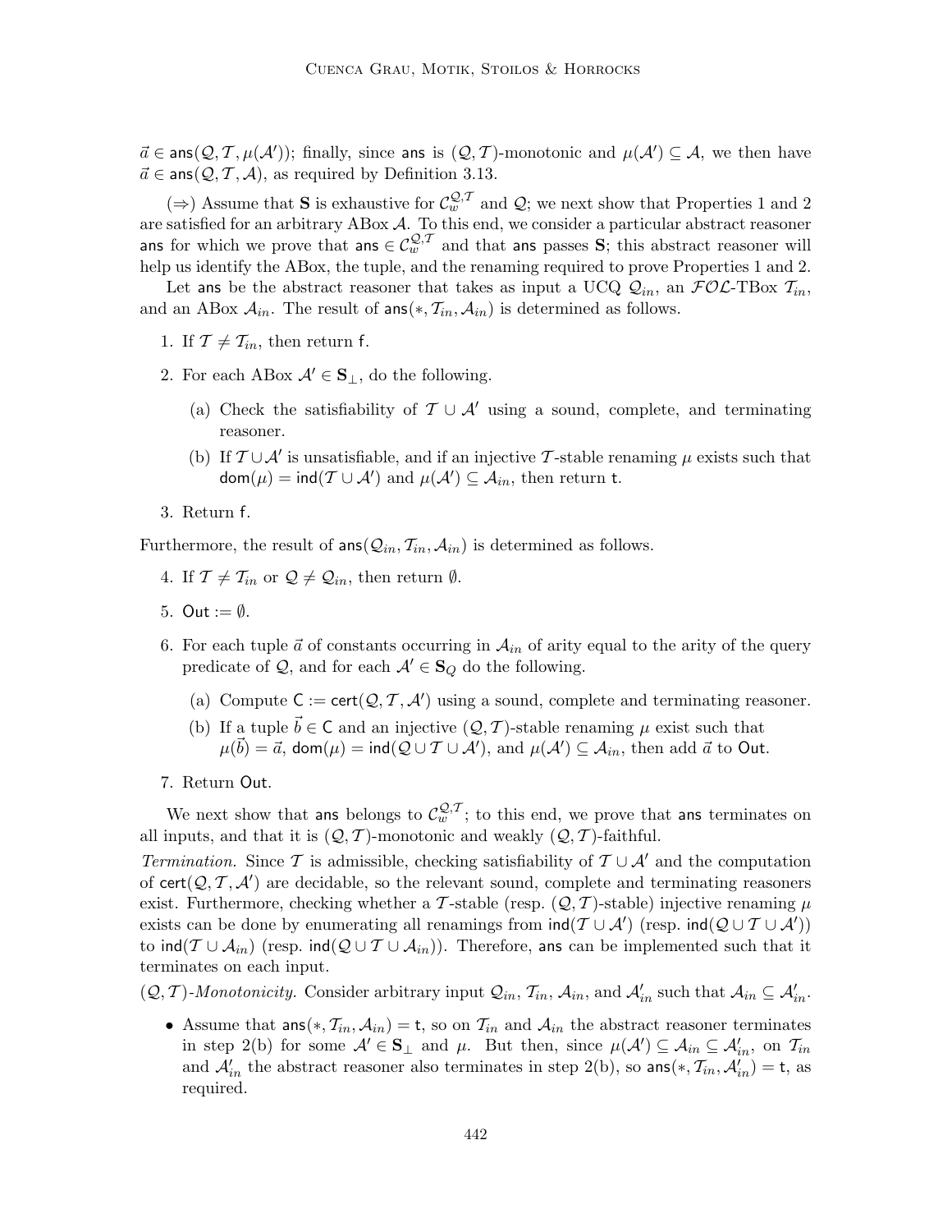$\vec{a} \in \mathsf{ans}(\mathcal{Q}, \mathcal{T}, \mu(\mathcal{A}'))$; finally, since $\mathsf{ans}$ is $(\mathcal{Q}, \mathcal{T})$-monotonic and $\mu(\mathcal{A}') \subseteq \mathcal{A}$, we then have $\vec{a} \in \mathsf{ans}(\mathcal{Q}, \mathcal{T}, \mathcal{A})$, as required by Definition 3.13.

($\Rightarrow$) Assume that $\mathbf{S}$ is exhaustive for $\mathcal{C}_w^{\mathcal{Q},\mathcal{T}}$ and $\mathcal{Q}$; we next show that Properties 1 and 2 are satisfied for an arbitrary ABox $\mathcal{A}$. To this end, we consider a particular abstract reasoner $\mathsf{ans}$ for which we prove that $\mathsf{ans} \in \mathcal{C}_w^{\mathcal{Q},\mathcal{T}}$ and that $\mathsf{ans}$ passes $\mathbf{S}$; this abstract reasoner will help us identify the ABox, the tuple, and the renaming required to prove Properties 1 and 2.

Let $\mathsf{ans}$ be the abstract reasoner that takes as input a UCQ $\mathcal{Q}_{in}$, an $\mathcal{FOL}$-TBox $\mathcal{T}_{in}$, and an ABox $\mathcal{A}_{in}$. The result of $\mathsf{ans}(*, \mathcal{T}_{in}, \mathcal{A}_{in})$ is determined as follows.

1. If $\mathcal{T} \neq \mathcal{T}_{in}$, then return $\mathsf{f}$.
2. For each ABox $\mathcal{A}' \in \mathbf{S}_\bot$, do the following.
   (a) Check the satisfiability of $\mathcal{T} \cup \mathcal{A}'$ using a sound, complete, and terminating reasoner.
   (b) If $\mathcal{T} \cup \mathcal{A}'$ is unsatisfiable, and if an injective $\mathcal{T}$-stable renaming $\mu$ exists such that $\mathsf{dom}(\mu) = \mathsf{ind}(\mathcal{T} \cup \mathcal{A}')$ and $\mu(\mathcal{A}') \subseteq \mathcal{A}_{in}$, then return $\mathsf{t}$.
3. Return $\mathsf{f}$.

Furthermore, the result of $\mathsf{ans}(\mathcal{Q}_{in}, \mathcal{T}_{in}, \mathcal{A}_{in})$ is determined as follows.

4. If $\mathcal{T} \neq \mathcal{T}_{in}$ or $\mathcal{Q} \neq \mathcal{Q}_{in}$, then return $\emptyset$.
5. $\mathsf{Out} := \emptyset$.
6. For each tuple $\vec{a}$ of constants occurring in $\mathcal{A}_{in}$ of arity equal to the arity of the query predicate of $\mathcal{Q}$, and for each $\mathcal{A}' \in \mathbf{S}_Q$ do the following.
   (a) Compute $\mathsf{C} := \mathsf{cert}(\mathcal{Q}, \mathcal{T}, \mathcal{A}')$ using a sound, complete and terminating reasoner.
   (b) If a tuple $\vec{b} \in \mathsf{C}$ and an injective $(\mathcal{Q}, \mathcal{T})$-stable renaming $\mu$ exist such that $\mu(\vec{b}) = \vec{a}$, $\mathsf{dom}(\mu) = \mathsf{ind}(\mathcal{Q} \cup \mathcal{T} \cup \mathcal{A}')$, and $\mu(\mathcal{A}') \subseteq \mathcal{A}_{in}$, then add $\vec{a}$ to $\mathsf{Out}$.
7. Return $\mathsf{Out}$.

We next show that $\mathsf{ans}$ belongs to $\mathcal{C}_w^{\mathcal{Q},\mathcal{T}}$; to this end, we prove that $\mathsf{ans}$ terminates on all inputs, and that it is $(\mathcal{Q}, \mathcal{T})$-monotonic and weakly $(\mathcal{Q}, \mathcal{T})$-faithful.

*Termination.* Since $\mathcal{T}$ is admissible, checking satisfiability of $\mathcal{T} \cup \mathcal{A}'$ and the computation of $\mathsf{cert}(\mathcal{Q}, \mathcal{T}, \mathcal{A}')$ are decidable, so the relevant sound, complete and terminating reasoners exist. Furthermore, checking whether a $\mathcal{T}$-stable (resp. $(\mathcal{Q}, \mathcal{T})$-stable) injective renaming $\mu$ exists can be done by enumerating all renamings from $\mathsf{ind}(\mathcal{T} \cup \mathcal{A}')$ (resp. $\mathsf{ind}(\mathcal{Q} \cup \mathcal{T} \cup \mathcal{A}')$) to $\mathsf{ind}(\mathcal{T} \cup \mathcal{A}_{in})$ (resp. $\mathsf{ind}(\mathcal{Q} \cup \mathcal{T} \cup \mathcal{A}_{in})$). Therefore, $\mathsf{ans}$ can be implemented such that it terminates on each input.

*$(\mathcal{Q}, \mathcal{T})$-Monotonicity.* Consider arbitrary input $\mathcal{Q}_{in}$, $\mathcal{T}_{in}$, $\mathcal{A}_{in}$, and $\mathcal{A}'_{in}$ such that $\mathcal{A}_{in} \subseteq \mathcal{A}'_{in}$.

- Assume that $\mathsf{ans}(*, \mathcal{T}_{in}, \mathcal{A}_{in}) = \mathsf{t}$, so on $\mathcal{T}_{in}$ and $\mathcal{A}_{in}$ the abstract reasoner terminates in step 2(b) for some $\mathcal{A}' \in \mathbf{S}_\bot$ and $\mu$. But then, since $\mu(\mathcal{A}') \subseteq \mathcal{A}_{in} \subseteq \mathcal{A}'_{in}$, on $\mathcal{T}_{in}$ and $\mathcal{A}'_{in}$ the abstract reasoner also terminates in step 2(b), so $\mathsf{ans}(*, \mathcal{T}_{in}, \mathcal{A}'_{in}) = \mathsf{t}$, as required.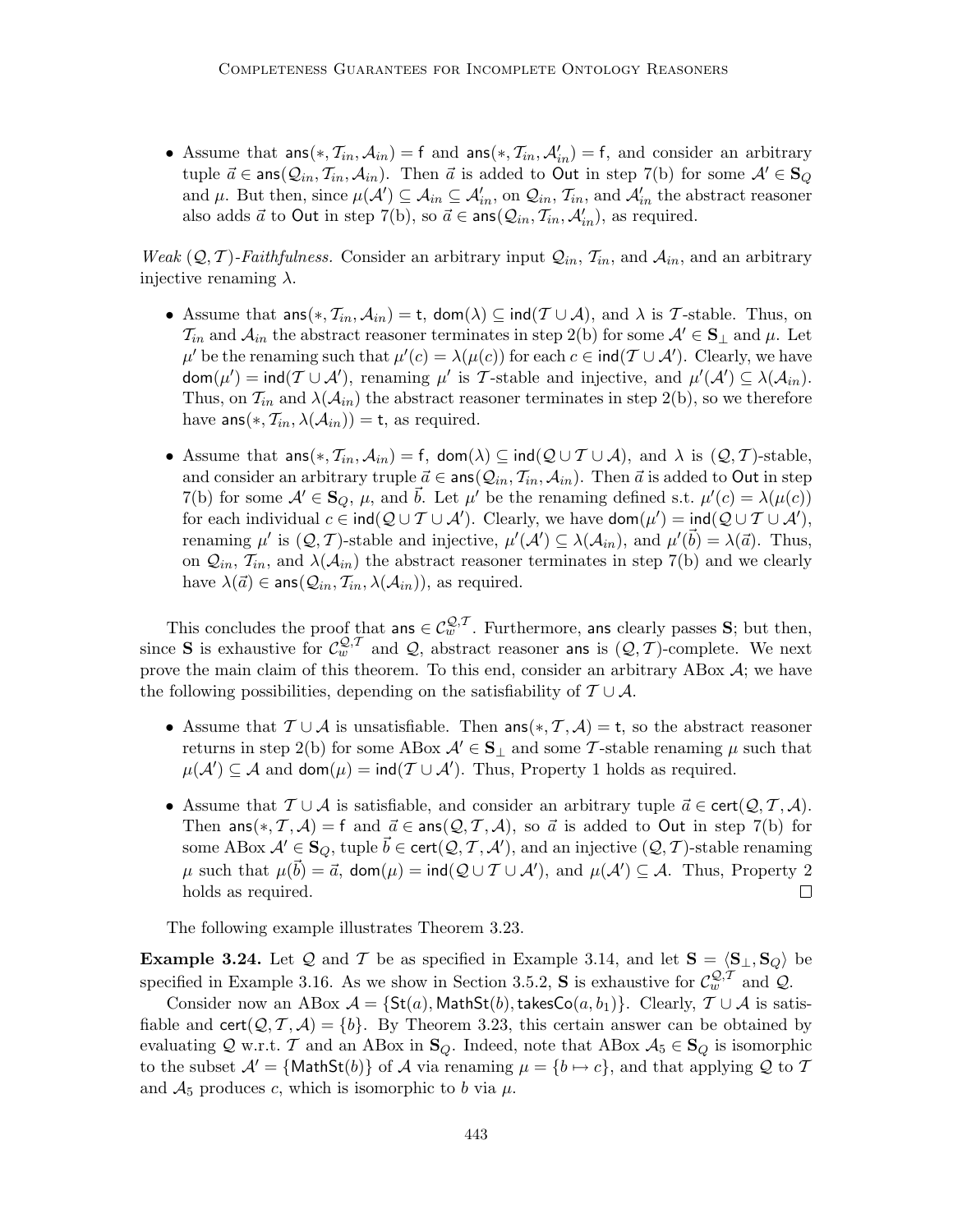- Assume that $\mathsf{ans}(*, \mathcal{T}_{in}, \mathcal{A}_{in}) = \mathsf{f}$ and $\mathsf{ans}(*, \mathcal{T}_{in}, \mathcal{A}'_{in}) = \mathsf{f}$, and consider an arbitrary tuple $\vec{a} \in \mathsf{ans}(\mathcal{Q}_{in}, \mathcal{T}_{in}, \mathcal{A}_{in})$. Then $\vec{a}$ is added to $\mathsf{Out}$ in step 7(b) for some $\mathcal{A}' \in \mathbf{S}_Q$ and $\mu$. But then, since $\mu(\mathcal{A}') \subseteq \mathcal{A}_{in} \subseteq \mathcal{A}'_{in}$, on $\mathcal{Q}_{in}$, $\mathcal{T}_{in}$, and $\mathcal{A}'_{in}$ the abstract reasoner also adds $\vec{a}$ to $\mathsf{Out}$ in step 7(b), so $\vec{a} \in \mathsf{ans}(\mathcal{Q}_{in}, \mathcal{T}_{in}, \mathcal{A}'_{in})$, as required.

*Weak $(\mathcal{Q}, \mathcal{T})$-Faithfulness.* Consider an arbitrary input $\mathcal{Q}_{in}$, $\mathcal{T}_{in}$, and $\mathcal{A}_{in}$, and an arbitrary injective renaming $\lambda$.

- Assume that $\mathsf{ans}(*, \mathcal{T}_{in}, \mathcal{A}_{in}) = \mathsf{t}$, $\mathsf{dom}(\lambda) \subseteq \mathsf{ind}(\mathcal{T} \cup \mathcal{A})$, and $\lambda$ is $\mathcal{T}$-stable. Thus, on $\mathcal{T}_{in}$ and $\mathcal{A}_{in}$ the abstract reasoner terminates in step 2(b) for some $\mathcal{A}' \in \mathbf{S}_\bot$ and $\mu$. Let $\mu'$ be the renaming such that $\mu'(c) = \lambda(\mu(c))$ for each $c \in \mathsf{ind}(\mathcal{T} \cup \mathcal{A}')$. Clearly, we have $\mathsf{dom}(\mu') = \mathsf{ind}(\mathcal{T} \cup \mathcal{A}')$, renaming $\mu'$ is $\mathcal{T}$-stable and injective, and $\mu'(\mathcal{A}') \subseteq \lambda(\mathcal{A}_{in})$. Thus, on $\mathcal{T}_{in}$ and $\lambda(\mathcal{A}_{in})$ the abstract reasoner terminates in step 2(b), so we therefore have $\mathsf{ans}(*, \mathcal{T}_{in}, \lambda(\mathcal{A}_{in})) = \mathsf{t}$, as required.
- Assume that $\mathsf{ans}(*, \mathcal{T}_{in}, \mathcal{A}_{in}) = \mathsf{f}$, $\mathsf{dom}(\lambda) \subseteq \mathsf{ind}(\mathcal{Q} \cup \mathcal{T} \cup \mathcal{A})$, and $\lambda$ is $(\mathcal{Q}, \mathcal{T})$-stable, and consider an arbitrary truple $\vec{a} \in \mathsf{ans}(\mathcal{Q}_{in}, \mathcal{T}_{in}, \mathcal{A}_{in})$. Then $\vec{a}$ is added to $\mathsf{Out}$ in step 7(b) for some $\mathcal{A}' \in \mathbf{S}_Q$, $\mu$, and $\vec{b}$. Let $\mu'$ be the renaming defined s.t. $\mu'(c) = \lambda(\mu(c))$ for each individual $c \in \mathsf{ind}(\mathcal{Q} \cup \mathcal{T} \cup \mathcal{A}')$. Clearly, we have $\mathsf{dom}(\mu') = \mathsf{ind}(\mathcal{Q} \cup \mathcal{T} \cup \mathcal{A}')$, renaming $\mu'$ is $(\mathcal{Q}, \mathcal{T})$-stable and injective, $\mu'(\mathcal{A}') \subseteq \lambda(\mathcal{A}_{in})$, and $\mu'(\vec{b}) = \lambda(\vec{a})$. Thus, on $\mathcal{Q}_{in}$, $\mathcal{T}_{in}$, and $\lambda(\mathcal{A}_{in})$ the abstract reasoner terminates in step 7(b) and we clearly have $\lambda(\vec{a}) \in \mathsf{ans}(\mathcal{Q}_{in}, \mathcal{T}_{in}, \lambda(\mathcal{A}_{in}))$, as required.

This concludes the proof that $\mathsf{ans} \in \mathcal{C}_w^{\mathcal{Q},\mathcal{T}}$. Furthermore, $\mathsf{ans}$ clearly passes $\mathbf{S}$; but then, since $\mathbf{S}$ is exhaustive for $\mathcal{C}_w^{\mathcal{Q},\mathcal{T}}$ and $\mathcal{Q}$, abstract reasoner $\mathsf{ans}$ is $(\mathcal{Q}, \mathcal{T})$-complete. We next prove the main claim of this theorem. To this end, consider an arbitrary ABox $\mathcal{A}$; we have the following possibilities, depending on the satisfiability of $\mathcal{T} \cup \mathcal{A}$.

- Assume that $\mathcal{T} \cup \mathcal{A}$ is unsatisfiable. Then $\mathsf{ans}(*, \mathcal{T}, \mathcal{A}) = \mathsf{t}$, so the abstract reasoner returns in step 2(b) for some ABox $\mathcal{A}' \in \mathbf{S}_\bot$ and some $\mathcal{T}$-stable renaming $\mu$ such that $\mu(\mathcal{A}') \subseteq \mathcal{A}$ and $\mathsf{dom}(\mu) = \mathsf{ind}(\mathcal{T} \cup \mathcal{A}')$. Thus, Property 1 holds as required.
- Assume that $\mathcal{T} \cup \mathcal{A}$ is satisfiable, and consider an arbitrary tuple $\vec{a} \in \mathsf{cert}(\mathcal{Q}, \mathcal{T}, \mathcal{A})$. Then $\mathsf{ans}(*, \mathcal{T}, \mathcal{A}) = \mathsf{f}$ and $\vec{a} \in \mathsf{ans}(\mathcal{Q}, \mathcal{T}, \mathcal{A})$, so $\vec{a}$ is added to $\mathsf{Out}$ in step 7(b) for some ABox $\mathcal{A}' \in \mathbf{S}_Q$, tuple $\vec{b} \in \mathsf{cert}(\mathcal{Q}, \mathcal{T}, \mathcal{A}')$, and an injective $(\mathcal{Q}, \mathcal{T})$-stable renaming $\mu$ such that $\mu(\vec{b}) = \vec{a}$, $\mathsf{dom}(\mu) = \mathsf{ind}(\mathcal{Q} \cup \mathcal{T} \cup \mathcal{A}')$, and $\mu(\mathcal{A}') \subseteq \mathcal{A}$. Thus, Property 2 holds as required. □

The following example illustrates Theorem 3.23.

**Example 3.24.** Let $\mathcal{Q}$ and $\mathcal{T}$ be as specified in Example 3.14, and let $\mathbf{S} = \langle \mathbf{S}_\bot, \mathbf{S}_Q \rangle$ be specified in Example 3.16. As we show in Section 3.5.2, $\mathbf{S}$ is exhaustive for $\mathcal{C}_w^{\mathcal{Q},\mathcal{T}}$ and $\mathcal{Q}$.

Consider now an ABox $\mathcal{A} = \{\mathsf{St}(a), \mathsf{MathSt}(b), \mathsf{takesCo}(a, b_1)\}$. Clearly, $\mathcal{T} \cup \mathcal{A}$ is satisfiable and $\mathsf{cert}(\mathcal{Q}, \mathcal{T}, \mathcal{A}) = \{b\}$. By Theorem 3.23, this certain answer can be obtained by evaluating $\mathcal{Q}$ w.r.t. $\mathcal{T}$ and an ABox in $\mathbf{S}_Q$. Indeed, note that ABox $\mathcal{A}_5 \in \mathbf{S}_Q$ is isomorphic to the subset $\mathcal{A}' = \{\mathsf{MathSt}(b)\}$ of $\mathcal{A}$ via renaming $\mu = \{b \mapsto c\}$, and that applying $\mathcal{Q}$ to $\mathcal{T}$ and $\mathcal{A}_5$ produces $c$, which is isomorphic to $b$ via $\mu$.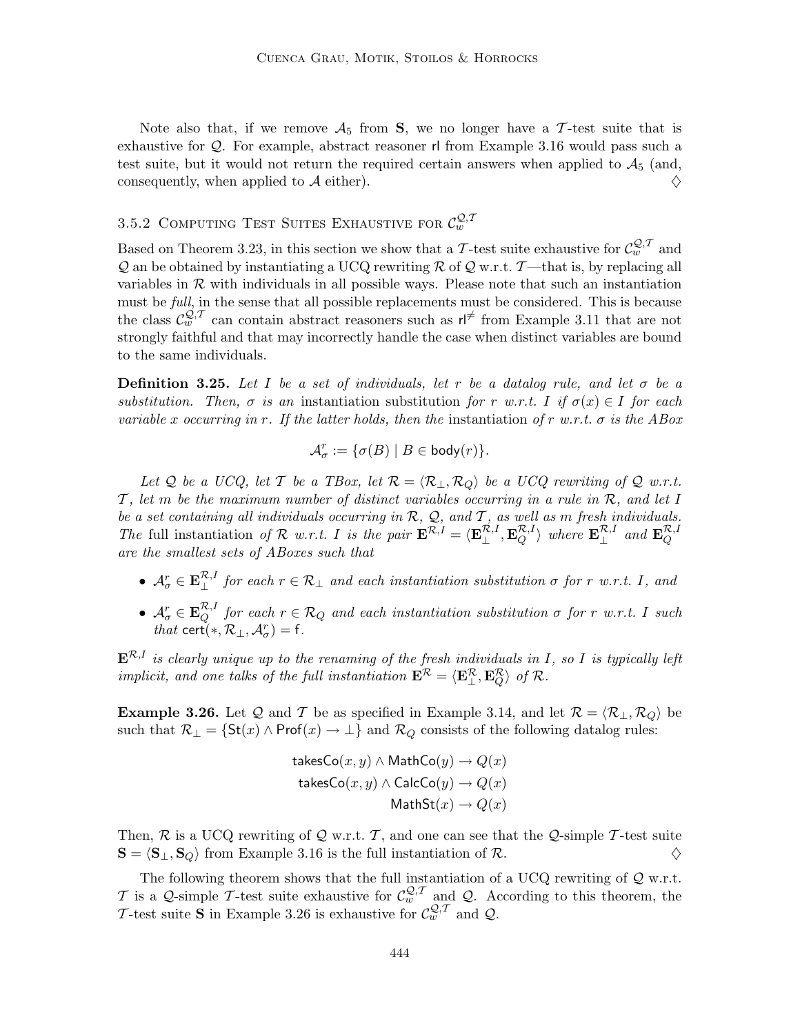Note also that, if we remove $\mathcal{A}_5$ from $\mathbf{S}$, we no longer have a $\mathcal{T}$-test suite that is exhaustive for $\mathcal{Q}$. For example, abstract reasoner $\mathsf{rl}$ from Example 3.16 would pass such a test suite, but it would not return the required certain answers when applied to $\mathcal{A}_5$ (and, consequently, when applied to $\mathcal{A}$ either). $\diamondsuit$

### 3.5.2 Computing Test Suites Exhaustive for $\mathcal{C}_w^{\mathcal{Q},\mathcal{T}}$

Based on Theorem 3.23, in this section we show that a $\mathcal{T}$-test suite exhaustive for $\mathcal{C}_w^{\mathcal{Q},\mathcal{T}}$ and $\mathcal{Q}$ an be obtained by instantiating a UCQ rewriting $\mathcal{R}$ of $\mathcal{Q}$ w.r.t. $\mathcal{T}$—that is, by replacing all variables in $\mathcal{R}$ with individuals in all possible ways. Please note that such an instantiation must be *full*, in the sense that all possible replacements must be considered. This is because the class $\mathcal{C}_w^{\mathcal{Q},\mathcal{T}}$ can contain abstract reasoners such as $\mathsf{rl}^{\neq}$ from Example 3.11 that are not strongly faithful and that may incorrectly handle the case when distinct variables are bound to the same individuals.

**Definition 3.25.** *Let $I$ be a set of individuals, let $r$ be a datalog rule, and let $\sigma$ be a substitution. Then, $\sigma$ is an* instantiation substitution *for $r$ w.r.t. $I$ if $\sigma(x) \in I$ for each variable $x$ occurring in $r$. If the latter holds, then the* instantiation *of $r$ w.r.t. $\sigma$ is the ABox*

$$\mathcal{A}_\sigma^r := \{\sigma(B) \mid B \in \mathsf{body}(r)\}.$$

*Let $\mathcal{Q}$ be a UCQ, let $\mathcal{T}$ be a TBox, let $\mathcal{R} = \langle \mathcal{R}_\bot, \mathcal{R}_Q \rangle$ be a UCQ rewriting of $\mathcal{Q}$ w.r.t. $\mathcal{T}$, let $m$ be the maximum number of distinct variables occurring in a rule in $\mathcal{R}$, and let $I$ be a set containing all individuals occurring in $\mathcal{R}$, $\mathcal{Q}$, and $\mathcal{T}$, as well as $m$ fresh individuals. The* full instantiation *of $\mathcal{R}$ w.r.t. $I$ is the pair $\mathbf{E}^{\mathcal{R},I} = \langle \mathbf{E}_\bot^{\mathcal{R},I}, \mathbf{E}_Q^{\mathcal{R},I} \rangle$ where $\mathbf{E}_\bot^{\mathcal{R},I}$ and $\mathbf{E}_Q^{\mathcal{R},I}$ are the smallest sets of ABoxes such that*

- *$\mathcal{A}_\sigma^r \in \mathbf{E}_\bot^{\mathcal{R},I}$ for each $r \in \mathcal{R}_\bot$ and each instantiation substitution $\sigma$ for $r$ w.r.t. $I$, and*
- *$\mathcal{A}_\sigma^r \in \mathbf{E}_Q^{\mathcal{R},I}$ for each $r \in \mathcal{R}_Q$ and each instantiation substitution $\sigma$ for $r$ w.r.t. $I$ such that $\mathsf{cert}(*, \mathcal{R}_\bot, \mathcal{A}_\sigma^r) = \mathsf{f}$.*

*$\mathbf{E}^{\mathcal{R},I}$ is clearly unique up to the renaming of the fresh individuals in $I$, so $I$ is typically left implicit, and one talks of the full instantiation $\mathbf{E}^{\mathcal{R}} = \langle \mathbf{E}_\bot^{\mathcal{R}}, \mathbf{E}_Q^{\mathcal{R}} \rangle$ of $\mathcal{R}$.*

**Example 3.26.** Let $\mathcal{Q}$ and $\mathcal{T}$ be as specified in Example 3.14, and let $\mathcal{R} = \langle \mathcal{R}_\bot, \mathcal{R}_Q \rangle$ be such that $\mathcal{R}_\bot = \{\mathsf{St}(x) \land \mathsf{Prof}(x) \to \bot\}$ and $\mathcal{R}_Q$ consists of the following datalog rules:

$$\begin{aligned} \mathsf{takesCo}(x, y) \land \mathsf{MathCo}(y) &\to Q(x) \\ \mathsf{takesCo}(x, y) \land \mathsf{CalcCo}(y) &\to Q(x) \\ \mathsf{MathSt}(x) &\to Q(x) \end{aligned}$$

Then, $\mathcal{R}$ is a UCQ rewriting of $\mathcal{Q}$ w.r.t. $\mathcal{T}$, and one can see that the $\mathcal{Q}$-simple $\mathcal{T}$-test suite $\mathbf{S} = \langle \mathbf{S}_\bot, \mathbf{S}_Q \rangle$ from Example 3.16 is the full instantiation of $\mathcal{R}$. $\diamondsuit$

The following theorem shows that the full instantiation of a UCQ rewriting of $\mathcal{Q}$ w.r.t. $\mathcal{T}$ is a $\mathcal{Q}$-simple $\mathcal{T}$-test suite exhaustive for $\mathcal{C}_w^{\mathcal{Q},\mathcal{T}}$ and $\mathcal{Q}$. According to this theorem, the $\mathcal{T}$-test suite $\mathbf{S}$ in Example 3.26 is exhaustive for $\mathcal{C}_w^{\mathcal{Q},\mathcal{T}}$ and $\mathcal{Q}$.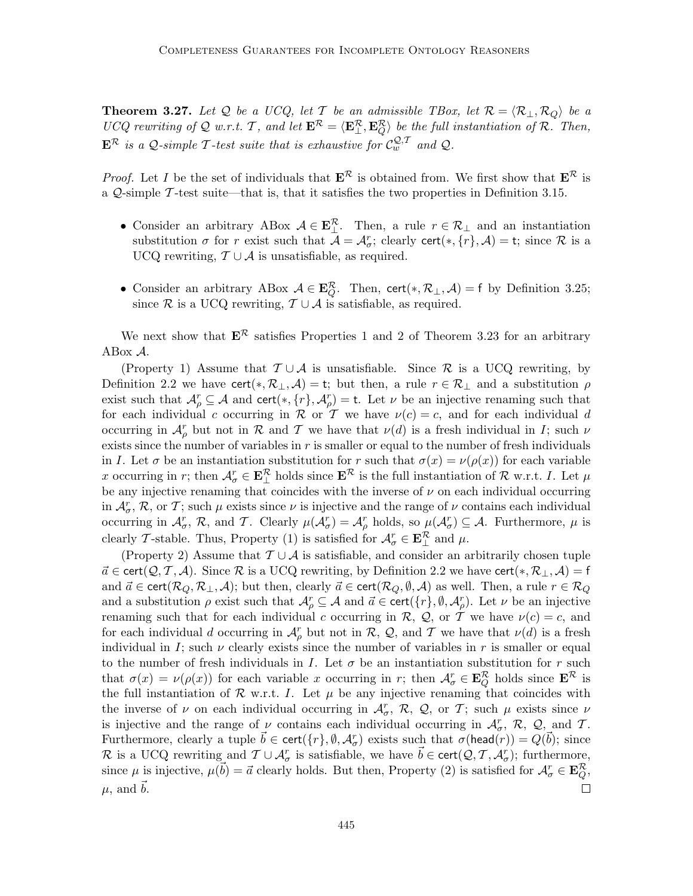**Theorem 3.27.** *Let $\mathcal{Q}$ be a UCQ, let $\mathcal{T}$ be an admissible TBox, let $\mathcal{R} = \langle \mathcal{R}_\bot, \mathcal{R}_Q \rangle$ be a UCQ rewriting of $\mathcal{Q}$ w.r.t. $\mathcal{T}$, and let $\mathbf{E}^\mathcal{R} = \langle \mathbf{E}^\mathcal{R}_\bot, \mathbf{E}^\mathcal{R}_Q \rangle$ be the full instantiation of $\mathcal{R}$. Then, $\mathbf{E}^\mathcal{R}$ is a $\mathcal{Q}$-simple $\mathcal{T}$-test suite that is exhaustive for $\mathcal{C}^{\mathcal{Q},\mathcal{T}}_w$ and $\mathcal{Q}$.*

*Proof.* Let $I$ be the set of individuals that $\mathbf{E}^\mathcal{R}$ is obtained from. We first show that $\mathbf{E}^\mathcal{R}$ is a $\mathcal{Q}$-simple $\mathcal{T}$-test suite—that is, that it satisfies the two properties in Definition 3.15.

- Consider an arbitrary ABox $\mathcal{A} \in \mathbf{E}^\mathcal{R}_\bot$. Then, a rule $r \in \mathcal{R}_\bot$ and an instantiation substitution $\sigma$ for $r$ exist such that $\mathcal{A} = \mathcal{A}^r_\sigma$; clearly $\mathsf{cert}(*, \{r\}, \mathcal{A}) = \mathsf{t}$; since $\mathcal{R}$ is a UCQ rewriting, $\mathcal{T} \cup \mathcal{A}$ is unsatisfiable, as required.

- Consider an arbitrary ABox $\mathcal{A} \in \mathbf{E}^\mathcal{R}_Q$. Then, $\mathsf{cert}(*, \mathcal{R}_\bot, \mathcal{A}) = \mathsf{f}$ by Definition 3.25; since $\mathcal{R}$ is a UCQ rewriting, $\mathcal{T} \cup \mathcal{A}$ is satisfiable, as required.

We next show that $\mathbf{E}^\mathcal{R}$ satisfies Properties 1 and 2 of Theorem 3.23 for an arbitrary ABox $\mathcal{A}$.

(Property 1) Assume that $\mathcal{T} \cup \mathcal{A}$ is unsatisfiable. Since $\mathcal{R}$ is a UCQ rewriting, by Definition 2.2 we have $\mathsf{cert}(*, \mathcal{R}_\bot, \mathcal{A}) = \mathsf{t}$; but then, a rule $r \in \mathcal{R}_\bot$ and a substitution $\rho$ exist such that $\mathcal{A}^r_\rho \subseteq \mathcal{A}$ and $\mathsf{cert}(*, \{r\}, \mathcal{A}^r_\rho) = \mathsf{t}$. Let $\nu$ be an injective renaming such that for each individual $c$ occurring in $\mathcal{R}$ or $\mathcal{T}$ we have $\nu(c) = c$, and for each individual $d$ occurring in $\mathcal{A}^r_\rho$ but not in $\mathcal{R}$ and $\mathcal{T}$ we have that $\nu(d)$ is a fresh individual in $I$; such $\nu$ exists since the number of variables in $r$ is smaller or equal to the number of fresh individuals in $I$. Let $\sigma$ be an instantiation substitution for $r$ such that $\sigma(x) = \nu(\rho(x))$ for each variable $x$ occurring in $r$; then $\mathcal{A}^r_\sigma \in \mathbf{E}^\mathcal{R}_\bot$ holds since $\mathbf{E}^\mathcal{R}$ is the full instantiation of $\mathcal{R}$ w.r.t. $I$. Let $\mu$ be any injective renaming that coincides with the inverse of $\nu$ on each individual occurring in $\mathcal{A}^r_\sigma$, $\mathcal{R}$, or $\mathcal{T}$; such $\mu$ exists since $\nu$ is injective and the range of $\nu$ contains each individual occurring in $\mathcal{A}^r_\sigma$, $\mathcal{R}$, and $\mathcal{T}$. Clearly $\mu(\mathcal{A}^r_\sigma) = \mathcal{A}^r_\rho$ holds, so $\mu(\mathcal{A}^r_\sigma) \subseteq \mathcal{A}$. Furthermore, $\mu$ is clearly $\mathcal{T}$-stable. Thus, Property (1) is satisfied for $\mathcal{A}^r_\sigma \in \mathbf{E}^\mathcal{R}_\bot$ and $\mu$.

(Property 2) Assume that $\mathcal{T} \cup \mathcal{A}$ is satisfiable, and consider an arbitrarily chosen tuple $\vec{a} \in \mathsf{cert}(\mathcal{Q}, \mathcal{T}, \mathcal{A})$. Since $\mathcal{R}$ is a UCQ rewriting, by Definition 2.2 we have $\mathsf{cert}(*, \mathcal{R}_\bot, \mathcal{A}) = \mathsf{f}$ and $\vec{a} \in \mathsf{cert}(\mathcal{R}_Q, \mathcal{R}_\bot, \mathcal{A})$; but then, clearly $\vec{a} \in \mathsf{cert}(\mathcal{R}_Q, \emptyset, \mathcal{A})$ as well. Then, a rule $r \in \mathcal{R}_Q$ and a substitution $\rho$ exist such that $\mathcal{A}^r_\rho \subseteq \mathcal{A}$ and $\vec{a} \in \mathsf{cert}(\{r\}, \emptyset, \mathcal{A}^r_\rho)$. Let $\nu$ be an injective renaming such that for each individual $c$ occurring in $\mathcal{R}$, $\mathcal{Q}$, or $\mathcal{T}$ we have $\nu(c) = c$, and for each individual $d$ occurring in $\mathcal{A}^r_\rho$ but not in $\mathcal{R}$, $\mathcal{Q}$, and $\mathcal{T}$ we have that $\nu(d)$ is a fresh individual in $I$; such $\nu$ clearly exists since the number of variables in $r$ is smaller or equal to the number of fresh individuals in $I$. Let $\sigma$ be an instantiation substitution for $r$ such that $\sigma(x) = \nu(\rho(x))$ for each variable $x$ occurring in $r$; then $\mathcal{A}^r_\sigma \in \mathbf{E}^\mathcal{R}_Q$ holds since $\mathbf{E}^\mathcal{R}$ is the full instantiation of $\mathcal{R}$ w.r.t. $I$. Let $\mu$ be any injective renaming that coincides with the inverse of $\nu$ on each individual occurring in $\mathcal{A}^r_\sigma$, $\mathcal{R}$, $\mathcal{Q}$, or $\mathcal{T}$; such $\mu$ exists since $\nu$ is injective and the range of $\nu$ contains each individual occurring in $\mathcal{A}^r_\sigma$, $\mathcal{R}$, $\mathcal{Q}$, and $\mathcal{T}$. Furthermore, clearly a tuple $\vec{b} \in \mathsf{cert}(\{r\}, \emptyset, \mathcal{A}^r_\sigma)$ exists such that $\sigma(\mathsf{head}(r)) = Q(\vec{b})$; since $\mathcal{R}$ is a UCQ rewriting and $\mathcal{T} \cup \mathcal{A}^r_\sigma$ is satisfiable, we have $\vec{b} \in \mathsf{cert}(\mathcal{Q}, \mathcal{T}, \mathcal{A}^r_\sigma)$; furthermore, since $\mu$ is injective, $\mu(\vec{b}) = \vec{a}$ clearly holds. But then, Property (2) is satisfied for $\mathcal{A}^r_\sigma \in \mathbf{E}^\mathcal{R}_Q$, $\mu$, and $\vec{b}$. $\square$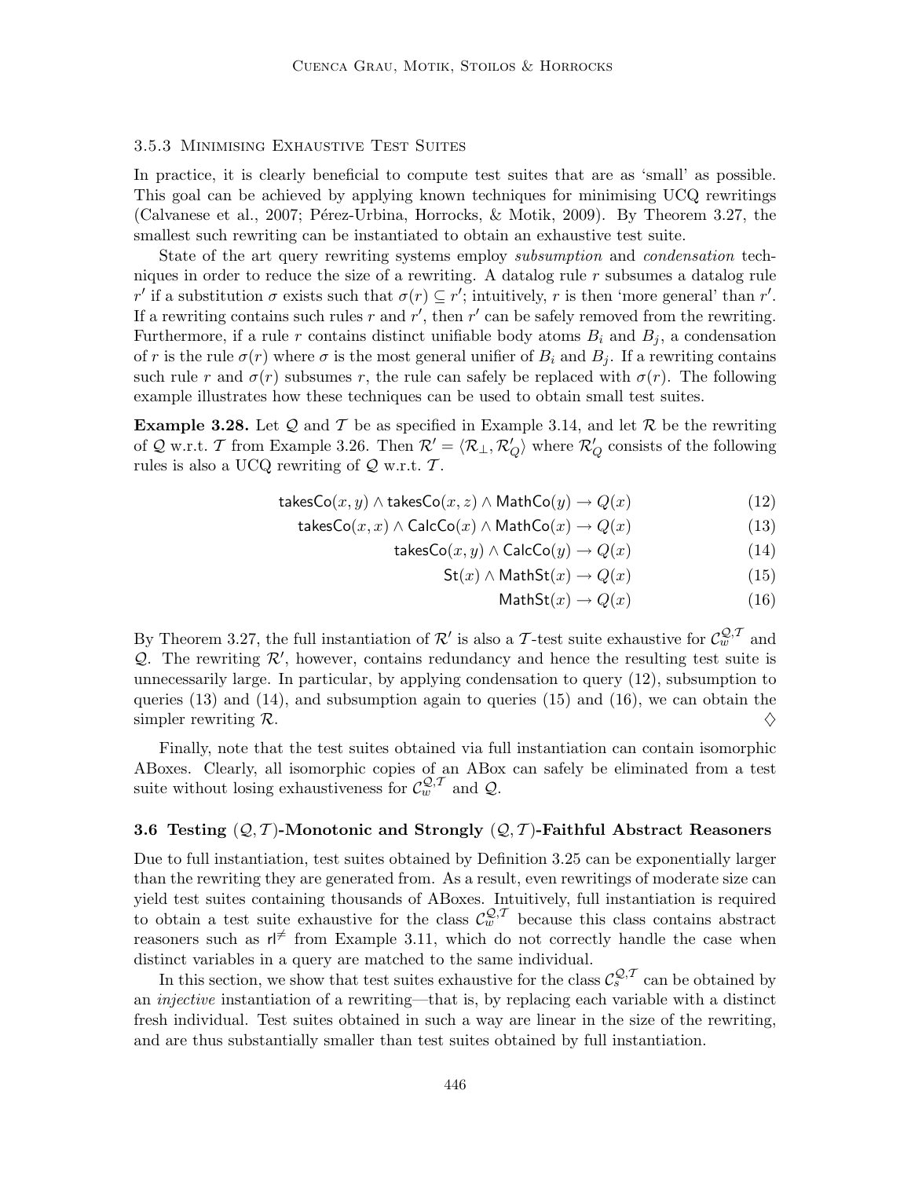#### 3.5.3 Minimising Exhaustive Test Suites

In practice, it is clearly beneficial to compute test suites that are as 'small' as possible. This goal can be achieved by applying known techniques for minimising UCQ rewritings (Calvanese et al., 2007; Pérez-Urbina, Horrocks, & Motik, 2009). By Theorem 3.27, the smallest such rewriting can be instantiated to obtain an exhaustive test suite.

State of the art query rewriting systems employ *subsumption* and *condensation* techniques in order to reduce the size of a rewriting. A datalog rule $r$ subsumes a datalog rule $r'$ if a substitution $\sigma$ exists such that $\sigma(r) \subseteq r'$; intuitively, $r$ is then 'more general' than $r'$. If a rewriting contains such rules $r$ and $r'$, then $r'$ can be safely removed from the rewriting. Furthermore, if a rule $r$ contains distinct unifiable body atoms $B_i$ and $B_j$, a condensation of $r$ is the rule $\sigma(r)$ where $\sigma$ is the most general unifier of $B_i$ and $B_j$. If a rewriting contains such rule $r$ and $\sigma(r)$ subsumes $r$, the rule can safely be replaced with $\sigma(r)$. The following example illustrates how these techniques can be used to obtain small test suites.

**Example 3.28.** Let $\mathcal{Q}$ and $\mathcal{T}$ be as specified in Example 3.14, and let $\mathcal{R}$ be the rewriting of $\mathcal{Q}$ w.r.t. $\mathcal{T}$ from Example 3.26. Then $\mathcal{R}' = \langle \mathcal{R}_\bot, \mathcal{R}'_Q \rangle$ where $\mathcal{R}'_Q$ consists of the following rules is also a UCQ rewriting of $\mathcal{Q}$ w.r.t. $\mathcal{T}$.

$$\mathsf{takesCo}(x, y) \wedge \mathsf{takesCo}(x, z) \wedge \mathsf{MathCo}(y) \rightarrow Q(x) \tag{12}$$

$$\mathsf{takesCo}(x, x) \wedge \mathsf{CalcCo}(x) \wedge \mathsf{MathCo}(x) \rightarrow Q(x) \tag{13}$$

$$\mathsf{takesCo}(x, y) \wedge \mathsf{CalcCo}(y) \rightarrow Q(x) \tag{14}$$

$$\mathsf{St}(x) \wedge \mathsf{MathSt}(x) \rightarrow Q(x) \tag{15}$$

$$\mathsf{MathSt}(x) \rightarrow Q(x) \tag{16}$$

By Theorem 3.27, the full instantiation of $\mathcal{R}'$ is also a $\mathcal{T}$-test suite exhaustive for $\mathcal{C}_w^{\mathcal{Q},\mathcal{T}}$ and $\mathcal{Q}$. The rewriting $\mathcal{R}'$, however, contains redundancy and hence the resulting test suite is unnecessarily large. In particular, by applying condensation to query (12), subsumption to queries (13) and (14), and subsumption again to queries (15) and (16), we can obtain the simpler rewriting $\mathcal{R}$. ♢

Finally, note that the test suites obtained via full instantiation can contain isomorphic ABoxes. Clearly, all isomorphic copies of an ABox can safely be eliminated from a test suite without losing exhaustiveness for $\mathcal{C}_w^{\mathcal{Q},\mathcal{T}}$ and $\mathcal{Q}$.

### 3.6 Testing $(\mathcal{Q}, \mathcal{T})$-Monotonic and Strongly $(\mathcal{Q}, \mathcal{T})$-Faithful Abstract Reasoners

Due to full instantiation, test suites obtained by Definition 3.25 can be exponentially larger than the rewriting they are generated from. As a result, even rewritings of moderate size can yield test suites containing thousands of ABoxes. Intuitively, full instantiation is required to obtain a test suite exhaustive for the class $\mathcal{C}_w^{\mathcal{Q},\mathcal{T}}$ because this class contains abstract reasoners such as $\mathsf{rl}^{\neq}$ from Example 3.11, which do not correctly handle the case when distinct variables in a query are matched to the same individual.

In this section, we show that test suites exhaustive for the class $\mathcal{C}_s^{\mathcal{Q},\mathcal{T}}$ can be obtained by an *injective* instantiation of a rewriting—that is, by replacing each variable with a distinct fresh individual. Test suites obtained in such a way are linear in the size of the rewriting, and are thus substantially smaller than test suites obtained by full instantiation.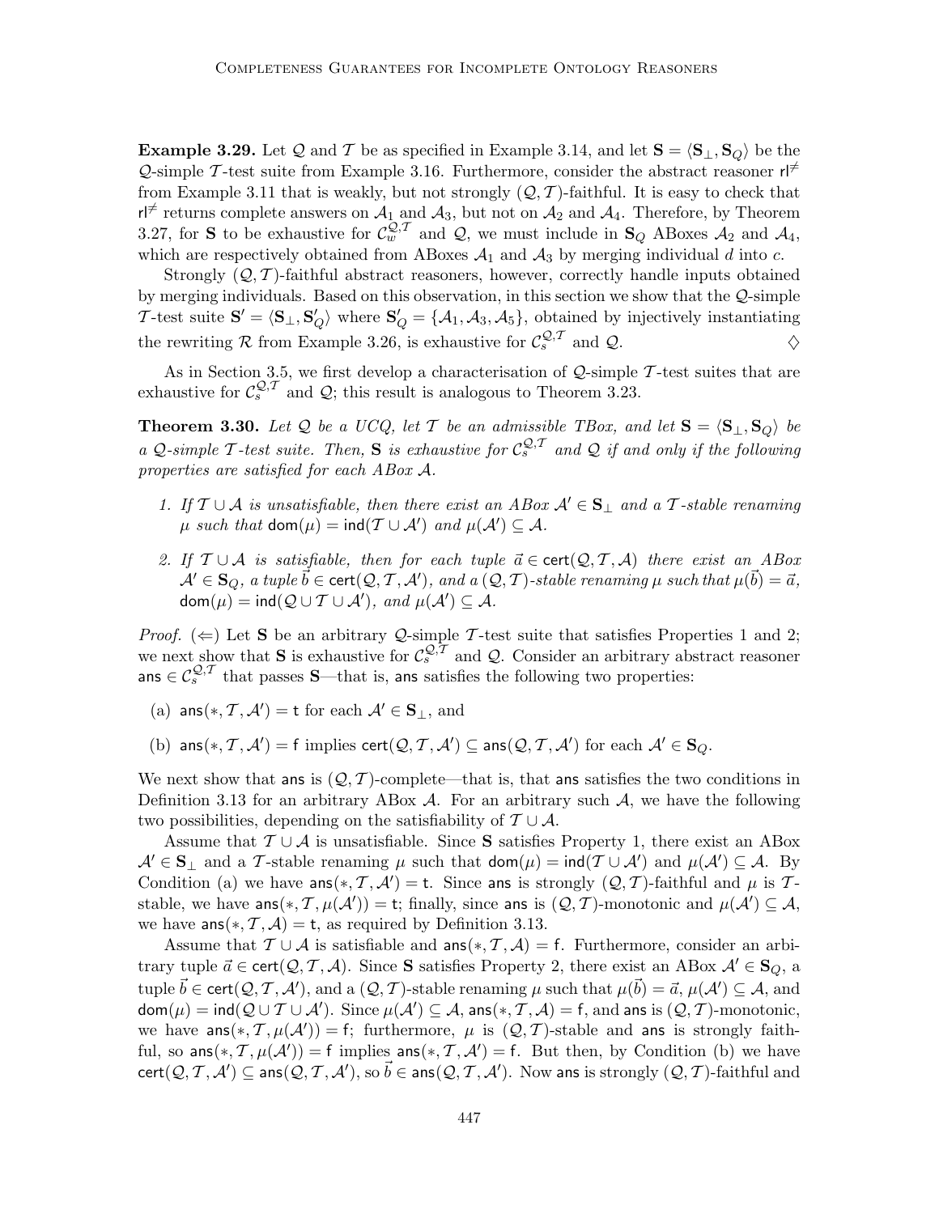**Example 3.29.** Let $\mathcal{Q}$ and $\mathcal{T}$ be as specified in Example 3.14, and let $\mathbf{S} = \langle \mathbf{S}_\bot, \mathbf{S}_Q \rangle$ be the $\mathcal{Q}$-simple $\mathcal{T}$-test suite from Example 3.16. Furthermore, consider the abstract reasoner $\mathsf{rl}^{\neq}$ from Example 3.11 that is weakly, but not strongly $(\mathcal{Q}, \mathcal{T})$-faithful. It is easy to check that $\mathsf{rl}^{\neq}$ returns complete answers on $\mathcal{A}_1$ and $\mathcal{A}_3$, but not on $\mathcal{A}_2$ and $\mathcal{A}_4$. Therefore, by Theorem 3.27, for $\mathbf{S}$ to be exhaustive for $\mathcal{C}_w^{\mathcal{Q},\mathcal{T}}$ and $\mathcal{Q}$, we must include in $\mathbf{S}_Q$ ABoxes $\mathcal{A}_2$ and $\mathcal{A}_4$, which are respectively obtained from ABoxes $\mathcal{A}_1$ and $\mathcal{A}_3$ by merging individual $d$ into $c$.

Strongly $(\mathcal{Q}, \mathcal{T})$-faithful abstract reasoners, however, correctly handle inputs obtained by merging individuals. Based on this observation, in this section we show that the $\mathcal{Q}$-simple $\mathcal{T}$-test suite $\mathbf{S}' = \langle \mathbf{S}_\bot, \mathbf{S}'_Q \rangle$ where $\mathbf{S}'_Q = \{\mathcal{A}_1, \mathcal{A}_3, \mathcal{A}_5\}$, obtained by injectively instantiating the rewriting $\mathcal{R}$ from Example 3.26, is exhaustive for $\mathcal{C}_s^{\mathcal{Q},\mathcal{T}}$ and $\mathcal{Q}$. ♢

As in Section 3.5, we first develop a characterisation of $\mathcal{Q}$-simple $\mathcal{T}$-test suites that are exhaustive for $\mathcal{C}_s^{\mathcal{Q},\mathcal{T}}$ and $\mathcal{Q}$; this result is analogous to Theorem 3.23.

**Theorem 3.30.** *Let $\mathcal{Q}$ be a UCQ, let $\mathcal{T}$ be an admissible TBox, and let $\mathbf{S} = \langle \mathbf{S}_\bot, \mathbf{S}_Q \rangle$ be a $\mathcal{Q}$-simple $\mathcal{T}$-test suite. Then, $\mathbf{S}$ is exhaustive for $\mathcal{C}_s^{\mathcal{Q},\mathcal{T}}$ and $\mathcal{Q}$ if and only if the following properties are satisfied for each ABox $\mathcal{A}$.*

1. *If $\mathcal{T} \cup \mathcal{A}$ is unsatisfiable, then there exist an ABox $\mathcal{A}' \in \mathbf{S}_\bot$ and a $\mathcal{T}$-stable renaming $\mu$ such that $\mathsf{dom}(\mu) = \mathsf{ind}(\mathcal{T} \cup \mathcal{A}')$ and $\mu(\mathcal{A}') \subseteq \mathcal{A}$.*
2. *If $\mathcal{T} \cup \mathcal{A}$ is satisfiable, then for each tuple $\vec{a} \in \mathsf{cert}(\mathcal{Q}, \mathcal{T}, \mathcal{A})$ there exist an ABox $\mathcal{A}' \in \mathbf{S}_Q$, a tuple $\vec{b} \in \mathsf{cert}(\mathcal{Q}, \mathcal{T}, \mathcal{A}')$, and a $(\mathcal{Q}, \mathcal{T})$-stable renaming $\mu$ such that $\mu(\vec{b}) = \vec{a}$, $\mathsf{dom}(\mu) = \mathsf{ind}(\mathcal{Q} \cup \mathcal{T} \cup \mathcal{A}')$, and $\mu(\mathcal{A}') \subseteq \mathcal{A}$.*

*Proof.* ($\Leftarrow$) Let $\mathbf{S}$ be an arbitrary $\mathcal{Q}$-simple $\mathcal{T}$-test suite that satisfies Properties 1 and 2; we next show that $\mathbf{S}$ is exhaustive for $\mathcal{C}_s^{\mathcal{Q},\mathcal{T}}$ and $\mathcal{Q}$. Consider an arbitrary abstract reasoner $\mathsf{ans} \in \mathcal{C}_s^{\mathcal{Q},\mathcal{T}}$ that passes $\mathbf{S}$—that is, $\mathsf{ans}$ satisfies the following two properties:

(a) $\mathsf{ans}(*, \mathcal{T}, \mathcal{A}') = \mathsf{t}$ for each $\mathcal{A}' \in \mathbf{S}_\bot$, and

(b) $\mathsf{ans}(*, \mathcal{T}, \mathcal{A}') = \mathsf{f}$ implies $\mathsf{cert}(\mathcal{Q}, \mathcal{T}, \mathcal{A}') \subseteq \mathsf{ans}(\mathcal{Q}, \mathcal{T}, \mathcal{A}')$ for each $\mathcal{A}' \in \mathbf{S}_Q$.

We next show that $\mathsf{ans}$ is $(\mathcal{Q}, \mathcal{T})$-complete—that is, that $\mathsf{ans}$ satisfies the two conditions in Definition 3.13 for an arbitrary ABox $\mathcal{A}$. For an arbitrary such $\mathcal{A}$, we have the following two possibilities, depending on the satisfiability of $\mathcal{T} \cup \mathcal{A}$.

Assume that $\mathcal{T} \cup \mathcal{A}$ is unsatisfiable. Since $\mathbf{S}$ satisfies Property 1, there exist an ABox $\mathcal{A}' \in \mathbf{S}_\bot$ and a $\mathcal{T}$-stable renaming $\mu$ such that $\mathsf{dom}(\mu) = \mathsf{ind}(\mathcal{T} \cup \mathcal{A}')$ and $\mu(\mathcal{A}') \subseteq \mathcal{A}$. By Condition (a) we have $\mathsf{ans}(*, \mathcal{T}, \mathcal{A}') = \mathsf{t}$. Since $\mathsf{ans}$ is strongly $(\mathcal{Q}, \mathcal{T})$-faithful and $\mu$ is $\mathcal{T}$-stable, we have $\mathsf{ans}(*, \mathcal{T}, \mu(\mathcal{A}')) = \mathsf{t}$; finally, since $\mathsf{ans}$ is $(\mathcal{Q}, \mathcal{T})$-monotonic and $\mu(\mathcal{A}') \subseteq \mathcal{A}$, we have $\mathsf{ans}(*, \mathcal{T}, \mathcal{A}) = \mathsf{t}$, as required by Definition 3.13.

Assume that $\mathcal{T} \cup \mathcal{A}$ is satisfiable and $\mathsf{ans}(*, \mathcal{T}, \mathcal{A}) = \mathsf{f}$. Furthermore, consider an arbitrary tuple $\vec{a} \in \mathsf{cert}(\mathcal{Q}, \mathcal{T}, \mathcal{A})$. Since $\mathbf{S}$ satisfies Property 2, there exist an ABox $\mathcal{A}' \in \mathbf{S}_Q$, a tuple $\vec{b} \in \mathsf{cert}(\mathcal{Q}, \mathcal{T}, \mathcal{A}')$, and a $(\mathcal{Q}, \mathcal{T})$-stable renaming $\mu$ such that $\mu(\vec{b}) = \vec{a}$, $\mu(\mathcal{A}') \subseteq \mathcal{A}$, and $\mathsf{dom}(\mu) = \mathsf{ind}(\mathcal{Q} \cup \mathcal{T} \cup \mathcal{A}')$. Since $\mu(\mathcal{A}') \subseteq \mathcal{A}$, $\mathsf{ans}(*, \mathcal{T}, \mathcal{A}) = \mathsf{f}$, and $\mathsf{ans}$ is $(\mathcal{Q}, \mathcal{T})$-monotonic, we have $\mathsf{ans}(*, \mathcal{T}, \mu(\mathcal{A}')) = \mathsf{f}$; furthermore, $\mu$ is $(\mathcal{Q}, \mathcal{T})$-stable and $\mathsf{ans}$ is strongly faithful, so $\mathsf{ans}(*, \mathcal{T}, \mu(\mathcal{A}')) = \mathsf{f}$ implies $\mathsf{ans}(*, \mathcal{T}, \mathcal{A}') = \mathsf{f}$. But then, by Condition (b) we have $\mathsf{cert}(\mathcal{Q}, \mathcal{T}, \mathcal{A}') \subseteq \mathsf{ans}(\mathcal{Q}, \mathcal{T}, \mathcal{A}')$, so $\vec{b} \in \mathsf{ans}(\mathcal{Q}, \mathcal{T}, \mathcal{A}')$. Now $\mathsf{ans}$ is strongly $(\mathcal{Q}, \mathcal{T})$-faithful and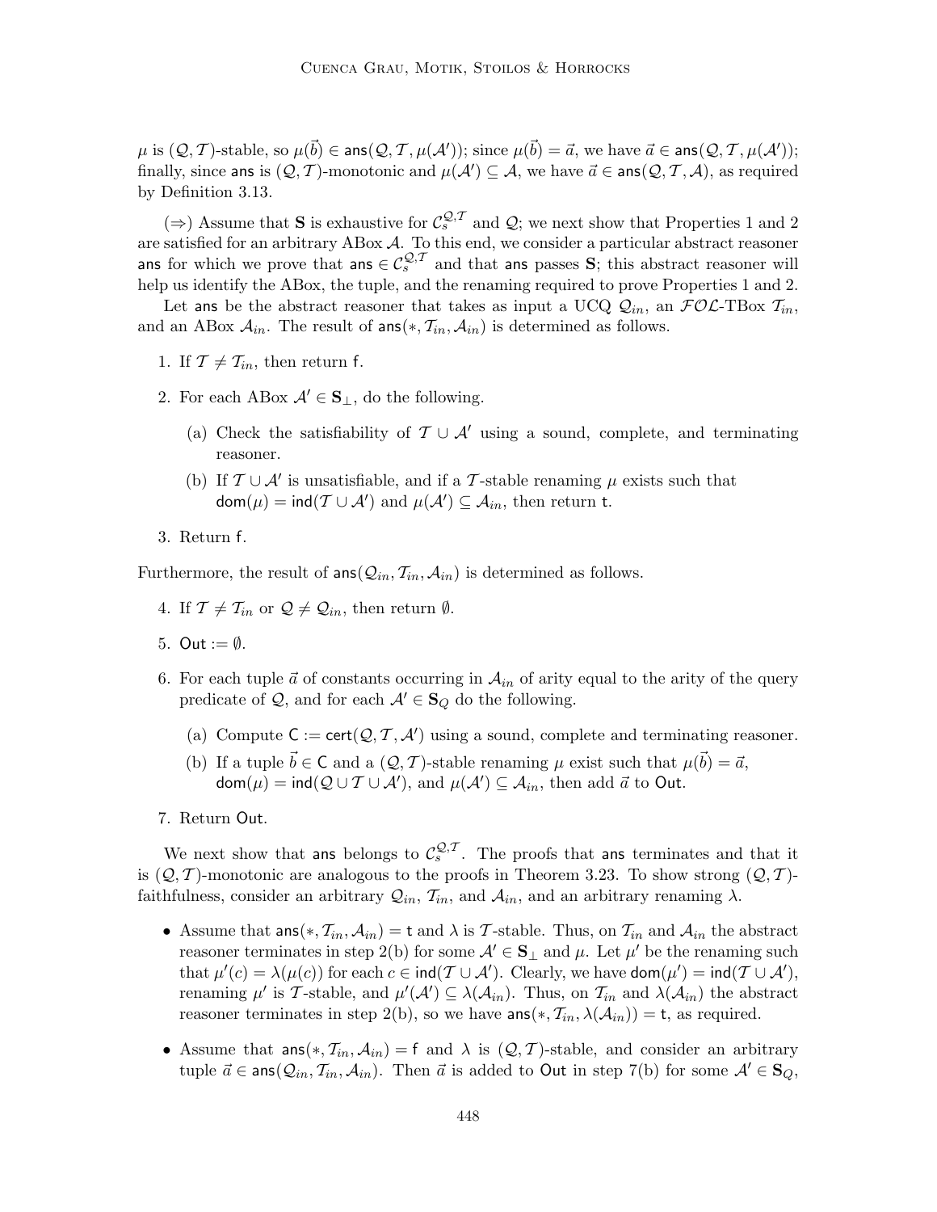$\mu$ is $(\mathcal{Q}, \mathcal{T})$-stable, so $\mu(\vec{b}) \in \mathsf{ans}(\mathcal{Q}, \mathcal{T}, \mu(\mathcal{A}'))$; since $\mu(\vec{b}) = \vec{a}$, we have $\vec{a} \in \mathsf{ans}(\mathcal{Q}, \mathcal{T}, \mu(\mathcal{A}'))$; finally, since $\mathsf{ans}$ is $(\mathcal{Q}, \mathcal{T})$-monotonic and $\mu(\mathcal{A}') \subseteq \mathcal{A}$, we have $\vec{a} \in \mathsf{ans}(\mathcal{Q}, \mathcal{T}, \mathcal{A})$, as required by Definition 3.13.

($\Rightarrow$) Assume that $\mathbf{S}$ is exhaustive for $\mathcal{C}_s^{\mathcal{Q},\mathcal{T}}$ and $\mathcal{Q}$; we next show that Properties 1 and 2 are satisfied for an arbitrary ABox $\mathcal{A}$. To this end, we consider a particular abstract reasoner $\mathsf{ans}$ for which we prove that $\mathsf{ans} \in \mathcal{C}_s^{\mathcal{Q},\mathcal{T}}$ and that $\mathsf{ans}$ passes $\mathbf{S}$; this abstract reasoner will help us identify the ABox, the tuple, and the renaming required to prove Properties 1 and 2.

Let $\mathsf{ans}$ be the abstract reasoner that takes as input a UCQ $\mathcal{Q}_{in}$, an $\mathcal{FOL}$-TBox $\mathcal{T}_{in}$, and an ABox $\mathcal{A}_{in}$. The result of $\mathsf{ans}(*, \mathcal{T}_{in}, \mathcal{A}_{in})$ is determined as follows.

1. If $\mathcal{T} \neq \mathcal{T}_{in}$, then return $\mathsf{f}$.
2. For each ABox $\mathcal{A}' \in \mathbf{S}_\bot$, do the following.
   (a) Check the satisfiability of $\mathcal{T} \cup \mathcal{A}'$ using a sound, complete, and terminating reasoner.
   (b) If $\mathcal{T} \cup \mathcal{A}'$ is unsatisfiable, and if a $\mathcal{T}$-stable renaming $\mu$ exists such that $\mathsf{dom}(\mu) = \mathsf{ind}(\mathcal{T} \cup \mathcal{A}')$ and $\mu(\mathcal{A}') \subseteq \mathcal{A}_{in}$, then return $\mathsf{t}$.
3. Return $\mathsf{f}$.

Furthermore, the result of $\mathsf{ans}(\mathcal{Q}_{in}, \mathcal{T}_{in}, \mathcal{A}_{in})$ is determined as follows.

4. If $\mathcal{T} \neq \mathcal{T}_{in}$ or $\mathcal{Q} \neq \mathcal{Q}_{in}$, then return $\emptyset$.
5. $\mathsf{Out} := \emptyset$.
6. For each tuple $\vec{a}$ of constants occurring in $\mathcal{A}_{in}$ of arity equal to the arity of the query predicate of $\mathcal{Q}$, and for each $\mathcal{A}' \in \mathbf{S}_Q$ do the following.
   (a) Compute $\mathsf{C} := \mathsf{cert}(\mathcal{Q}, \mathcal{T}, \mathcal{A}')$ using a sound, complete and terminating reasoner.
   (b) If a tuple $\vec{b} \in \mathsf{C}$ and a $(\mathcal{Q}, \mathcal{T})$-stable renaming $\mu$ exist such that $\mu(\vec{b}) = \vec{a}$, $\mathsf{dom}(\mu) = \mathsf{ind}(\mathcal{Q} \cup \mathcal{T} \cup \mathcal{A}')$, and $\mu(\mathcal{A}') \subseteq \mathcal{A}_{in}$, then add $\vec{a}$ to $\mathsf{Out}$.
7. Return $\mathsf{Out}$.

We next show that $\mathsf{ans}$ belongs to $\mathcal{C}_s^{\mathcal{Q},\mathcal{T}}$. The proofs that $\mathsf{ans}$ terminates and that it is $(\mathcal{Q}, \mathcal{T})$-monotonic are analogous to the proofs in Theorem 3.23. To show strong $(\mathcal{Q}, \mathcal{T})$-faithfulness, consider an arbitrary $\mathcal{Q}_{in}$, $\mathcal{T}_{in}$, and $\mathcal{A}_{in}$, and an arbitrary renaming $\lambda$.

- Assume that $\mathsf{ans}(*, \mathcal{T}_{in}, \mathcal{A}_{in}) = \mathsf{t}$ and $\lambda$ is $\mathcal{T}$-stable. Thus, on $\mathcal{T}_{in}$ and $\mathcal{A}_{in}$ the abstract reasoner terminates in step 2(b) for some $\mathcal{A}' \in \mathbf{S}_\bot$ and $\mu$. Let $\mu'$ be the renaming such that $\mu'(c) = \lambda(\mu(c))$ for each $c \in \mathsf{ind}(\mathcal{T} \cup \mathcal{A}')$. Clearly, we have $\mathsf{dom}(\mu') = \mathsf{ind}(\mathcal{T} \cup \mathcal{A}')$, renaming $\mu'$ is $\mathcal{T}$-stable, and $\mu'(\mathcal{A}') \subseteq \lambda(\mathcal{A}_{in})$. Thus, on $\mathcal{T}_{in}$ and $\lambda(\mathcal{A}_{in})$ the abstract reasoner terminates in step 2(b), so we have $\mathsf{ans}(*, \mathcal{T}_{in}, \lambda(\mathcal{A}_{in})) = \mathsf{t}$, as required.
- Assume that $\mathsf{ans}(*, \mathcal{T}_{in}, \mathcal{A}_{in}) = \mathsf{f}$ and $\lambda$ is $(\mathcal{Q}, \mathcal{T})$-stable, and consider an arbitrary tuple $\vec{a} \in \mathsf{ans}(\mathcal{Q}_{in}, \mathcal{T}_{in}, \mathcal{A}_{in})$. Then $\vec{a}$ is added to $\mathsf{Out}$ in step 7(b) for some $\mathcal{A}' \in \mathbf{S}_Q$,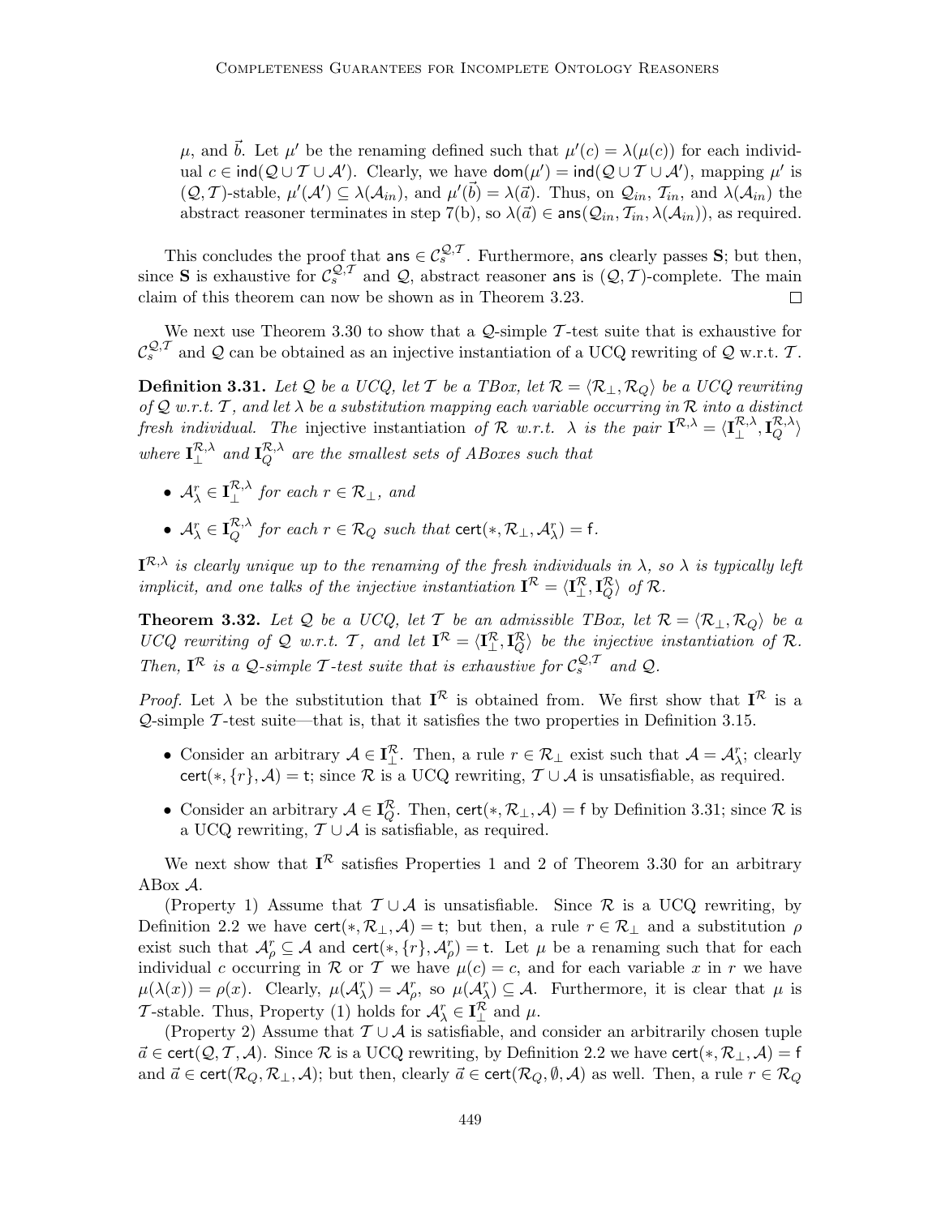$\mu$, and $\vec{b}$. Let $\mu'$ be the renaming defined such that $\mu'(c) = \lambda(\mu(c))$ for each individual $c \in \mathsf{ind}(\mathcal{Q} \cup \mathcal{T} \cup \mathcal{A}')$. Clearly, we have $\mathsf{dom}(\mu') = \mathsf{ind}(\mathcal{Q} \cup \mathcal{T} \cup \mathcal{A}')$, mapping $\mu'$ is $(\mathcal{Q}, \mathcal{T})$-stable, $\mu'(\mathcal{A}') \subseteq \lambda(\mathcal{A}_{in})$, and $\mu'(\vec{b}) = \lambda(\vec{a})$. Thus, on $\mathcal{Q}_{in}$, $\mathcal{T}_{in}$, and $\lambda(\mathcal{A}_{in})$ the abstract reasoner terminates in step 7(b), so $\lambda(\vec{a}) \in \mathsf{ans}(\mathcal{Q}_{in}, \mathcal{T}_{in}, \lambda(\mathcal{A}_{in}))$, as required.

This concludes the proof that $\mathsf{ans} \in \mathcal{C}_s^{\mathcal{Q},\mathcal{T}}$. Furthermore, $\mathsf{ans}$ clearly passes $\mathbf{S}$; but then, since $\mathbf{S}$ is exhaustive for $\mathcal{C}_s^{\mathcal{Q},\mathcal{T}}$ and $\mathcal{Q}$, abstract reasoner $\mathsf{ans}$ is $(\mathcal{Q}, \mathcal{T})$-complete. The main claim of this theorem can now be shown as in Theorem 3.23. $\square$

We next use Theorem 3.30 to show that a $\mathcal{Q}$-simple $\mathcal{T}$-test suite that is exhaustive for $\mathcal{C}_s^{\mathcal{Q},\mathcal{T}}$ and $\mathcal{Q}$ can be obtained as an injective instantiation of a UCQ rewriting of $\mathcal{Q}$ w.r.t. $\mathcal{T}$.

**Definition 3.31.** *Let $\mathcal{Q}$ be a UCQ, let $\mathcal{T}$ be a TBox, let $\mathcal{R} = \langle \mathcal{R}_\bot, \mathcal{R}_Q \rangle$ be a UCQ rewriting of $\mathcal{Q}$ w.r.t. $\mathcal{T}$, and let $\lambda$ be a substitution mapping each variable occurring in $\mathcal{R}$ into a distinct fresh individual. The* injective instantiation *of $\mathcal{R}$ w.r.t. $\lambda$ is the pair $\mathbf{I}^{\mathcal{R},\lambda} = \langle \mathbf{I}_\bot^{\mathcal{R},\lambda}, \mathbf{I}_Q^{\mathcal{R},\lambda} \rangle$ where $\mathbf{I}_\bot^{\mathcal{R},\lambda}$ and $\mathbf{I}_Q^{\mathcal{R},\lambda}$ are the smallest sets of ABoxes such that*

- *$\mathcal{A}_\lambda^r \in \mathbf{I}_\bot^{\mathcal{R},\lambda}$ for each $r \in \mathcal{R}_\bot$, and*
- *$\mathcal{A}_\lambda^r \in \mathbf{I}_Q^{\mathcal{R},\lambda}$ for each $r \in \mathcal{R}_Q$ such that $\mathsf{cert}(*, \mathcal{R}_\bot, \mathcal{A}_\lambda^r) = \mathsf{f}$.*

*$\mathbf{I}^{\mathcal{R},\lambda}$ is clearly unique up to the renaming of the fresh individuals in $\lambda$, so $\lambda$ is typically left implicit, and one talks of the injective instantiation $\mathbf{I}^{\mathcal{R}} = \langle \mathbf{I}_\bot^{\mathcal{R}}, \mathbf{I}_Q^{\mathcal{R}} \rangle$ of $\mathcal{R}$.*

**Theorem 3.32.** *Let $\mathcal{Q}$ be a UCQ, let $\mathcal{T}$ be an admissible TBox, let $\mathcal{R} = \langle \mathcal{R}_\bot, \mathcal{R}_Q \rangle$ be a UCQ rewriting of $\mathcal{Q}$ w.r.t. $\mathcal{T}$, and let $\mathbf{I}^{\mathcal{R}} = \langle \mathbf{I}_\bot^{\mathcal{R}}, \mathbf{I}_Q^{\mathcal{R}} \rangle$ be the injective instantiation of $\mathcal{R}$. Then, $\mathbf{I}^{\mathcal{R}}$ is a $\mathcal{Q}$-simple $\mathcal{T}$-test suite that is exhaustive for $\mathcal{C}_s^{\mathcal{Q},\mathcal{T}}$ and $\mathcal{Q}$.*

*Proof.* Let $\lambda$ be the substitution that $\mathbf{I}^{\mathcal{R}}$ is obtained from. We first show that $\mathbf{I}^{\mathcal{R}}$ is a $\mathcal{Q}$-simple $\mathcal{T}$-test suite—that is, that it satisfies the two properties in Definition 3.15.

- Consider an arbitrary $\mathcal{A} \in \mathbf{I}_\bot^{\mathcal{R}}$. Then, a rule $r \in \mathcal{R}_\bot$ exist such that $\mathcal{A} = \mathcal{A}_\lambda^r$; clearly $\mathsf{cert}(*, \{r\}, \mathcal{A}) = \mathsf{t}$; since $\mathcal{R}$ is a UCQ rewriting, $\mathcal{T} \cup \mathcal{A}$ is unsatisfiable, as required.
- Consider an arbitrary $\mathcal{A} \in \mathbf{I}_Q^{\mathcal{R}}$. Then, $\mathsf{cert}(*, \mathcal{R}_\bot, \mathcal{A}) = \mathsf{f}$ by Definition 3.31; since $\mathcal{R}$ is a UCQ rewriting, $\mathcal{T} \cup \mathcal{A}$ is satisfiable, as required.

We next show that $\mathbf{I}^{\mathcal{R}}$ satisfies Properties 1 and 2 of Theorem 3.30 for an arbitrary ABox $\mathcal{A}$.

(Property 1) Assume that $\mathcal{T} \cup \mathcal{A}$ is unsatisfiable. Since $\mathcal{R}$ is a UCQ rewriting, by Definition 2.2 we have $\mathsf{cert}(*, \mathcal{R}_\bot, \mathcal{A}) = \mathsf{t}$; but then, a rule $r \in \mathcal{R}_\bot$ and a substitution $\rho$ exist such that $\mathcal{A}_\rho^r \subseteq \mathcal{A}$ and $\mathsf{cert}(*, \{r\}, \mathcal{A}_\rho^r) = \mathsf{t}$. Let $\mu$ be a renaming such that for each individual $c$ occurring in $\mathcal{R}$ or $\mathcal{T}$ we have $\mu(c) = c$, and for each variable $x$ in $r$ we have $\mu(\lambda(x)) = \rho(x)$. Clearly, $\mu(\mathcal{A}_\lambda^r) = \mathcal{A}_\rho^r$, so $\mu(\mathcal{A}_\lambda^r) \subseteq \mathcal{A}$. Furthermore, it is clear that $\mu$ is $\mathcal{T}$-stable. Thus, Property (1) holds for $\mathcal{A}_\lambda^r \in \mathbf{I}_\bot^{\mathcal{R}}$ and $\mu$.

(Property 2) Assume that $\mathcal{T} \cup \mathcal{A}$ is satisfiable, and consider an arbitrarily chosen tuple $\vec{a} \in \mathsf{cert}(\mathcal{Q}, \mathcal{T}, \mathcal{A})$. Since $\mathcal{R}$ is a UCQ rewriting, by Definition 2.2 we have $\mathsf{cert}(*, \mathcal{R}_\bot, \mathcal{A}) = \mathsf{f}$ and $\vec{a} \in \mathsf{cert}(\mathcal{R}_Q, \mathcal{R}_\bot, \mathcal{A})$; but then, clearly $\vec{a} \in \mathsf{cert}(\mathcal{R}_Q, \emptyset, \mathcal{A})$ as well. Then, a rule $r \in \mathcal{R}_Q$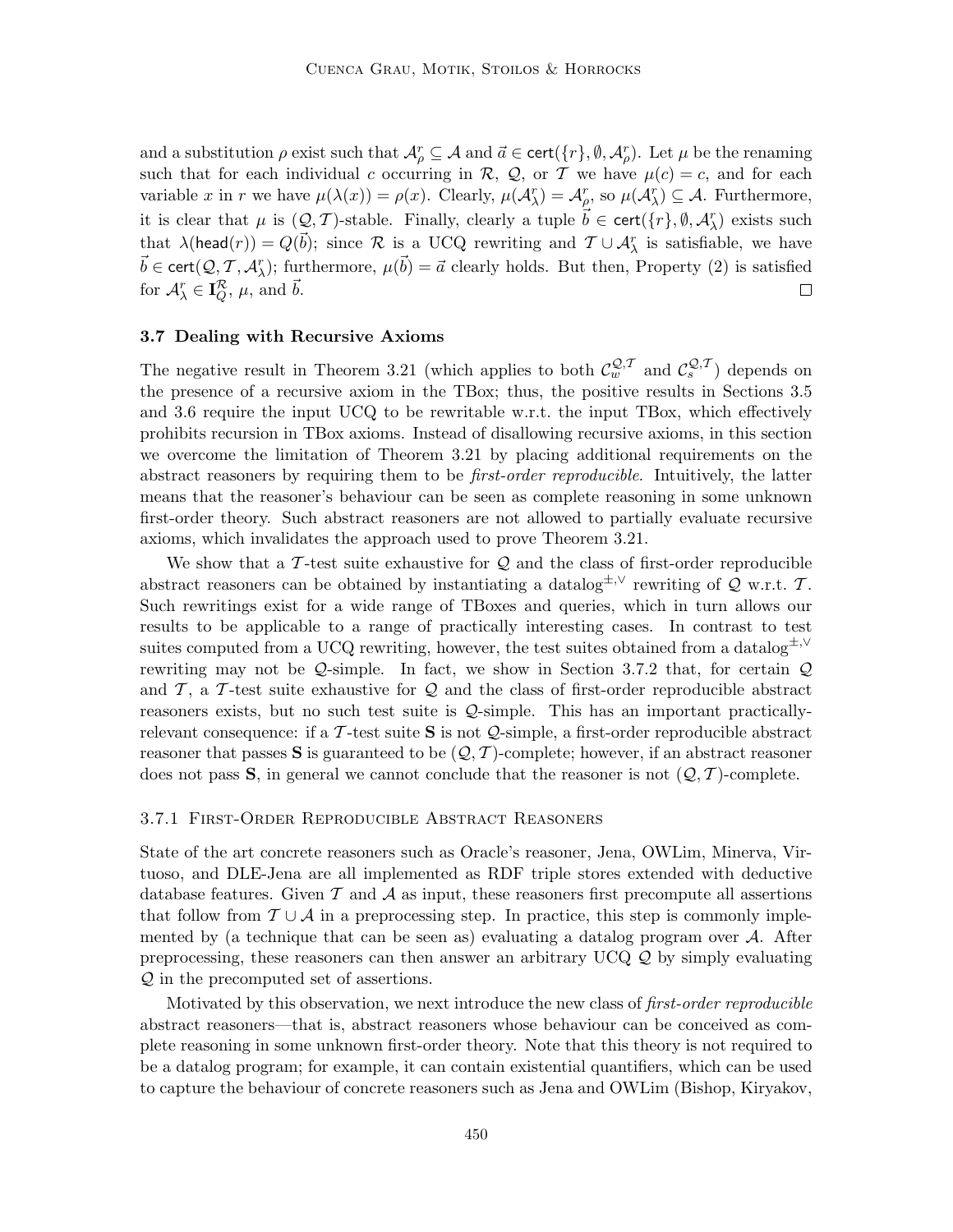and a substitution $\rho$ exist such that $\mathcal{A}^r_\rho \subseteq \mathcal{A}$ and $\vec{a} \in \mathsf{cert}(\{r\}, \emptyset, \mathcal{A}^r_\rho)$. Let $\mu$ be the renaming such that for each individual $c$ occurring in $\mathcal{R}$, $\mathcal{Q}$, or $\mathcal{T}$ we have $\mu(c) = c$, and for each variable $x$ in $r$ we have $\mu(\lambda(x)) = \rho(x)$. Clearly, $\mu(\mathcal{A}^r_\lambda) = \mathcal{A}^r_\rho$, so $\mu(\mathcal{A}^r_\lambda) \subseteq \mathcal{A}$. Furthermore, it is clear that $\mu$ is $(\mathcal{Q}, \mathcal{T})$-stable. Finally, clearly a tuple $\vec{b} \in \mathsf{cert}(\{r\}, \emptyset, \mathcal{A}^r_\lambda)$ exists such that $\lambda(\mathsf{head}(r)) = Q(\vec{b})$; since $\mathcal{R}$ is a UCQ rewriting and $\mathcal{T} \cup \mathcal{A}^r_\lambda$ is satisfiable, we have $\vec{b} \in \mathsf{cert}(\mathcal{Q}, \mathcal{T}, \mathcal{A}^r_\lambda)$; furthermore, $\mu(\vec{b}) = \vec{a}$ clearly holds. But then, Property (2) is satisfied for $\mathcal{A}^r_\lambda \in \mathbf{I}^{\mathcal{R}}_Q$, $\mu$, and $\vec{b}$. □

### 3.7 Dealing with Recursive Axioms

The negative result in Theorem 3.21 (which applies to both $\mathcal{C}^{\mathcal{Q},\mathcal{T}}_w$ and $\mathcal{C}^{\mathcal{Q},\mathcal{T}}_s$) depends on the presence of a recursive axiom in the TBox; thus, the positive results in Sections 3.5 and 3.6 require the input UCQ to be rewritable w.r.t. the input TBox, which effectively prohibits recursion in TBox axioms. Instead of disallowing recursive axioms, in this section we overcome the limitation of Theorem 3.21 by placing additional requirements on the abstract reasoners by requiring them to be *first-order reproducible*. Intuitively, the latter means that the reasoner's behaviour can be seen as complete reasoning in some unknown first-order theory. Such abstract reasoners are not allowed to partially evaluate recursive axioms, which invalidates the approach used to prove Theorem 3.21.

We show that a $\mathcal{T}$-test suite exhaustive for $\mathcal{Q}$ and the class of first-order reproducible abstract reasoners can be obtained by instantiating a datalog$^{\pm,\vee}$ rewriting of $\mathcal{Q}$ w.r.t. $\mathcal{T}$. Such rewritings exist for a wide range of TBoxes and queries, which in turn allows our results to be applicable to a range of practically interesting cases. In contrast to test suites computed from a UCQ rewriting, however, the test suites obtained from a datalog$^{\pm,\vee}$ rewriting may not be $\mathcal{Q}$-simple. In fact, we show in Section 3.7.2 that, for certain $\mathcal{Q}$ and $\mathcal{T}$, a $\mathcal{T}$-test suite exhaustive for $\mathcal{Q}$ and the class of first-order reproducible abstract reasoners exists, but no such test suite is $\mathcal{Q}$-simple. This has an important practically-relevant consequence: if a $\mathcal{T}$-test suite $\mathbf{S}$ is not $\mathcal{Q}$-simple, a first-order reproducible abstract reasoner that passes $\mathbf{S}$ is guaranteed to be $(\mathcal{Q}, \mathcal{T})$-complete; however, if an abstract reasoner does not pass $\mathbf{S}$, in general we cannot conclude that the reasoner is not $(\mathcal{Q}, \mathcal{T})$-complete.

#### 3.7.1 First-Order Reproducible Abstract Reasoners

State of the art concrete reasoners such as Oracle's reasoner, Jena, OWLim, Minerva, Virtuoso, and DLE-Jena are all implemented as RDF triple stores extended with deductive database features. Given $\mathcal{T}$ and $\mathcal{A}$ as input, these reasoners first precompute all assertions that follow from $\mathcal{T} \cup \mathcal{A}$ in a preprocessing step. In practice, this step is commonly implemented by (a technique that can be seen as) evaluating a datalog program over $\mathcal{A}$. After preprocessing, these reasoners can then answer an arbitrary UCQ $\mathcal{Q}$ by simply evaluating $\mathcal{Q}$ in the precomputed set of assertions.

Motivated by this observation, we next introduce the new class of *first-order reproducible* abstract reasoners—that is, abstract reasoners whose behaviour can be conceived as complete reasoning in some unknown first-order theory. Note that this theory is not required to be a datalog program; for example, it can contain existential quantifiers, which can be used to capture the behaviour of concrete reasoners such as Jena and OWLim (Bishop, Kiryakov,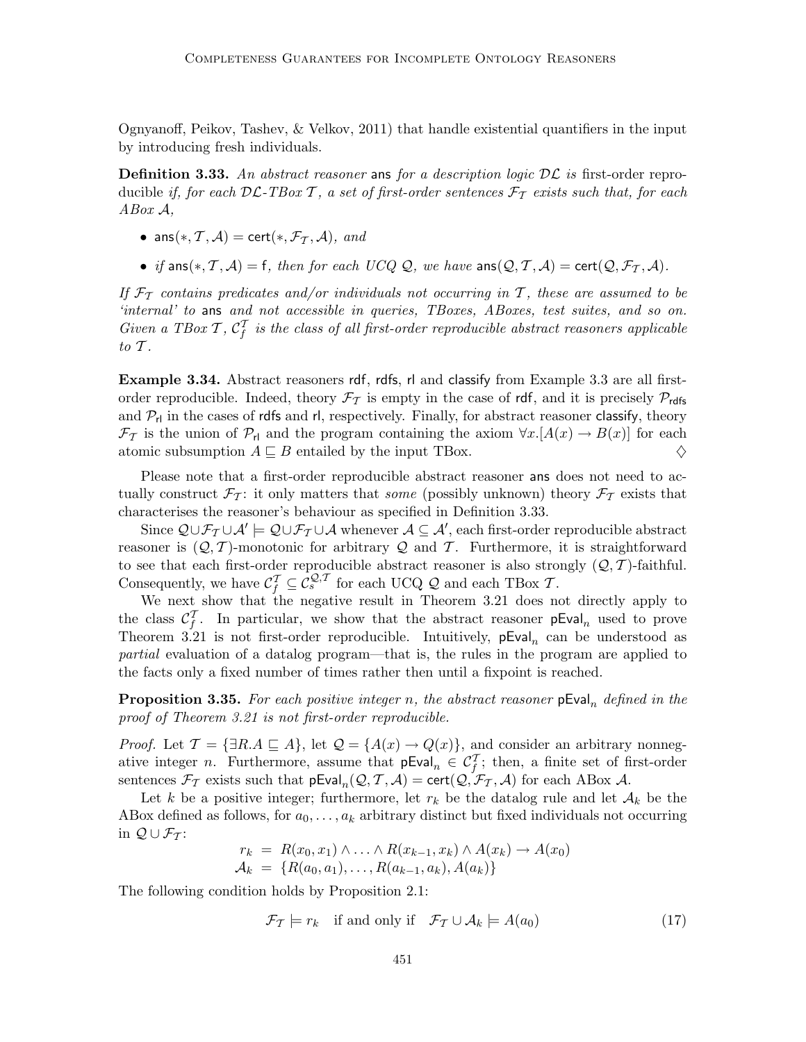Ognyanoff, Peikov, Tashev, & Velkov, 2011) that handle existential quantifiers in the input by introducing fresh individuals.

**Definition 3.33.** *An abstract reasoner* $\mathsf{ans}$ *for a description logic* $\mathcal{DL}$ *is* first-order reproducible *if, for each* $\mathcal{DL}$*-TBox* $\mathcal{T}$*, a set of first-order sentences* $\mathcal{F}_\mathcal{T}$ *exists such that, for each ABox* $\mathcal{A}$*,*

- $\mathsf{ans}(*, \mathcal{T}, \mathcal{A}) = \mathsf{cert}(*, \mathcal{F}_\mathcal{T}, \mathcal{A})$*, and*
- *if* $\mathsf{ans}(*, \mathcal{T}, \mathcal{A}) = \mathsf{f}$*, then for each UCQ* $\mathcal{Q}$*, we have* $\mathsf{ans}(\mathcal{Q}, \mathcal{T}, \mathcal{A}) = \mathsf{cert}(\mathcal{Q}, \mathcal{F}_\mathcal{T}, \mathcal{A})$*.*

*If* $\mathcal{F}_\mathcal{T}$ *contains predicates and/or individuals not occurring in* $\mathcal{T}$*, these are assumed to be 'internal' to* $\mathsf{ans}$ *and not accessible in queries, TBoxes, ABoxes, test suites, and so on. Given a TBox* $\mathcal{T}$*,* $\mathcal{C}_f^\mathcal{T}$ *is the class of all first-order reproducible abstract reasoners applicable to* $\mathcal{T}$*.*

**Example 3.34.** Abstract reasoners $\mathsf{rdf}$, $\mathsf{rdfs}$, $\mathsf{rl}$ and $\mathsf{classify}$ from Example 3.3 are all first-order reproducible. Indeed, theory $\mathcal{F}_\mathcal{T}$ is empty in the case of $\mathsf{rdf}$, and it is precisely $\mathcal{P}_{\mathsf{rdfs}}$ and $\mathcal{P}_{\mathsf{rl}}$ in the cases of $\mathsf{rdfs}$ and $\mathsf{rl}$, respectively. Finally, for abstract reasoner $\mathsf{classify}$, theory $\mathcal{F}_\mathcal{T}$ is the union of $\mathcal{P}_{\mathsf{rl}}$ and the program containing the axiom $\forall x.[A(x) \rightarrow B(x)]$ for each atomic subsumption $A \sqsubseteq B$ entailed by the input TBox. ♢

Please note that a first-order reproducible abstract reasoner $\mathsf{ans}$ does not need to actually construct $\mathcal{F}_\mathcal{T}$: it only matters that *some* (possibly unknown) theory $\mathcal{F}_\mathcal{T}$ exists that characterises the reasoner's behaviour as specified in Definition 3.33.

Since $\mathcal{Q} \cup \mathcal{F}_\mathcal{T} \cup \mathcal{A}' \models \mathcal{Q} \cup \mathcal{F}_\mathcal{T} \cup \mathcal{A}$ whenever $\mathcal{A} \subseteq \mathcal{A}'$, each first-order reproducible abstract reasoner is $(\mathcal{Q}, \mathcal{T})$-monotonic for arbitrary $\mathcal{Q}$ and $\mathcal{T}$. Furthermore, it is straightforward to see that each first-order reproducible abstract reasoner is also strongly $(\mathcal{Q}, \mathcal{T})$-faithful. Consequently, we have $\mathcal{C}_f^\mathcal{T} \subseteq \mathcal{C}_s^{\mathcal{Q},\mathcal{T}}$ for each UCQ $\mathcal{Q}$ and each TBox $\mathcal{T}$.

We next show that the negative result in Theorem 3.21 does not directly apply to the class $\mathcal{C}_f^\mathcal{T}$. In particular, we show that the abstract reasoner $\mathsf{pEval}_n$ used to prove Theorem 3.21 is not first-order reproducible. Intuitively, $\mathsf{pEval}_n$ can be understood as *partial* evaluation of a datalog program—that is, the rules in the program are applied to the facts only a fixed number of times rather then until a fixpoint is reached.

**Proposition 3.35.** *For each positive integer* $n$*, the abstract reasoner* $\mathsf{pEval}_n$ *defined in the proof of Theorem 3.21 is not first-order reproducible.*

*Proof.* Let $\mathcal{T} = \{\exists R.A \sqsubseteq A\}$, let $\mathcal{Q} = \{A(x) \rightarrow Q(x)\}$, and consider an arbitrary nonnegative integer $n$. Furthermore, assume that $\mathsf{pEval}_n \in \mathcal{C}_f^\mathcal{T}$; then, a finite set of first-order sentences $\mathcal{F}_\mathcal{T}$ exists such that $\mathsf{pEval}_n(\mathcal{Q}, \mathcal{T}, \mathcal{A}) = \mathsf{cert}(\mathcal{Q}, \mathcal{F}_\mathcal{T}, \mathcal{A})$ for each ABox $\mathcal{A}$.

Let $k$ be a positive integer; furthermore, let $r_k$ be the datalog rule and let $\mathcal{A}_k$ be the ABox defined as follows, for $a_0, \ldots, a_k$ arbitrary distinct but fixed individuals not occurring in $\mathcal{Q} \cup \mathcal{F}_\mathcal{T}$:

$$r_k = R(x_0, x_1) \wedge \ldots \wedge R(x_{k-1}, x_k) \wedge A(x_k) \rightarrow A(x_0)$$
$$\mathcal{A}_k = \{R(a_0, a_1), \ldots, R(a_{k-1}, a_k), A(a_k)\}$$

The following condition holds by Proposition 2.1:

$$\mathcal{F}_\mathcal{T} \models r_k \quad \text{if and only if} \quad \mathcal{F}_\mathcal{T} \cup \mathcal{A}_k \models A(a_0) \tag{17}$$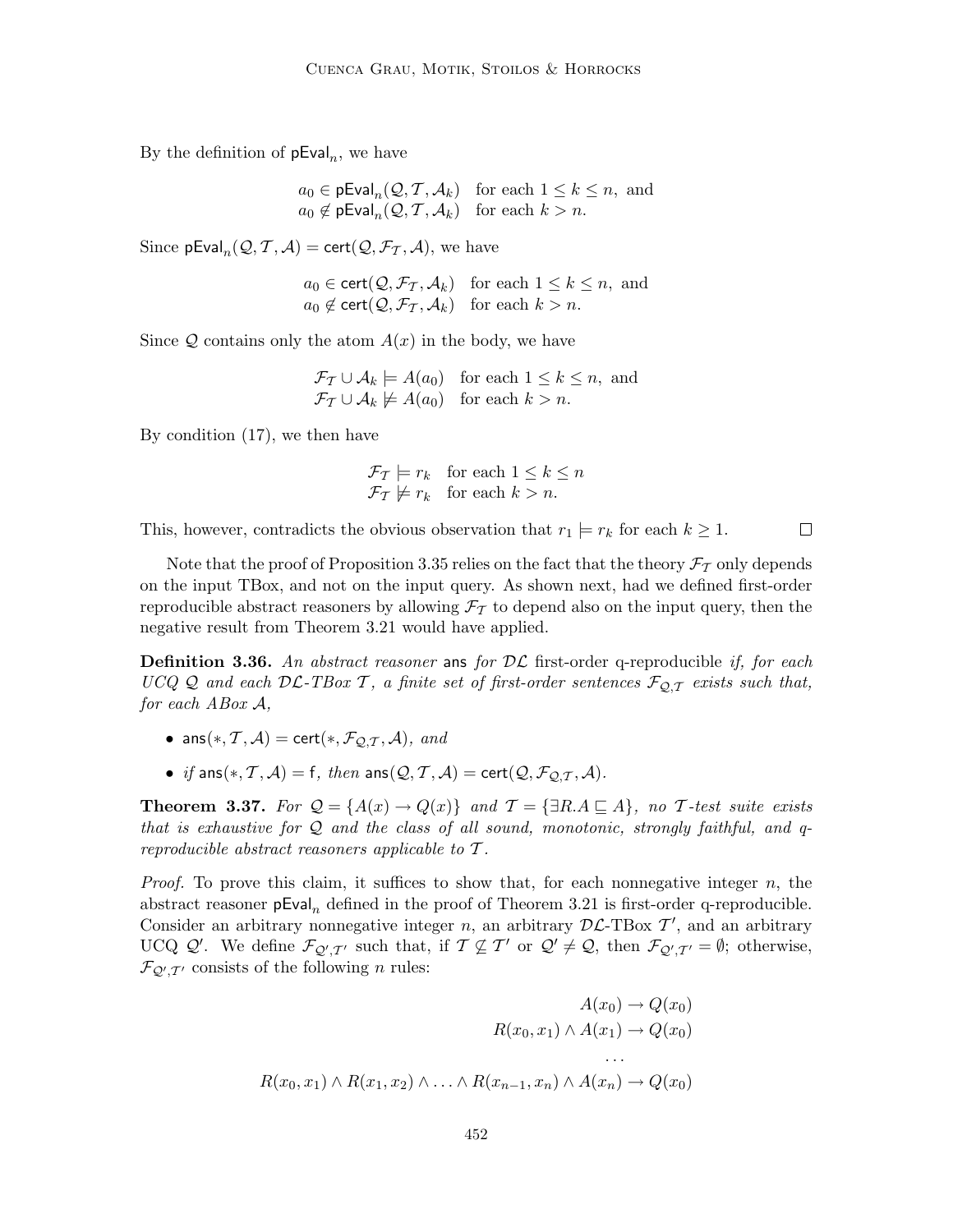By the definition of $\mathsf{pEval}_n$, we have

$$a_0 \in \mathsf{pEval}_n(\mathcal{Q}, \mathcal{T}, \mathcal{A}_k) \quad \text{for each } 1 \leq k \leq n, \text{ and}$$
$$a_0 \notin \mathsf{pEval}_n(\mathcal{Q}, \mathcal{T}, \mathcal{A}_k) \quad \text{for each } k > n.$$

Since $\mathsf{pEval}_n(\mathcal{Q}, \mathcal{T}, \mathcal{A}) = \mathsf{cert}(\mathcal{Q}, \mathcal{F}_\mathcal{T}, \mathcal{A})$, we have

$$a_0 \in \mathsf{cert}(\mathcal{Q}, \mathcal{F}_\mathcal{T}, \mathcal{A}_k) \quad \text{for each } 1 \leq k \leq n, \text{ and}$$
$$a_0 \notin \mathsf{cert}(\mathcal{Q}, \mathcal{F}_\mathcal{T}, \mathcal{A}_k) \quad \text{for each } k > n.$$

Since $\mathcal{Q}$ contains only the atom $A(x)$ in the body, we have

$$\mathcal{F}_\mathcal{T} \cup \mathcal{A}_k \models A(a_0) \quad \text{for each } 1 \leq k \leq n, \text{ and}$$
$$\mathcal{F}_\mathcal{T} \cup \mathcal{A}_k \not\models A(a_0) \quad \text{for each } k > n.$$

By condition (17), we then have

$$\mathcal{F}_\mathcal{T} \models r_k \quad \text{for each } 1 \leq k \leq n$$
$$\mathcal{F}_\mathcal{T} \not\models r_k \quad \text{for each } k > n.$$

This, however, contradicts the obvious observation that $r_1 \models r_k$ for each $k \geq 1$. $\square$

Note that the proof of Proposition 3.35 relies on the fact that the theory $\mathcal{F}_\mathcal{T}$ only depends on the input TBox, and not on the input query. As shown next, had we defined first-order reproducible abstract reasoners by allowing $\mathcal{F}_\mathcal{T}$ to depend also on the input query, then the negative result from Theorem 3.21 would have applied.

**Definition 3.36.** *An abstract reasoner* $\mathsf{ans}$ *for* $\mathcal{DL}$ first-order q-reproducible *if, for each UCQ* $\mathcal{Q}$ *and each* $\mathcal{DL}$*-TBox* $\mathcal{T}$*, a finite set of first-order sentences* $\mathcal{F}_{\mathcal{Q},\mathcal{T}}$ *exists such that, for each ABox* $\mathcal{A}$*,*

- $\mathsf{ans}(*, \mathcal{T}, \mathcal{A}) = \mathsf{cert}(*, \mathcal{F}_{\mathcal{Q},\mathcal{T}}, \mathcal{A})$*, and*
- *if* $\mathsf{ans}(*, \mathcal{T}, \mathcal{A}) = \mathsf{f}$*, then* $\mathsf{ans}(\mathcal{Q}, \mathcal{T}, \mathcal{A}) = \mathsf{cert}(\mathcal{Q}, \mathcal{F}_{\mathcal{Q},\mathcal{T}}, \mathcal{A})$*.*

**Theorem 3.37.** *For* $\mathcal{Q} = \{A(x) \rightarrow Q(x)\}$ *and* $\mathcal{T} = \{\exists R.A \sqsubseteq A\}$*, no* $\mathcal{T}$*-test suite exists that is exhaustive for* $\mathcal{Q}$ *and the class of all sound, monotonic, strongly faithful, and q-reproducible abstract reasoners applicable to* $\mathcal{T}$*.*

*Proof.* To prove this claim, it suffices to show that, for each nonnegative integer $n$, the abstract reasoner $\mathsf{pEval}_n$ defined in the proof of Theorem 3.21 is first-order q-reproducible. Consider an arbitrary nonnegative integer $n$, an arbitrary $\mathcal{DL}$-TBox $\mathcal{T}'$, and an arbitrary UCQ $\mathcal{Q}'$. We define $\mathcal{F}_{\mathcal{Q}',\mathcal{T}'}$ such that, if $\mathcal{T} \not\subseteq \mathcal{T}'$ or $\mathcal{Q}' \neq \mathcal{Q}$, then $\mathcal{F}_{\mathcal{Q}',\mathcal{T}'} = \emptyset$; otherwise, $\mathcal{F}_{\mathcal{Q}',\mathcal{T}'}$ consists of the following $n$ rules:

$$A(x_0) \rightarrow Q(x_0)$$
$$R(x_0, x_1) \wedge A(x_1) \rightarrow Q(x_0)$$
$$\ldots$$
$$R(x_0, x_1) \wedge R(x_1, x_2) \wedge \ldots \wedge R(x_{n-1}, x_n) \wedge A(x_n) \rightarrow Q(x_0)$$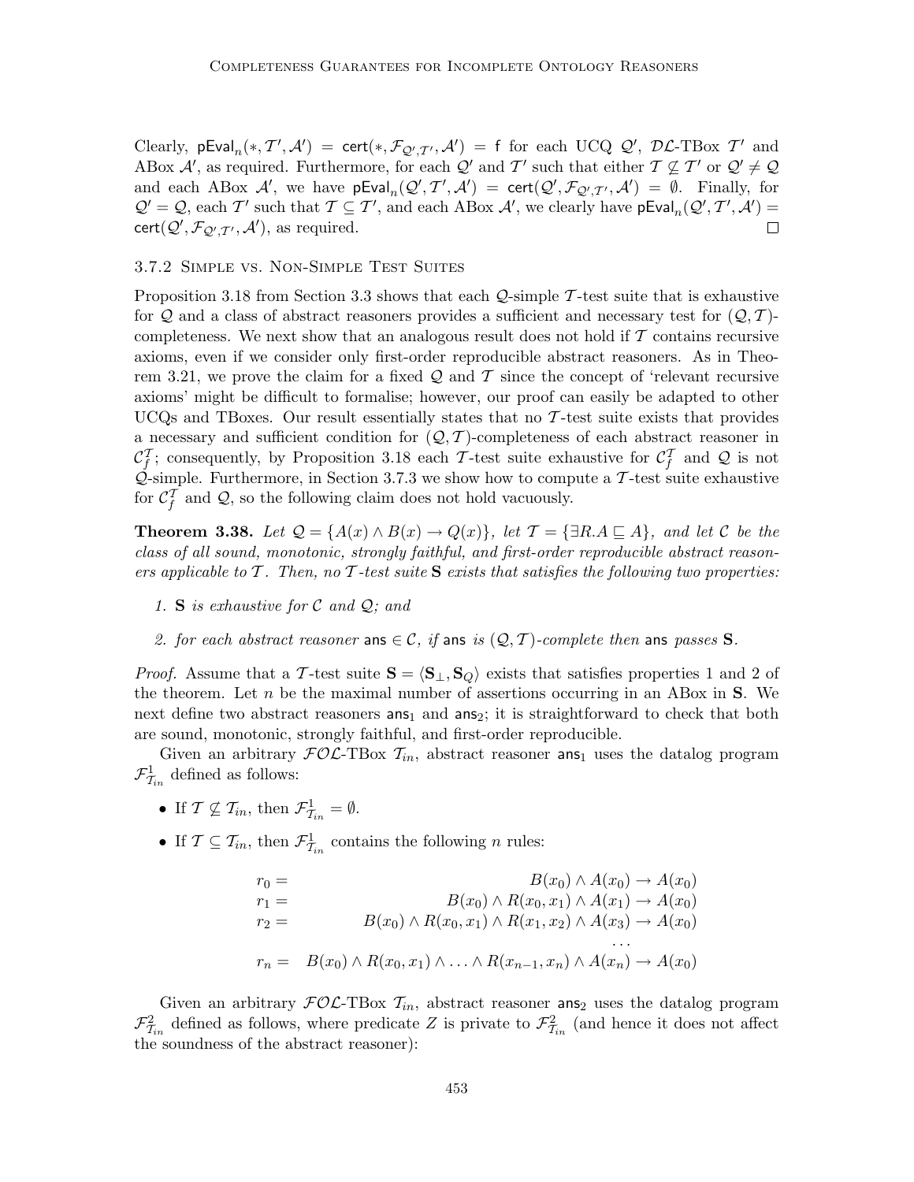Clearly, $\mathsf{pEval}_n(*, \mathcal{T}', \mathcal{A}') = \mathsf{cert}(*, \mathcal{F}_{\mathcal{Q}',\mathcal{T}'}, \mathcal{A}') = \mathsf{f}$ for each UCQ $\mathcal{Q}'$, $\mathcal{DL}$-TBox $\mathcal{T}'$ and ABox $\mathcal{A}'$, as required. Furthermore, for each $\mathcal{Q}'$ and $\mathcal{T}'$ such that either $\mathcal{T} \not\subseteq \mathcal{T}'$ or $\mathcal{Q}' \neq \mathcal{Q}$ and each ABox $\mathcal{A}'$, we have $\mathsf{pEval}_n(\mathcal{Q}', \mathcal{T}', \mathcal{A}') = \mathsf{cert}(\mathcal{Q}', \mathcal{F}_{\mathcal{Q}',\mathcal{T}'}, \mathcal{A}') = \emptyset$. Finally, for $\mathcal{Q}' = \mathcal{Q}$, each $\mathcal{T}'$ such that $\mathcal{T} \subseteq \mathcal{T}'$, and each ABox $\mathcal{A}'$, we clearly have $\mathsf{pEval}_n(\mathcal{Q}', \mathcal{T}', \mathcal{A}') = \mathsf{cert}(\mathcal{Q}', \mathcal{F}_{\mathcal{Q}',\mathcal{T}'}, \mathcal{A}')$, as required. □

### 3.7.2 Simple vs. Non-Simple Test Suites

Proposition 3.18 from Section 3.3 shows that each $\mathcal{Q}$-simple $\mathcal{T}$-test suite that is exhaustive for $\mathcal{Q}$ and a class of abstract reasoners provides a sufficient and necessary test for $(\mathcal{Q}, \mathcal{T})$-completeness. We next show that an analogous result does not hold if $\mathcal{T}$ contains recursive axioms, even if we consider only first-order reproducible abstract reasoners. As in Theorem 3.21, we prove the claim for a fixed $\mathcal{Q}$ and $\mathcal{T}$ since the concept of 'relevant recursive axioms' might be difficult to formalise; however, our proof can easily be adapted to other UCQs and TBoxes. Our result essentially states that no $\mathcal{T}$-test suite exists that provides a necessary and sufficient condition for $(\mathcal{Q}, \mathcal{T})$-completeness of each abstract reasoner in $\mathcal{C}_f^{\mathcal{T}}$; consequently, by Proposition 3.18 each $\mathcal{T}$-test suite exhaustive for $\mathcal{C}_f^{\mathcal{T}}$ and $\mathcal{Q}$ is not $\mathcal{Q}$-simple. Furthermore, in Section 3.7.3 we show how to compute a $\mathcal{T}$-test suite exhaustive for $\mathcal{C}_f^{\mathcal{T}}$ and $\mathcal{Q}$, so the following claim does not hold vacuously.

**Theorem 3.38.** *Let $\mathcal{Q} = \{A(x) \wedge B(x) \rightarrow Q(x)\}$, let $\mathcal{T} = \{\exists R.A \sqsubseteq A\}$, and let $\mathcal{C}$ be the class of all sound, monotonic, strongly faithful, and first-order reproducible abstract reasoners applicable to $\mathcal{T}$. Then, no $\mathcal{T}$-test suite $\mathbf{S}$ exists that satisfies the following two properties:*

1. *$\mathbf{S}$ is exhaustive for $\mathcal{C}$ and $\mathcal{Q}$; and*
2. *for each abstract reasoner $\mathsf{ans} \in \mathcal{C}$, if $\mathsf{ans}$ is $(\mathcal{Q}, \mathcal{T})$-complete then $\mathsf{ans}$ passes $\mathbf{S}$.*

*Proof.* Assume that a $\mathcal{T}$-test suite $\mathbf{S} = \langle \mathbf{S}_\bot, \mathbf{S}_Q \rangle$ exists that satisfies properties 1 and 2 of the theorem. Let $n$ be the maximal number of assertions occurring in an ABox in $\mathbf{S}$. We next define two abstract reasoners $\mathsf{ans}_1$ and $\mathsf{ans}_2$; it is straightforward to check that both are sound, monotonic, strongly faithful, and first-order reproducible.

Given an arbitrary $\mathcal{FOL}$-TBox $\mathcal{T}_{in}$, abstract reasoner $\mathsf{ans}_1$ uses the datalog program $\mathcal{F}^1_{\mathcal{T}_{in}}$ defined as follows:

- If $\mathcal{T} \not\subseteq \mathcal{T}_{in}$, then $\mathcal{F}^1_{\mathcal{T}_{in}} = \emptyset$.
- If $\mathcal{T} \subseteq \mathcal{T}_{in}$, then $\mathcal{F}^1_{\mathcal{T}_{in}}$ contains the following $n$ rules:

$$
\begin{aligned}
r_0 &= & B(x_0) \wedge A(x_0) &\rightarrow A(x_0) \\
r_1 &= & B(x_0) \wedge R(x_0, x_1) \wedge A(x_1) &\rightarrow A(x_0) \\
r_2 &= & B(x_0) \wedge R(x_0, x_1) \wedge R(x_1, x_2) \wedge A(x_3) &\rightarrow A(x_0) \\
& & \dots & \\
r_n &= & B(x_0) \wedge R(x_0, x_1) \wedge \ldots \wedge R(x_{n-1}, x_n) \wedge A(x_n) &\rightarrow A(x_0)
\end{aligned}
$$

Given an arbitrary $\mathcal{FOL}$-TBox $\mathcal{T}_{in}$, abstract reasoner $\mathsf{ans}_2$ uses the datalog program $\mathcal{F}^2_{\mathcal{T}_{in}}$ defined as follows, where predicate $Z$ is private to $\mathcal{F}^2_{\mathcal{T}_{in}}$ (and hence it does not affect the soundness of the abstract reasoner):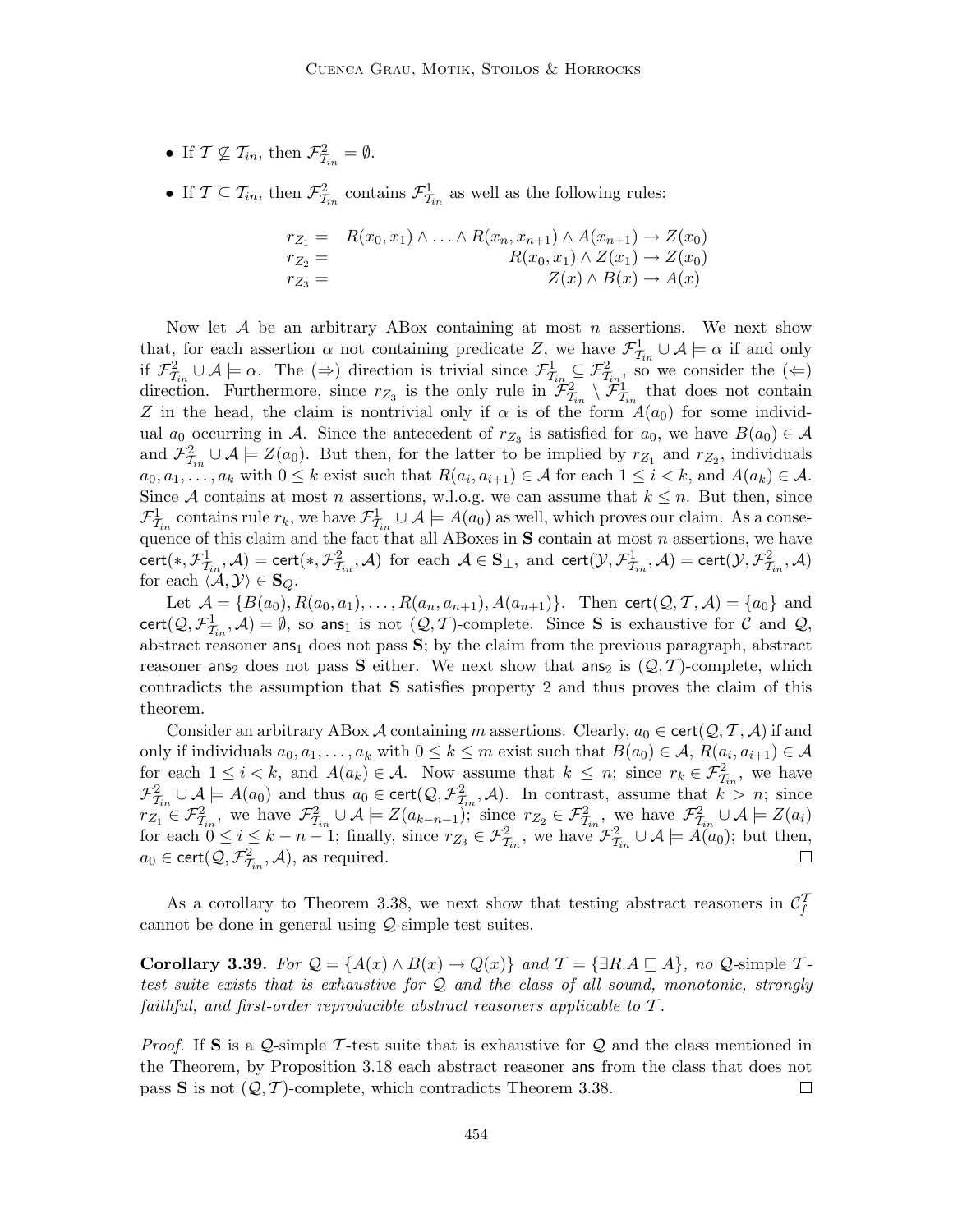- If $\mathcal{T} \not\subseteq \mathcal{T}_{in}$, then $\mathcal{F}^2_{\mathcal{T}_{in}} = \emptyset$.
- If $\mathcal{T} \subseteq \mathcal{T}_{in}$, then $\mathcal{F}^2_{\mathcal{T}_{in}}$ contains $\mathcal{F}^1_{\mathcal{T}_{in}}$ as well as the following rules:

$$
\begin{aligned}
r_{Z_1} = \quad & R(x_0, x_1) \wedge \ldots \wedge R(x_n, x_{n+1}) \wedge A(x_{n+1}) \rightarrow Z(x_0) \\
r_{Z_2} = \quad & R(x_0, x_1) \wedge Z(x_1) \rightarrow Z(x_0) \\
r_{Z_3} = \quad & Z(x) \wedge B(x) \rightarrow A(x)
\end{aligned}
$$

Now let $\mathcal{A}$ be an arbitrary ABox containing at most $n$ assertions. We next show that, for each assertion $\alpha$ not containing predicate $Z$, we have $\mathcal{F}^1_{\mathcal{T}_{in}} \cup \mathcal{A} \models \alpha$ if and only if $\mathcal{F}^2_{\mathcal{T}_{in}} \cup \mathcal{A} \models \alpha$. The ($\Rightarrow$) direction is trivial since $\mathcal{F}^1_{\mathcal{T}_{in}} \subseteq \mathcal{F}^2_{\mathcal{T}_{in}}$, so we consider the ($\Leftarrow$) direction. Furthermore, since $r_{Z_3}$ is the only rule in $\mathcal{F}^2_{\mathcal{T}_{in}} \setminus \mathcal{F}^1_{\mathcal{T}_{in}}$ that does not contain $Z$ in the head, the claim is nontrivial only if $\alpha$ is of the form $A(a_0)$ for some individual $a_0$ occurring in $\mathcal{A}$. Since the antecedent of $r_{Z_3}$ is satisfied for $a_0$, we have $B(a_0) \in \mathcal{A}$ and $\mathcal{F}^2_{\mathcal{T}_{in}} \cup \mathcal{A} \models Z(a_0)$. But then, for the latter to be implied by $r_{Z_1}$ and $r_{Z_2}$, individuals $a_0, a_1, \ldots, a_k$ with $0 \leq k$ exist such that $R(a_i, a_{i+1}) \in \mathcal{A}$ for each $1 \leq i < k$, and $A(a_k) \in \mathcal{A}$. Since $\mathcal{A}$ contains at most $n$ assertions, w.l.o.g. we can assume that $k \leq n$. But then, since $\mathcal{F}^1_{\mathcal{T}_{in}}$ contains rule $r_k$, we have $\mathcal{F}^1_{\mathcal{T}_{in}} \cup \mathcal{A} \models A(a_0)$ as well, which proves our claim. As a consequence of this claim and the fact that all ABoxes in $\mathbf{S}$ contain at most $n$ assertions, we have $\mathsf{cert}(*, \mathcal{F}^1_{\mathcal{T}_{in}}, \mathcal{A}) = \mathsf{cert}(*, \mathcal{F}^2_{\mathcal{T}_{in}}, \mathcal{A})$ for each $\mathcal{A} \in \mathbf{S}_\bot$, and $\mathsf{cert}(\mathcal{Y}, \mathcal{F}^1_{\mathcal{T}_{in}}, \mathcal{A}) = \mathsf{cert}(\mathcal{Y}, \mathcal{F}^2_{\mathcal{T}_{in}}, \mathcal{A})$ for each $\langle \mathcal{A}, \mathcal{Y} \rangle \in \mathbf{S}_Q$.

Let $\mathcal{A} = \{B(a_0), R(a_0, a_1), \ldots, R(a_n, a_{n+1}), A(a_{n+1})\}$. Then $\mathsf{cert}(\mathcal{Q}, \mathcal{T}, \mathcal{A}) = \{a_0\}$ and $\mathsf{cert}(\mathcal{Q}, \mathcal{F}^1_{\mathcal{T}_{in}}, \mathcal{A}) = \emptyset$, so $\mathsf{ans}_1$ is not $(\mathcal{Q}, \mathcal{T})$-complete. Since $\mathbf{S}$ is exhaustive for $\mathcal{C}$ and $\mathcal{Q}$, abstract reasoner $\mathsf{ans}_1$ does not pass $\mathbf{S}$; by the claim from the previous paragraph, abstract reasoner $\mathsf{ans}_2$ does not pass $\mathbf{S}$ either. We next show that $\mathsf{ans}_2$ is $(\mathcal{Q}, \mathcal{T})$-complete, which contradicts the assumption that $\mathbf{S}$ satisfies property 2 and thus proves the claim of this theorem.

Consider an arbitrary ABox $\mathcal{A}$ containing $m$ assertions. Clearly, $a_0 \in \mathsf{cert}(\mathcal{Q}, \mathcal{T}, \mathcal{A})$ if and only if individuals $a_0, a_1, \ldots, a_k$ with $0 \leq k \leq m$ exist such that $B(a_0) \in \mathcal{A}$, $R(a_i, a_{i+1}) \in \mathcal{A}$ for each $1 \leq i < k$, and $A(a_k) \in \mathcal{A}$. Now assume that $k \leq n$; since $r_k \in \mathcal{F}^2_{\mathcal{T}_{in}}$, we have $\mathcal{F}^2_{\mathcal{T}_{in}} \cup \mathcal{A} \models A(a_0)$ and thus $a_0 \in \mathsf{cert}(\mathcal{Q}, \mathcal{F}^2_{\mathcal{T}_{in}}, \mathcal{A})$. In contrast, assume that $k > n$; since $r_{Z_1} \in \mathcal{F}^2_{\mathcal{T}_{in}}$, we have $\mathcal{F}^2_{\mathcal{T}_{in}} \cup \mathcal{A} \models Z(a_{k-n-1})$; since $r_{Z_2} \in \mathcal{F}^2_{\mathcal{T}_{in}}$, we have $\mathcal{F}^2_{\mathcal{T}_{in}} \cup \mathcal{A} \models Z(a_i)$ for each $0 \leq i \leq k - n - 1$; finally, since $r_{Z_3} \in \mathcal{F}^2_{\mathcal{T}_{in}}$, we have $\mathcal{F}^2_{\mathcal{T}_{in}} \cup \mathcal{A} \models A(a_0)$; but then, $a_0 \in \mathsf{cert}(\mathcal{Q}, \mathcal{F}^2_{\mathcal{T}_{in}}, \mathcal{A})$, as required. □

As a corollary to Theorem 3.38, we next show that testing abstract reasoners in $\mathcal{C}^{\mathcal{T}}_f$ cannot be done in general using $\mathcal{Q}$-simple test suites.

**Corollary 3.39.** *For $\mathcal{Q} = \{A(x) \wedge B(x) \rightarrow Q(x)\}$ and $\mathcal{T} = \{\exists R.A \sqsubseteq A\}$, no $\mathcal{Q}$-simple $\mathcal{T}$-test suite exists that is exhaustive for $\mathcal{Q}$ and the class of all sound, monotonic, strongly faithful, and first-order reproducible abstract reasoners applicable to $\mathcal{T}$.*

*Proof.* If $\mathbf{S}$ is a $\mathcal{Q}$-simple $\mathcal{T}$-test suite that is exhaustive for $\mathcal{Q}$ and the class mentioned in the Theorem, by Proposition 3.18 each abstract reasoner $\mathsf{ans}$ from the class that does not pass $\mathbf{S}$ is not $(\mathcal{Q}, \mathcal{T})$-complete, which contradicts Theorem 3.38. □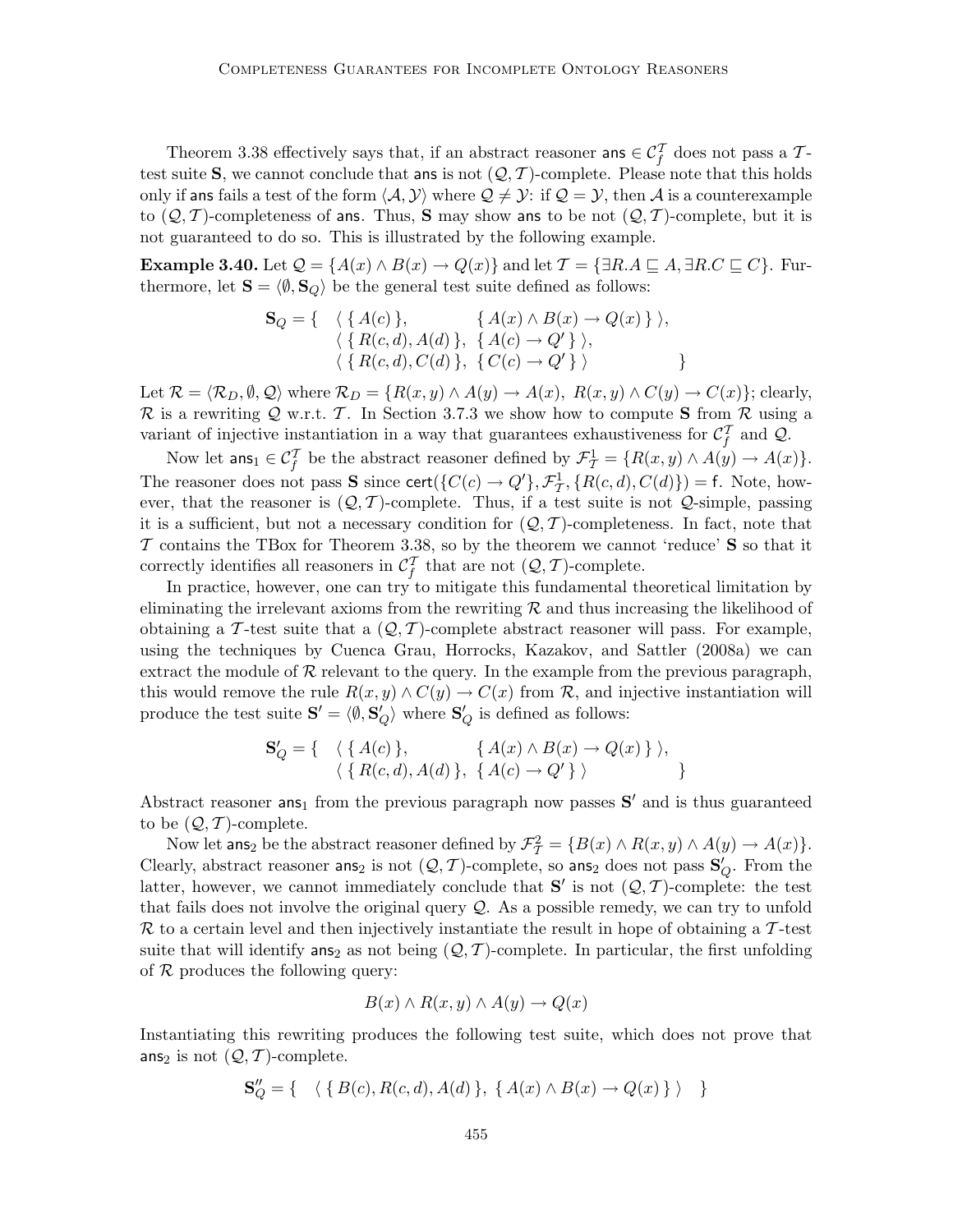Theorem 3.38 effectively says that, if an abstract reasoner $\mathsf{ans} \in \mathcal{C}_f^{\mathcal{T}}$ does not pass a $\mathcal{T}$-test suite $\mathbf{S}$, we cannot conclude that $\mathsf{ans}$ is not $(\mathcal{Q}, \mathcal{T})$-complete. Please note that this holds only if $\mathsf{ans}$ fails a test of the form $\langle \mathcal{A}, \mathcal{Y} \rangle$ where $\mathcal{Q} \neq \mathcal{Y}$: if $\mathcal{Q} = \mathcal{Y}$, then $\mathcal{A}$ is a counterexample to $(\mathcal{Q}, \mathcal{T})$-completeness of $\mathsf{ans}$. Thus, $\mathbf{S}$ may show $\mathsf{ans}$ to be not $(\mathcal{Q}, \mathcal{T})$-complete, but it is not guaranteed to do so. This is illustrated by the following example.

**Example 3.40.** Let $\mathcal{Q} = \{A(x) \wedge B(x) \rightarrow Q(x)\}$ and let $\mathcal{T} = \{\exists R.A \sqsubseteq A, \exists R.C \sqsubseteq C\}$. Furthermore, let $\mathbf{S} = \langle \emptyset, \mathbf{S}_Q \rangle$ be the general test suite defined as follows:

$$
\begin{aligned}
\mathbf{S}_Q = \{ \quad & \langle \, \{ \, A(c) \, \}, \qquad\qquad\quad \{ \, A(x) \wedge B(x) \rightarrow Q(x) \, \} \, \rangle, \\
& \langle \, \{ \, R(c,d), A(d) \, \}, \;\; \{ \, A(c) \rightarrow Q' \, \} \, \rangle, \\
& \langle \, \{ \, R(c,d), C(d) \, \}, \;\; \{ \, C(c) \rightarrow Q' \, \} \, \rangle \qquad\qquad\qquad \}
\end{aligned}
$$

Let $\mathcal{R} = \langle \mathcal{R}_D, \emptyset, \mathcal{Q} \rangle$ where $\mathcal{R}_D = \{R(x,y) \wedge A(y) \rightarrow A(x),\ R(x,y) \wedge C(y) \rightarrow C(x)\}$; clearly, $\mathcal{R}$ is a rewriting $\mathcal{Q}$ w.r.t. $\mathcal{T}$. In Section 3.7.3 we show how to compute $\mathbf{S}$ from $\mathcal{R}$ using a variant of injective instantiation in a way that guarantees exhaustiveness for $\mathcal{C}_f^{\mathcal{T}}$ and $\mathcal{Q}$.

Now let $\mathsf{ans}_1 \in \mathcal{C}_f^{\mathcal{T}}$ be the abstract reasoner defined by $\mathcal{F}_{\mathcal{T}}^1 = \{R(x,y) \wedge A(y) \rightarrow A(x)\}$. The reasoner does not pass $\mathbf{S}$ since $\mathsf{cert}(\{C(c) \rightarrow Q'\}, \mathcal{F}_{\mathcal{T}}^1, \{R(c,d), C(d)\}) = \mathsf{f}$. Note, however, that the reasoner is $(\mathcal{Q}, \mathcal{T})$-complete. Thus, if a test suite is not $\mathcal{Q}$-simple, passing it is a sufficient, but not a necessary condition for $(\mathcal{Q}, \mathcal{T})$-completeness. In fact, note that $\mathcal{T}$ contains the TBox for Theorem 3.38, so by the theorem we cannot 'reduce' $\mathbf{S}$ so that it correctly identifies all reasoners in $\mathcal{C}_f^{\mathcal{T}}$ that are not $(\mathcal{Q}, \mathcal{T})$-complete.

In practice, however, one can try to mitigate this fundamental theoretical limitation by eliminating the irrelevant axioms from the rewriting $\mathcal{R}$ and thus increasing the likelihood of obtaining a $\mathcal{T}$-test suite that a $(\mathcal{Q}, \mathcal{T})$-complete abstract reasoner will pass. For example, using the techniques by Cuenca Grau, Horrocks, Kazakov, and Sattler (2008a) we can extract the module of $\mathcal{R}$ relevant to the query. In the example from the previous paragraph, this would remove the rule $R(x,y) \wedge C(y) \rightarrow C(x)$ from $\mathcal{R}$, and injective instantiation will produce the test suite $\mathbf{S}' = \langle \emptyset, \mathbf{S}'_Q \rangle$ where $\mathbf{S}'_Q$ is defined as follows:

$$
\begin{aligned}
\mathbf{S}'_Q = \{ \quad & \langle \, \{ \, A(c) \, \}, \qquad\qquad\quad \{ \, A(x) \wedge B(x) \rightarrow Q(x) \, \} \, \rangle, \\
& \langle \, \{ \, R(c,d), A(d) \, \}, \;\; \{ \, A(c) \rightarrow Q' \, \} \, \rangle \qquad\qquad\qquad \}
\end{aligned}
$$

Abstract reasoner $\mathsf{ans}_1$ from the previous paragraph now passes $\mathbf{S}'$ and is thus guaranteed to be $(\mathcal{Q}, \mathcal{T})$-complete.

Now let $\mathsf{ans}_2$ be the abstract reasoner defined by $\mathcal{F}_{\mathcal{T}}^2 = \{B(x) \wedge R(x,y) \wedge A(y) \rightarrow A(x)\}$. Clearly, abstract reasoner $\mathsf{ans}_2$ is not $(\mathcal{Q}, \mathcal{T})$-complete, so $\mathsf{ans}_2$ does not pass $\mathbf{S}'_Q$. From the latter, however, we cannot immediately conclude that $\mathbf{S}'$ is not $(\mathcal{Q}, \mathcal{T})$-complete: the test that fails does not involve the original query $\mathcal{Q}$. As a possible remedy, we can try to unfold $\mathcal{R}$ to a certain level and then injectively instantiate the result in hope of obtaining a $\mathcal{T}$-test suite that will identify $\mathsf{ans}_2$ as not being $(\mathcal{Q}, \mathcal{T})$-complete. In particular, the first unfolding of $\mathcal{R}$ produces the following query:

$$
B(x) \wedge R(x,y) \wedge A(y) \rightarrow Q(x)
$$

Instantiating this rewriting produces the following test suite, which does not prove that $\mathsf{ans}_2$ is not $(\mathcal{Q}, \mathcal{T})$-complete.

$$
\mathbf{S}''_Q = \{ \quad \langle \, \{ \, B(c), R(c,d), A(d) \, \}, \; \{ \, A(x) \wedge B(x) \rightarrow Q(x) \, \} \, \rangle \quad \}
$$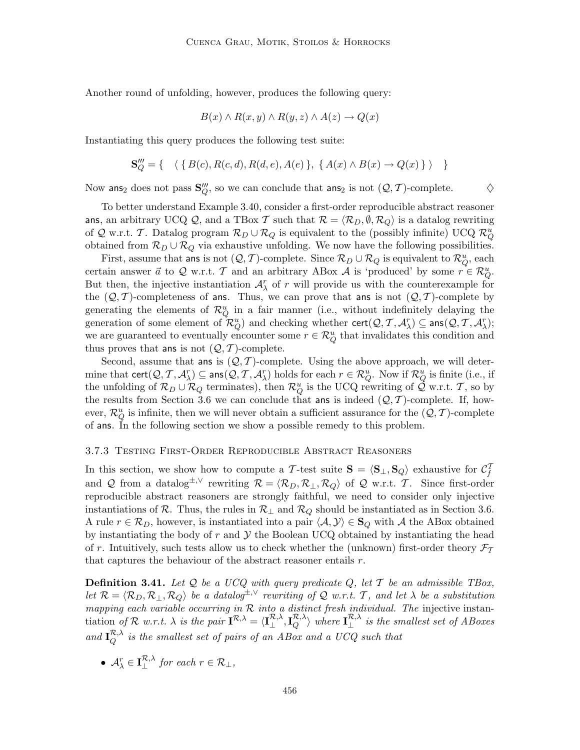Another round of unfolding, however, produces the following query:

$$B(x) \wedge R(x, y) \wedge R(y, z) \wedge A(z) \to Q(x)$$

Instantiating this query produces the following test suite:

$$\mathbf{S}_Q''' = \{ \quad \langle \; \{ \, B(c), R(c, d), R(d, e), A(e) \, \}, \; \{ \, A(x) \wedge B(x) \to Q(x) \, \} \; \rangle \quad \}$$

Now $\mathsf{ans}_2$ does not pass $\mathbf{S}_Q'''$, so we can conclude that $\mathsf{ans}_2$ is not $(\mathcal{Q}, \mathcal{T})$-complete. $\diamondsuit$

To better understand Example 3.40, consider a first-order reproducible abstract reasoner $\mathsf{ans}$, an arbitrary UCQ $\mathcal{Q}$, and a TBox $\mathcal{T}$ such that $\mathcal{R} = \langle \mathcal{R}_D, \emptyset, \mathcal{R}_Q \rangle$ is a datalog rewriting of $\mathcal{Q}$ w.r.t. $\mathcal{T}$. Datalog program $\mathcal{R}_D \cup \mathcal{R}_Q$ is equivalent to the (possibly infinite) UCQ $\mathcal{R}_Q^u$ obtained from $\mathcal{R}_D \cup \mathcal{R}_Q$ via exhaustive unfolding. We now have the following possibilities.

First, assume that $\mathsf{ans}$ is not $(\mathcal{Q}, \mathcal{T})$-complete. Since $\mathcal{R}_D \cup \mathcal{R}_Q$ is equivalent to $\mathcal{R}_Q^u$, each certain answer $\vec{a}$ to $\mathcal{Q}$ w.r.t. $\mathcal{T}$ and an arbitrary ABox $\mathcal{A}$ is 'produced' by some $r \in \mathcal{R}_Q^u$. But then, the injective instantiation $\mathcal{A}_\lambda^r$ of $r$ will provide us with the counterexample for the $(\mathcal{Q}, \mathcal{T})$-completeness of $\mathsf{ans}$. Thus, we can prove that $\mathsf{ans}$ is not $(\mathcal{Q}, \mathcal{T})$-complete by generating the elements of $\mathcal{R}_Q^u$ in a fair manner (i.e., without indefinitely delaying the generation of some element of $\mathcal{R}_Q^u$) and checking whether $\mathsf{cert}(\mathcal{Q}, \mathcal{T}, \mathcal{A}_\lambda^r) \subseteq \mathsf{ans}(\mathcal{Q}, \mathcal{T}, \mathcal{A}_\lambda^r)$; we are guaranteed to eventually encounter some $r \in \mathcal{R}_Q^u$ that invalidates this condition and thus proves that $\mathsf{ans}$ is not $(\mathcal{Q}, \mathcal{T})$-complete.

Second, assume that $\mathsf{ans}$ is $(\mathcal{Q}, \mathcal{T})$-complete. Using the above approach, we will determine that $\mathsf{cert}(\mathcal{Q}, \mathcal{T}, \mathcal{A}_\lambda^r) \subseteq \mathsf{ans}(\mathcal{Q}, \mathcal{T}, \mathcal{A}_\lambda^r)$ holds for each $r \in \mathcal{R}_Q^u$. Now if $\mathcal{R}_Q^u$ is finite (i.e., if the unfolding of $\mathcal{R}_D \cup \mathcal{R}_Q$ terminates), then $\mathcal{R}_Q^u$ is the UCQ rewriting of $\mathcal{Q}$ w.r.t. $\mathcal{T}$, so by the results from Section 3.6 we can conclude that $\mathsf{ans}$ is indeed $(\mathcal{Q}, \mathcal{T})$-complete. If, however, $\mathcal{R}_Q^u$ is infinite, then we will never obtain a sufficient assurance for the $(\mathcal{Q}, \mathcal{T})$-complete of $\mathsf{ans}$. In the following section we show a possible remedy to this problem.

### 3.7.3 Testing First-Order Reproducible Abstract Reasoners

In this section, we show how to compute a $\mathcal{T}$-test suite $\mathbf{S} = \langle \mathbf{S}_\bot, \mathbf{S}_Q \rangle$ exhaustive for $\mathcal{C}_f^\mathcal{T}$ and $\mathcal{Q}$ from a datalog$^{\pm,\vee}$ rewriting $\mathcal{R} = \langle \mathcal{R}_D, \mathcal{R}_\bot, \mathcal{R}_Q \rangle$ of $\mathcal{Q}$ w.r.t. $\mathcal{T}$. Since first-order reproducible abstract reasoners are strongly faithful, we need to consider only injective instantiations of $\mathcal{R}$. Thus, the rules in $\mathcal{R}_\bot$ and $\mathcal{R}_Q$ should be instantiated as in Section 3.6. A rule $r \in \mathcal{R}_D$, however, is instantiated into a pair $\langle \mathcal{A}, \mathcal{Y} \rangle \in \mathbf{S}_Q$ with $\mathcal{A}$ the ABox obtained by instantiating the body of $r$ and $\mathcal{Y}$ the Boolean UCQ obtained by instantiating the head of $r$. Intuitively, such tests allow us to check whether the (unknown) first-order theory $\mathcal{F}_\mathcal{T}$ that captures the behaviour of the abstract reasoner entails $r$.

**Definition 3.41.** *Let $\mathcal{Q}$ be a UCQ with query predicate $Q$, let $\mathcal{T}$ be an admissible TBox, let $\mathcal{R} = \langle \mathcal{R}_D, \mathcal{R}_\bot, \mathcal{R}_Q \rangle$ be a datalog$^{\pm,\vee}$ rewriting of $\mathcal{Q}$ w.r.t. $\mathcal{T}$, and let $\lambda$ be a substitution mapping each variable occurring in $\mathcal{R}$ into a distinct fresh individual. The* injective instantiation *of $\mathcal{R}$ w.r.t. $\lambda$ is the pair $\mathbf{I}^{\mathcal{R},\lambda} = \langle \mathbf{I}_\bot^{\mathcal{R},\lambda}, \mathbf{I}_Q^{\mathcal{R},\lambda} \rangle$ where $\mathbf{I}_\bot^{\mathcal{R},\lambda}$ is the smallest set of ABoxes and $\mathbf{I}_Q^{\mathcal{R},\lambda}$ is the smallest set of pairs of an ABox and a UCQ such that*

- $\mathcal{A}_\lambda^r \in \mathbf{I}_\bot^{\mathcal{R},\lambda}$ *for each* $r \in \mathcal{R}_\bot$,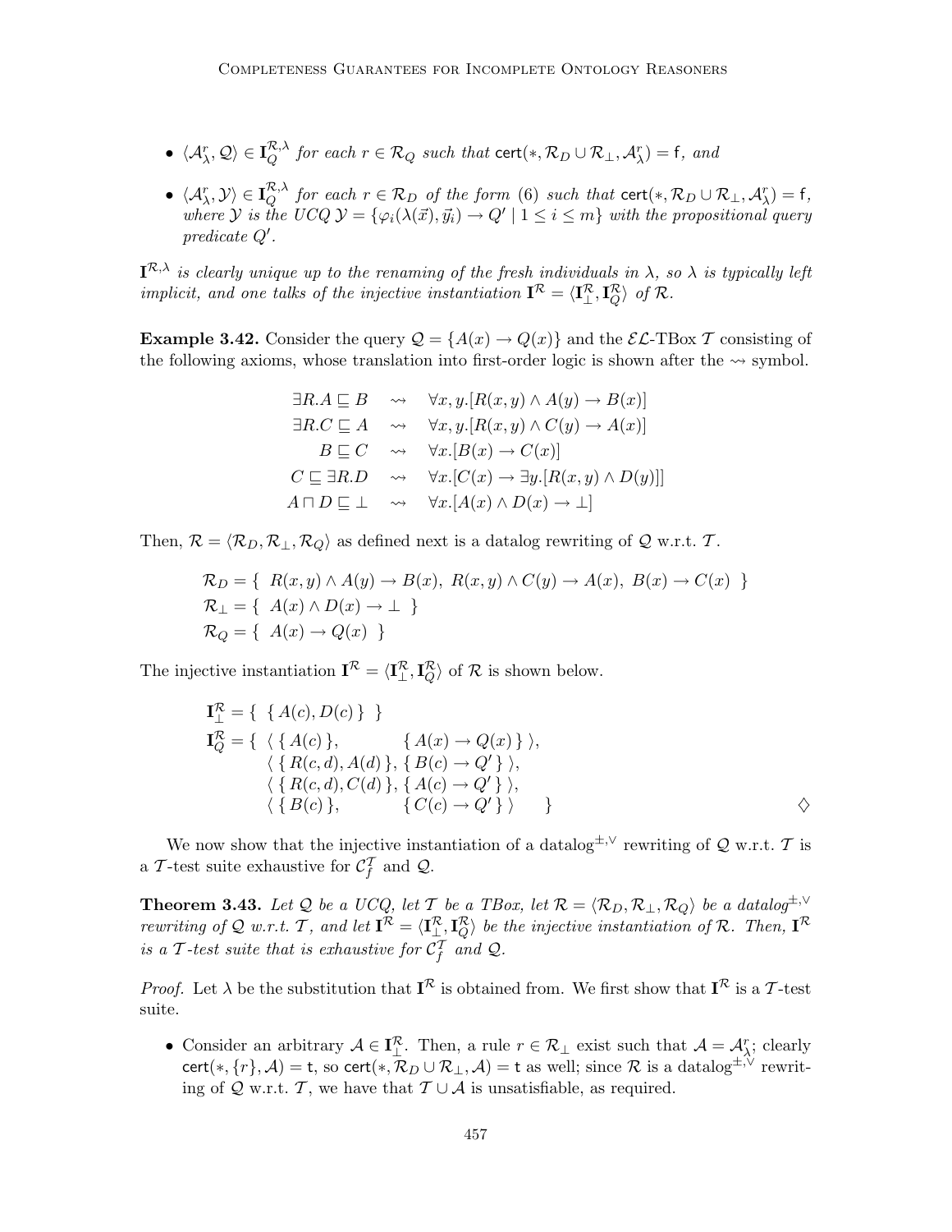- $\langle \mathcal{A}^r_\lambda, \mathcal{Q} \rangle \in \mathbf{I}^{\mathcal{R},\lambda}_Q$ *for each* $r \in \mathcal{R}_Q$ *such that* $\mathsf{cert}(*, \mathcal{R}_D \cup \mathcal{R}_\bot, \mathcal{A}^r_\lambda) = \mathsf{f}$*, and*
- $\langle \mathcal{A}^r_\lambda, \mathcal{Y} \rangle \in \mathbf{I}^{\mathcal{R},\lambda}_Q$ *for each* $r \in \mathcal{R}_D$ *of the form* (6) *such that* $\mathsf{cert}(*, \mathcal{R}_D \cup \mathcal{R}_\bot, \mathcal{A}^r_\lambda) = \mathsf{f}$*, where* $\mathcal{Y}$ *is the UCQ* $\mathcal{Y} = \{\varphi_i(\lambda(\vec{x}), \vec{y}_i) \rightarrow Q' \mid 1 \leq i \leq m\}$ *with the propositional query predicate* $Q'$*.*

$\mathbf{I}^{\mathcal{R},\lambda}$ *is clearly unique up to the renaming of the fresh individuals in* $\lambda$*, so* $\lambda$ *is typically left implicit, and one talks of the injective instantiation* $\mathbf{I}^{\mathcal{R}} = \langle \mathbf{I}^{\mathcal{R}}_\bot, \mathbf{I}^{\mathcal{R}}_Q \rangle$ *of* $\mathcal{R}$*.*

**Example 3.42.** Consider the query $\mathcal{Q} = \{A(x) \rightarrow Q(x)\}$ and the $\mathcal{EL}$-TBox $\mathcal{T}$ consisting of the following axioms, whose translation into first-order logic is shown after the $\rightsquigarrow$ symbol.

$$\begin{aligned}
\exists R.A \sqsubseteq B &\quad\rightsquigarrow\quad \forall x, y.[R(x,y) \wedge A(y) \rightarrow B(x)] \\
\exists R.C \sqsubseteq A &\quad\rightsquigarrow\quad \forall x, y.[R(x,y) \wedge C(y) \rightarrow A(x)] \\
B \sqsubseteq C &\quad\rightsquigarrow\quad \forall x.[B(x) \rightarrow C(x)] \\
C \sqsubseteq \exists R.D &\quad\rightsquigarrow\quad \forall x.[C(x) \rightarrow \exists y.[R(x,y) \wedge D(y)]] \\
A \sqcap D \sqsubseteq \bot &\quad\rightsquigarrow\quad \forall x.[A(x) \wedge D(x) \rightarrow \bot]
\end{aligned}$$

Then, $\mathcal{R} = \langle \mathcal{R}_D, \mathcal{R}_\bot, \mathcal{R}_Q \rangle$ as defined next is a datalog rewriting of $\mathcal{Q}$ w.r.t. $\mathcal{T}$.

$$\begin{aligned}
\mathcal{R}_D &= \{\ R(x,y) \wedge A(y) \rightarrow B(x),\ R(x,y) \wedge C(y) \rightarrow A(x),\ B(x) \rightarrow C(x)\ \} \\
\mathcal{R}_\bot &= \{\ A(x) \wedge D(x) \rightarrow \bot\ \} \\
\mathcal{R}_Q &= \{\ A(x) \rightarrow Q(x)\ \}
\end{aligned}$$

The injective instantiation $\mathbf{I}^{\mathcal{R}} = \langle \mathbf{I}^{\mathcal{R}}_\bot, \mathbf{I}^{\mathcal{R}}_Q \rangle$ of $\mathcal{R}$ is shown below.

$$\begin{aligned}
\mathbf{I}^{\mathcal{R}}_\bot = \{\ & \{\, A(c), D(c) \,\}\ \} \\
\mathbf{I}^{\mathcal{R}}_Q = \{\ & \langle\, \{\, A(c) \,\}, \quad \{\, A(x) \rightarrow Q(x) \,\} \,\rangle, \\
& \langle\, \{\, R(c,d), A(d) \,\}, \{\, B(c) \rightarrow Q' \,\} \,\rangle, \\
& \langle\, \{\, R(c,d), C(d) \,\}, \{\, A(c) \rightarrow Q' \,\} \,\rangle, \\
& \langle\, \{\, B(c) \,\}, \quad \{\, C(c) \rightarrow Q' \,\} \,\rangle \quad \}
\end{aligned}$$

$\diamondsuit$

We now show that the injective instantiation of a datalog$^{\pm,\vee}$ rewriting of $\mathcal{Q}$ w.r.t. $\mathcal{T}$ is a $\mathcal{T}$-test suite exhaustive for $\mathcal{C}^{\mathcal{T}}_f$ and $\mathcal{Q}$.

**Theorem 3.43.** *Let* $\mathcal{Q}$ *be a UCQ, let* $\mathcal{T}$ *be a TBox, let* $\mathcal{R} = \langle \mathcal{R}_D, \mathcal{R}_\bot, \mathcal{R}_Q \rangle$ *be a datalog*$^{\pm,\vee}$ *rewriting of* $\mathcal{Q}$ *w.r.t.* $\mathcal{T}$*, and let* $\mathbf{I}^{\mathcal{R}} = \langle \mathbf{I}^{\mathcal{R}}_\bot, \mathbf{I}^{\mathcal{R}}_Q \rangle$ *be the injective instantiation of* $\mathcal{R}$*. Then,* $\mathbf{I}^{\mathcal{R}}$ *is a* $\mathcal{T}$*-test suite that is exhaustive for* $\mathcal{C}^{\mathcal{T}}_f$ *and* $\mathcal{Q}$*.*

*Proof.* Let $\lambda$ be the substitution that $\mathbf{I}^{\mathcal{R}}$ is obtained from. We first show that $\mathbf{I}^{\mathcal{R}}$ is a $\mathcal{T}$-test suite.

- Consider an arbitrary $\mathcal{A} \in \mathbf{I}^{\mathcal{R}}_\bot$. Then, a rule $r \in \mathcal{R}_\bot$ exist such that $\mathcal{A} = \mathcal{A}^r_\lambda$; clearly $\mathsf{cert}(*, \{r\}, \mathcal{A}) = \mathsf{t}$, so $\mathsf{cert}(*, \mathcal{R}_D \cup \mathcal{R}_\bot, \mathcal{A}) = \mathsf{t}$ as well; since $\mathcal{R}$ is a datalog$^{\pm,\vee}$ rewriting of $\mathcal{Q}$ w.r.t. $\mathcal{T}$, we have that $\mathcal{T} \cup \mathcal{A}$ is unsatisfiable, as required.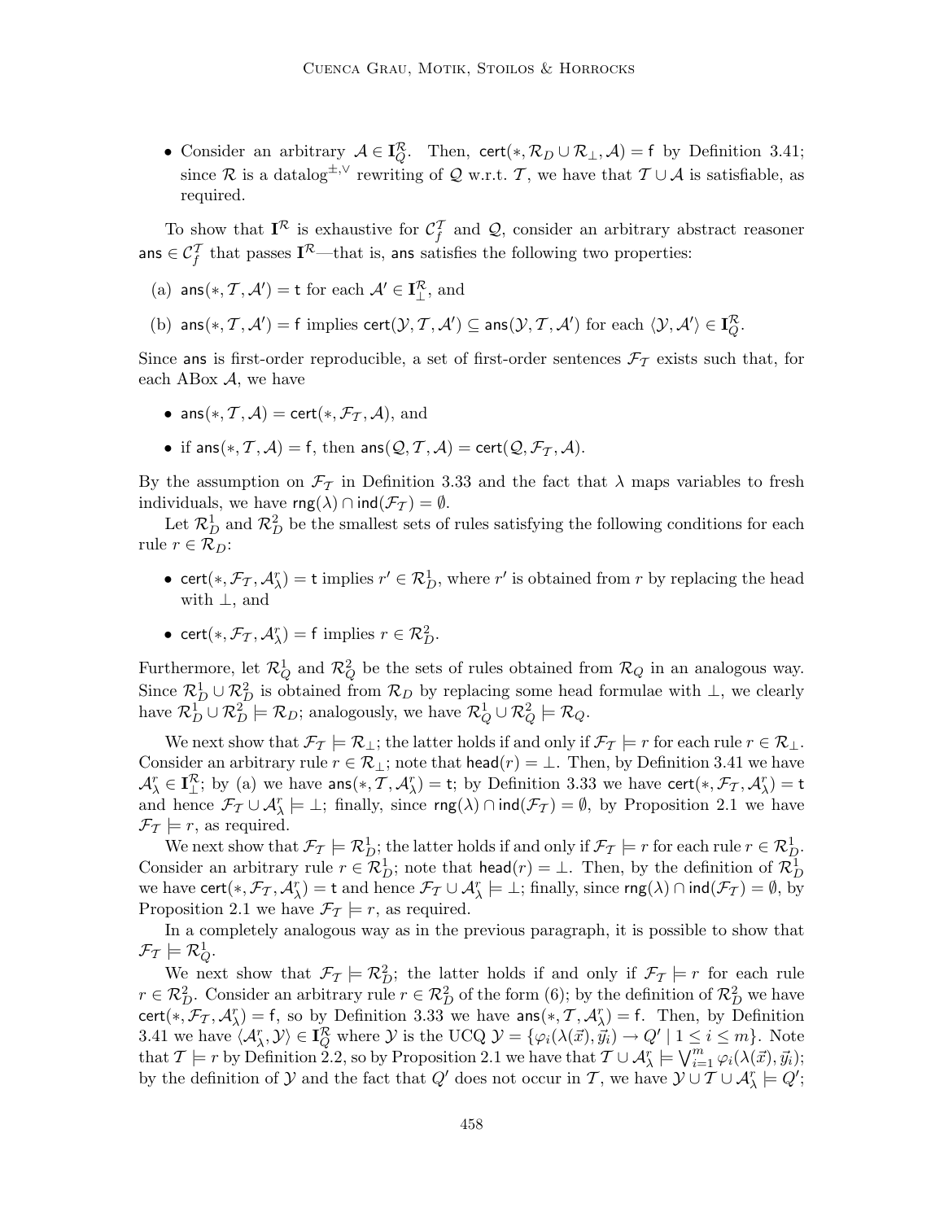- Consider an arbitrary $\mathcal{A} \in \mathbf{I}_Q^{\mathcal{R}}$. Then, $\mathsf{cert}(*, \mathcal{R}_D \cup \mathcal{R}_\bot, \mathcal{A}) = \mathsf{f}$ by Definition 3.41; since $\mathcal{R}$ is a datalog$^{\pm,\vee}$ rewriting of $\mathcal{Q}$ w.r.t. $\mathcal{T}$, we have that $\mathcal{T} \cup \mathcal{A}$ is satisfiable, as required.

To show that $\mathbf{I}^{\mathcal{R}}$ is exhaustive for $\mathcal{C}_f^{\mathcal{T}}$ and $\mathcal{Q}$, consider an arbitrary abstract reasoner $\mathsf{ans} \in \mathcal{C}_f^{\mathcal{T}}$ that passes $\mathbf{I}^{\mathcal{R}}$—that is, $\mathsf{ans}$ satisfies the following two properties:

(a) $\mathsf{ans}(*, \mathcal{T}, \mathcal{A}') = \mathsf{t}$ for each $\mathcal{A}' \in \mathbf{I}_\bot^{\mathcal{R}}$, and

(b) $\mathsf{ans}(*, \mathcal{T}, \mathcal{A}') = \mathsf{f}$ implies $\mathsf{cert}(\mathcal{Y}, \mathcal{T}, \mathcal{A}') \subseteq \mathsf{ans}(\mathcal{Y}, \mathcal{T}, \mathcal{A}')$ for each $\langle \mathcal{Y}, \mathcal{A}' \rangle \in \mathbf{I}_Q^{\mathcal{R}}$.

Since $\mathsf{ans}$ is first-order reproducible, a set of first-order sentences $\mathcal{F}_{\mathcal{T}}$ exists such that, for each ABox $\mathcal{A}$, we have

- $\mathsf{ans}(*, \mathcal{T}, \mathcal{A}) = \mathsf{cert}(*, \mathcal{F}_{\mathcal{T}}, \mathcal{A})$, and
- if $\mathsf{ans}(*, \mathcal{T}, \mathcal{A}) = \mathsf{f}$, then $\mathsf{ans}(\mathcal{Q}, \mathcal{T}, \mathcal{A}) = \mathsf{cert}(\mathcal{Q}, \mathcal{F}_{\mathcal{T}}, \mathcal{A})$.

By the assumption on $\mathcal{F}_{\mathcal{T}}$ in Definition 3.33 and the fact that $\lambda$ maps variables to fresh individuals, we have $\mathsf{rng}(\lambda) \cap \mathsf{ind}(\mathcal{F}_{\mathcal{T}}) = \emptyset$.

Let $\mathcal{R}_D^1$ and $\mathcal{R}_D^2$ be the smallest sets of rules satisfying the following conditions for each rule $r \in \mathcal{R}_D$:

- $\mathsf{cert}(*, \mathcal{F}_{\mathcal{T}}, \mathcal{A}_\lambda^r) = \mathsf{t}$ implies $r' \in \mathcal{R}_D^1$, where $r'$ is obtained from $r$ by replacing the head with $\bot$, and
- $\mathsf{cert}(*, \mathcal{F}_{\mathcal{T}}, \mathcal{A}_\lambda^r) = \mathsf{f}$ implies $r \in \mathcal{R}_D^2$.

Furthermore, let $\mathcal{R}_Q^1$ and $\mathcal{R}_Q^2$ be the sets of rules obtained from $\mathcal{R}_Q$ in an analogous way. Since $\mathcal{R}_D^1 \cup \mathcal{R}_D^2$ is obtained from $\mathcal{R}_D$ by replacing some head formulae with $\bot$, we clearly have $\mathcal{R}_D^1 \cup \mathcal{R}_D^2 \models \mathcal{R}_D$; analogously, we have $\mathcal{R}_Q^1 \cup \mathcal{R}_Q^2 \models \mathcal{R}_Q$.

We next show that $\mathcal{F}_{\mathcal{T}} \models \mathcal{R}_\bot$; the latter holds if and only if $\mathcal{F}_{\mathcal{T}} \models r$ for each rule $r \in \mathcal{R}_\bot$. Consider an arbitrary rule $r \in \mathcal{R}_\bot$; note that $\mathsf{head}(r) = \bot$. Then, by Definition 3.41 we have $\mathcal{A}_\lambda^r \in \mathbf{I}_\bot^{\mathcal{R}}$; by (a) we have $\mathsf{ans}(*, \mathcal{T}, \mathcal{A}_\lambda^r) = \mathsf{t}$; by Definition 3.33 we have $\mathsf{cert}(*, \mathcal{F}_{\mathcal{T}}, \mathcal{A}_\lambda^r) = \mathsf{t}$ and hence $\mathcal{F}_{\mathcal{T}} \cup \mathcal{A}_\lambda^r \models \bot$; finally, since $\mathsf{rng}(\lambda) \cap \mathsf{ind}(\mathcal{F}_{\mathcal{T}}) = \emptyset$, by Proposition 2.1 we have $\mathcal{F}_{\mathcal{T}} \models r$, as required.

We next show that $\mathcal{F}_{\mathcal{T}} \models \mathcal{R}_D^1$; the latter holds if and only if $\mathcal{F}_{\mathcal{T}} \models r$ for each rule $r \in \mathcal{R}_D^1$. Consider an arbitrary rule $r \in \mathcal{R}_D^1$; note that $\mathsf{head}(r) = \bot$. Then, by the definition of $\mathcal{R}_D^1$ we have $\mathsf{cert}(*, \mathcal{F}_{\mathcal{T}}, \mathcal{A}_\lambda^r) = \mathsf{t}$ and hence $\mathcal{F}_{\mathcal{T}} \cup \mathcal{A}_\lambda^r \models \bot$; finally, since $\mathsf{rng}(\lambda) \cap \mathsf{ind}(\mathcal{F}_{\mathcal{T}}) = \emptyset$, by Proposition 2.1 we have $\mathcal{F}_{\mathcal{T}} \models r$, as required.

In a completely analogous way as in the previous paragraph, it is possible to show that $\mathcal{F}_{\mathcal{T}} \models \mathcal{R}_Q^1$.

We next show that $\mathcal{F}_{\mathcal{T}} \models \mathcal{R}_D^2$; the latter holds if and only if $\mathcal{F}_{\mathcal{T}} \models r$ for each rule $r \in \mathcal{R}_D^2$. Consider an arbitrary rule $r \in \mathcal{R}_D^2$ of the form (6); by the definition of $\mathcal{R}_D^2$ we have $\mathsf{cert}(*, \mathcal{F}_{\mathcal{T}}, \mathcal{A}_\lambda^r) = \mathsf{f}$, so by Definition 3.33 we have $\mathsf{ans}(*, \mathcal{T}, \mathcal{A}_\lambda^r) = \mathsf{f}$. Then, by Definition 3.41 we have $\langle \mathcal{A}_\lambda^r, \mathcal{Y} \rangle \in \mathbf{I}_Q^{\mathcal{R}}$ where $\mathcal{Y}$ is the UCQ $\mathcal{Y} = \{\varphi_i(\lambda(\vec{x}), \vec{y}_i) \to Q' \mid 1 \leq i \leq m\}$. Note that $\mathcal{T} \models r$ by Definition 2.2, so by Proposition 2.1 we have that $\mathcal{T} \cup \mathcal{A}_\lambda^r \models \bigvee_{i=1}^m \varphi_i(\lambda(\vec{x}), \vec{y}_i)$; by the definition of $\mathcal{Y}$ and the fact that $Q'$ does not occur in $\mathcal{T}$, we have $\mathcal{Y} \cup \mathcal{T} \cup \mathcal{A}_\lambda^r \models Q'$;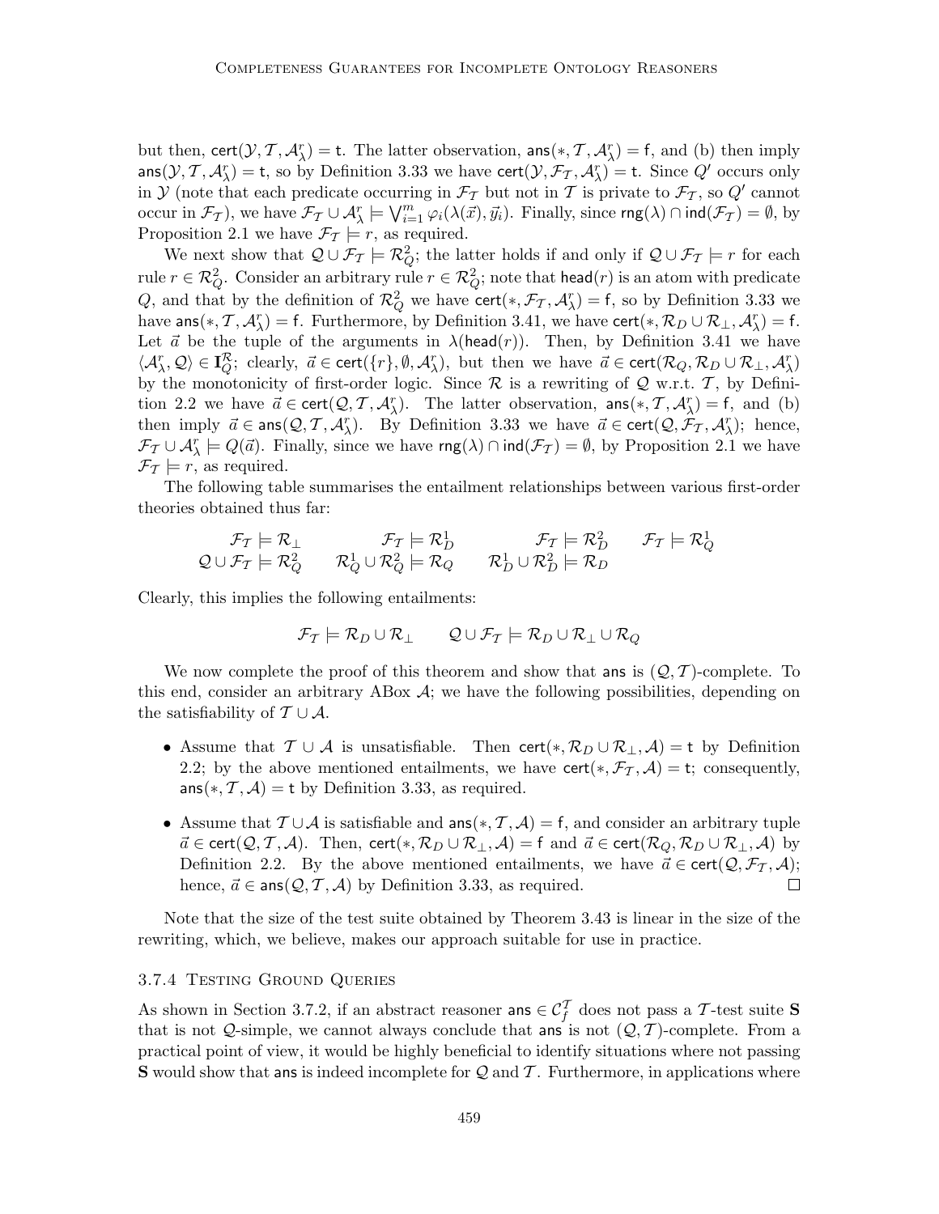but then, $\mathsf{cert}(\mathcal{Y}, \mathcal{T}, \mathcal{A}_\lambda^r) = \mathsf{t}$. The latter observation, $\mathsf{ans}(*, \mathcal{T}, \mathcal{A}_\lambda^r) = \mathsf{f}$, and (b) then imply $\mathsf{ans}(\mathcal{Y}, \mathcal{T}, \mathcal{A}_\lambda^r) = \mathsf{t}$, so by Definition 3.33 we have $\mathsf{cert}(\mathcal{Y}, \mathcal{F}_\mathcal{T}, \mathcal{A}_\lambda^r) = \mathsf{t}$. Since $Q'$ occurs only in $\mathcal{Y}$ (note that each predicate occurring in $\mathcal{F}_\mathcal{T}$ but not in $\mathcal{T}$ is private to $\mathcal{F}_\mathcal{T}$, so $Q'$ cannot occur in $\mathcal{F}_\mathcal{T}$), we have $\mathcal{F}_\mathcal{T} \cup \mathcal{A}_\lambda^r \models \bigvee_{i=1}^m \varphi_i(\lambda(\vec{x}), \vec{y}_i)$. Finally, since $\mathsf{rng}(\lambda) \cap \mathsf{ind}(\mathcal{F}_\mathcal{T}) = \emptyset$, by Proposition 2.1 we have $\mathcal{F}_\mathcal{T} \models r$, as required.

We next show that $\mathcal{Q} \cup \mathcal{F}_\mathcal{T} \models \mathcal{R}_Q^2$; the latter holds if and only if $\mathcal{Q} \cup \mathcal{F}_\mathcal{T} \models r$ for each rule $r \in \mathcal{R}_Q^2$. Consider an arbitrary rule $r \in \mathcal{R}_Q^2$; note that $\mathsf{head}(r)$ is an atom with predicate $Q$, and that by the definition of $\mathcal{R}_Q^2$ we have $\mathsf{cert}(*, \mathcal{F}_\mathcal{T}, \mathcal{A}_\lambda^r) = \mathsf{f}$, so by Definition 3.33 we have $\mathsf{ans}(*, \mathcal{T}, \mathcal{A}_\lambda^r) = \mathsf{f}$. Furthermore, by Definition 3.41, we have $\mathsf{cert}(*, \mathcal{R}_D \cup \mathcal{R}_\bot, \mathcal{A}_\lambda^r) = \mathsf{f}$. Let $\vec{a}$ be the tuple of the arguments in $\lambda(\mathsf{head}(r))$. Then, by Definition 3.41 we have $\langle \mathcal{A}_\lambda^r, \mathcal{Q} \rangle \in \mathbf{I}_Q^\mathcal{R}$; clearly, $\vec{a} \in \mathsf{cert}(\{r\}, \emptyset, \mathcal{A}_\lambda^r)$, but then we have $\vec{a} \in \mathsf{cert}(\mathcal{R}_Q, \mathcal{R}_D \cup \mathcal{R}_\bot, \mathcal{A}_\lambda^r)$ by the monotonicity of first-order logic. Since $\mathcal{R}$ is a rewriting of $\mathcal{Q}$ w.r.t. $\mathcal{T}$, by Definition 2.2 we have $\vec{a} \in \mathsf{cert}(\mathcal{Q}, \mathcal{T}, \mathcal{A}_\lambda^r)$. The latter observation, $\mathsf{ans}(*, \mathcal{T}, \mathcal{A}_\lambda^r) = \mathsf{f}$, and (b) then imply $\vec{a} \in \mathsf{ans}(\mathcal{Q}, \mathcal{T}, \mathcal{A}_\lambda^r)$. By Definition 3.33 we have $\vec{a} \in \mathsf{cert}(\mathcal{Q}, \mathcal{F}_\mathcal{T}, \mathcal{A}_\lambda^r)$; hence, $\mathcal{F}_\mathcal{T} \cup \mathcal{A}_\lambda^r \models Q(\vec{a})$. Finally, since we have $\mathsf{rng}(\lambda) \cap \mathsf{ind}(\mathcal{F}_\mathcal{T}) = \emptyset$, by Proposition 2.1 we have $\mathcal{F}_\mathcal{T} \models r$, as required.

The following table summarises the entailment relationships between various first-order theories obtained thus far:

$$
\begin{array}{cccc}
\mathcal{F}_\mathcal{T} \models \mathcal{R}_\bot & \mathcal{F}_\mathcal{T} \models \mathcal{R}_D^1 & \mathcal{F}_\mathcal{T} \models \mathcal{R}_D^2 & \mathcal{F}_\mathcal{T} \models \mathcal{R}_Q^1 \\
\mathcal{Q} \cup \mathcal{F}_\mathcal{T} \models \mathcal{R}_Q^2 & \mathcal{R}_Q^1 \cup \mathcal{R}_Q^2 \models \mathcal{R}_Q & \mathcal{R}_D^1 \cup \mathcal{R}_D^2 \models \mathcal{R}_D &
\end{array}
$$

Clearly, this implies the following entailments:

$$
\mathcal{F}_\mathcal{T} \models \mathcal{R}_D \cup \mathcal{R}_\bot \qquad \mathcal{Q} \cup \mathcal{F}_\mathcal{T} \models \mathcal{R}_D \cup \mathcal{R}_\bot \cup \mathcal{R}_Q
$$

We now complete the proof of this theorem and show that $\mathsf{ans}$ is $(\mathcal{Q}, \mathcal{T})$-complete. To this end, consider an arbitrary ABox $\mathcal{A}$; we have the following possibilities, depending on the satisfiability of $\mathcal{T} \cup \mathcal{A}$.

- Assume that $\mathcal{T} \cup \mathcal{A}$ is unsatisfiable. Then $\mathsf{cert}(*, \mathcal{R}_D \cup \mathcal{R}_\bot, \mathcal{A}) = \mathsf{t}$ by Definition 2.2; by the above mentioned entailments, we have $\mathsf{cert}(*, \mathcal{F}_\mathcal{T}, \mathcal{A}) = \mathsf{t}$; consequently, $\mathsf{ans}(*, \mathcal{T}, \mathcal{A}) = \mathsf{t}$ by Definition 3.33, as required.
- Assume that $\mathcal{T} \cup \mathcal{A}$ is satisfiable and $\mathsf{ans}(*, \mathcal{T}, \mathcal{A}) = \mathsf{f}$, and consider an arbitrary tuple $\vec{a} \in \mathsf{cert}(\mathcal{Q}, \mathcal{T}, \mathcal{A})$. Then, $\mathsf{cert}(*, \mathcal{R}_D \cup \mathcal{R}_\bot, \mathcal{A}) = \mathsf{f}$ and $\vec{a} \in \mathsf{cert}(\mathcal{R}_Q, \mathcal{R}_D \cup \mathcal{R}_\bot, \mathcal{A})$ by Definition 2.2. By the above mentioned entailments, we have $\vec{a} \in \mathsf{cert}(\mathcal{Q}, \mathcal{F}_\mathcal{T}, \mathcal{A})$; hence, $\vec{a} \in \mathsf{ans}(\mathcal{Q}, \mathcal{T}, \mathcal{A})$ by Definition 3.33, as required. □

Note that the size of the test suite obtained by Theorem 3.43 is linear in the size of the rewriting, which, we believe, makes our approach suitable for use in practice.

### 3.7.4 Testing Ground Queries

As shown in Section 3.7.2, if an abstract reasoner $\mathsf{ans} \in \mathcal{C}_f^\mathcal{T}$ does not pass a $\mathcal{T}$-test suite $\mathbf{S}$ that is not $\mathcal{Q}$-simple, we cannot always conclude that $\mathsf{ans}$ is not $(\mathcal{Q}, \mathcal{T})$-complete. From a practical point of view, it would be highly beneficial to identify situations where not passing $\mathbf{S}$ would show that $\mathsf{ans}$ is indeed incomplete for $\mathcal{Q}$ and $\mathcal{T}$. Furthermore, in applications where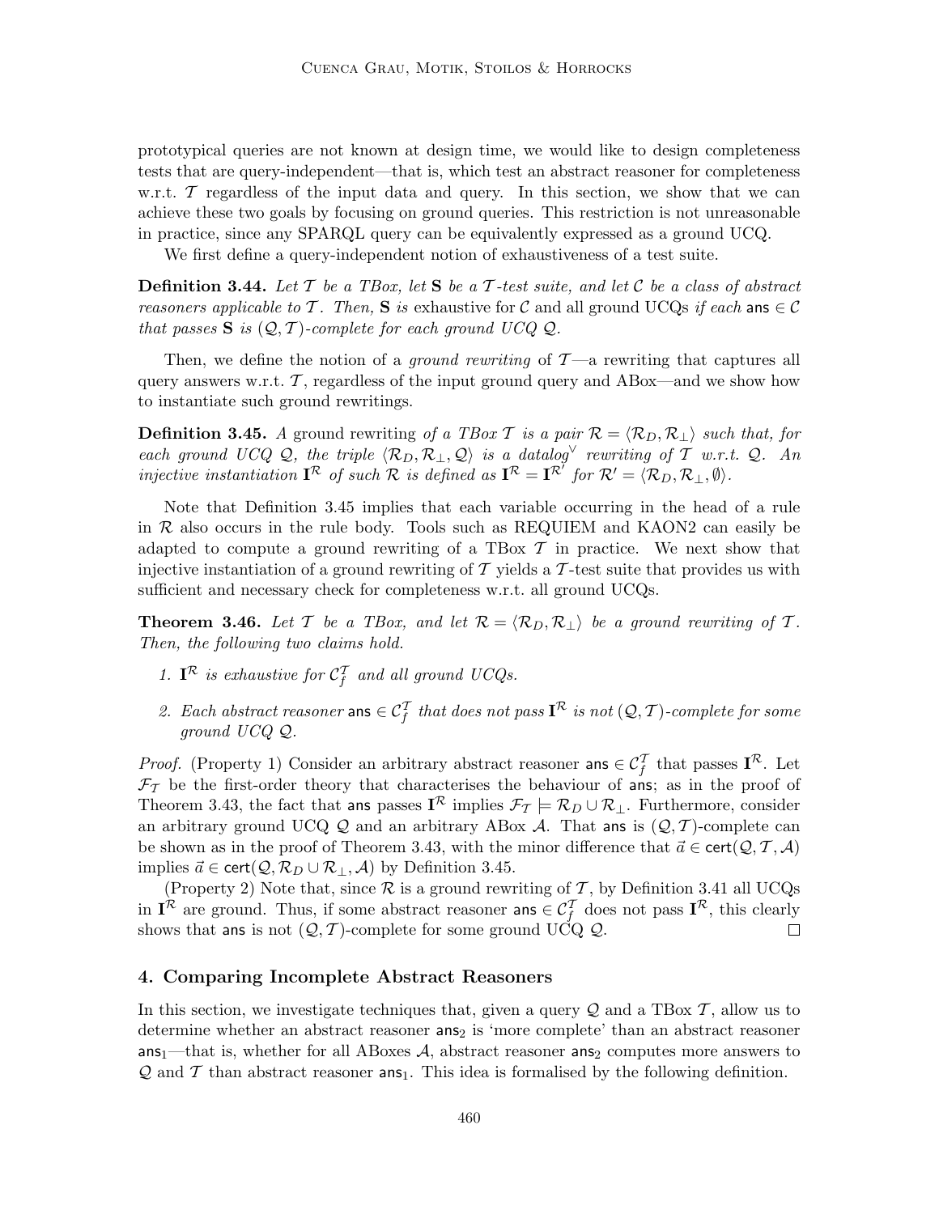prototypical queries are not known at design time, we would like to design completeness tests that are query-independent—that is, which test an abstract reasoner for completeness w.r.t. $\mathcal{T}$ regardless of the input data and query. In this section, we show that we can achieve these two goals by focusing on ground queries. This restriction is not unreasonable in practice, since any SPARQL query can be equivalently expressed as a ground UCQ.

We first define a query-independent notion of exhaustiveness of a test suite.

**Definition 3.44.** *Let $\mathcal{T}$ be a TBox, let $\mathbf{S}$ be a $\mathcal{T}$-test suite, and let $\mathcal{C}$ be a class of abstract reasoners applicable to $\mathcal{T}$. Then,* $\mathbf{S}$ *is* exhaustive for $\mathcal{C}$ and all ground UCQs *if each* $\mathsf{ans} \in \mathcal{C}$ *that passes* $\mathbf{S}$ *is* $(\mathcal{Q}, \mathcal{T})$*-complete for each ground UCQ* $\mathcal{Q}$.

Then, we define the notion of a *ground rewriting* of $\mathcal{T}$—a rewriting that captures all query answers w.r.t. $\mathcal{T}$, regardless of the input ground query and ABox—and we show how to instantiate such ground rewritings.

**Definition 3.45.** *A* ground rewriting *of a TBox $\mathcal{T}$ is a pair $\mathcal{R} = \langle \mathcal{R}_D, \mathcal{R}_\bot \rangle$ such that, for each ground UCQ $\mathcal{Q}$, the triple $\langle \mathcal{R}_D, \mathcal{R}_\bot, \mathcal{Q} \rangle$ is a datalog$^\vee$ rewriting of $\mathcal{T}$ w.r.t. $\mathcal{Q}$. An injective instantiation $\mathbf{I}^{\mathcal{R}}$ of such $\mathcal{R}$ is defined as $\mathbf{I}^{\mathcal{R}} = \mathbf{I}^{\mathcal{R}'}$ for $\mathcal{R}' = \langle \mathcal{R}_D, \mathcal{R}_\bot, \emptyset \rangle$.*

Note that Definition 3.45 implies that each variable occurring in the head of a rule in $\mathcal{R}$ also occurs in the rule body. Tools such as REQUIEM and KAON2 can easily be adapted to compute a ground rewriting of a TBox $\mathcal{T}$ in practice. We next show that injective instantiation of a ground rewriting of $\mathcal{T}$ yields a $\mathcal{T}$-test suite that provides us with sufficient and necessary check for completeness w.r.t. all ground UCQs.

**Theorem 3.46.** *Let $\mathcal{T}$ be a TBox, and let $\mathcal{R} = \langle \mathcal{R}_D, \mathcal{R}_\bot \rangle$ be a ground rewriting of $\mathcal{T}$. Then, the following two claims hold.*

1. *$\mathbf{I}^{\mathcal{R}}$ is exhaustive for $\mathcal{C}_f^{\mathcal{T}}$ and all ground UCQs.*
2. *Each abstract reasoner $\mathsf{ans} \in \mathcal{C}_f^{\mathcal{T}}$ that does not pass $\mathbf{I}^{\mathcal{R}}$ is not $(\mathcal{Q}, \mathcal{T})$-complete for some ground UCQ $\mathcal{Q}$.*

*Proof.* (Property 1) Consider an arbitrary abstract reasoner $\mathsf{ans} \in \mathcal{C}_f^{\mathcal{T}}$ that passes $\mathbf{I}^{\mathcal{R}}$. Let $\mathcal{F}_{\mathcal{T}}$ be the first-order theory that characterises the behaviour of $\mathsf{ans}$; as in the proof of Theorem 3.43, the fact that $\mathsf{ans}$ passes $\mathbf{I}^{\mathcal{R}}$ implies $\mathcal{F}_{\mathcal{T}} \models \mathcal{R}_D \cup \mathcal{R}_\bot$. Furthermore, consider an arbitrary ground UCQ $\mathcal{Q}$ and an arbitrary ABox $\mathcal{A}$. That $\mathsf{ans}$ is $(\mathcal{Q}, \mathcal{T})$-complete can be shown as in the proof of Theorem 3.43, with the minor difference that $\vec{a} \in \mathsf{cert}(\mathcal{Q}, \mathcal{T}, \mathcal{A})$ implies $\vec{a} \in \mathsf{cert}(\mathcal{Q}, \mathcal{R}_D \cup \mathcal{R}_\bot, \mathcal{A})$ by Definition 3.45.

(Property 2) Note that, since $\mathcal{R}$ is a ground rewriting of $\mathcal{T}$, by Definition 3.41 all UCQs in $\mathbf{I}^{\mathcal{R}}$ are ground. Thus, if some abstract reasoner $\mathsf{ans} \in \mathcal{C}_f^{\mathcal{T}}$ does not pass $\mathbf{I}^{\mathcal{R}}$, this clearly shows that $\mathsf{ans}$ is not $(\mathcal{Q}, \mathcal{T})$-complete for some ground UCQ $\mathcal{Q}$. $\square$

## 4. Comparing Incomplete Abstract Reasoners

In this section, we investigate techniques that, given a query $\mathcal{Q}$ and a TBox $\mathcal{T}$, allow us to determine whether an abstract reasoner $\mathsf{ans}_2$ is 'more complete' than an abstract reasoner $\mathsf{ans}_1$—that is, whether for all ABoxes $\mathcal{A}$, abstract reasoner $\mathsf{ans}_2$ computes more answers to $\mathcal{Q}$ and $\mathcal{T}$ than abstract reasoner $\mathsf{ans}_1$. This idea is formalised by the following definition.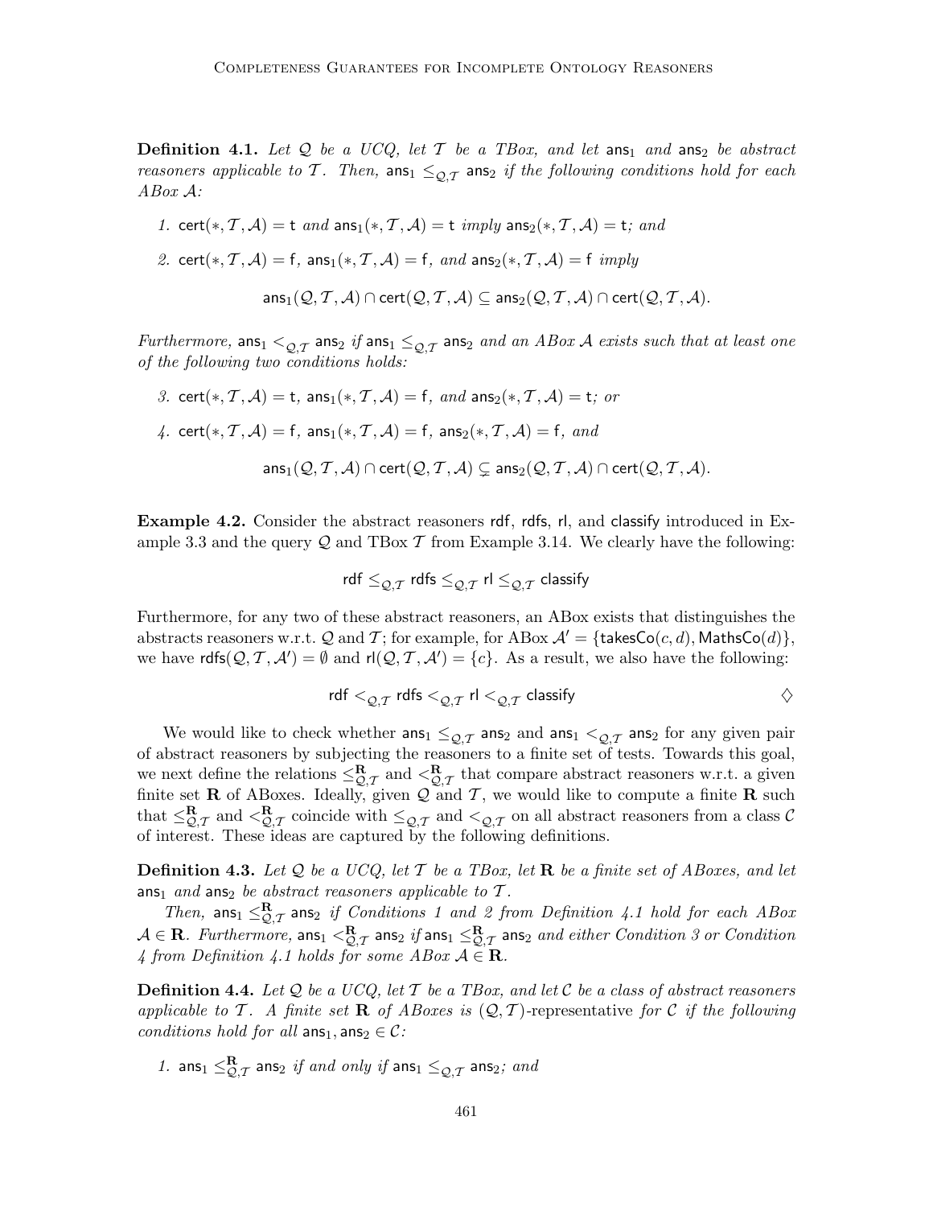**Definition 4.1.** *Let $\mathcal{Q}$ be a UCQ, let $\mathcal{T}$ be a TBox, and let $\mathsf{ans}_1$ and $\mathsf{ans}_2$ be abstract reasoners applicable to $\mathcal{T}$. Then, $\mathsf{ans}_1 \leq_{\mathcal{Q},\mathcal{T}} \mathsf{ans}_2$ if the following conditions hold for each ABox $\mathcal{A}$:*

1. $\mathsf{cert}(*, \mathcal{T}, \mathcal{A}) = \mathsf{t}$ *and* $\mathsf{ans}_1(*, \mathcal{T}, \mathcal{A}) = \mathsf{t}$ *imply* $\mathsf{ans}_2(*, \mathcal{T}, \mathcal{A}) = \mathsf{t}$*; and*
2. $\mathsf{cert}(*, \mathcal{T}, \mathcal{A}) = \mathsf{f}$*,* $\mathsf{ans}_1(*, \mathcal{T}, \mathcal{A}) = \mathsf{f}$*, and* $\mathsf{ans}_2(*, \mathcal{T}, \mathcal{A}) = \mathsf{f}$ *imply*
$$\mathsf{ans}_1(\mathcal{Q}, \mathcal{T}, \mathcal{A}) \cap \mathsf{cert}(\mathcal{Q}, \mathcal{T}, \mathcal{A}) \subseteq \mathsf{ans}_2(\mathcal{Q}, \mathcal{T}, \mathcal{A}) \cap \mathsf{cert}(\mathcal{Q}, \mathcal{T}, \mathcal{A}).$$

*Furthermore,* $\mathsf{ans}_1 <_{\mathcal{Q},\mathcal{T}} \mathsf{ans}_2$ *if* $\mathsf{ans}_1 \leq_{\mathcal{Q},\mathcal{T}} \mathsf{ans}_2$ *and an ABox $\mathcal{A}$ exists such that at least one of the following two conditions holds:*

3. $\mathsf{cert}(*, \mathcal{T}, \mathcal{A}) = \mathsf{t}$*,* $\mathsf{ans}_1(*, \mathcal{T}, \mathcal{A}) = \mathsf{f}$*, and* $\mathsf{ans}_2(*, \mathcal{T}, \mathcal{A}) = \mathsf{t}$*; or*
4. $\mathsf{cert}(*, \mathcal{T}, \mathcal{A}) = \mathsf{f}$*,* $\mathsf{ans}_1(*, \mathcal{T}, \mathcal{A}) = \mathsf{f}$*,* $\mathsf{ans}_2(*, \mathcal{T}, \mathcal{A}) = \mathsf{f}$*, and*
$$\mathsf{ans}_1(\mathcal{Q}, \mathcal{T}, \mathcal{A}) \cap \mathsf{cert}(\mathcal{Q}, \mathcal{T}, \mathcal{A}) \subsetneq \mathsf{ans}_2(\mathcal{Q}, \mathcal{T}, \mathcal{A}) \cap \mathsf{cert}(\mathcal{Q}, \mathcal{T}, \mathcal{A}).$$

**Example 4.2.** Consider the abstract reasoners $\mathsf{rdf}$, $\mathsf{rdfs}$, $\mathsf{rl}$, and $\mathsf{classify}$ introduced in Example 3.3 and the query $\mathcal{Q}$ and TBox $\mathcal{T}$ from Example 3.14. We clearly have the following:

$$\mathsf{rdf} \leq_{\mathcal{Q},\mathcal{T}} \mathsf{rdfs} \leq_{\mathcal{Q},\mathcal{T}} \mathsf{rl} \leq_{\mathcal{Q},\mathcal{T}} \mathsf{classify}$$

Furthermore, for any two of these abstract reasoners, an ABox exists that distinguishes the abstracts reasoners w.r.t. $\mathcal{Q}$ and $\mathcal{T}$; for example, for ABox $\mathcal{A}' = \{\mathsf{takesCo}(c, d), \mathsf{MathsCo}(d)\}$, we have $\mathsf{rdfs}(\mathcal{Q}, \mathcal{T}, \mathcal{A}') = \emptyset$ and $\mathsf{rl}(\mathcal{Q}, \mathcal{T}, \mathcal{A}') = \{c\}$. As a result, we also have the following:

$$\mathsf{rdf} <_{\mathcal{Q},\mathcal{T}} \mathsf{rdfs} <_{\mathcal{Q},\mathcal{T}} \mathsf{rl} <_{\mathcal{Q},\mathcal{T}} \mathsf{classify} \qquad \diamondsuit$$

We would like to check whether $\mathsf{ans}_1 \leq_{\mathcal{Q},\mathcal{T}} \mathsf{ans}_2$ and $\mathsf{ans}_1 <_{\mathcal{Q},\mathcal{T}} \mathsf{ans}_2$ for any given pair of abstract reasoners by subjecting the reasoners to a finite set of tests. Towards this goal, we next define the relations $\leq^{\mathbf{R}}_{\mathcal{Q},\mathcal{T}}$ and $<^{\mathbf{R}}_{\mathcal{Q},\mathcal{T}}$ that compare abstract reasoners w.r.t. a given finite set $\mathbf{R}$ of ABoxes. Ideally, given $\mathcal{Q}$ and $\mathcal{T}$, we would like to compute a finite $\mathbf{R}$ such that $\leq^{\mathbf{R}}_{\mathcal{Q},\mathcal{T}}$ and $<^{\mathbf{R}}_{\mathcal{Q},\mathcal{T}}$ coincide with $\leq_{\mathcal{Q},\mathcal{T}}$ and $<_{\mathcal{Q},\mathcal{T}}$ on all abstract reasoners from a class $\mathcal{C}$ of interest. These ideas are captured by the following definitions.

**Definition 4.3.** *Let $\mathcal{Q}$ be a UCQ, let $\mathcal{T}$ be a TBox, let $\mathbf{R}$ be a finite set of ABoxes, and let $\mathsf{ans}_1$ and $\mathsf{ans}_2$ be abstract reasoners applicable to $\mathcal{T}$.*

*Then, $\mathsf{ans}_1 \leq^{\mathbf{R}}_{\mathcal{Q},\mathcal{T}} \mathsf{ans}_2$ if Conditions 1 and 2 from Definition 4.1 hold for each ABox $\mathcal{A} \in \mathbf{R}$. Furthermore, $\mathsf{ans}_1 <^{\mathbf{R}}_{\mathcal{Q},\mathcal{T}} \mathsf{ans}_2$ if $\mathsf{ans}_1 \leq^{\mathbf{R}}_{\mathcal{Q},\mathcal{T}} \mathsf{ans}_2$ and either Condition 3 or Condition 4 from Definition 4.1 holds for some ABox $\mathcal{A} \in \mathbf{R}$.*

**Definition 4.4.** *Let $\mathcal{Q}$ be a UCQ, let $\mathcal{T}$ be a TBox, and let $\mathcal{C}$ be a class of abstract reasoners applicable to $\mathcal{T}$. A finite set $\mathbf{R}$ of ABoxes is $(\mathcal{Q}, \mathcal{T})$-representative for $\mathcal{C}$ if the following conditions hold for all $\mathsf{ans}_1, \mathsf{ans}_2 \in \mathcal{C}$:*

1. $\mathsf{ans}_1 \leq^{\mathbf{R}}_{\mathcal{Q},\mathcal{T}} \mathsf{ans}_2$ *if and only if* $\mathsf{ans}_1 \leq_{\mathcal{Q},\mathcal{T}} \mathsf{ans}_2$*; and*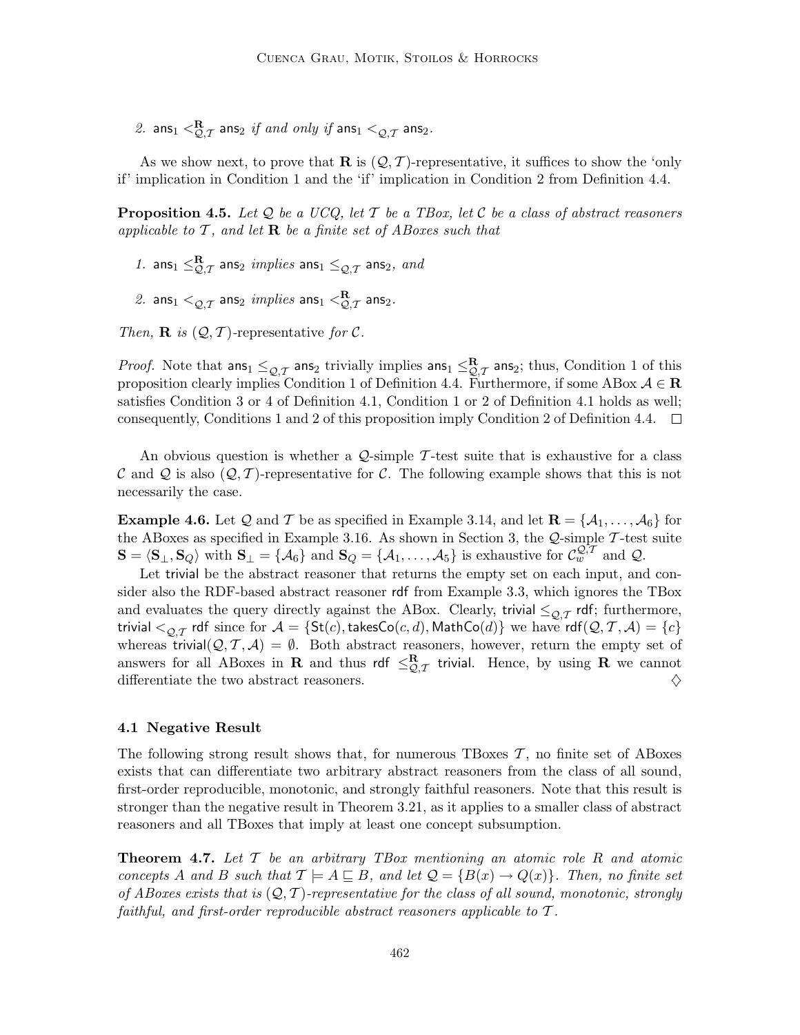2. $\mathsf{ans}_1 <^{\mathbf{R}}_{\mathcal{Q},\mathcal{T}} \mathsf{ans}_2$ *if and only if* $\mathsf{ans}_1 <_{\mathcal{Q},\mathcal{T}} \mathsf{ans}_2$.

As we show next, to prove that $\mathbf{R}$ is $(\mathcal{Q}, \mathcal{T})$-representative, it suffices to show the 'only if' implication in Condition 1 and the 'if' implication in Condition 2 from Definition 4.4.

**Proposition 4.5.** *Let $\mathcal{Q}$ be a UCQ, let $\mathcal{T}$ be a TBox, let $\mathcal{C}$ be a class of abstract reasoners applicable to $\mathcal{T}$, and let $\mathbf{R}$ be a finite set of ABoxes such that*

1. $\mathsf{ans}_1 \leq^{\mathbf{R}}_{\mathcal{Q},\mathcal{T}} \mathsf{ans}_2$ *implies* $\mathsf{ans}_1 \leq_{\mathcal{Q},\mathcal{T}} \mathsf{ans}_2$*, and*
2. $\mathsf{ans}_1 <_{\mathcal{Q},\mathcal{T}} \mathsf{ans}_2$ *implies* $\mathsf{ans}_1 <^{\mathbf{R}}_{\mathcal{Q},\mathcal{T}} \mathsf{ans}_2$.

*Then,* $\mathbf{R}$ *is* $(\mathcal{Q}, \mathcal{T})$-representative *for* $\mathcal{C}$.

*Proof.* Note that $\mathsf{ans}_1 \leq_{\mathcal{Q},\mathcal{T}} \mathsf{ans}_2$ trivially implies $\mathsf{ans}_1 \leq^{\mathbf{R}}_{\mathcal{Q},\mathcal{T}} \mathsf{ans}_2$; thus, Condition 1 of this proposition clearly implies Condition 1 of Definition 4.4. Furthermore, if some ABox $\mathcal{A} \in \mathbf{R}$ satisfies Condition 3 or 4 of Definition 4.1, Condition 1 or 2 of Definition 4.1 holds as well; consequently, Conditions 1 and 2 of this proposition imply Condition 2 of Definition 4.4. $\square$

An obvious question is whether a $\mathcal{Q}$-simple $\mathcal{T}$-test suite that is exhaustive for a class $\mathcal{C}$ and $\mathcal{Q}$ is also $(\mathcal{Q}, \mathcal{T})$-representative for $\mathcal{C}$. The following example shows that this is not necessarily the case.

**Example 4.6.** Let $\mathcal{Q}$ and $\mathcal{T}$ be as specified in Example 3.14, and let $\mathbf{R} = \{\mathcal{A}_1, \ldots, \mathcal{A}_6\}$ for the ABoxes as specified in Example 3.16. As shown in Section 3, the $\mathcal{Q}$-simple $\mathcal{T}$-test suite $\mathbf{S} = \langle \mathbf{S}_\bot, \mathbf{S}_Q \rangle$ with $\mathbf{S}_\bot = \{\mathcal{A}_6\}$ and $\mathbf{S}_Q = \{\mathcal{A}_1, \ldots, \mathcal{A}_5\}$ is exhaustive for $\mathcal{C}^{\mathcal{Q},\mathcal{T}}_w$ and $\mathcal{Q}$.

Let $\mathsf{trivial}$ be the abstract reasoner that returns the empty set on each input, and consider also the RDF-based abstract reasoner $\mathsf{rdf}$ from Example 3.3, which ignores the TBox and evaluates the query directly against the ABox. Clearly, $\mathsf{trivial} \leq_{\mathcal{Q},\mathcal{T}} \mathsf{rdf}$; furthermore, $\mathsf{trivial} <_{\mathcal{Q},\mathcal{T}} \mathsf{rdf}$ since for $\mathcal{A} = \{\mathsf{St}(c), \mathsf{takesCo}(c, d), \mathsf{MathCo}(d)\}$ we have $\mathsf{rdf}(\mathcal{Q}, \mathcal{T}, \mathcal{A}) = \{c\}$ whereas $\mathsf{trivial}(\mathcal{Q}, \mathcal{T}, \mathcal{A}) = \emptyset$. Both abstract reasoners, however, return the empty set of answers for all ABoxes in $\mathbf{R}$ and thus $\mathsf{rdf} \leq^{\mathbf{R}}_{\mathcal{Q},\mathcal{T}} \mathsf{trivial}$. Hence, by using $\mathbf{R}$ we cannot differentiate the two abstract reasoners. $\diamondsuit$

### 4.1 Negative Result

The following strong result shows that, for numerous TBoxes $\mathcal{T}$, no finite set of ABoxes exists that can differentiate two arbitrary abstract reasoners from the class of all sound, first-order reproducible, monotonic, and strongly faithful reasoners. Note that this result is stronger than the negative result in Theorem 3.21, as it applies to a smaller class of abstract reasoners and all TBoxes that imply at least one concept subsumption.

**Theorem 4.7.** *Let $\mathcal{T}$ be an arbitrary TBox mentioning an atomic role $R$ and atomic concepts $A$ and $B$ such that $\mathcal{T} \models A \sqsubseteq B$, and let $\mathcal{Q} = \{B(x) \rightarrow Q(x)\}$. Then, no finite set of ABoxes exists that is $(\mathcal{Q}, \mathcal{T})$-representative for the class of all sound, monotonic, strongly faithful, and first-order reproducible abstract reasoners applicable to $\mathcal{T}$.*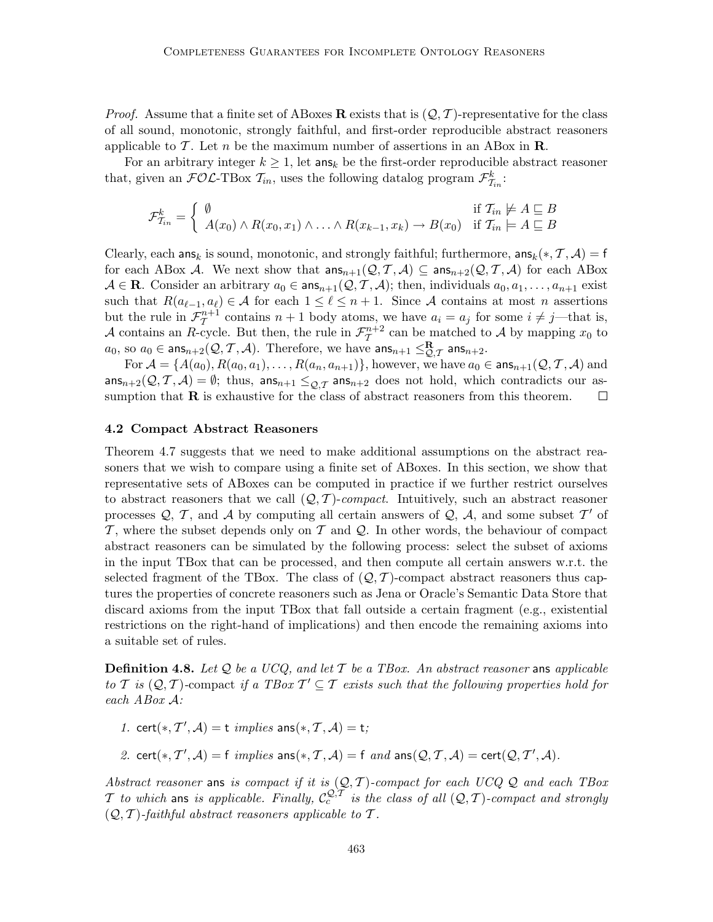*Proof.* Assume that a finite set of ABoxes $\mathbf{R}$ exists that is $(\mathcal{Q}, \mathcal{T})$-representative for the class of all sound, monotonic, strongly faithful, and first-order reproducible abstract reasoners applicable to $\mathcal{T}$. Let $n$ be the maximum number of assertions in an ABox in $\mathbf{R}$.

For an arbitrary integer $k \geq 1$, let $\mathsf{ans}_k$ be the first-order reproducible abstract reasoner that, given an $\mathcal{FOL}$-TBox $\mathcal{T}_{in}$, uses the following datalog program $\mathcal{F}^k_{\mathcal{T}_{in}}$:

$$\mathcal{F}^k_{\mathcal{T}_{in}} = \begin{cases} \emptyset & \text{if } \mathcal{T}_{in} \not\models A \sqsubseteq B \\ A(x_0) \wedge R(x_0, x_1) \wedge \ldots \wedge R(x_{k-1}, x_k) \rightarrow B(x_0) & \text{if } \mathcal{T}_{in} \models A \sqsubseteq B \end{cases}$$

Clearly, each $\mathsf{ans}_k$ is sound, monotonic, and strongly faithful; furthermore, $\mathsf{ans}_k(*, \mathcal{T}, \mathcal{A}) = \mathsf{f}$ for each ABox $\mathcal{A}$. We next show that $\mathsf{ans}_{n+1}(\mathcal{Q}, \mathcal{T}, \mathcal{A}) \subseteq \mathsf{ans}_{n+2}(\mathcal{Q}, \mathcal{T}, \mathcal{A})$ for each ABox $\mathcal{A} \in \mathbf{R}$. Consider an arbitrary $a_0 \in \mathsf{ans}_{n+1}(\mathcal{Q}, \mathcal{T}, \mathcal{A})$; then, individuals $a_0, a_1, \ldots, a_{n+1}$ exist such that $R(a_{\ell-1}, a_\ell) \in \mathcal{A}$ for each $1 \leq \ell \leq n+1$. Since $\mathcal{A}$ contains at most $n$ assertions but the rule in $\mathcal{F}^{n+1}_{\mathcal{T}}$ contains $n+1$ body atoms, we have $a_i = a_j$ for some $i \neq j$—that is, $\mathcal{A}$ contains an $R$-cycle. But then, the rule in $\mathcal{F}^{n+2}_{\mathcal{T}}$ can be matched to $\mathcal{A}$ by mapping $x_0$ to $a_0$, so $a_0 \in \mathsf{ans}_{n+2}(\mathcal{Q}, \mathcal{T}, \mathcal{A})$. Therefore, we have $\mathsf{ans}_{n+1} \leq^{\mathbf{R}}_{\mathcal{Q},\mathcal{T}} \mathsf{ans}_{n+2}$.

For $\mathcal{A} = \{A(a_0), R(a_0, a_1), \ldots, R(a_n, a_{n+1})\}$, however, we have $a_0 \in \mathsf{ans}_{n+1}(\mathcal{Q}, \mathcal{T}, \mathcal{A})$ and $\mathsf{ans}_{n+2}(\mathcal{Q}, \mathcal{T}, \mathcal{A}) = \emptyset$; thus, $\mathsf{ans}_{n+1} \leq_{\mathcal{Q},\mathcal{T}} \mathsf{ans}_{n+2}$ does not hold, which contradicts our assumption that $\mathbf{R}$ is exhaustive for the class of abstract reasoners from this theorem. $\square$

### 4.2 Compact Abstract Reasoners

Theorem 4.7 suggests that we need to make additional assumptions on the abstract reasoners that we wish to compare using a finite set of ABoxes. In this section, we show that representative sets of ABoxes can be computed in practice if we further restrict ourselves to abstract reasoners that we call $(\mathcal{Q}, \mathcal{T})$-*compact*. Intuitively, such an abstract reasoner processes $\mathcal{Q}$, $\mathcal{T}$, and $\mathcal{A}$ by computing all certain answers of $\mathcal{Q}$, $\mathcal{A}$, and some subset $\mathcal{T}'$ of $\mathcal{T}$, where the subset depends only on $\mathcal{T}$ and $\mathcal{Q}$. In other words, the behaviour of compact abstract reasoners can be simulated by the following process: select the subset of axioms in the input TBox that can be processed, and then compute all certain answers w.r.t. the selected fragment of the TBox. The class of $(\mathcal{Q}, \mathcal{T})$-compact abstract reasoners thus captures the properties of concrete reasoners such as Jena or Oracle's Semantic Data Store that discard axioms from the input TBox that fall outside a certain fragment (e.g., existential restrictions on the right-hand of implications) and then encode the remaining axioms into a suitable set of rules.

**Definition 4.8.** *Let $\mathcal{Q}$ be a UCQ, and let $\mathcal{T}$ be a TBox. An abstract reasoner* $\mathsf{ans}$ *applicable to $\mathcal{T}$ is* $(\mathcal{Q}, \mathcal{T})$-compact *if a TBox $\mathcal{T}' \subseteq \mathcal{T}$ exists such that the following properties hold for each ABox $\mathcal{A}$:*

1. $\mathsf{cert}(*, \mathcal{T}', \mathcal{A}) = \mathsf{t}$ *implies* $\mathsf{ans}(*, \mathcal{T}, \mathcal{A}) = \mathsf{t}$*;*
2. $\mathsf{cert}(*, \mathcal{T}', \mathcal{A}) = \mathsf{f}$ *implies* $\mathsf{ans}(*, \mathcal{T}, \mathcal{A}) = \mathsf{f}$ *and* $\mathsf{ans}(\mathcal{Q}, \mathcal{T}, \mathcal{A}) = \mathsf{cert}(\mathcal{Q}, \mathcal{T}', \mathcal{A})$.

*Abstract reasoner* $\mathsf{ans}$ *is compact if it is $(\mathcal{Q}, \mathcal{T})$-compact for each UCQ $\mathcal{Q}$ and each TBox $\mathcal{T}$ to which* $\mathsf{ans}$ *is applicable. Finally, $\mathcal{C}^{\mathcal{Q},\mathcal{T}}_c$ is the class of all $(\mathcal{Q}, \mathcal{T})$-compact and strongly $(\mathcal{Q}, \mathcal{T})$-faithful abstract reasoners applicable to $\mathcal{T}$.*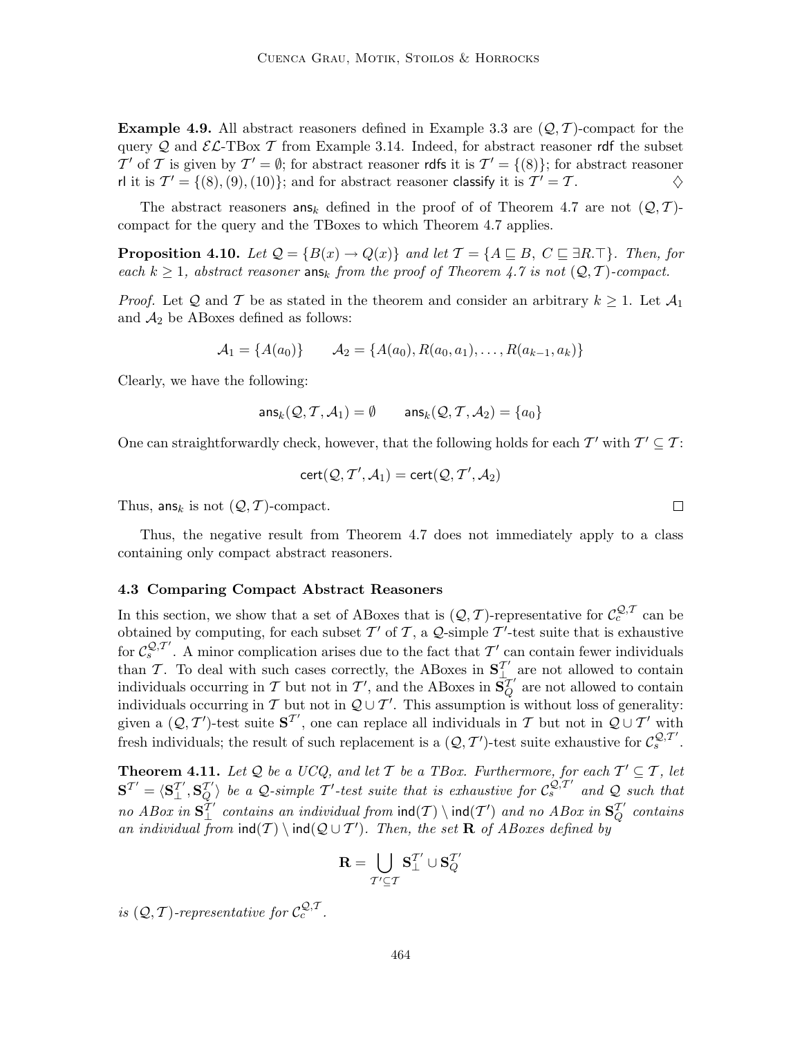**Example 4.9.** All abstract reasoners defined in Example 3.3 are $(\mathcal{Q}, \mathcal{T})$-compact for the query $\mathcal{Q}$ and $\mathcal{EL}$-TBox $\mathcal{T}$ from Example 3.14. Indeed, for abstract reasoner $\mathsf{rdf}$ the subset $\mathcal{T}'$ of $\mathcal{T}$ is given by $\mathcal{T}' = \emptyset$; for abstract reasoner $\mathsf{rdfs}$ it is $\mathcal{T}' = \{(8)\}$; for abstract reasoner $\mathsf{rl}$ it is $\mathcal{T}' = \{(8), (9), (10)\}$; and for abstract reasoner $\mathsf{classify}$ it is $\mathcal{T}' = \mathcal{T}$. ♢

The abstract reasoners $\mathsf{ans}_k$ defined in the proof of of Theorem 4.7 are not $(\mathcal{Q}, \mathcal{T})$-compact for the query and the TBoxes to which Theorem 4.7 applies.

**Proposition 4.10.** *Let $\mathcal{Q} = \{B(x) \to Q(x)\}$ and let $\mathcal{T} = \{A \sqsubseteq B,\ C \sqsubseteq \exists R.\top\}$. Then, for each $k \geq 1$, abstract reasoner $\mathsf{ans}_k$ from the proof of Theorem 4.7 is not $(\mathcal{Q}, \mathcal{T})$-compact.*

*Proof.* Let $\mathcal{Q}$ and $\mathcal{T}$ be as stated in the theorem and consider an arbitrary $k \geq 1$. Let $\mathcal{A}_1$ and $\mathcal{A}_2$ be ABoxes defined as follows:

$$\mathcal{A}_1 = \{A(a_0)\} \qquad \mathcal{A}_2 = \{A(a_0), R(a_0, a_1), \ldots, R(a_{k-1}, a_k)\}$$

Clearly, we have the following:

$$\mathsf{ans}_k(\mathcal{Q}, \mathcal{T}, \mathcal{A}_1) = \emptyset \qquad \mathsf{ans}_k(\mathcal{Q}, \mathcal{T}, \mathcal{A}_2) = \{a_0\}$$

One can straightforwardly check, however, that the following holds for each $\mathcal{T}'$ with $\mathcal{T}' \subseteq \mathcal{T}$:

$$\mathsf{cert}(\mathcal{Q}, \mathcal{T}', \mathcal{A}_1) = \mathsf{cert}(\mathcal{Q}, \mathcal{T}', \mathcal{A}_2)$$

Thus, $\mathsf{ans}_k$ is not $(\mathcal{Q}, \mathcal{T})$-compact. □

Thus, the negative result from Theorem 4.7 does not immediately apply to a class containing only compact abstract reasoners.

### 4.3 Comparing Compact Abstract Reasoners

In this section, we show that a set of ABoxes that is $(\mathcal{Q}, \mathcal{T})$-representative for $\mathcal{C}_c^{\mathcal{Q},\mathcal{T}}$ can be obtained by computing, for each subset $\mathcal{T}'$ of $\mathcal{T}$, a $\mathcal{Q}$-simple $\mathcal{T}'$-test suite that is exhaustive for $\mathcal{C}_s^{\mathcal{Q},\mathcal{T}'}$. A minor complication arises due to the fact that $\mathcal{T}'$ can contain fewer individuals than $\mathcal{T}$. To deal with such cases correctly, the ABoxes in $\mathbf{S}_\bot^{\mathcal{T}'}$ are not allowed to contain individuals occurring in $\mathcal{T}$ but not in $\mathcal{T}'$, and the ABoxes in $\mathbf{S}_Q^{\mathcal{T}'}$ are not allowed to contain individuals occurring in $\mathcal{T}$ but not in $\mathcal{Q} \cup \mathcal{T}'$. This assumption is without loss of generality: given a $(\mathcal{Q}, \mathcal{T}')$-test suite $\mathbf{S}^{\mathcal{T}'}$, one can replace all individuals in $\mathcal{T}$ but not in $\mathcal{Q} \cup \mathcal{T}'$ with fresh individuals; the result of such replacement is a $(\mathcal{Q}, \mathcal{T}')$-test suite exhaustive for $\mathcal{C}_s^{\mathcal{Q},\mathcal{T}'}$.

**Theorem 4.11.** *Let $\mathcal{Q}$ be a UCQ, and let $\mathcal{T}$ be a TBox. Furthermore, for each $\mathcal{T}' \subseteq \mathcal{T}$, let $\mathbf{S}^{\mathcal{T}'} = \langle \mathbf{S}_\bot^{\mathcal{T}'}, \mathbf{S}_Q^{\mathcal{T}'} \rangle$ be a $\mathcal{Q}$-simple $\mathcal{T}'$-test suite that is exhaustive for $\mathcal{C}_s^{\mathcal{Q},\mathcal{T}'}$ and $\mathcal{Q}$ such that no ABox in $\mathbf{S}_\bot^{\mathcal{T}'}$ contains an individual from $\mathsf{ind}(\mathcal{T}) \setminus \mathsf{ind}(\mathcal{T}')$ and no ABox in $\mathbf{S}_Q^{\mathcal{T}'}$ contains an individual from $\mathsf{ind}(\mathcal{T}) \setminus \mathsf{ind}(\mathcal{Q} \cup \mathcal{T}')$. Then, the set $\mathbf{R}$ of ABoxes defined by*

$$\mathbf{R} = \bigcup_{\mathcal{T}' \subseteq \mathcal{T}} \mathbf{S}_\bot^{\mathcal{T}'} \cup \mathbf{S}_Q^{\mathcal{T}'}$$

*is $(\mathcal{Q}, \mathcal{T})$-representative for $\mathcal{C}_c^{\mathcal{Q},\mathcal{T}}$.*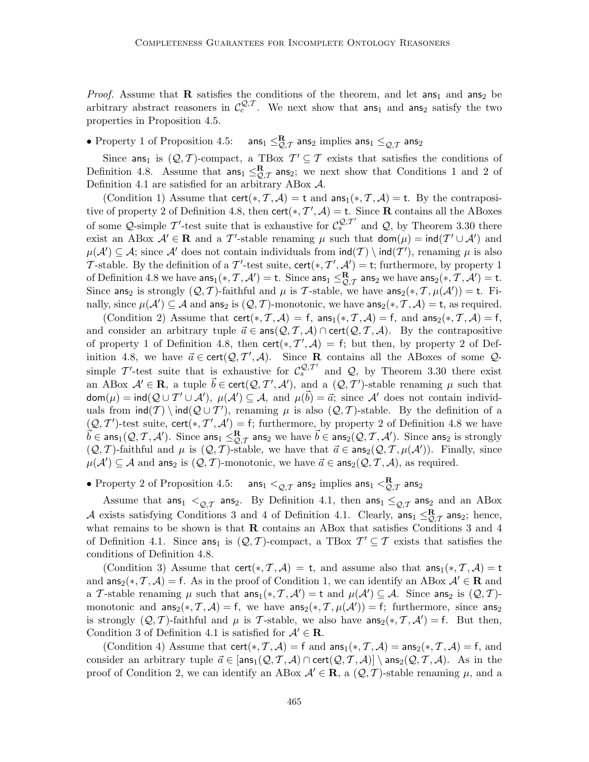*Proof.* Assume that $\mathbf{R}$ satisfies the conditions of the theorem, and let $\mathsf{ans}_1$ and $\mathsf{ans}_2$ be arbitrary abstract reasoners in $\mathcal{C}_c^{\mathcal{Q},\mathcal{T}}$. We next show that $\mathsf{ans}_1$ and $\mathsf{ans}_2$ satisfy the two properties in Proposition 4.5.

• Property 1 of Proposition 4.5: $\quad \mathsf{ans}_1 \leq_{\mathcal{Q},\mathcal{T}}^{\mathbf{R}} \mathsf{ans}_2$ implies $\mathsf{ans}_1 \leq_{\mathcal{Q},\mathcal{T}} \mathsf{ans}_2$

Since $\mathsf{ans}_1$ is $(\mathcal{Q},\mathcal{T})$-compact, a TBox $\mathcal{T}' \subseteq \mathcal{T}$ exists that satisfies the conditions of Definition 4.8. Assume that $\mathsf{ans}_1 \leq_{\mathcal{Q},\mathcal{T}}^{\mathbf{R}} \mathsf{ans}_2$; we next show that Conditions 1 and 2 of Definition 4.1 are satisfied for an arbitrary ABox $\mathcal{A}$.

(Condition 1) Assume that $\mathsf{cert}(*, \mathcal{T}, \mathcal{A}) = \mathsf{t}$ and $\mathsf{ans}_1(*, \mathcal{T}, \mathcal{A}) = \mathsf{t}$. By the contrapositive of property 2 of Definition 4.8, then $\mathsf{cert}(*, \mathcal{T}', \mathcal{A}) = \mathsf{t}$. Since $\mathbf{R}$ contains all the ABoxes of some $\mathcal{Q}$-simple $\mathcal{T}'$-test suite that is exhaustive for $\mathcal{C}_s^{\mathcal{Q},\mathcal{T}'}$ and $\mathcal{Q}$, by Theorem 3.30 there exist an ABox $\mathcal{A}' \in \mathbf{R}$ and a $\mathcal{T}'$-stable renaming $\mu$ such that $\mathsf{dom}(\mu) = \mathsf{ind}(\mathcal{T}' \cup \mathcal{A}')$ and $\mu(\mathcal{A}') \subseteq \mathcal{A}$; since $\mathcal{A}'$ does not contain individuals from $\mathsf{ind}(\mathcal{T}) \setminus \mathsf{ind}(\mathcal{T}')$, renaming $\mu$ is also $\mathcal{T}$-stable. By the definition of a $\mathcal{T}'$-test suite, $\mathsf{cert}(*, \mathcal{T}', \mathcal{A}') = \mathsf{t}$; furthermore, by property 1 of Definition 4.8 we have $\mathsf{ans}_1(*, \mathcal{T}, \mathcal{A}') = \mathsf{t}$. Since $\mathsf{ans}_1 \leq_{\mathcal{Q},\mathcal{T}}^{\mathbf{R}} \mathsf{ans}_2$ we have $\mathsf{ans}_2(*, \mathcal{T}, \mathcal{A}') = \mathsf{t}$. Since $\mathsf{ans}_2$ is strongly $(\mathcal{Q},\mathcal{T})$-faithful and $\mu$ is $\mathcal{T}$-stable, we have $\mathsf{ans}_2(*, \mathcal{T}, \mu(\mathcal{A}')) = \mathsf{t}$. Finally, since $\mu(\mathcal{A}') \subseteq \mathcal{A}$ and $\mathsf{ans}_2$ is $(\mathcal{Q},\mathcal{T})$-monotonic, we have $\mathsf{ans}_2(*, \mathcal{T}, \mathcal{A}) = \mathsf{t}$, as required.

(Condition 2) Assume that $\mathsf{cert}(*, \mathcal{T}, \mathcal{A}) = \mathsf{f}$, $\mathsf{ans}_1(*, \mathcal{T}, \mathcal{A}) = \mathsf{f}$, and $\mathsf{ans}_2(*, \mathcal{T}, \mathcal{A}) = \mathsf{f}$, and consider an arbitrary tuple $\vec{a} \in \mathsf{ans}(\mathcal{Q}, \mathcal{T}, \mathcal{A}) \cap \mathsf{cert}(\mathcal{Q}, \mathcal{T}, \mathcal{A})$. By the contrapositive of property 1 of Definition 4.8, then $\mathsf{cert}(*, \mathcal{T}', \mathcal{A}) = \mathsf{f}$; but then, by property 2 of Definition 4.8, we have $\vec{a} \in \mathsf{cert}(\mathcal{Q}, \mathcal{T}', \mathcal{A})$. Since $\mathbf{R}$ contains all the ABoxes of some $\mathcal{Q}$-simple $\mathcal{T}'$-test suite that is exhaustive for $\mathcal{C}_s^{\mathcal{Q},\mathcal{T}'}$ and $\mathcal{Q}$, by Theorem 3.30 there exist an ABox $\mathcal{A}' \in \mathbf{R}$, a tuple $\vec{b} \in \mathsf{cert}(\mathcal{Q}, \mathcal{T}', \mathcal{A}')$, and a $(\mathcal{Q},\mathcal{T}')$-stable renaming $\mu$ such that $\mathsf{dom}(\mu) = \mathsf{ind}(\mathcal{Q} \cup \mathcal{T}' \cup \mathcal{A}')$, $\mu(\mathcal{A}') \subseteq \mathcal{A}$, and $\mu(\vec{b}) = \vec{a}$; since $\mathcal{A}'$ does not contain individuals from $\mathsf{ind}(\mathcal{T}) \setminus \mathsf{ind}(\mathcal{Q} \cup \mathcal{T}')$, renaming $\mu$ is also $(\mathcal{Q},\mathcal{T})$-stable. By the definition of a $(\mathcal{Q},\mathcal{T}')$-test suite, $\mathsf{cert}(*, \mathcal{T}', \mathcal{A}') = \mathsf{f}$; furthermore, by property 2 of Definition 4.8 we have $\vec{b} \in \mathsf{ans}_1(\mathcal{Q}, \mathcal{T}, \mathcal{A}')$. Since $\mathsf{ans}_1 \leq_{\mathcal{Q},\mathcal{T}}^{\mathbf{R}} \mathsf{ans}_2$ we have $\vec{b} \in \mathsf{ans}_2(\mathcal{Q}, \mathcal{T}, \mathcal{A}')$. Since $\mathsf{ans}_2$ is strongly $(\mathcal{Q},\mathcal{T})$-faithful and $\mu$ is $(\mathcal{Q},\mathcal{T})$-stable, we have that $\vec{a} \in \mathsf{ans}_2(\mathcal{Q}, \mathcal{T}, \mu(\mathcal{A}'))$. Finally, since $\mu(\mathcal{A}') \subseteq \mathcal{A}$ and $\mathsf{ans}_2$ is $(\mathcal{Q},\mathcal{T})$-monotonic, we have $\vec{a} \in \mathsf{ans}_2(\mathcal{Q}, \mathcal{T}, \mathcal{A})$, as required.

• Property 2 of Proposition 4.5: $\quad \mathsf{ans}_1 <_{\mathcal{Q},\mathcal{T}} \mathsf{ans}_2$ implies $\mathsf{ans}_1 <_{\mathcal{Q},\mathcal{T}}^{\mathbf{R}} \mathsf{ans}_2$

Assume that $\mathsf{ans}_1 <_{\mathcal{Q},\mathcal{T}} \mathsf{ans}_2$. By Definition 4.1, then $\mathsf{ans}_1 \leq_{\mathcal{Q},\mathcal{T}} \mathsf{ans}_2$ and an ABox $\mathcal{A}$ exists satisfying Conditions 3 and 4 of Definition 4.1. Clearly, $\mathsf{ans}_1 \leq_{\mathcal{Q},\mathcal{T}}^{\mathbf{R}} \mathsf{ans}_2$; hence, what remains to be shown is that $\mathbf{R}$ contains an ABox that satisfies Conditions 3 and 4 of Definition 4.1. Since $\mathsf{ans}_1$ is $(\mathcal{Q},\mathcal{T})$-compact, a TBox $\mathcal{T}' \subseteq \mathcal{T}$ exists that satisfies the conditions of Definition 4.8.

(Condition 3) Assume that $\mathsf{cert}(*, \mathcal{T}, \mathcal{A}) = \mathsf{t}$, and assume also that $\mathsf{ans}_1(*, \mathcal{T}, \mathcal{A}) = \mathsf{t}$ and $\mathsf{ans}_2(*, \mathcal{T}, \mathcal{A}) = \mathsf{f}$. As in the proof of Condition 1, we can identify an ABox $\mathcal{A}' \in \mathbf{R}$ and a $\mathcal{T}$-stable renaming $\mu$ such that $\mathsf{ans}_1(*, \mathcal{T}, \mathcal{A}') = \mathsf{t}$ and $\mu(\mathcal{A}') \subseteq \mathcal{A}$. Since $\mathsf{ans}_2$ is $(\mathcal{Q},\mathcal{T})$-monotonic and $\mathsf{ans}_2(*, \mathcal{T}, \mathcal{A}) = \mathsf{f}$, we have $\mathsf{ans}_2(*, \mathcal{T}, \mu(\mathcal{A}')) = \mathsf{f}$; furthermore, since $\mathsf{ans}_2$ is strongly $(\mathcal{Q},\mathcal{T})$-faithful and $\mu$ is $\mathcal{T}$-stable, we also have $\mathsf{ans}_2(*, \mathcal{T}, \mathcal{A}') = \mathsf{f}$. But then, Condition 3 of Definition 4.1 is satisfied for $\mathcal{A}' \in \mathbf{R}$.

(Condition 4) Assume that $\mathsf{cert}(*, \mathcal{T}, \mathcal{A}) = \mathsf{f}$ and $\mathsf{ans}_1(*, \mathcal{T}, \mathcal{A}) = \mathsf{ans}_2(*, \mathcal{T}, \mathcal{A}) = \mathsf{f}$, and consider an arbitrary tuple $\vec{a} \in [\mathsf{ans}_1(\mathcal{Q}, \mathcal{T}, \mathcal{A}) \cap \mathsf{cert}(\mathcal{Q}, \mathcal{T}, \mathcal{A})] \setminus \mathsf{ans}_2(\mathcal{Q}, \mathcal{T}, \mathcal{A})$. As in the proof of Condition 2, we can identify an ABox $\mathcal{A}' \in \mathbf{R}$, a $(\mathcal{Q},\mathcal{T})$-stable renaming $\mu$, and a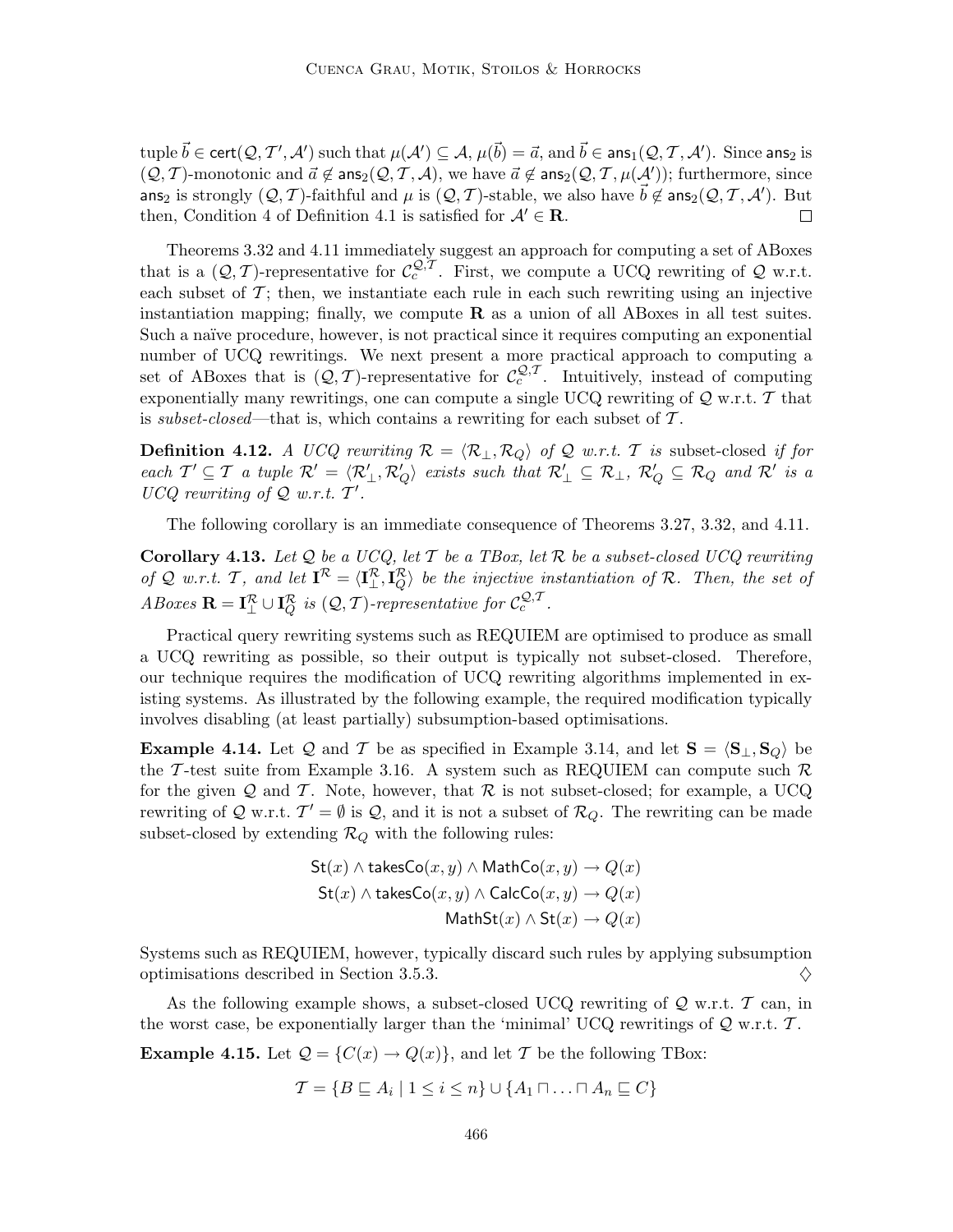tuple $\vec{b} \in \mathsf{cert}(\mathcal{Q}, \mathcal{T}', \mathcal{A}')$ such that $\mu(\mathcal{A}') \subseteq \mathcal{A}$, $\mu(\vec{b}) = \vec{a}$, and $\vec{b} \in \mathsf{ans}_1(\mathcal{Q}, \mathcal{T}, \mathcal{A}')$. Since $\mathsf{ans}_2$ is $(\mathcal{Q}, \mathcal{T})$-monotonic and $\vec{a} \notin \mathsf{ans}_2(\mathcal{Q}, \mathcal{T}, \mathcal{A})$, we have $\vec{a} \notin \mathsf{ans}_2(\mathcal{Q}, \mathcal{T}, \mu(\mathcal{A}'))$; furthermore, since $\mathsf{ans}_2$ is strongly $(\mathcal{Q}, \mathcal{T})$-faithful and $\mu$ is $(\mathcal{Q}, \mathcal{T})$-stable, we also have $\vec{b} \notin \mathsf{ans}_2(\mathcal{Q}, \mathcal{T}, \mathcal{A}')$. But then, Condition 4 of Definition 4.1 is satisfied for $\mathcal{A}' \in \mathbf{R}$. $\square$

Theorems 3.32 and 4.11 immediately suggest an approach for computing a set of ABoxes that is a $(\mathcal{Q}, \mathcal{T})$-representative for $\mathcal{C}_c^{\mathcal{Q},\mathcal{T}}$. First, we compute a UCQ rewriting of $\mathcal{Q}$ w.r.t. each subset of $\mathcal{T}$; then, we instantiate each rule in each such rewriting using an injective instantiation mapping; finally, we compute $\mathbf{R}$ as a union of all ABoxes in all test suites. Such a naïve procedure, however, is not practical since it requires computing an exponential number of UCQ rewritings. We next present a more practical approach to computing a set of ABoxes that is $(\mathcal{Q}, \mathcal{T})$-representative for $\mathcal{C}_c^{\mathcal{Q},\mathcal{T}}$. Intuitively, instead of computing exponentially many rewritings, one can compute a single UCQ rewriting of $\mathcal{Q}$ w.r.t. $\mathcal{T}$ that is *subset-closed*—that is, which contains a rewriting for each subset of $\mathcal{T}$.

**Definition 4.12.** *A UCQ rewriting $\mathcal{R} = \langle \mathcal{R}_\bot, \mathcal{R}_Q \rangle$ of $\mathcal{Q}$ w.r.t. $\mathcal{T}$ is* subset-closed *if for each $\mathcal{T}' \subseteq \mathcal{T}$ a tuple $\mathcal{R}' = \langle \mathcal{R}'_\bot, \mathcal{R}'_Q \rangle$ exists such that $\mathcal{R}'_\bot \subseteq \mathcal{R}_\bot$, $\mathcal{R}'_Q \subseteq \mathcal{R}_Q$ and $\mathcal{R}'$ is a UCQ rewriting of $\mathcal{Q}$ w.r.t. $\mathcal{T}'$.*

The following corollary is an immediate consequence of Theorems 3.27, 3.32, and 4.11.

**Corollary 4.13.** *Let $\mathcal{Q}$ be a UCQ, let $\mathcal{T}$ be a TBox, let $\mathcal{R}$ be a subset-closed UCQ rewriting of $\mathcal{Q}$ w.r.t. $\mathcal{T}$, and let $\mathbf{I}^{\mathcal{R}} = \langle \mathbf{I}_\bot^{\mathcal{R}}, \mathbf{I}_Q^{\mathcal{R}} \rangle$ be the injective instantiation of $\mathcal{R}$. Then, the set of ABoxes $\mathbf{R} = \mathbf{I}_\bot^{\mathcal{R}} \cup \mathbf{I}_Q^{\mathcal{R}}$ is $(\mathcal{Q}, \mathcal{T})$-representative for $\mathcal{C}_c^{\mathcal{Q},\mathcal{T}}$.*

Practical query rewriting systems such as REQUIEM are optimised to produce as small a UCQ rewriting as possible, so their output is typically not subset-closed. Therefore, our technique requires the modification of UCQ rewriting algorithms implemented in existing systems. As illustrated by the following example, the required modification typically involves disabling (at least partially) subsumption-based optimisations.

**Example 4.14.** Let $\mathcal{Q}$ and $\mathcal{T}$ be as specified in Example 3.14, and let $\mathbf{S} = \langle \mathbf{S}_\bot, \mathbf{S}_Q \rangle$ be the $\mathcal{T}$-test suite from Example 3.16. A system such as REQUIEM can compute such $\mathcal{R}$ for the given $\mathcal{Q}$ and $\mathcal{T}$. Note, however, that $\mathcal{R}$ is not subset-closed; for example, a UCQ rewriting of $\mathcal{Q}$ w.r.t. $\mathcal{T}' = \emptyset$ is $\mathcal{Q}$, and it is not a subset of $\mathcal{R}_Q$. The rewriting can be made subset-closed by extending $\mathcal{R}_Q$ with the following rules:

$$\begin{aligned} \mathsf{St}(x) \wedge \mathsf{takesCo}(x, y) \wedge \mathsf{MathCo}(x, y) &\rightarrow Q(x) \\ \mathsf{St}(x) \wedge \mathsf{takesCo}(x, y) \wedge \mathsf{CalcCo}(x, y) &\rightarrow Q(x) \\ \mathsf{MathSt}(x) \wedge \mathsf{St}(x) &\rightarrow Q(x) \end{aligned}$$

Systems such as REQUIEM, however, typically discard such rules by applying subsumption optimisations described in Section 3.5.3. $\diamondsuit$

As the following example shows, a subset-closed UCQ rewriting of $\mathcal{Q}$ w.r.t. $\mathcal{T}$ can, in the worst case, be exponentially larger than the 'minimal' UCQ rewritings of $\mathcal{Q}$ w.r.t. $\mathcal{T}$.

**Example 4.15.** Let $\mathcal{Q} = \{C(x) \rightarrow Q(x)\}$, and let $\mathcal{T}$ be the following TBox:

$$\mathcal{T} = \{B \sqsubseteq A_i \mid 1 \leq i \leq n\} \cup \{A_1 \sqcap \ldots \sqcap A_n \sqsubseteq C\}$$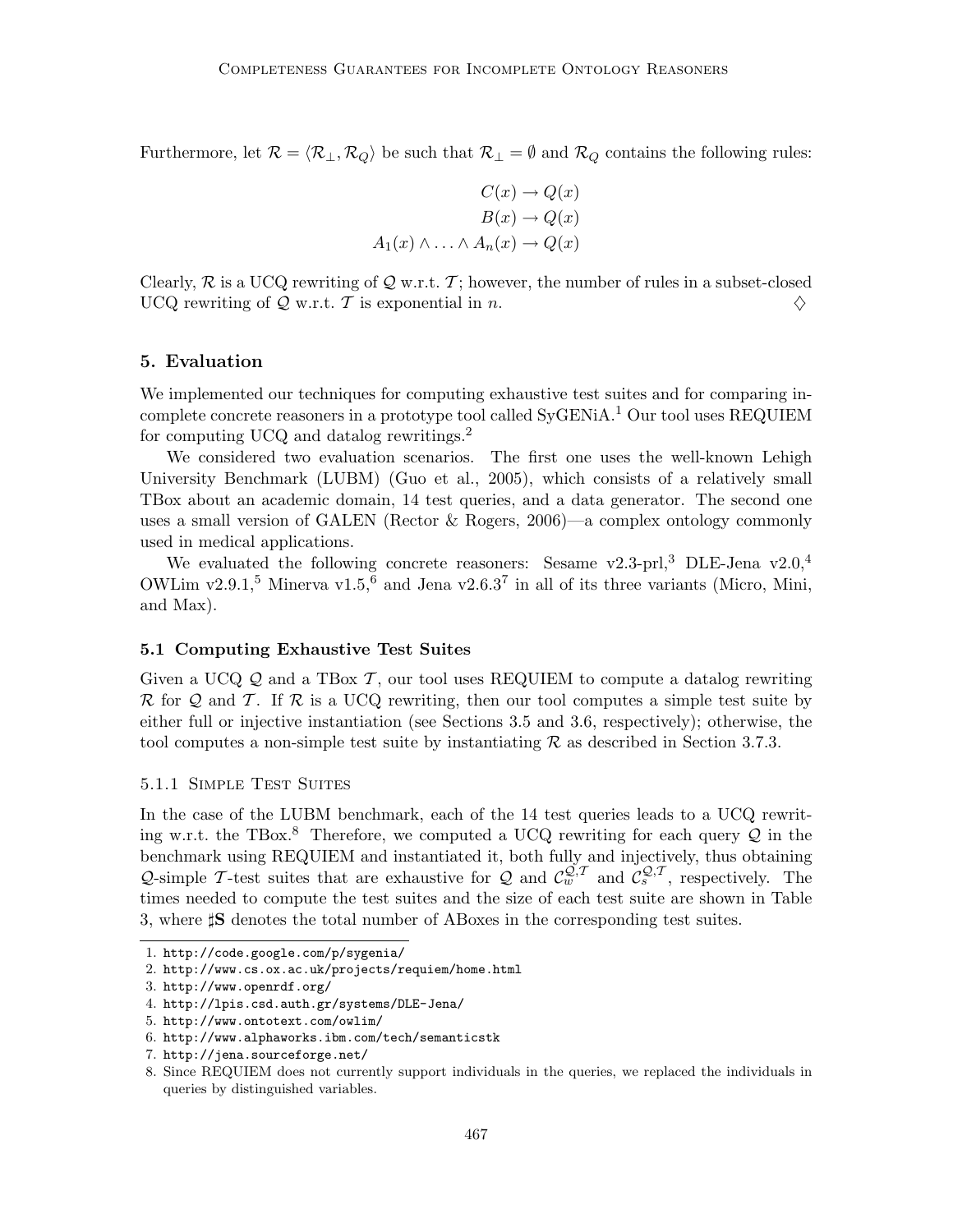Furthermore, let $\mathcal{R} = \langle \mathcal{R}_\perp, \mathcal{R}_Q \rangle$ be such that $\mathcal{R}_\perp = \emptyset$ and $\mathcal{R}_Q$ contains the following rules:

$$C(x) \rightarrow Q(x)$$
$$B(x) \rightarrow Q(x)$$
$$A_1(x) \wedge \ldots \wedge A_n(x) \rightarrow Q(x)$$

Clearly, $\mathcal{R}$ is a UCQ rewriting of $\mathcal{Q}$ w.r.t. $\mathcal{T}$; however, the number of rules in a subset-closed UCQ rewriting of $\mathcal{Q}$ w.r.t. $\mathcal{T}$ is exponential in $n$. ♢

## 5. Evaluation

We implemented our techniques for computing exhaustive test suites and for comparing incomplete concrete reasoners in a prototype tool called SyGENiA.[1] Our tool uses REQUIEM for computing UCQ and datalog rewritings.[2]

We considered two evaluation scenarios. The first one uses the well-known Lehigh University Benchmark (LUBM) (Guo et al., 2005), which consists of a relatively small TBox about an academic domain, 14 test queries, and a data generator. The second one uses a small version of GALEN (Rector & Rogers, 2006)—a complex ontology commonly used in medical applications.

We evaluated the following concrete reasoners: Sesame v2.3-prl,[3] DLE-Jena v2.0,[4] OWLim v2.9.1,[5] Minerva v1.5,[6] and Jena v2.6.3[7] in all of its three variants (Micro, Mini, and Max).

### 5.1 Computing Exhaustive Test Suites

Given a UCQ $\mathcal{Q}$ and a TBox $\mathcal{T}$, our tool uses REQUIEM to compute a datalog rewriting $\mathcal{R}$ for $\mathcal{Q}$ and $\mathcal{T}$. If $\mathcal{R}$ is a UCQ rewriting, then our tool computes a simple test suite by either full or injective instantiation (see Sections 3.5 and 3.6, respectively); otherwise, the tool computes a non-simple test suite by instantiating $\mathcal{R}$ as described in Section 3.7.3.

#### 5.1.1 Simple Test Suites

In the case of the LUBM benchmark, each of the 14 test queries leads to a UCQ rewriting w.r.t. the TBox.[8] Therefore, we computed a UCQ rewriting for each query $\mathcal{Q}$ in the benchmark using REQUIEM and instantiated it, both fully and injectively, thus obtaining $\mathcal{Q}$-simple $\mathcal{T}$-test suites that are exhaustive for $\mathcal{Q}$ and $\mathcal{C}_w^{\mathcal{Q},\mathcal{T}}$ and $\mathcal{C}_s^{\mathcal{Q},\mathcal{T}}$, respectively. The times needed to compute the test suites and the size of each test suite are shown in Table 3, where $\sharp\mathbf{S}$ denotes the total number of ABoxes in the corresponding test suites.

1. http://code.google.com/p/sygenia/
2. http://www.cs.ox.ac.uk/projects/requiem/home.html
3. http://www.openrdf.org/
4. http://lpis.csd.auth.gr/systems/DLE-Jena/
5. http://www.ontotext.com/owlim/
6. http://www.alphaworks.ibm.com/tech/semanticstk
7. http://jena.sourceforge.net/
8. Since REQUIEM does not currently support individuals in the queries, we replaced the individuals in queries by distinguished variables.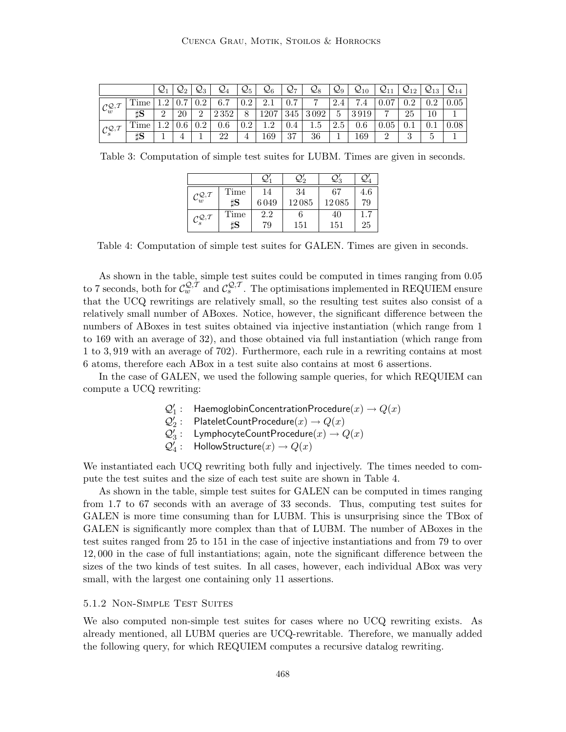| | | $\mathcal{Q}_1$ | $\mathcal{Q}_2$ | $\mathcal{Q}_3$ | $\mathcal{Q}_4$ | $\mathcal{Q}_5$ | $\mathcal{Q}_6$ | $\mathcal{Q}_7$ | $\mathcal{Q}_8$ | $\mathcal{Q}_9$ | $\mathcal{Q}_{10}$ | $\mathcal{Q}_{11}$ | $\mathcal{Q}_{12}$ | $\mathcal{Q}_{13}$ | $\mathcal{Q}_{14}$ |
|---|---|---|---|---|---|---|---|---|---|---|---|---|---|---|---|
| $\mathcal{C}_w^{\mathcal{Q},\mathcal{T}}$ | Time | 1.2 | 0.7 | 0.2 | 6.7 | 0.2 | 2.1 | 0.7 | 7 | 2.4 | 7.4 | 0.07 | 0.2 | 0.2 | 0.05 |
| | $\sharp\mathbf{S}$ | 2 | 20 | 2 | 2 352 | 8 | 1207 | 345 | 3 092 | 5 | 3 919 | 7 | 25 | 10 | 1 |
| $\mathcal{C}_s^{\mathcal{Q},\mathcal{T}}$ | Time | 1.2 | 0.6 | 0.2 | 0.6 | 0.2 | 1.2 | 0.4 | 1.5 | 2.5 | 0.6 | 0.05 | 0.1 | 0.1 | 0.08 |
| | $\sharp\mathbf{S}$ | 1 | 4 | 1 | 22 | 4 | 169 | 37 | 36 | 1 | 169 | 2 | 3 | 5 | 1 |

Table 3: Computation of simple test suites for LUBM. Times are given in seconds.

| | | $\mathcal{Q}'_1$ | $\mathcal{Q}'_2$ | $\mathcal{Q}'_3$ | $\mathcal{Q}'_4$ |
|---|---|---|---|---|---|
| $\mathcal{C}_w^{\mathcal{Q},\mathcal{T}}$ | Time | 14 | 34 | 67 | 4.6 |
| | $\sharp\mathbf{S}$ | 6 049 | 12 085 | 12 085 | 79 |
| $\mathcal{C}_s^{\mathcal{Q},\mathcal{T}}$ | Time | 2.2 | 6 | 40 | 1.7 |
| | $\sharp\mathbf{S}$ | 79 | 151 | 151 | 25 |

Table 4: Computation of simple test suites for GALEN. Times are given in seconds.

As shown in the table, simple test suites could be computed in times ranging from 0.05 to 7 seconds, both for $\mathcal{C}_w^{\mathcal{Q},\mathcal{T}}$ and $\mathcal{C}_s^{\mathcal{Q},\mathcal{T}}$. The optimisations implemented in REQUIEM ensure that the UCQ rewritings are relatively small, so the resulting test suites also consist of a relatively small number of ABoxes. Notice, however, the significant difference between the numbers of ABoxes in test suites obtained via injective instantiation (which range from 1 to 169 with an average of 32), and those obtained via full instantiation (which range from 1 to 3,919 with an average of 702). Furthermore, each rule in a rewriting contains at most 6 atoms, therefore each ABox in a test suite also contains at most 6 assertions.

In the case of GALEN, we used the following sample queries, for which REQUIEM can compute a UCQ rewriting:

$\mathcal{Q}'_1$ : $\mathsf{HaemoglobinConcentrationProcedure}(x) \rightarrow Q(x)$
$\mathcal{Q}'_2$ : $\mathsf{PlateletCountProcedure}(x) \rightarrow Q(x)$
$\mathcal{Q}'_3$ : $\mathsf{LymphocyteCountProcedure}(x) \rightarrow Q(x)$
$\mathcal{Q}'_4$ : $\mathsf{HollowStructure}(x) \rightarrow Q(x)$

We instantiated each UCQ rewriting both fully and injectively. The times needed to compute the test suites and the size of each test suite are shown in Table 4.

As shown in the table, simple test suites for GALEN can be computed in times ranging from 1.7 to 67 seconds with an average of 33 seconds. Thus, computing test suites for GALEN is more time consuming than for LUBM. This is unsurprising since the TBox of GALEN is significantly more complex than that of LUBM. The number of ABoxes in the test suites ranged from 25 to 151 in the case of injective instantiations and from 79 to over 12,000 in the case of full instantiations; again, note the significant difference between the sizes of the two kinds of test suites. In all cases, however, each individual ABox was very small, with the largest one containing only 11 assertions.

### 5.1.2 Non-Simple Test Suites

We also computed non-simple test suites for cases where no UCQ rewriting exists. As already mentioned, all LUBM queries are UCQ-rewritable. Therefore, we manually added the following query, for which REQUIEM computes a recursive datalog rewriting.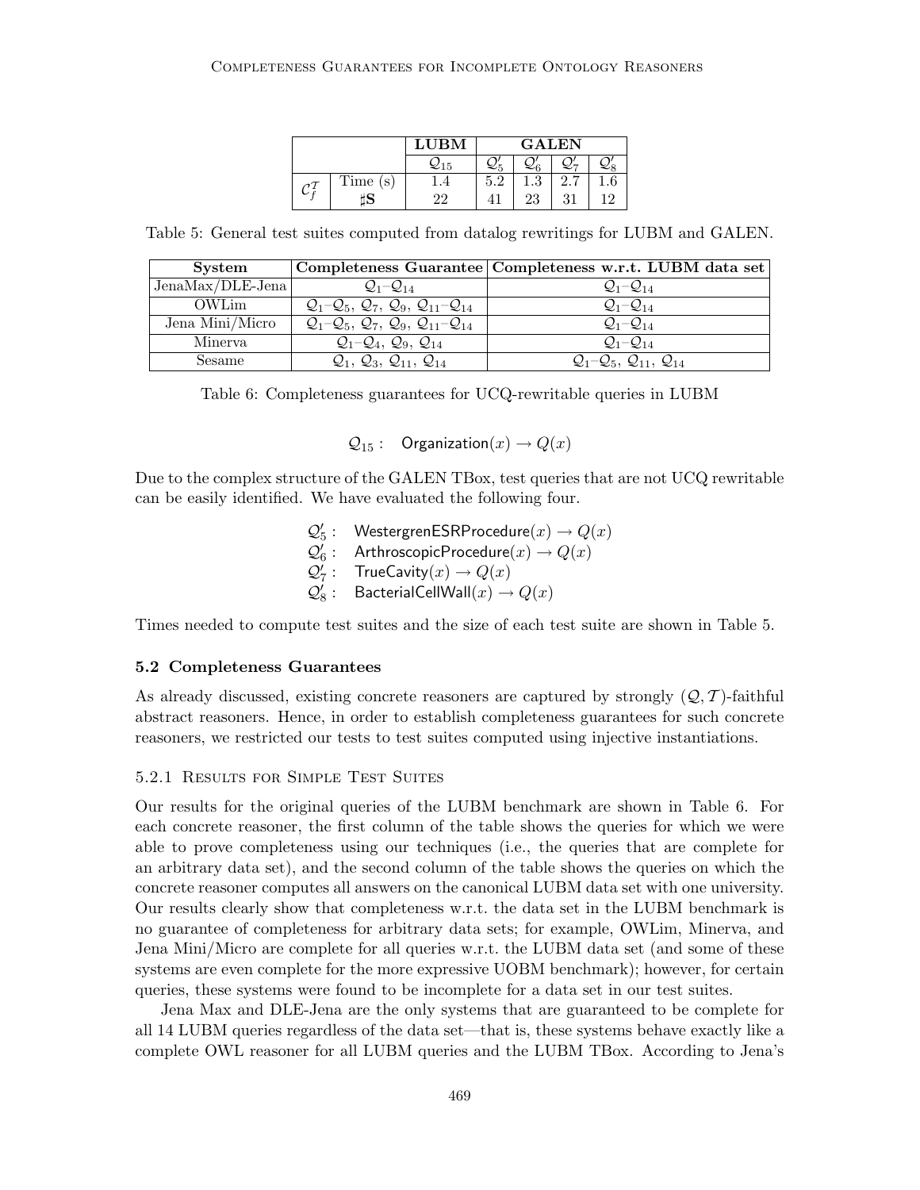| | | **LUBM** | **GALEN** | | | |
|---|---|---|---|---|---|---|
| | | $\mathcal{Q}_{15}$ | $\mathcal{Q}'_5$ | $\mathcal{Q}'_6$ | $\mathcal{Q}'_7$ | $\mathcal{Q}'_8$ |
| $\mathcal{C}^{\mathcal{T}}_f$ | Time (s) | 1.4 | 5.2 | 1.3 | 2.7 | 1.6 |
| | $\sharp\mathbf{S}$ | 22 | 41 | 23 | 31 | 12 |

Table 5: General test suites computed from datalog rewritings for LUBM and GALEN.

| **System** | **Completeness Guarantee** | **Completeness w.r.t. LUBM data set** |
|---|---|---|
| JenaMax/DLE-Jena | $\mathcal{Q}_1$–$\mathcal{Q}_{14}$ | $\mathcal{Q}_1$–$\mathcal{Q}_{14}$ |
| OWLim | $\mathcal{Q}_1$–$\mathcal{Q}_5$, $\mathcal{Q}_7$, $\mathcal{Q}_9$, $\mathcal{Q}_{11}$–$\mathcal{Q}_{14}$ | $\mathcal{Q}_1$–$\mathcal{Q}_{14}$ |
| Jena Mini/Micro | $\mathcal{Q}_1$–$\mathcal{Q}_5$, $\mathcal{Q}_7$, $\mathcal{Q}_9$, $\mathcal{Q}_{11}$–$\mathcal{Q}_{14}$ | $\mathcal{Q}_1$–$\mathcal{Q}_{14}$ |
| Minerva | $\mathcal{Q}_1$–$\mathcal{Q}_4$, $\mathcal{Q}_9$, $\mathcal{Q}_{14}$ | $\mathcal{Q}_1$–$\mathcal{Q}_{14}$ |
| Sesame | $\mathcal{Q}_1$, $\mathcal{Q}_3$, $\mathcal{Q}_{11}$, $\mathcal{Q}_{14}$ | $\mathcal{Q}_1$–$\mathcal{Q}_5$, $\mathcal{Q}_{11}$, $\mathcal{Q}_{14}$ |

Table 6: Completeness guarantees for UCQ-rewritable queries in LUBM

$$\mathcal{Q}_{15}: \quad \mathsf{Organization}(x) \rightarrow Q(x)$$

Due to the complex structure of the GALEN TBox, test queries that are not UCQ rewritable can be easily identified. We have evaluated the following four.

$$\begin{aligned}
\mathcal{Q}'_5: &\quad \mathsf{WestergrenESRProcedure}(x) \rightarrow Q(x)\\
\mathcal{Q}'_6: &\quad \mathsf{ArthroscopicProcedure}(x) \rightarrow Q(x)\\
\mathcal{Q}'_7: &\quad \mathsf{TrueCavity}(x) \rightarrow Q(x)\\
\mathcal{Q}'_8: &\quad \mathsf{BacterialCellWall}(x) \rightarrow Q(x)
\end{aligned}$$

Times needed to compute test suites and the size of each test suite are shown in Table 5.

### 5.2 Completeness Guarantees

As already discussed, existing concrete reasoners are captured by strongly $(\mathcal{Q}, \mathcal{T})$-faithful abstract reasoners. Hence, in order to establish completeness guarantees for such concrete reasoners, we restricted our tests to test suites computed using injective instantiations.

#### 5.2.1 Results for Simple Test Suites

Our results for the original queries of the LUBM benchmark are shown in Table 6. For each concrete reasoner, the first column of the table shows the queries for which we were able to prove completeness using our techniques (i.e., the queries that are complete for an arbitrary data set), and the second column of the table shows the queries on which the concrete reasoner computes all answers on the canonical LUBM data set with one university. Our results clearly show that completeness w.r.t. the data set in the LUBM benchmark is no guarantee of completeness for arbitrary data sets; for example, OWLim, Minerva, and Jena Mini/Micro are complete for all queries w.r.t. the LUBM data set (and some of these systems are even complete for the more expressive UOBM benchmark); however, for certain queries, these systems were found to be incomplete for a data set in our test suites.

Jena Max and DLE-Jena are the only systems that are guaranteed to be complete for all 14 LUBM queries regardless of the data set—that is, these systems behave exactly like a complete OWL reasoner for all LUBM queries and the LUBM TBox. According to Jena's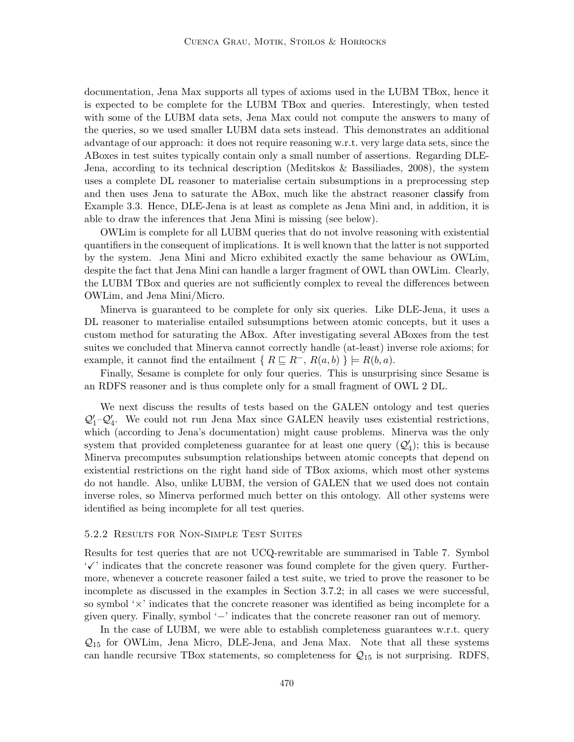documentation, Jena Max supports all types of axioms used in the LUBM TBox, hence it is expected to be complete for the LUBM TBox and queries. Interestingly, when tested with some of the LUBM data sets, Jena Max could not compute the answers to many of the queries, so we used smaller LUBM data sets instead. This demonstrates an additional advantage of our approach: it does not require reasoning w.r.t. very large data sets, since the ABoxes in test suites typically contain only a small number of assertions. Regarding DLE-Jena, according to its technical description (Meditskos & Bassiliades, 2008), the system uses a complete DL reasoner to materialise certain subsumptions in a preprocessing step and then uses Jena to saturate the ABox, much like the abstract reasoner classify from Example 3.3. Hence, DLE-Jena is at least as complete as Jena Mini and, in addition, it is able to draw the inferences that Jena Mini is missing (see below).

OWLim is complete for all LUBM queries that do not involve reasoning with existential quantifiers in the consequent of implications. It is well known that the latter is not supported by the system. Jena Mini and Micro exhibited exactly the same behaviour as OWLim, despite the fact that Jena Mini can handle a larger fragment of OWL than OWLim. Clearly, the LUBM TBox and queries are not sufficiently complex to reveal the differences between OWLim, and Jena Mini/Micro.

Minerva is guaranteed to be complete for only six queries. Like DLE-Jena, it uses a DL reasoner to materialise entailed subsumptions between atomic concepts, but it uses a custom method for saturating the ABox. After investigating several ABoxes from the test suites we concluded that Minerva cannot correctly handle (at-least) inverse role axioms; for example, it cannot find the entailment $\{ R \sqsubseteq R^{-}, R(a,b) \} \models R(b,a)$.

Finally, Sesame is complete for only four queries. This is unsurprising since Sesame is an RDFS reasoner and is thus complete only for a small fragment of OWL 2 DL.

We next discuss the results of tests based on the GALEN ontology and test queries $\mathcal{Q}'_1$–$\mathcal{Q}'_4$. We could not run Jena Max since GALEN heavily uses existential restrictions, which (according to Jena's documentation) might cause problems. Minerva was the only system that provided completeness guarantee for at least one query ($\mathcal{Q}'_4$); this is because Minerva precomputes subsumption relationships between atomic concepts that depend on existential restrictions on the right hand side of TBox axioms, which most other systems do not handle. Also, unlike LUBM, the version of GALEN that we used does not contain inverse roles, so Minerva performed much better on this ontology. All other systems were identified as being incomplete for all test queries.

### 5.2.2 Results for Non-Simple Test Suites

Results for test queries that are not UCQ-rewritable are summarised in Table 7. Symbol '✓' indicates that the concrete reasoner was found complete for the given query. Furthermore, whenever a concrete reasoner failed a test suite, we tried to prove the reasoner to be incomplete as discussed in the examples in Section 3.7.2; in all cases we were successful, so symbol '×' indicates that the concrete reasoner was identified as being incomplete for a given query. Finally, symbol '−' indicates that the concrete reasoner ran out of memory.

In the case of LUBM, we were able to establish completeness guarantees w.r.t. query $\mathcal{Q}_{15}$ for OWLim, Jena Micro, DLE-Jena, and Jena Max. Note that all these systems can handle recursive TBox statements, so completeness for $\mathcal{Q}_{15}$ is not surprising. RDFS,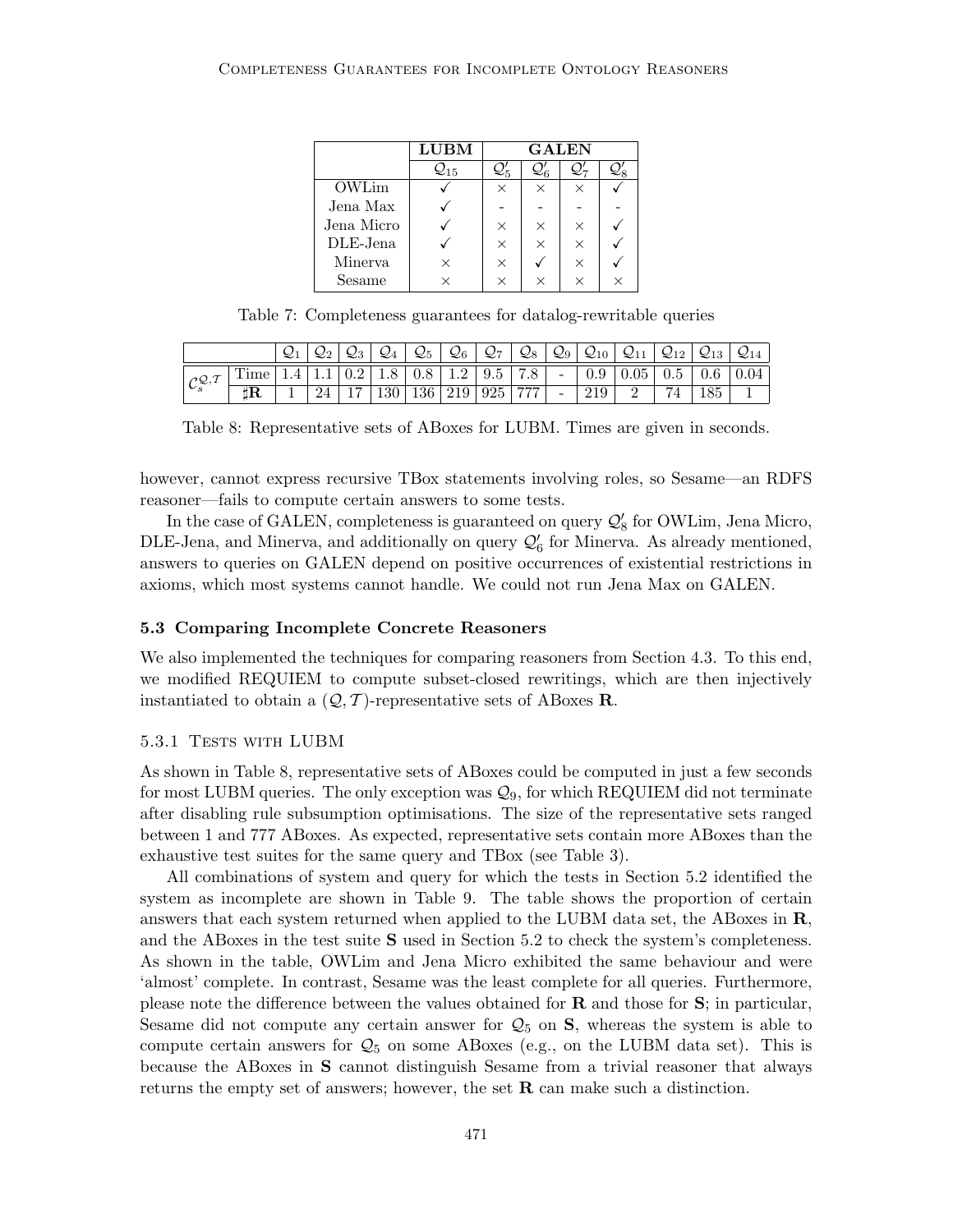| | **LUBM** | **GALEN** | | | |
|---|---|---|---|---|---|
| | $\mathcal{Q}_{15}$ | $\mathcal{Q}'_5$ | $\mathcal{Q}'_6$ | $\mathcal{Q}'_7$ | $\mathcal{Q}'_8$ |
| OWLim | ✓ | × | × | × | ✓ |
| Jena Max | ✓ | - | - | - | - |
| Jena Micro | ✓ | × | × | × | ✓ |
| DLE-Jena | ✓ | × | × | × | ✓ |
| Minerva | × | × | ✓ | × | ✓ |
| Sesame | × | × | × | × | × |

Table 7: Completeness guarantees for datalog-rewritable queries

| | | $\mathcal{Q}_1$ | $\mathcal{Q}_2$ | $\mathcal{Q}_3$ | $\mathcal{Q}_4$ | $\mathcal{Q}_5$ | $\mathcal{Q}_6$ | $\mathcal{Q}_7$ | $\mathcal{Q}_8$ | $\mathcal{Q}_9$ | $\mathcal{Q}_{10}$ | $\mathcal{Q}_{11}$ | $\mathcal{Q}_{12}$ | $\mathcal{Q}_{13}$ | $\mathcal{Q}_{14}$ |
|---|---|---|---|---|---|---|---|---|---|---|---|---|---|---|---|
| $\mathcal{C}_s^{\mathcal{Q},\mathcal{T}}$ | Time | 1.4 | 1.1 | 0.2 | 1.8 | 0.8 | 1.2 | 9.5 | 7.8 | - | 0.9 | 0.05 | 0.5 | 0.6 | 0.04 |
| | $\sharp\mathbf{R}$ | 1 | 24 | 17 | 130 | 136 | 219 | 925 | 777 | - | 219 | 2 | 74 | 185 | 1 |

Table 8: Representative sets of ABoxes for LUBM. Times are given in seconds.

however, cannot express recursive TBox statements involving roles, so Sesame—an RDFS reasoner—fails to compute certain answers to some tests.

In the case of GALEN, completeness is guaranteed on query $\mathcal{Q}'_8$ for OWLim, Jena Micro, DLE-Jena, and Minerva, and additionally on query $\mathcal{Q}'_6$ for Minerva. As already mentioned, answers to queries on GALEN depend on positive occurrences of existential restrictions in axioms, which most systems cannot handle. We could not run Jena Max on GALEN.

### 5.3 Comparing Incomplete Concrete Reasoners

We also implemented the techniques for comparing reasoners from Section 4.3. To this end, we modified REQUIEM to compute subset-closed rewritings, which are then injectively instantiated to obtain a $(\mathcal{Q}, \mathcal{T})$-representative sets of ABoxes $\mathbf{R}$.

#### 5.3.1 Tests with LUBM

As shown in Table 8, representative sets of ABoxes could be computed in just a few seconds for most LUBM queries. The only exception was $\mathcal{Q}_9$, for which REQUIEM did not terminate after disabling rule subsumption optimisations. The size of the representative sets ranged between 1 and 777 ABoxes. As expected, representative sets contain more ABoxes than the exhaustive test suites for the same query and TBox (see Table 3).

All combinations of system and query for which the tests in Section 5.2 identified the system as incomplete are shown in Table 9. The table shows the proportion of certain answers that each system returned when applied to the LUBM data set, the ABoxes in $\mathbf{R}$, and the ABoxes in the test suite $\mathbf{S}$ used in Section 5.2 to check the system's completeness. As shown in the table, OWLim and Jena Micro exhibited the same behaviour and were 'almost' complete. In contrast, Sesame was the least complete for all queries. Furthermore, please note the difference between the values obtained for $\mathbf{R}$ and those for $\mathbf{S}$; in particular, Sesame did not compute any certain answer for $\mathcal{Q}_5$ on $\mathbf{S}$, whereas the system is able to compute certain answers for $\mathcal{Q}_5$ on some ABoxes (e.g., on the LUBM data set). This is because the ABoxes in $\mathbf{S}$ cannot distinguish Sesame from a trivial reasoner that always returns the empty set of answers; however, the set $\mathbf{R}$ can make such a distinction.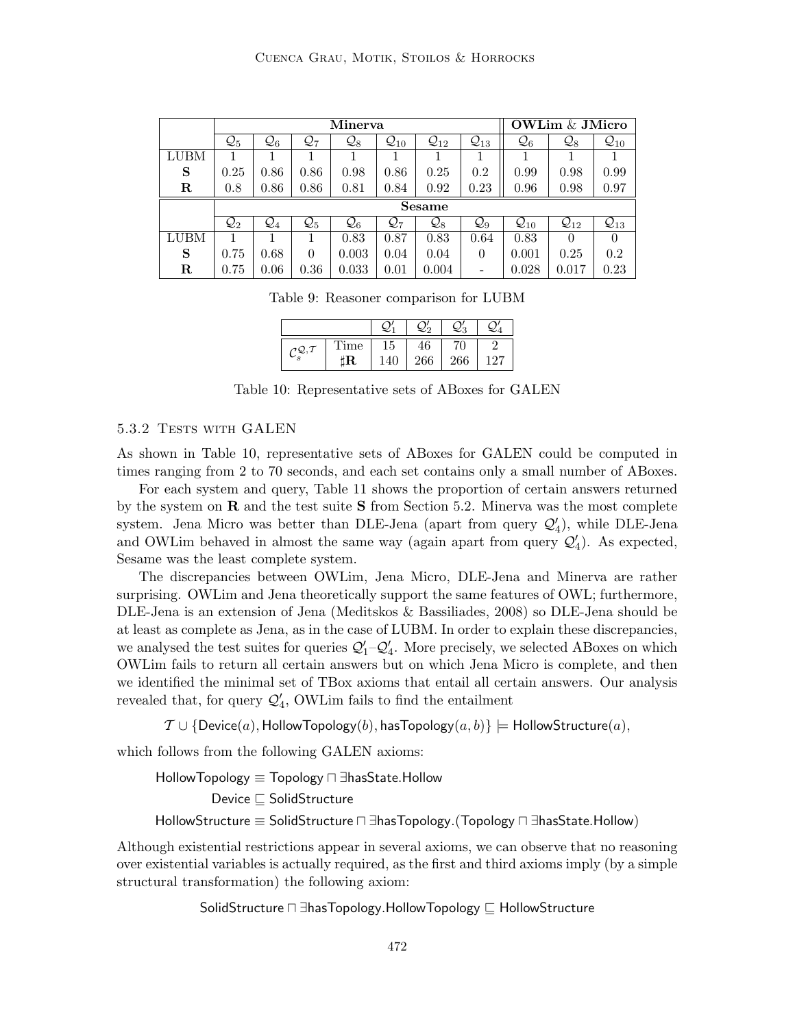|  | Minerva | | | | | | | OWLim & JMicro | | |
|---|---|---|---|---|---|---|---|---|---|---|
|  | $\mathcal{Q}_5$ | $\mathcal{Q}_6$ | $\mathcal{Q}_7$ | $\mathcal{Q}_8$ | $\mathcal{Q}_{10}$ | $\mathcal{Q}_{12}$ | $\mathcal{Q}_{13}$ | $\mathcal{Q}_6$ | $\mathcal{Q}_8$ | $\mathcal{Q}_{10}$ |
| LUBM | 1 | 1 | 1 | 1 | 1 | 1 | 1 | 1 | 1 | 1 |
| **S** | 0.25 | 0.86 | 0.86 | 0.98 | 0.86 | 0.25 | 0.2 | 0.99 | 0.98 | 0.99 |
| **R** | 0.8 | 0.86 | 0.86 | 0.81 | 0.84 | 0.92 | 0.23 | 0.96 | 0.98 | 0.97 |
|  | **Sesame** | | | | | | | | | |
|  | $\mathcal{Q}_2$ | $\mathcal{Q}_4$ | $\mathcal{Q}_5$ | $\mathcal{Q}_6$ | $\mathcal{Q}_7$ | $\mathcal{Q}_8$ | $\mathcal{Q}_9$ | $\mathcal{Q}_{10}$ | $\mathcal{Q}_{12}$ | $\mathcal{Q}_{13}$ |
| LUBM | 1 | 1 | 1 | 0.83 | 0.87 | 0.83 | 0.64 | 0.83 | 0 | 0 |
| **S** | 0.75 | 0.68 | 0 | 0.003 | 0.04 | 0.04 | 0 | 0.001 | 0.25 | 0.2 |
| **R** | 0.75 | 0.06 | 0.36 | 0.033 | 0.01 | 0.004 | - | 0.028 | 0.017 | 0.23 |

Table 9: Reasoner comparison for LUBM

|  |  | $\mathcal{Q}'_1$ | $\mathcal{Q}'_2$ | $\mathcal{Q}'_3$ | $\mathcal{Q}'_4$ |
|---|---|---|---|---|---|
| $\mathcal{C}_s^{\mathcal{Q},\mathcal{T}}$ | Time | 15 | 46 | 70 | 2 |
|  | $\sharp\mathbf{R}$ | 140 | 266 | 266 | 127 |

Table 10: Representative sets of ABoxes for GALEN

### 5.3.2 Tests with GALEN

As shown in Table 10, representative sets of ABoxes for GALEN could be computed in times ranging from 2 to 70 seconds, and each set contains only a small number of ABoxes.

For each system and query, Table 11 shows the proportion of certain answers returned by the system on **R** and the test suite **S** from Section 5.2. Minerva was the most complete system. Jena Micro was better than DLE-Jena (apart from query $\mathcal{Q}'_4$), while DLE-Jena and OWLim behaved in almost the same way (again apart from query $\mathcal{Q}'_4$). As expected, Sesame was the least complete system.

The discrepancies between OWLim, Jena Micro, DLE-Jena and Minerva are rather surprising. OWLim and Jena theoretically support the same features of OWL; furthermore, DLE-Jena is an extension of Jena (Meditskos & Bassiliades, 2008) so DLE-Jena should be at least as complete as Jena, as in the case of LUBM. In order to explain these discrepancies, we analysed the test suites for queries $\mathcal{Q}'_1$–$\mathcal{Q}'_4$. More precisely, we selected ABoxes on which OWLim fails to return all certain answers but on which Jena Micro is complete, and then we identified the minimal set of TBox axioms that entail all certain answers. Our analysis revealed that, for query $\mathcal{Q}'_4$, OWLim fails to find the entailment

$$\mathcal{T} \cup \{\mathsf{Device}(a), \mathsf{HollowTopology}(b), \mathsf{hasTopology}(a, b)\} \models \mathsf{HollowStructure}(a),$$

which follows from the following GALEN axioms:

$$\mathsf{HollowTopology} \equiv \mathsf{Topology} \sqcap \exists \mathsf{hasState}.\mathsf{Hollow}$$
$$\mathsf{Device} \sqsubseteq \mathsf{SolidStructure}$$
$$\mathsf{HollowStructure} \equiv \mathsf{SolidStructure} \sqcap \exists \mathsf{hasTopology}.(\mathsf{Topology} \sqcap \exists \mathsf{hasState}.\mathsf{Hollow})$$

Although existential restrictions appear in several axioms, we can observe that no reasoning over existential variables is actually required, as the first and third axioms imply (by a simple structural transformation) the following axiom:

$$\mathsf{SolidStructure} \sqcap \exists \mathsf{hasTopology}.\mathsf{HollowTopology} \sqsubseteq \mathsf{HollowStructure}$$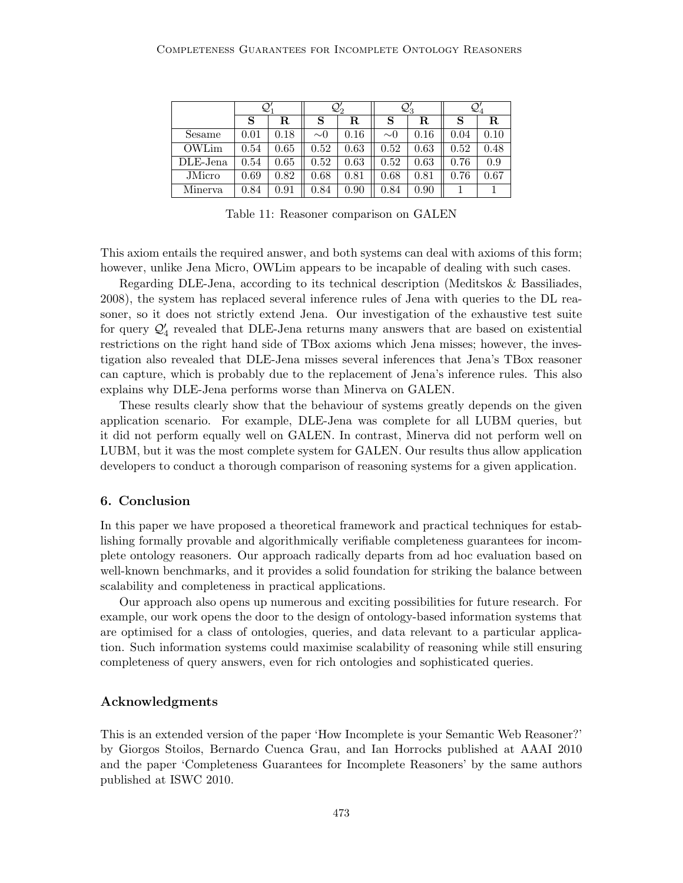| | $\mathcal{Q}'_1$ | | $\mathcal{Q}'_2$ | | $\mathcal{Q}'_3$ | | $\mathcal{Q}'_4$ | |
|---|---|---|---|---|---|---|---|---|
| | **S** | **R** | **S** | **R** | **S** | **R** | **S** | **R** |
| Sesame | 0.01 | 0.18 | $\sim$0 | 0.16 | $\sim$0 | 0.16 | 0.04 | 0.10 |
| OWLim | 0.54 | 0.65 | 0.52 | 0.63 | 0.52 | 0.63 | 0.52 | 0.48 |
| DLE-Jena | 0.54 | 0.65 | 0.52 | 0.63 | 0.52 | 0.63 | 0.76 | 0.9 |
| JMicro | 0.69 | 0.82 | 0.68 | 0.81 | 0.68 | 0.81 | 0.76 | 0.67 |
| Minerva | 0.84 | 0.91 | 0.84 | 0.90 | 0.84 | 0.90 | 1 | 1 |

Table 11: Reasoner comparison on GALEN

This axiom entails the required answer, and both systems can deal with axioms of this form; however, unlike Jena Micro, OWLim appears to be incapable of dealing with such cases.

Regarding DLE-Jena, according to its technical description (Meditskos & Bassiliades, 2008), the system has replaced several inference rules of Jena with queries to the DL reasoner, so it does not strictly extend Jena. Our investigation of the exhaustive test suite for query $\mathcal{Q}'_4$ revealed that DLE-Jena returns many answers that are based on existential restrictions on the right hand side of TBox axioms which Jena misses; however, the investigation also revealed that DLE-Jena misses several inferences that Jena's TBox reasoner can capture, which is probably due to the replacement of Jena's inference rules. This also explains why DLE-Jena performs worse than Minerva on GALEN.

These results clearly show that the behaviour of systems greatly depends on the given application scenario. For example, DLE-Jena was complete for all LUBM queries, but it did not perform equally well on GALEN. In contrast, Minerva did not perform well on LUBM, but it was the most complete system for GALEN. Our results thus allow application developers to conduct a thorough comparison of reasoning systems for a given application.

## 6. Conclusion

In this paper we have proposed a theoretical framework and practical techniques for establishing formally provable and algorithmically verifiable completeness guarantees for incomplete ontology reasoners. Our approach radically departs from ad hoc evaluation based on well-known benchmarks, and it provides a solid foundation for striking the balance between scalability and completeness in practical applications.

Our approach also opens up numerous and exciting possibilities for future research. For example, our work opens the door to the design of ontology-based information systems that are optimised for a class of ontologies, queries, and data relevant to a particular application. Such information systems could maximise scalability of reasoning while still ensuring completeness of query answers, even for rich ontologies and sophisticated queries.

## Acknowledgments

This is an extended version of the paper 'How Incomplete is your Semantic Web Reasoner?' by Giorgos Stoilos, Bernardo Cuenca Grau, and Ian Horrocks published at AAAI 2010 and the paper 'Completeness Guarantees for Incomplete Reasoners' by the same authors published at ISWC 2010.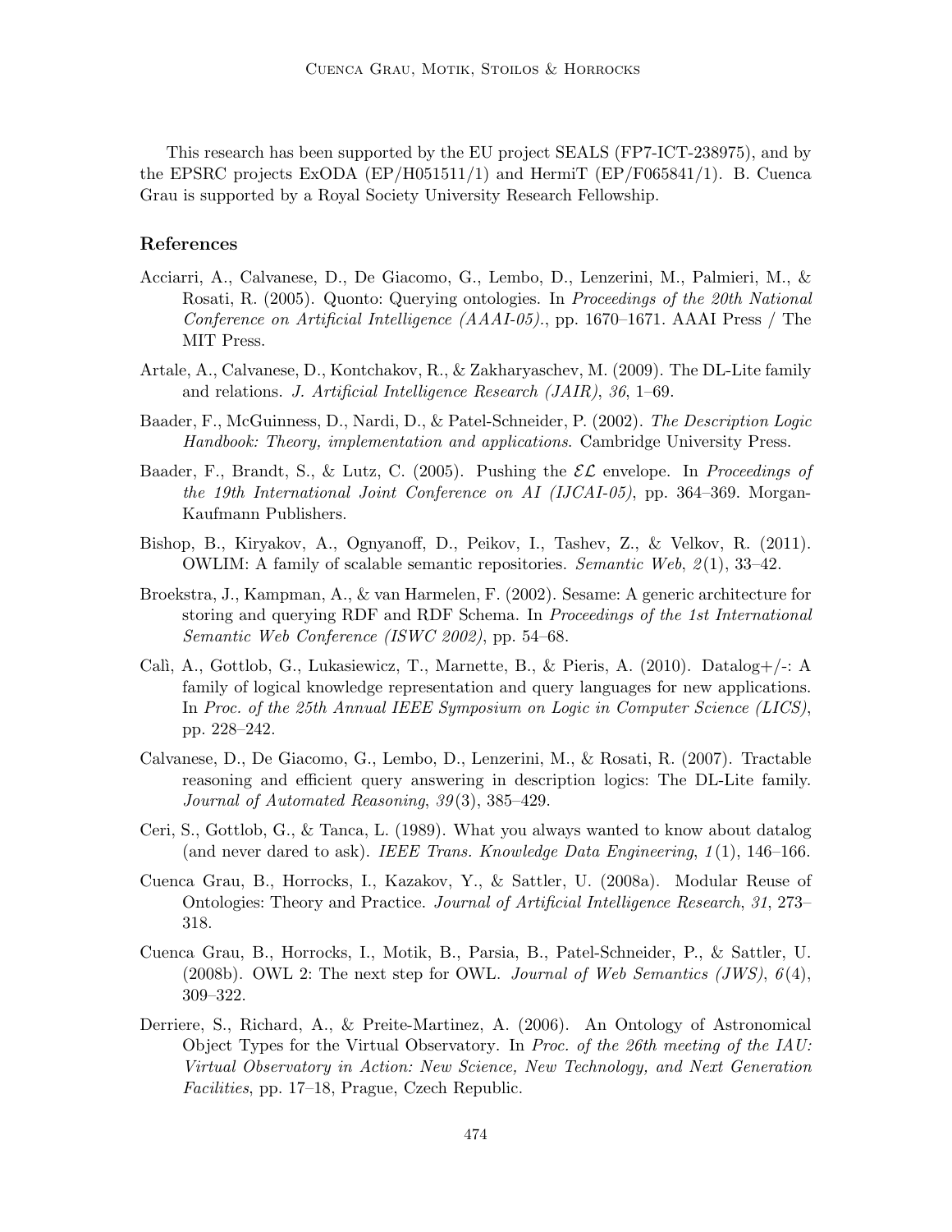This research has been supported by the EU project SEALS (FP7-ICT-238975), and by the EPSRC projects ExODA (EP/H051511/1) and HermiT (EP/F065841/1). B. Cuenca Grau is supported by a Royal Society University Research Fellowship.

## References

Acciarri, A., Calvanese, D., De Giacomo, G., Lembo, D., Lenzerini, M., Palmieri, M., & Rosati, R. (2005). Quonto: Querying ontologies. In *Proceedings of the 20th National Conference on Artificial Intelligence (AAAI-05).*, pp. 1670–1671. AAAI Press / The MIT Press.

Artale, A., Calvanese, D., Kontchakov, R., & Zakharyaschev, M. (2009). The DL-Lite family and relations. *J. Artificial Intelligence Research (JAIR)*, *36*, 1–69.

Baader, F., McGuinness, D., Nardi, D., & Patel-Schneider, P. (2002). *The Description Logic Handbook: Theory, implementation and applications*. Cambridge University Press.

Baader, F., Brandt, S., & Lutz, C. (2005). Pushing the $\mathcal{EL}$ envelope. In *Proceedings of the 19th International Joint Conference on AI (IJCAI-05)*, pp. 364–369. Morgan-Kaufmann Publishers.

Bishop, B., Kiryakov, A., Ognyanoff, D., Peikov, I., Tashev, Z., & Velkov, R. (2011). OWLIM: A family of scalable semantic repositories. *Semantic Web*, *2*(1), 33–42.

Broekstra, J., Kampman, A., & van Harmelen, F. (2002). Sesame: A generic architecture for storing and querying RDF and RDF Schema. In *Proceedings of the 1st International Semantic Web Conference (ISWC 2002)*, pp. 54–68.

Calì, A., Gottlob, G., Lukasiewicz, T., Marnette, B., & Pieris, A. (2010). Datalog+/-: A family of logical knowledge representation and query languages for new applications. In *Proc. of the 25th Annual IEEE Symposium on Logic in Computer Science (LICS)*, pp. 228–242.

Calvanese, D., De Giacomo, G., Lembo, D., Lenzerini, M., & Rosati, R. (2007). Tractable reasoning and efficient query answering in description logics: The DL-Lite family. *Journal of Automated Reasoning*, *39*(3), 385–429.

Ceri, S., Gottlob, G., & Tanca, L. (1989). What you always wanted to know about datalog (and never dared to ask). *IEEE Trans. Knowledge Data Engineering*, *1*(1), 146–166.

Cuenca Grau, B., Horrocks, I., Kazakov, Y., & Sattler, U. (2008a). Modular Reuse of Ontologies: Theory and Practice. *Journal of Artificial Intelligence Research*, *31*, 273–318.

Cuenca Grau, B., Horrocks, I., Motik, B., Parsia, B., Patel-Schneider, P., & Sattler, U. (2008b). OWL 2: The next step for OWL. *Journal of Web Semantics (JWS)*, *6*(4), 309–322.

Derriere, S., Richard, A., & Preite-Martinez, A. (2006). An Ontology of Astronomical Object Types for the Virtual Observatory. In *Proc. of the 26th meeting of the IAU: Virtual Observatory in Action: New Science, New Technology, and Next Generation Facilities*, pp. 17–18, Prague, Czech Republic.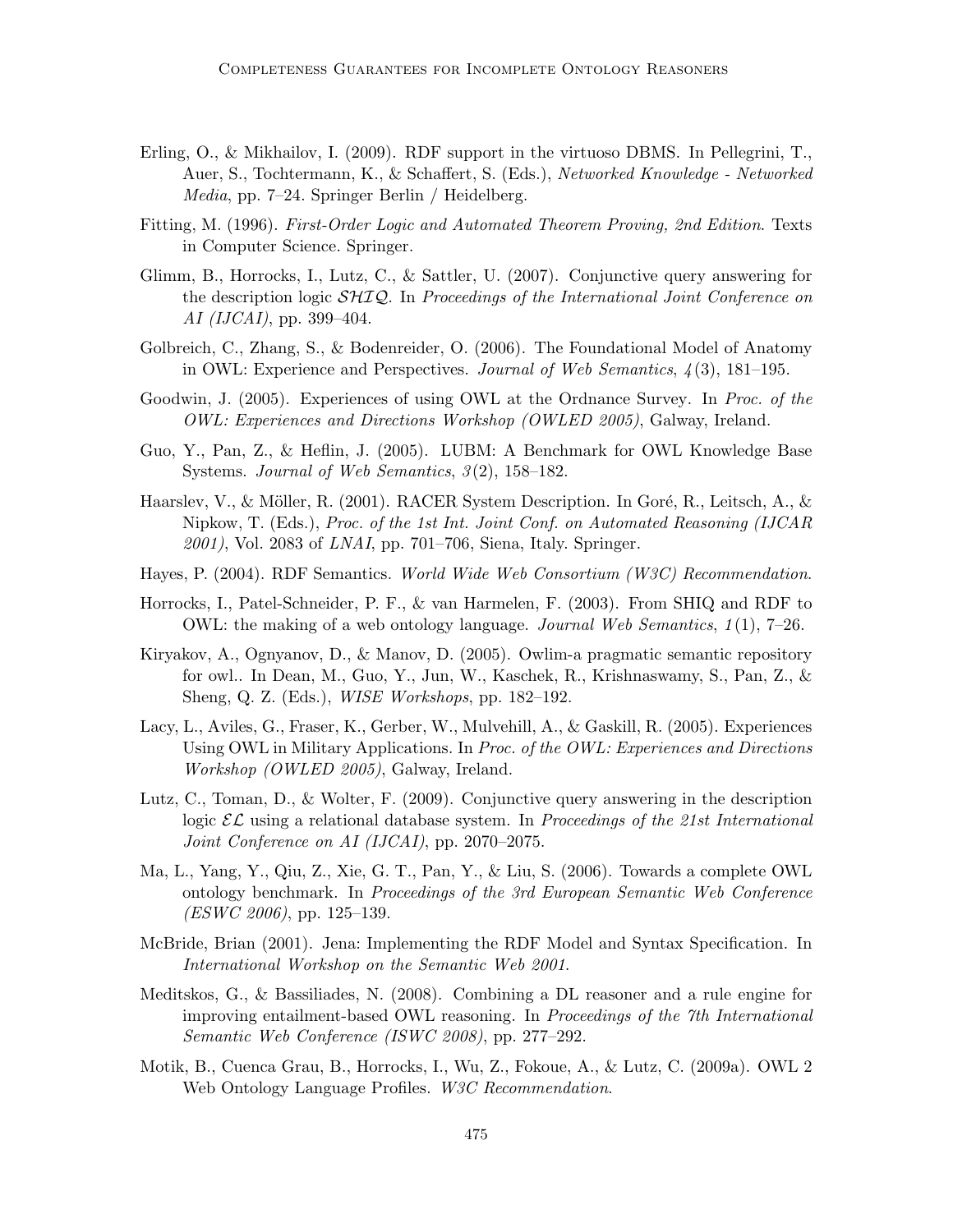Erling, O., & Mikhailov, I. (2009). RDF support in the virtuoso DBMS. In Pellegrini, T., Auer, S., Tochtermann, K., & Schaffert, S. (Eds.), *Networked Knowledge - Networked Media*, pp. 7–24. Springer Berlin / Heidelberg.

Fitting, M. (1996). *First-Order Logic and Automated Theorem Proving, 2nd Edition*. Texts in Computer Science. Springer.

Glimm, B., Horrocks, I., Lutz, C., & Sattler, U. (2007). Conjunctive query answering for the description logic $\mathcal{SHIQ}$. In *Proceedings of the International Joint Conference on AI (IJCAI)*, pp. 399–404.

Golbreich, C., Zhang, S., & Bodenreider, O. (2006). The Foundational Model of Anatomy in OWL: Experience and Perspectives. *Journal of Web Semantics*, *4*(3), 181–195.

Goodwin, J. (2005). Experiences of using OWL at the Ordnance Survey. In *Proc. of the OWL: Experiences and Directions Workshop (OWLED 2005)*, Galway, Ireland.

Guo, Y., Pan, Z., & Heflin, J. (2005). LUBM: A Benchmark for OWL Knowledge Base Systems. *Journal of Web Semantics*, *3*(2), 158–182.

Haarslev, V., & Möller, R. (2001). RACER System Description. In Goré, R., Leitsch, A., & Nipkow, T. (Eds.), *Proc. of the 1st Int. Joint Conf. on Automated Reasoning (IJCAR 2001)*, Vol. 2083 of *LNAI*, pp. 701–706, Siena, Italy. Springer.

Hayes, P. (2004). RDF Semantics. *World Wide Web Consortium (W3C) Recommendation*.

Horrocks, I., Patel-Schneider, P. F., & van Harmelen, F. (2003). From SHIQ and RDF to OWL: the making of a web ontology language. *Journal Web Semantics*, *1*(1), 7–26.

Kiryakov, A., Ognyanov, D., & Manov, D. (2005). Owlim-a pragmatic semantic repository for owl.. In Dean, M., Guo, Y., Jun, W., Kaschek, R., Krishnaswamy, S., Pan, Z., & Sheng, Q. Z. (Eds.), *WISE Workshops*, pp. 182–192.

Lacy, L., Aviles, G., Fraser, K., Gerber, W., Mulvehill, A., & Gaskill, R. (2005). Experiences Using OWL in Military Applications. In *Proc. of the OWL: Experiences and Directions Workshop (OWLED 2005)*, Galway, Ireland.

Lutz, C., Toman, D., & Wolter, F. (2009). Conjunctive query answering in the description logic $\mathcal{EL}$ using a relational database system. In *Proceedings of the 21st International Joint Conference on AI (IJCAI)*, pp. 2070–2075.

Ma, L., Yang, Y., Qiu, Z., Xie, G. T., Pan, Y., & Liu, S. (2006). Towards a complete OWL ontology benchmark. In *Proceedings of the 3rd European Semantic Web Conference (ESWC 2006)*, pp. 125–139.

McBride, Brian (2001). Jena: Implementing the RDF Model and Syntax Specification. In *International Workshop on the Semantic Web 2001*.

Meditskos, G., & Bassiliades, N. (2008). Combining a DL reasoner and a rule engine for improving entailment-based OWL reasoning. In *Proceedings of the 7th International Semantic Web Conference (ISWC 2008)*, pp. 277–292.

Motik, B., Cuenca Grau, B., Horrocks, I., Wu, Z., Fokoue, A., & Lutz, C. (2009a). OWL 2 Web Ontology Language Profiles. *W3C Recommendation*.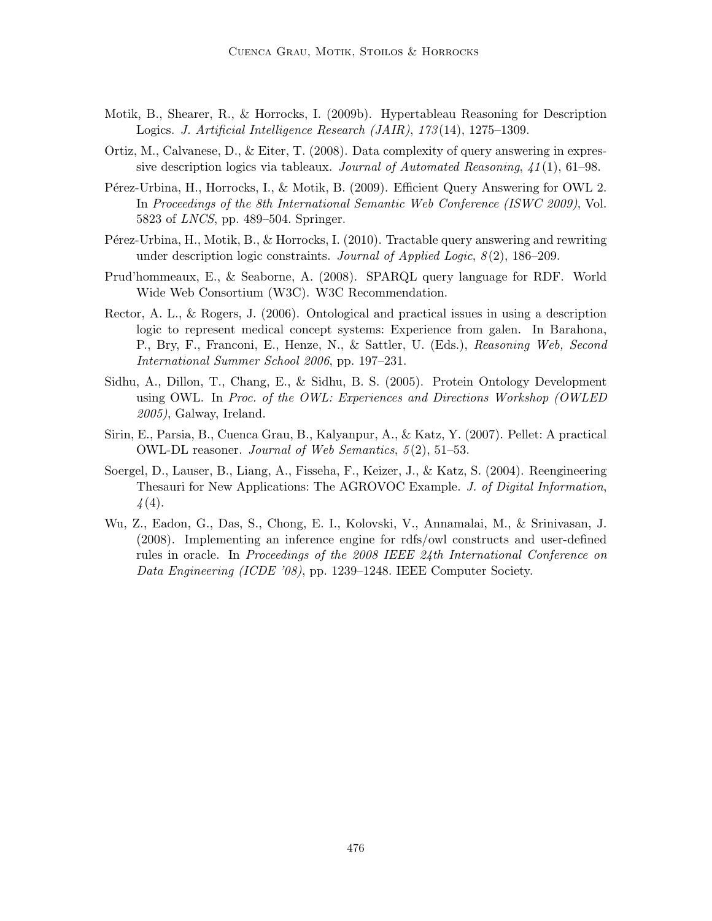Motik, B., Shearer, R., & Horrocks, I. (2009b). Hypertableau Reasoning for Description Logics. *J. Artificial Intelligence Research (JAIR)*, *173*(14), 1275–1309.

Ortiz, M., Calvanese, D., & Eiter, T. (2008). Data complexity of query answering in expressive description logics via tableaux. *Journal of Automated Reasoning*, *41*(1), 61–98.

Pérez-Urbina, H., Horrocks, I., & Motik, B. (2009). Efficient Query Answering for OWL 2. In *Proceedings of the 8th International Semantic Web Conference (ISWC 2009)*, Vol. 5823 of *LNCS*, pp. 489–504. Springer.

Pérez-Urbina, H., Motik, B., & Horrocks, I. (2010). Tractable query answering and rewriting under description logic constraints. *Journal of Applied Logic*, *8*(2), 186–209.

Prud'hommeaux, E., & Seaborne, A. (2008). SPARQL query language for RDF. World Wide Web Consortium (W3C). W3C Recommendation.

Rector, A. L., & Rogers, J. (2006). Ontological and practical issues in using a description logic to represent medical concept systems: Experience from galen. In Barahona, P., Bry, F., Franconi, E., Henze, N., & Sattler, U. (Eds.), *Reasoning Web, Second International Summer School 2006*, pp. 197–231.

Sidhu, A., Dillon, T., Chang, E., & Sidhu, B. S. (2005). Protein Ontology Development using OWL. In *Proc. of the OWL: Experiences and Directions Workshop (OWLED 2005)*, Galway, Ireland.

Sirin, E., Parsia, B., Cuenca Grau, B., Kalyanpur, A., & Katz, Y. (2007). Pellet: A practical OWL-DL reasoner. *Journal of Web Semantics*, *5*(2), 51–53.

Soergel, D., Lauser, B., Liang, A., Fisseha, F., Keizer, J., & Katz, S. (2004). Reengineering Thesauri for New Applications: The AGROVOC Example. *J. of Digital Information*, *4*(4).

Wu, Z., Eadon, G., Das, S., Chong, E. I., Kolovski, V., Annamalai, M., & Srinivasan, J. (2008). Implementing an inference engine for rdfs/owl constructs and user-defined rules in oracle. In *Proceedings of the 2008 IEEE 24th International Conference on Data Engineering (ICDE '08)*, pp. 1239–1248. IEEE Computer Society.